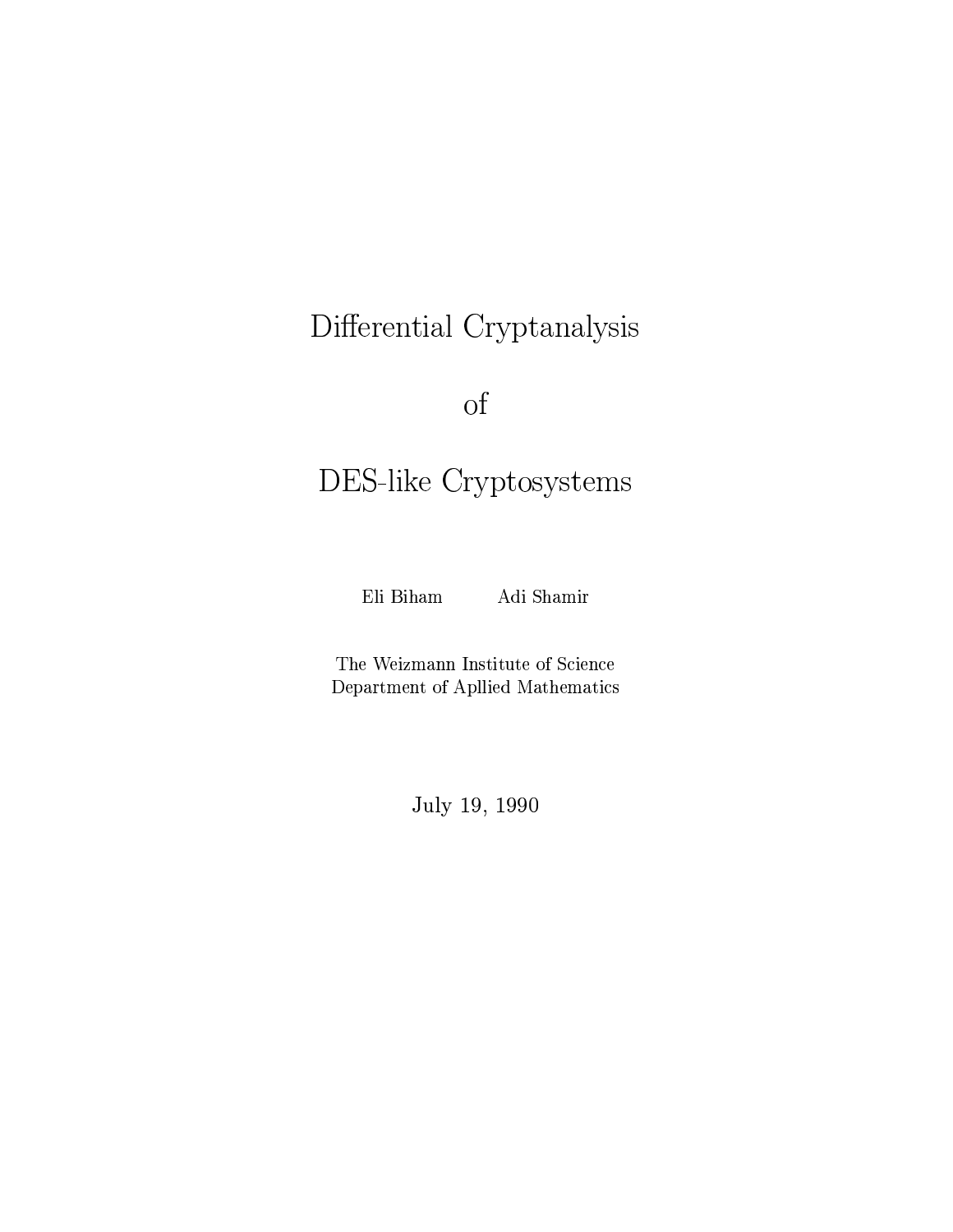# Differential Cryptanalysis

# of

# DES-like Cryptosystems

Eli Biham    Adi Shamir

The Weizmann Institute of Science
Department of Apllied Mathematics

July 19, 1990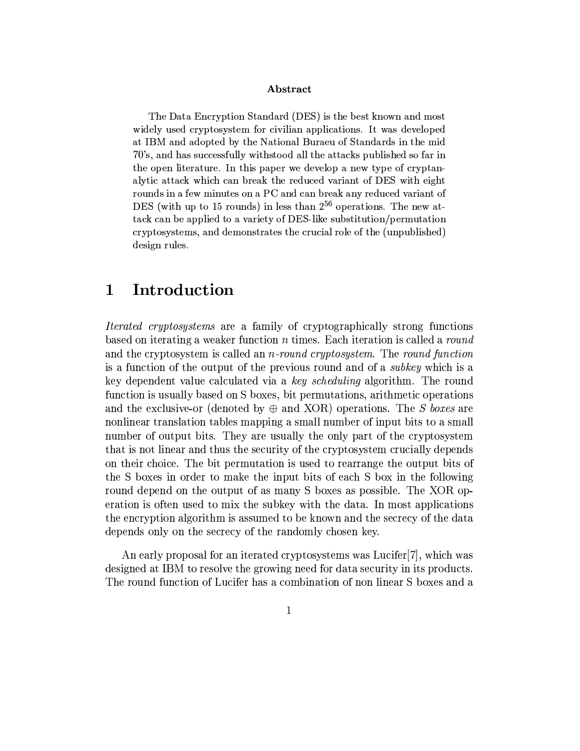**Abstract**

The Data Encryption Standard (DES) is the best known and most widely used cryptosystem for civilian applications. It was developed at IBM and adopted by the National Buraeu of Standards in the mid 70's, and has successfully withstood all the attacks published so far in the open literature. In this paper we develop a new type of cryptanalytic attack which can break the reduced variant of DES with eight rounds in a few minutes on a PC and can break any reduced variant of DES (with up to 15 rounds) in less than $2^{56}$ operations. The new attack can be applied to a variety of DES-like substitution/permutation cryptosystems, and demonstrates the crucial role of the (unpublished) design rules.

# 1 Introduction

*Iterated cryptosystems* are a family of cryptographically strong functions based on iterating a weaker function $n$ times. Each iteration is called a *round* and the cryptosystem is called an $n$*-round cryptosystem*. The *round function* is a function of the output of the previous round and of a *subkey* which is a key dependent value calculated via a *key scheduling* algorithm. The round function is usually based on S boxes, bit permutations, arithmetic operations and the exclusive-or (denoted by $\oplus$ and XOR) operations. The *S boxes* are nonlinear translation tables mapping a small number of input bits to a small number of output bits. They are usually the only part of the cryptosystem that is not linear and thus the security of the cryptosystem crucially depends on their choice. The bit permutation is used to rearrange the output bits of the S boxes in order to make the input bits of each S box in the following round depend on the output of as many S boxes as possible. The XOR operation is often used to mix the subkey with the data. In most applications the encryption algorithm is assumed to be known and the secrecy of the data depends only on the secrecy of the randomly chosen key.

An early proposal for an iterated cryptosystems was Lucifer[7], which was designed at IBM to resolve the growing need for data security in its products. The round function of Lucifer has a combination of non linear S boxes and a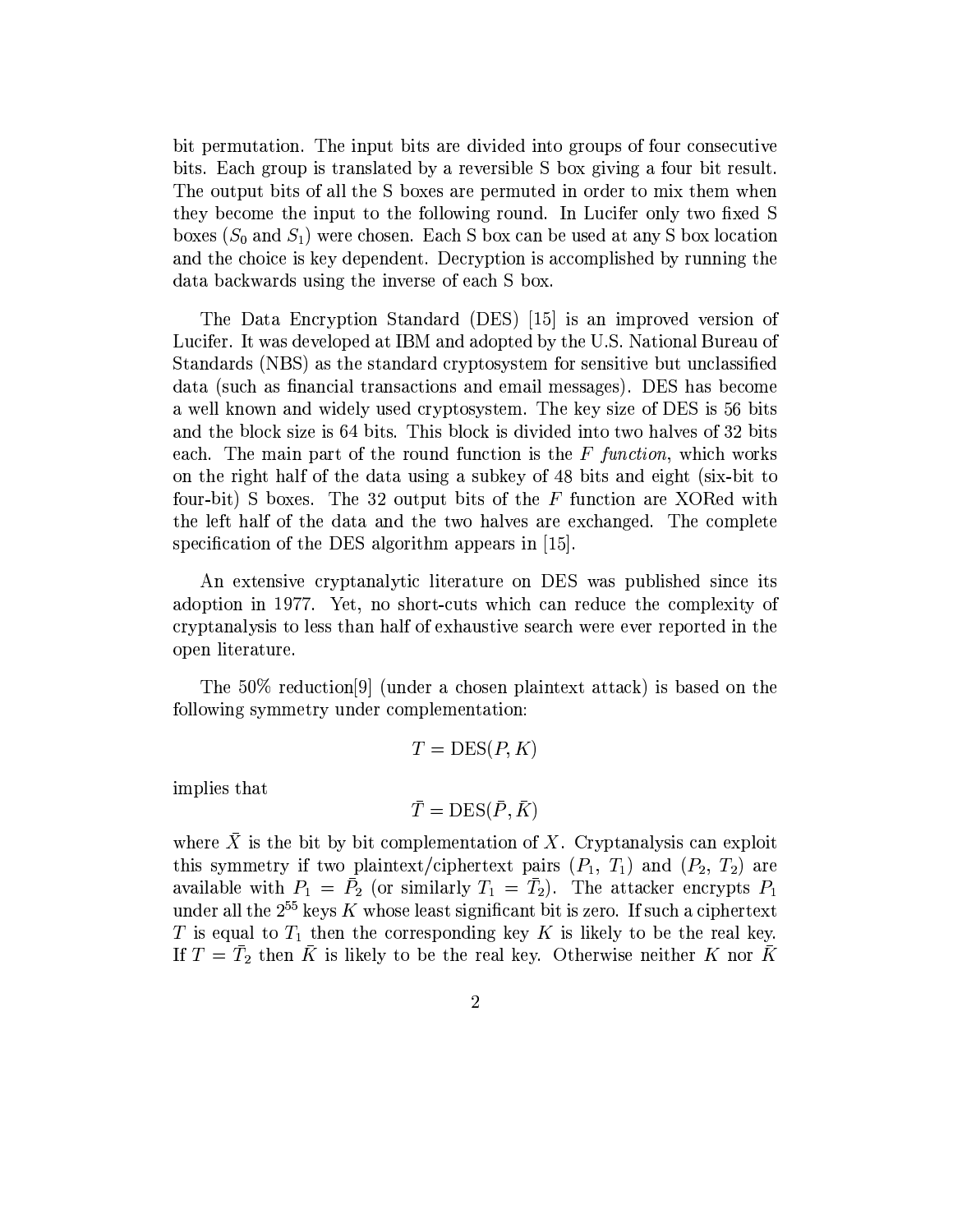bit permutation. The input bits are divided into groups of four consecutive bits. Each group is translated by a reversible S box giving a four bit result. The output bits of all the S boxes are permuted in order to mix them when they become the input to the following round. In Lucifer only two fixed S boxes ($S_0$ and $S_1$) were chosen. Each S box can be used at any S box location and the choice is key dependent. Decryption is accomplished by running the data backwards using the inverse of each S box.

The Data Encryption Standard (DES) [15] is an improved version of Lucifer. It was developed at IBM and adopted by the U.S. National Bureau of Standards (NBS) as the standard cryptosystem for sensitive but unclassified data (such as financial transactions and email messages). DES has become a well known and widely used cryptosystem. The key size of DES is 56 bits and the block size is 64 bits. This block is divided into two halves of 32 bits each. The main part of the round function is the $F$ *function*, which works on the right half of the data using a subkey of 48 bits and eight (six-bit to four-bit) S boxes. The 32 output bits of the $F$ function are XORed with the left half of the data and the two halves are exchanged. The complete specification of the DES algorithm appears in [15].

An extensive cryptanalytic literature on DES was published since its adoption in 1977. Yet, no short-cuts which can reduce the complexity of cryptanalysis to less than half of exhaustive search were ever reported in the open literature.

The 50% reduction[9] (under a chosen plaintext attack) is based on the following symmetry under complementation:

$$T = \text{DES}(P, K)$$

implies that

$$\bar{T} = \text{DES}(\bar{P}, \bar{K})$$

where $\bar{X}$ is the bit by bit complementation of $X$. Cryptanalysis can exploit this symmetry if two plaintext/ciphertext pairs ($P_1$, $T_1$) and ($P_2$, $T_2$) are available with $P_1 = \bar{P}_2$ (or similarly $T_1 = \bar{T}_2$). The attacker encrypts $P_1$ under all the $2^{55}$ keys $K$ whose least significant bit is zero. If such a ciphertext $T$ is equal to $T_1$ then the corresponding key $K$ is likely to be the real key. If $T = \bar{T}_2$ then $\bar{K}$ is likely to be the real key. Otherwise neither $K$ nor $\bar{K}$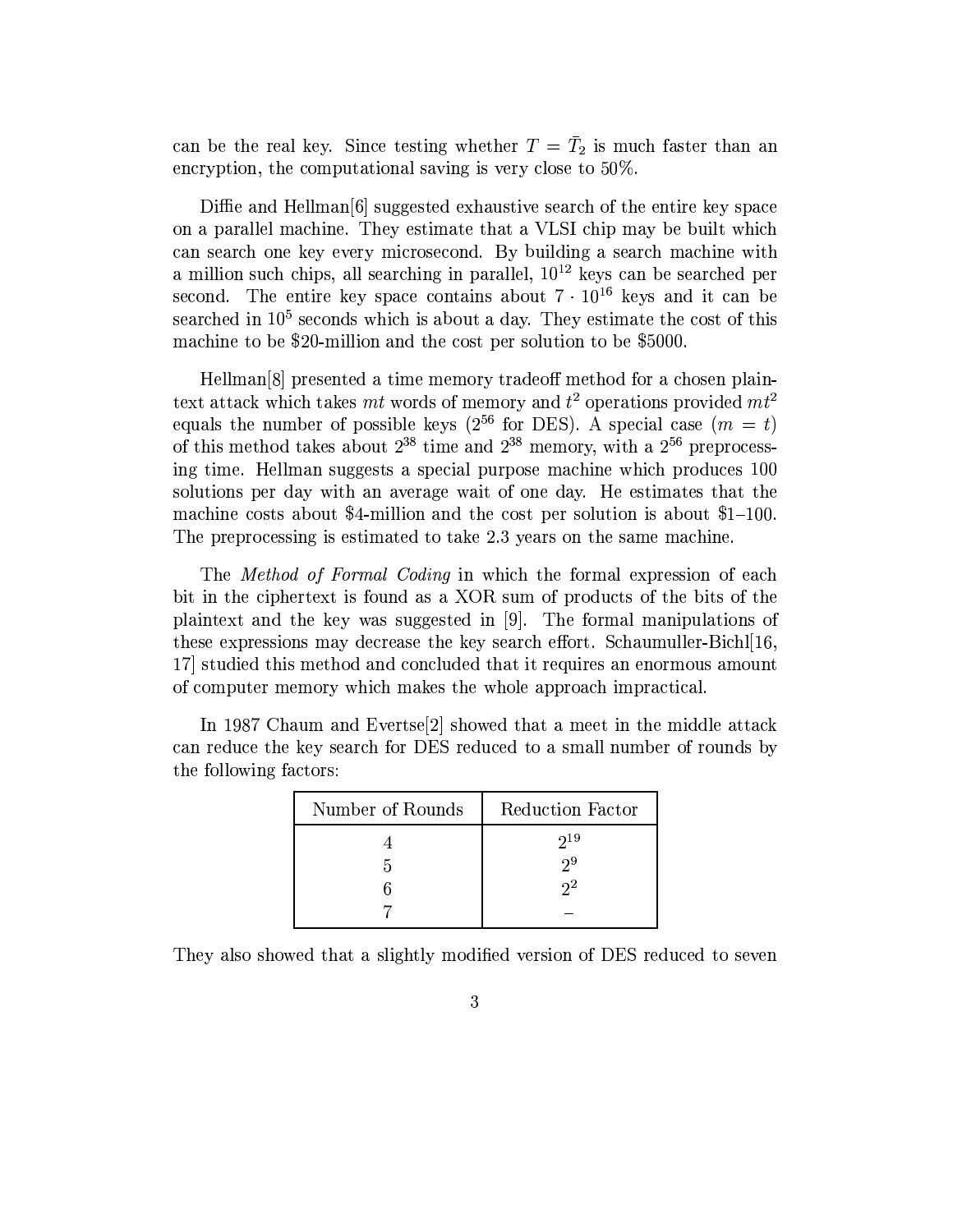can be the real key. Since testing whether $T = \bar{T}_2$ is much faster than an encryption, the computational saving is very close to 50%.

Diffie and Hellman[6] suggested exhaustive search of the entire key space on a parallel machine. They estimate that a VLSI chip may be built which can search one key every microsecond. By building a search machine with a million such chips, all searching in parallel, $10^{12}$ keys can be searched per second. The entire key space contains about $7 \cdot 10^{16}$ keys and it can be searched in $10^5$ seconds which is about a day. They estimate the cost of this machine to be \$20-million and the cost per solution to be \$5000.

Hellman[8] presented a time memory tradeoff method for a chosen plaintext attack which takes $mt$ words of memory and $t^2$ operations provided $mt^2$ equals the number of possible keys ($2^{56}$ for DES). A special case ($m = t$) of this method takes about $2^{38}$ time and $2^{38}$ memory, with a $2^{56}$ preprocessing time. Hellman suggests a special purpose machine which produces 100 solutions per day with an average wait of one day. He estimates that the machine costs about \$4-million and the cost per solution is about \$1–100. The preprocessing is estimated to take 2.3 years on the same machine.

The *Method of Formal Coding* in which the formal expression of each bit in the ciphertext is found as a XOR sum of products of the bits of the plaintext and the key was suggested in [9]. The formal manipulations of these expressions may decrease the key search effort. Schaumuller-Bichl[16, 17] studied this method and concluded that it requires an enormous amount of computer memory which makes the whole approach impractical.

In 1987 Chaum and Evertse[2] showed that a meet in the middle attack can reduce the key search for DES reduced to a small number of rounds by the following factors:

| Number of Rounds | Reduction Factor |
|---|---|
| 4 | $2^{19}$ |
| 5 | $2^{9}$ |
| 6 | $2^{2}$ |
| 7 | – |

They also showed that a slightly modified version of DES reduced to seven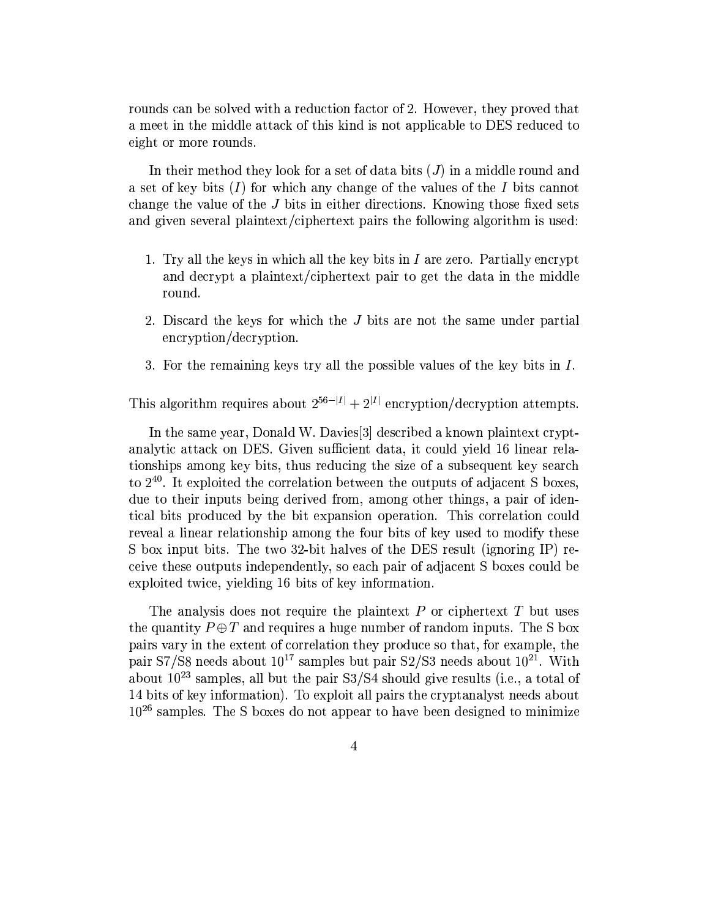rounds can be solved with a reduction factor of 2. However, they proved that a meet in the middle attack of this kind is not applicable to DES reduced to eight or more rounds.

In their method they look for a set of data bits ($J$) in a middle round and a set of key bits ($I$) for which any change of the values of the $I$ bits cannot change the value of the $J$ bits in either directions. Knowing those fixed sets and given several plaintext/ciphertext pairs the following algorithm is used:

1. Try all the keys in which all the key bits in $I$ are zero. Partially encrypt and decrypt a plaintext/ciphertext pair to get the data in the middle round.
2. Discard the keys for which the $J$ bits are not the same under partial encryption/decryption.
3. For the remaining keys try all the possible values of the key bits in $I$.

This algorithm requires about $2^{56-|I|} + 2^{|I|}$ encryption/decryption attempts.

In the same year, Donald W. Davies[3] described a known plaintext cryptanalytic attack on DES. Given sufficient data, it could yield 16 linear relationships among key bits, thus reducing the size of a subsequent key search to $2^{40}$. It exploited the correlation between the outputs of adjacent S boxes, due to their inputs being derived from, among other things, a pair of identical bits produced by the bit expansion operation. This correlation could reveal a linear relationship among the four bits of key used to modify these S box input bits. The two 32-bit halves of the DES result (ignoring IP) receive these outputs independently, so each pair of adjacent S boxes could be exploited twice, yielding 16 bits of key information.

The analysis does not require the plaintext $P$ or ciphertext $T$ but uses the quantity $P \oplus T$ and requires a huge number of random inputs. The S box pairs vary in the extent of correlation they produce so that, for example, the pair S7/S8 needs about $10^{17}$ samples but pair S2/S3 needs about $10^{21}$. With about $10^{23}$ samples, all but the pair S3/S4 should give results (i.e., a total of 14 bits of key information). To exploit all pairs the cryptanalyst needs about $10^{26}$ samples. The S boxes do not appear to have been designed to minimize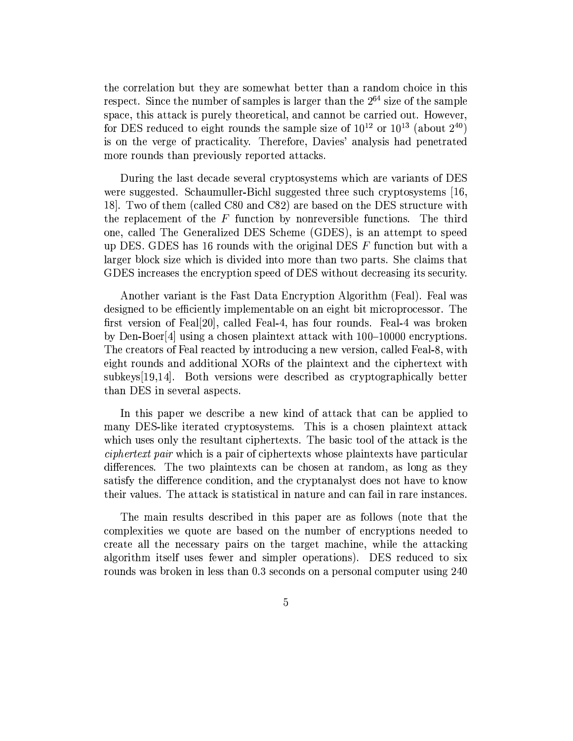the correlation but they are somewhat better than a random choice in this respect. Since the number of samples is larger than the $2^{64}$ size of the sample space, this attack is purely theoretical, and cannot be carried out. However, for DES reduced to eight rounds the sample size of $10^{12}$ or $10^{13}$ (about $2^{40}$) is on the verge of practicality. Therefore, Davies' analysis had penetrated more rounds than previously reported attacks.

During the last decade several cryptosystems which are variants of DES were suggested. Schaumuller-Bichl suggested three such cryptosystems [16, 18]. Two of them (called C80 and C82) are based on the DES structure with the replacement of the $F$ function by nonreversible functions. The third one, called The Generalized DES Scheme (GDES), is an attempt to speed up DES. GDES has 16 rounds with the original DES $F$ function but with a larger block size which is divided into more than two parts. She claims that GDES increases the encryption speed of DES without decreasing its security.

Another variant is the Fast Data Encryption Algorithm (Feal). Feal was designed to be efficiently implementable on an eight bit microprocessor. The first version of Feal[20], called Feal-4, has four rounds. Feal-4 was broken by Den-Boer[4] using a chosen plaintext attack with 100–10000 encryptions. The creators of Feal reacted by introducing a new version, called Feal-8, with eight rounds and additional XORs of the plaintext and the ciphertext with subkeys[19,14]. Both versions were described as cryptographically better than DES in several aspects.

In this paper we describe a new kind of attack that can be applied to many DES-like iterated cryptosystems. This is a chosen plaintext attack which uses only the resultant ciphertexts. The basic tool of the attack is the *ciphertext pair* which is a pair of ciphertexts whose plaintexts have particular differences. The two plaintexts can be chosen at random, as long as they satisfy the difference condition, and the cryptanalyst does not have to know their values. The attack is statistical in nature and can fail in rare instances.

The main results described in this paper are as follows (note that the complexities we quote are based on the number of encryptions needed to create all the necessary pairs on the target machine, while the attacking algorithm itself uses fewer and simpler operations). DES reduced to six rounds was broken in less than 0.3 seconds on a personal computer using 240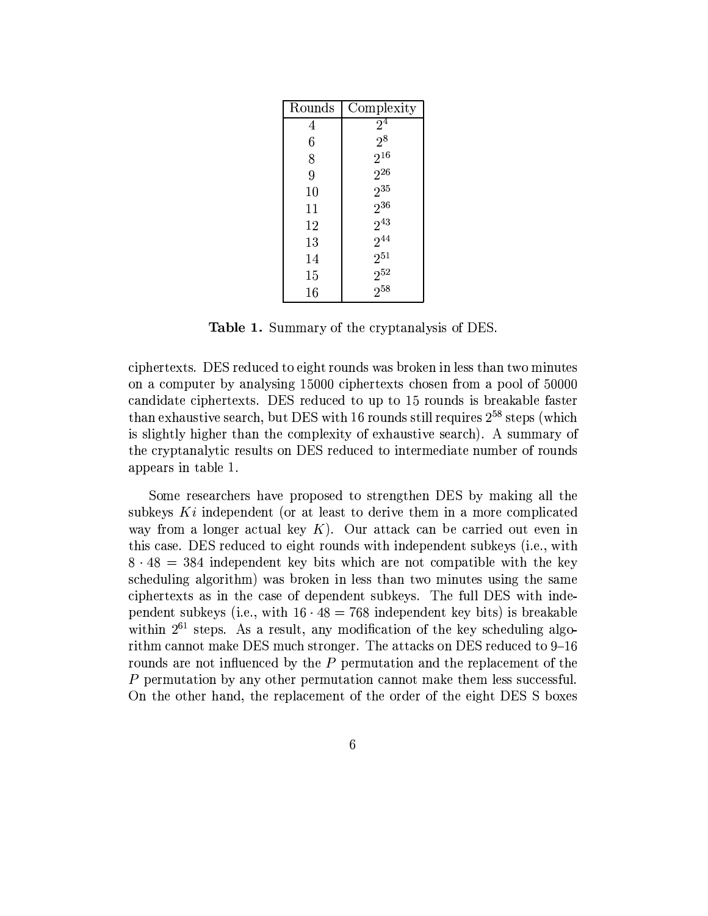| Rounds | Complexity |
|---|---|
| 4 | $2^4$ |
| 6 | $2^8$ |
| 8 | $2^{16}$ |
| 9 | $2^{26}$ |
| 10 | $2^{35}$ |
| 11 | $2^{36}$ |
| 12 | $2^{43}$ |
| 13 | $2^{44}$ |
| 14 | $2^{51}$ |
| 15 | $2^{52}$ |
| 16 | $2^{58}$ |

**Table 1.** Summary of the cryptanalysis of DES.

ciphertexts. DES reduced to eight rounds was broken in less than two minutes on a computer by analysing 15000 ciphertexts chosen from a pool of 50000 candidate ciphertexts. DES reduced to up to 15 rounds is breakable faster than exhaustive search, but DES with 16 rounds still requires $2^{58}$ steps (which is slightly higher than the complexity of exhaustive search). A summary of the cryptanalytic results on DES reduced to intermediate number of rounds appears in table 1.

Some researchers have proposed to strengthen DES by making all the subkeys $Ki$ independent (or at least to derive them in a more complicated way from a longer actual key $K$). Our attack can be carried out even in this case. DES reduced to eight rounds with independent subkeys (i.e., with $8 \cdot 48 = 384$ independent key bits which are not compatible with the key scheduling algorithm) was broken in less than two minutes using the same ciphertexts as in the case of dependent subkeys. The full DES with independent subkeys (i.e., with $16 \cdot 48 = 768$ independent key bits) is breakable within $2^{61}$ steps. As a result, any modification of the key scheduling algorithm cannot make DES much stronger. The attacks on DES reduced to 9–16 rounds are not influenced by the $P$ permutation and the replacement of the $P$ permutation by any other permutation cannot make them less successful. On the other hand, the replacement of the order of the eight DES S boxes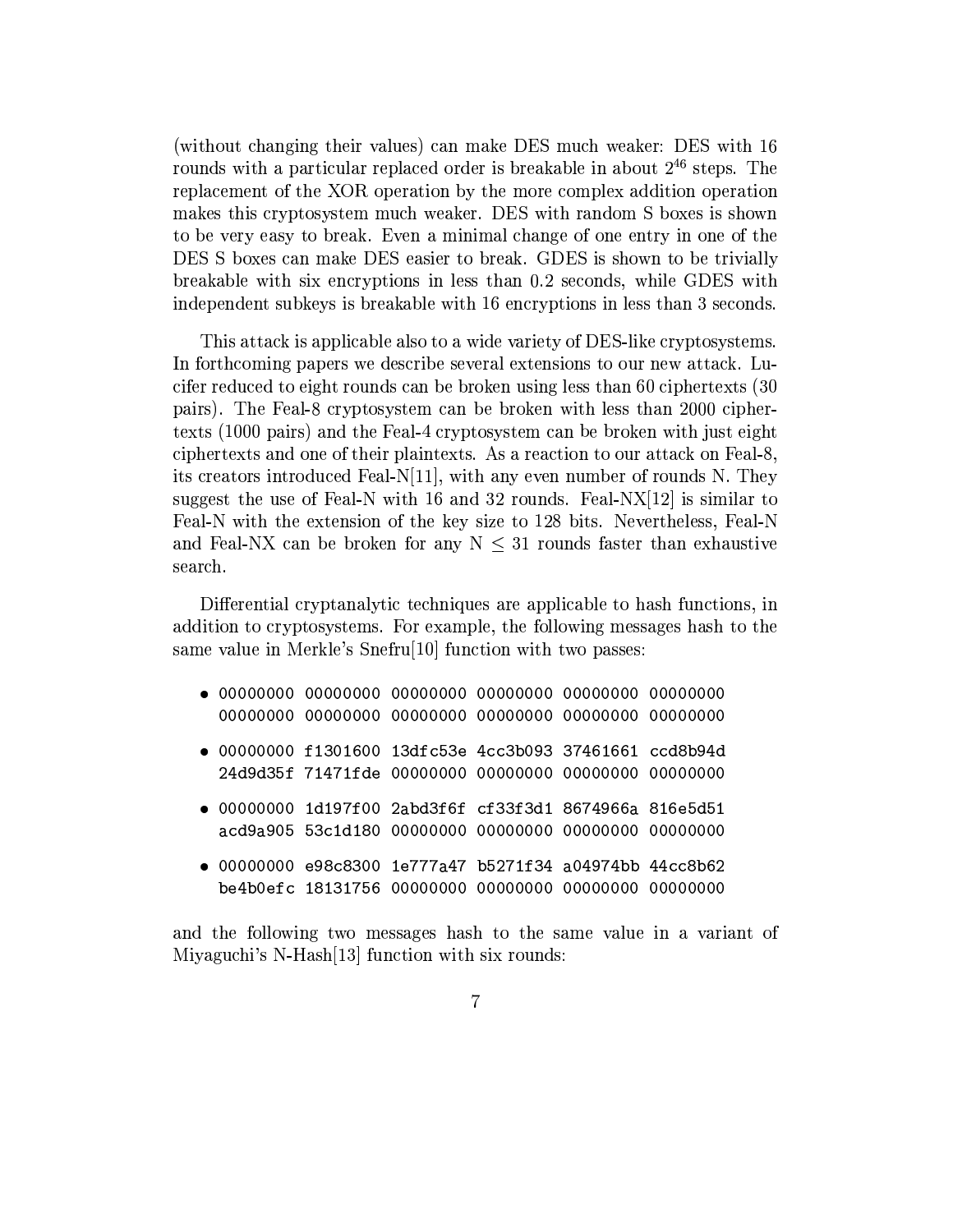(without changing their values) can make DES much weaker: DES with 16 rounds with a particular replaced order is breakable in about $2^{46}$ steps. The replacement of the XOR operation by the more complex addition operation makes this cryptosystem much weaker. DES with random S boxes is shown to be very easy to break. Even a minimal change of one entry in one of the DES S boxes can make DES easier to break. GDES is shown to be trivially breakable with six encryptions in less than 0.2 seconds, while GDES with independent subkeys is breakable with 16 encryptions in less than 3 seconds.

This attack is applicable also to a wide variety of DES-like cryptosystems. In forthcoming papers we describe several extensions to our new attack. Lucifer reduced to eight rounds can be broken using less than 60 ciphertexts (30 pairs). The Feal-8 cryptosystem can be broken with less than 2000 ciphertexts (1000 pairs) and the Feal-4 cryptosystem can be broken with just eight ciphertexts and one of their plaintexts. As a reaction to our attack on Feal-8, its creators introduced Feal-N[11], with any even number of rounds N. They suggest the use of Feal-N with 16 and 32 rounds. Feal-NX[12] is similar to Feal-N with the extension of the key size to 128 bits. Nevertheless, Feal-N and Feal-NX can be broken for any $N \leq 31$ rounds faster than exhaustive search.

Differential cryptanalytic techniques are applicable to hash functions, in addition to cryptosystems. For example, the following messages hash to the same value in Merkle's Snefru[10] function with two passes:

- `00000000 00000000 00000000 00000000 00000000 00000000`
  `00000000 00000000 00000000 00000000 00000000 00000000`
- `00000000 f1301600 13dfc53e 4cc3b093 37461661 ccd8b94d`
  `24d9d35f 71471fde 00000000 00000000 00000000 00000000`
- `00000000 1d197f00 2abd3f6f cf33f3d1 8674966a 816e5d51`
  `acd9a905 53c1d180 00000000 00000000 00000000 00000000`
- `00000000 e98c8300 1e777a47 b5271f34 a04974bb 44cc8b62`
  `be4b0efc 18131756 00000000 00000000 00000000 00000000`

and the following two messages hash to the same value in a variant of Miyaguchi's N-Hash[13] function with six rounds: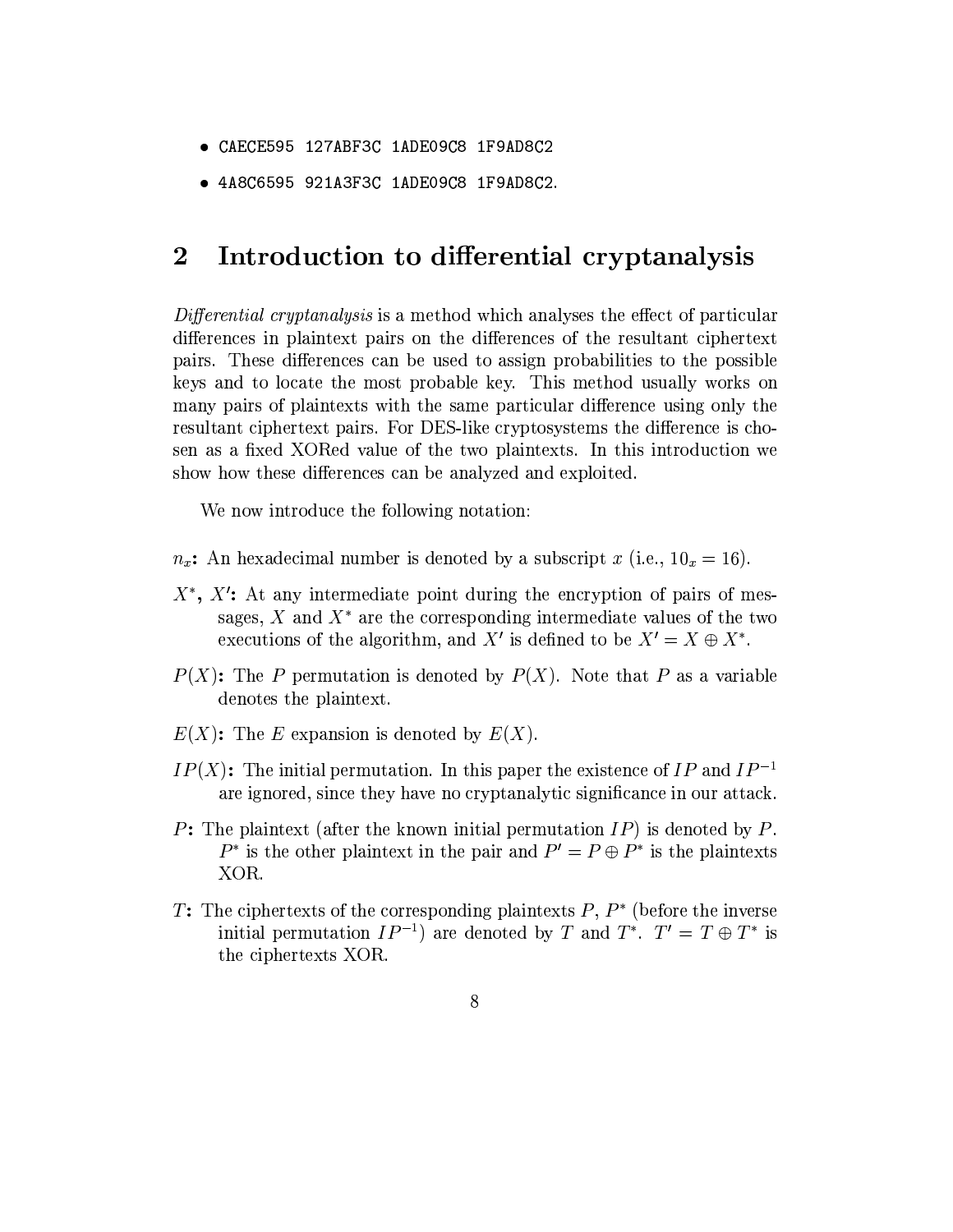- `CAECE595 127ABF3C 1ADE09C8 1F9AD8C2`
- `4A8C6595 921A3F3C 1ADE09C8 1F9AD8C2`.

## 2 Introduction to differential cryptanalysis

*Differential cryptanalysis* is a method which analyses the effect of particular differences in plaintext pairs on the differences of the resultant ciphertext pairs. These differences can be used to assign probabilities to the possible keys and to locate the most probable key. This method usually works on many pairs of plaintexts with the same particular difference using only the resultant ciphertext pairs. For DES-like cryptosystems the difference is chosen as a fixed XORed value of the two plaintexts. In this introduction we show how these differences can be analyzed and exploited.

We now introduce the following notation:

**$n_x$:** An hexadecimal number is denoted by a subscript $x$ (i.e., $10_x = 16$).

**$X^*$, $X'$:** At any intermediate point during the encryption of pairs of messages, $X$ and $X^*$ are the corresponding intermediate values of the two executions of the algorithm, and $X'$ is defined to be $X' = X \oplus X^*$.

**$P(X)$:** The $P$ permutation is denoted by $P(X)$. Note that $P$ as a variable denotes the plaintext.

**$E(X)$:** The $E$ expansion is denoted by $E(X)$.

**$IP(X)$:** The initial permutation. In this paper the existence of $IP$ and $IP^{-1}$ are ignored, since they have no cryptanalytic significance in our attack.

**$P$:** The plaintext (after the known initial permutation $IP$) is denoted by $P$. $P^*$ is the other plaintext in the pair and $P' = P \oplus P^*$ is the plaintexts XOR.

**$T$:** The ciphertexts of the corresponding plaintexts $P$, $P^*$ (before the inverse initial permutation $IP^{-1}$) are denoted by $T$ and $T^*$. $T' = T \oplus T^*$ is the ciphertexts XOR.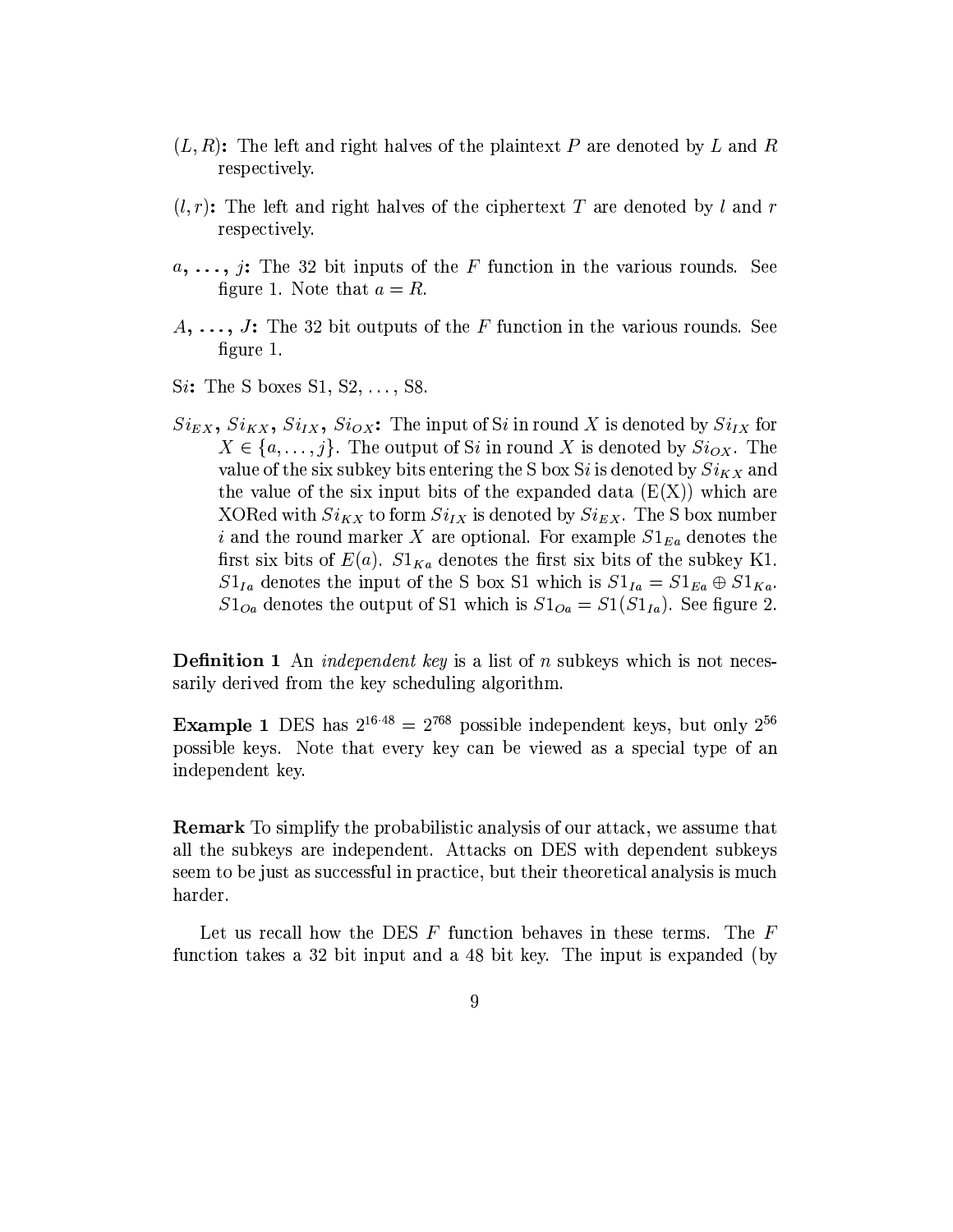- $(L, R)$**:** The left and right halves of the plaintext $P$ are denoted by $L$ and $R$ respectively.

- $(l, r)$**:** The left and right halves of the ciphertext $T$ are denoted by $l$ and $r$ respectively.

- $a, \ldots, j$**:** The 32 bit inputs of the $F$ function in the various rounds. See figure 1. Note that $a = R$.

- $A, \ldots, J$**:** The 32 bit outputs of the $F$ function in the various rounds. See figure 1.

- S$i$**:** The S boxes S1, S2, ..., S8.

- $Si_{EX}$, $Si_{KX}$, $Si_{IX}$, $Si_{OX}$**:** The input of S$i$ in round $X$ is denoted by $Si_{IX}$ for $X \in \{a, \ldots, j\}$. The output of S$i$ in round $X$ is denoted by $Si_{OX}$. The value of the six subkey bits entering the S box S$i$ is denoted by $Si_{KX}$ and the value of the six input bits of the expanded data (E(X)) which are XORed with $Si_{KX}$ to form $Si_{IX}$ is denoted by $Si_{EX}$. The S box number $i$ and the round marker $X$ are optional. For example $S1_{Ea}$ denotes the first six bits of $E(a)$. $S1_{Ka}$ denotes the first six bits of the subkey K1. $S1_{Ia}$ denotes the input of the S box S1 which is $S1_{Ia} = S1_{Ea} \oplus S1_{Ka}$. $S1_{Oa}$ denotes the output of S1 which is $S1_{Oa} = S1(S1_{Ia})$. See figure 2.

**Definition 1** An *independent key* is a list of $n$ subkeys which is not necessarily derived from the key scheduling algorithm.

**Example 1** DES has $2^{16 \cdot 48} = 2^{768}$ possible independent keys, but only $2^{56}$ possible keys. Note that every key can be viewed as a special type of an independent key.

**Remark** To simplify the probabilistic analysis of our attack, we assume that all the subkeys are independent. Attacks on DES with dependent subkeys seem to be just as successful in practice, but their theoretical analysis is much harder.

Let us recall how the DES $F$ function behaves in these terms. The $F$ function takes a 32 bit input and a 48 bit key. The input is expanded (by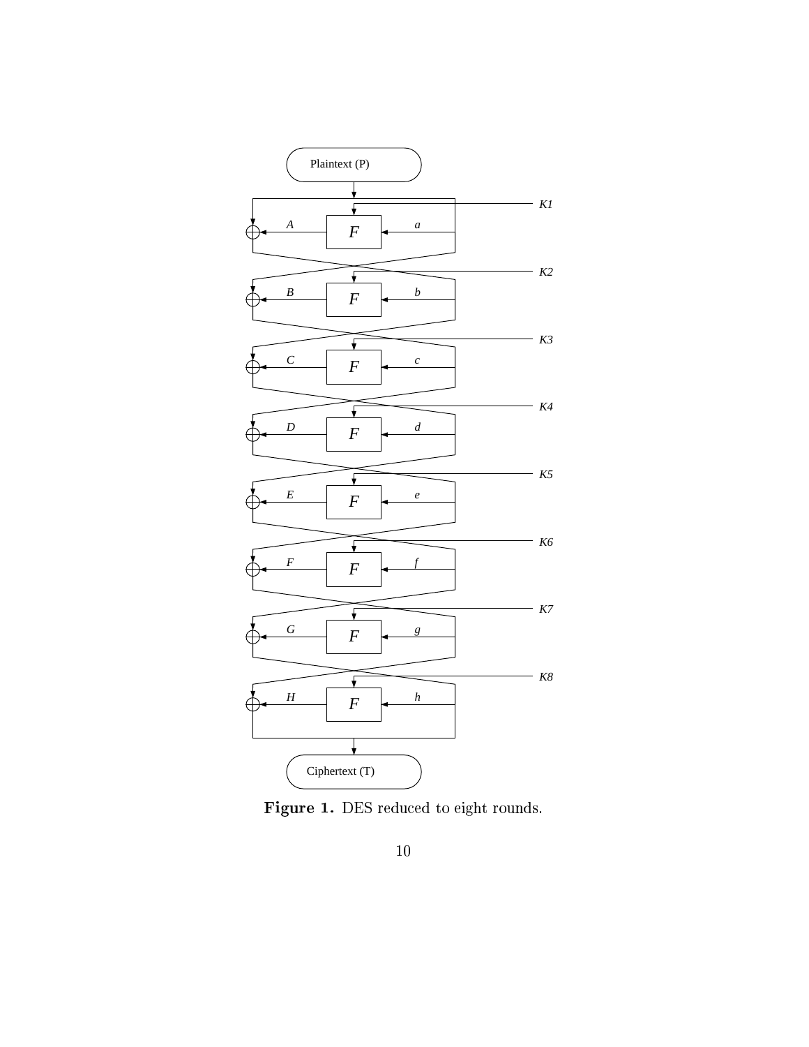Plaintext (P)

K1

A F a

K2

B F b

K3

C F c

K4

D F d

K5

E F e

K6

F F f

K7

G F g

K8

H F h

Ciphertext (T)

**Figure 1.** DES reduced to eight rounds.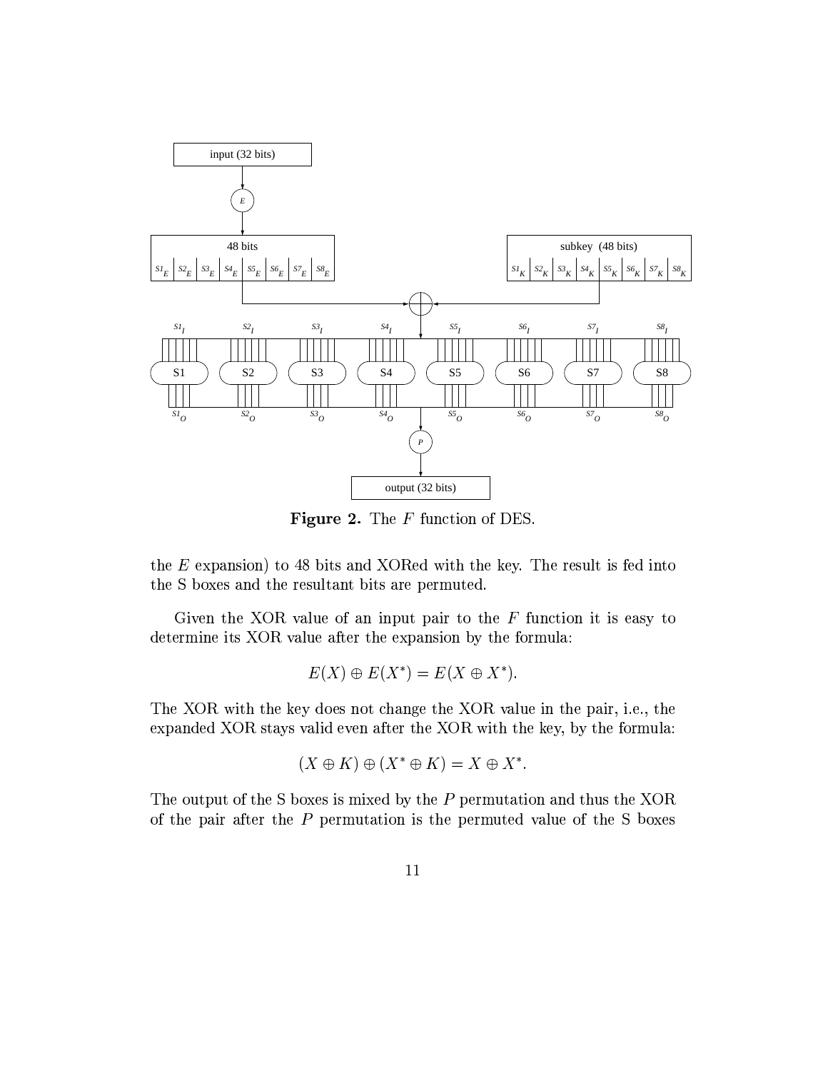**Figure 2.** The $F$ function of DES.

the $E$ expansion) to 48 bits and XORed with the key. The result is fed into the S boxes and the resultant bits are permuted.

Given the XOR value of an input pair to the $F$ function it is easy to determine its XOR value after the expansion by the formula:

$$E(X) \oplus E(X^*) = E(X \oplus X^*).$$

The XOR with the key does not change the XOR value in the pair, i.e., the expanded XOR stays valid even after the XOR with the key, by the formula:

$$(X \oplus K) \oplus (X^* \oplus K) = X \oplus X^*.$$

The output of the S boxes is mixed by the $P$ permutation and thus the XOR of the pair after the $P$ permutation is the permuted value of the S boxes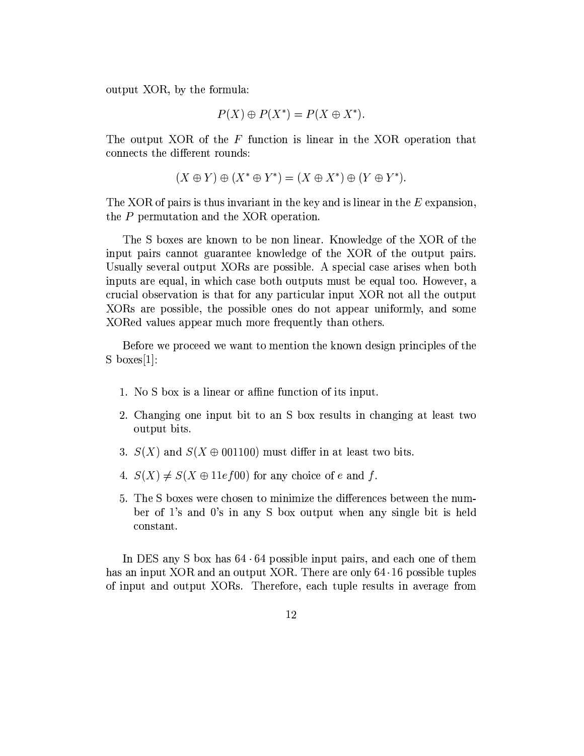output XOR, by the formula:

$$P(X) \oplus P(X^*) = P(X \oplus X^*).$$

The output XOR of the $F$ function is linear in the XOR operation that connects the different rounds:

$$(X \oplus Y) \oplus (X^* \oplus Y^*) = (X \oplus X^*) \oplus (Y \oplus Y^*).$$

The XOR of pairs is thus invariant in the key and is linear in the $E$ expansion, the $P$ permutation and the XOR operation.

The S boxes are known to be non linear. Knowledge of the XOR of the input pairs cannot guarantee knowledge of the XOR of the output pairs. Usually several output XORs are possible. A special case arises when both inputs are equal, in which case both outputs must be equal too. However, a crucial observation is that for any particular input XOR not all the output XORs are possible, the possible ones do not appear uniformly, and some XORed values appear much more frequently than others.

Before we proceed we want to mention the known design principles of the S boxes[1]:

1. No S box is a linear or affine function of its input.
2. Changing one input bit to an S box results in changing at least two output bits.
3. $S(X)$ and $S(X \oplus 001100)$ must differ in at least two bits.
4. $S(X) \neq S(X \oplus 11ef00)$ for any choice of $e$ and $f$.
5. The S boxes were chosen to minimize the differences between the number of 1's and 0's in any S box output when any single bit is held constant.

In DES any S box has $64 \cdot 64$ possible input pairs, and each one of them has an input XOR and an output XOR. There are only $64 \cdot 16$ possible tuples of input and output XORs. Therefore, each tuple results in average from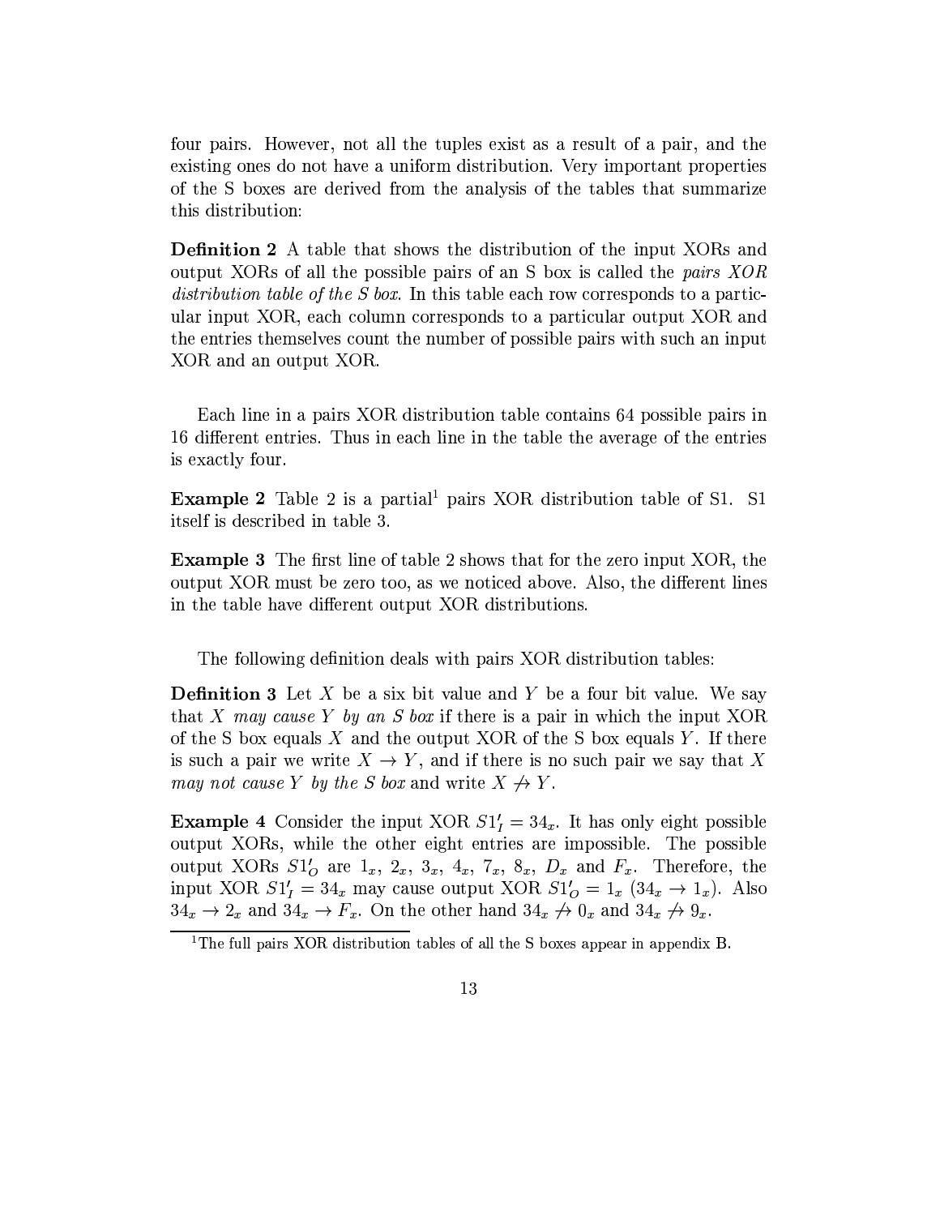four pairs. However, not all the tuples exist as a result of a pair, and the existing ones do not have a uniform distribution. Very important properties of the S boxes are derived from the analysis of the tables that summarize this distribution:

**Definition 2** A table that shows the distribution of the input XORs and output XORs of all the possible pairs of an S box is called the *pairs XOR distribution table of the S box*. In this table each row corresponds to a particular input XOR, each column corresponds to a particular output XOR and the entries themselves count the number of possible pairs with such an input XOR and an output XOR.

Each line in a pairs XOR distribution table contains 64 possible pairs in 16 different entries. Thus in each line in the table the average of the entries is exactly four.

**Example 2** Table 2 is a partial[1] pairs XOR distribution table of S1. S1 itself is described in table 3.

**Example 3** The first line of table 2 shows that for the zero input XOR, the output XOR must be zero too, as we noticed above. Also, the different lines in the table have different output XOR distributions.

The following definition deals with pairs XOR distribution tables:

**Definition 3** Let $X$ be a six bit value and $Y$ be a four bit value. We say that $X$ *may cause* $Y$ *by an S box* if there is a pair in which the input XOR of the S box equals $X$ and the output XOR of the S box equals $Y$. If there is such a pair we write $X \rightarrow Y$, and if there is no such pair we say that $X$ *may not cause* $Y$ *by the S box* and write $X \not\rightarrow Y$.

**Example 4** Consider the input XOR $S1'_I = 34_x$. It has only eight possible output XORs, while the other eight entries are impossible. The possible output XORs $S1'_O$ are $1_x$, $2_x$, $3_x$, $4_x$, $7_x$, $8_x$, $D_x$ and $F_x$. Therefore, the input XOR $S1'_I = 34_x$ may cause output XOR $S1'_O = 1_x$ ($34_x \rightarrow 1_x$). Also $34_x \rightarrow 2_x$ and $34_x \rightarrow F_x$. On the other hand $34_x \not\rightarrow 0_x$ and $34_x \not\rightarrow 9_x$.

[1] The full pairs XOR distribution tables of all the S boxes appear in appendix B.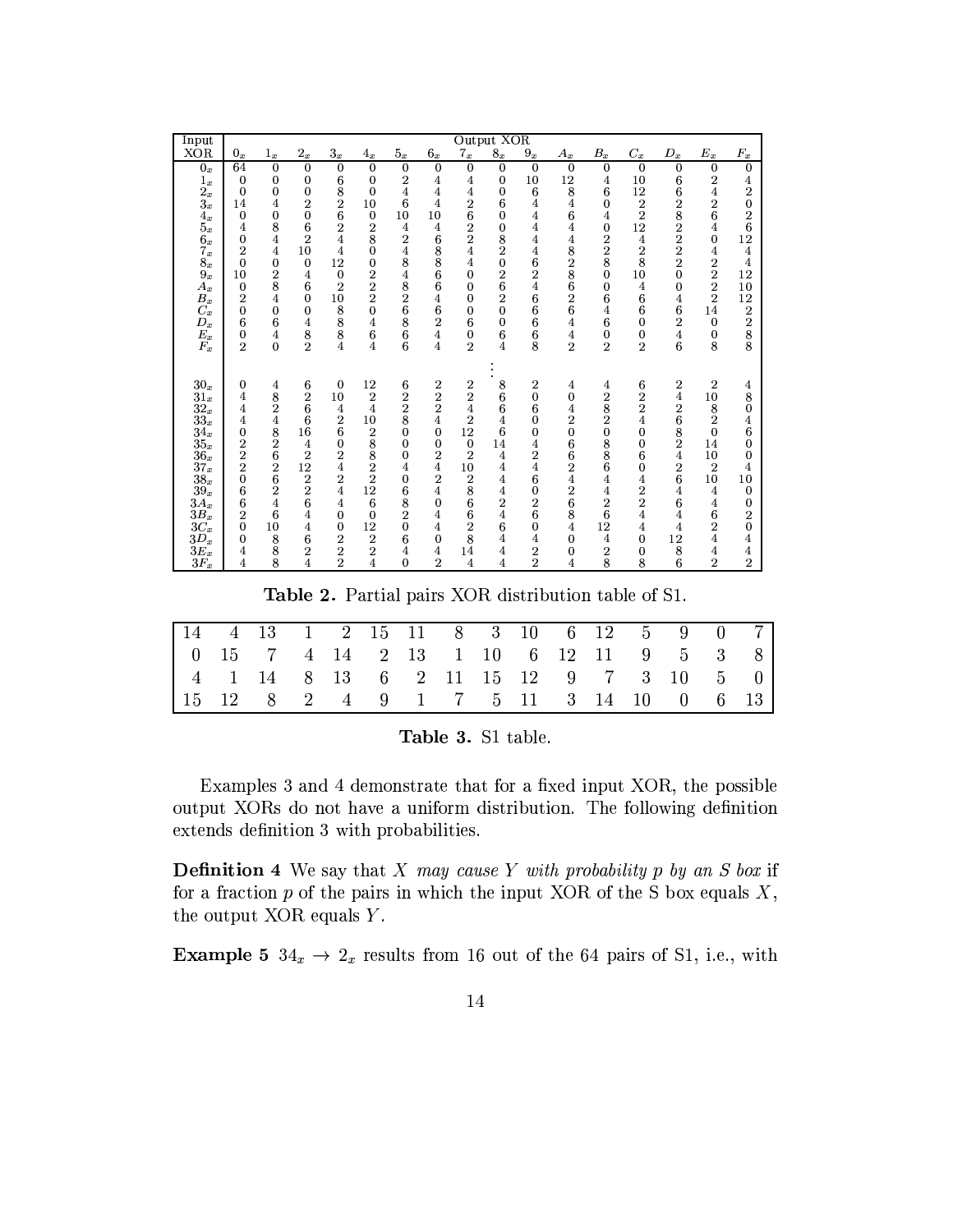| Input XOR | Output XOR $0_x$ | $1_x$ | $2_x$ | $3_x$ | $4_x$ | $5_x$ | $6_x$ | $7_x$ | $8_x$ | $9_x$ | $A_x$ | $B_x$ | $C_x$ | $D_x$ | $E_x$ | $F_x$ |
|---|---|---|---|---|---|---|---|---|---|---|---|---|---|---|---|---|
| $0_x$ | 64 | 0 | 0 | 0 | 0 | 0 | 0 | 0 | 0 | 0 | 0 | 0 | 0 | 0 | 0 | 0 |
| $1_x$ | 0 | 0 | 0 | 6 | 0 | 2 | 4 | 4 | 0 | 10 | 12 | 4 | 10 | 6 | 2 | 4 |
| $2_x$ | 0 | 0 | 0 | 8 | 0 | 4 | 4 | 4 | 0 | 6 | 8 | 6 | 12 | 6 | 4 | 2 |
| $3_x$ | 14 | 4 | 2 | 2 | 10 | 6 | 4 | 2 | 6 | 4 | 4 | 0 | 2 | 2 | 2 | 0 |
| $4_x$ | 0 | 0 | 0 | 6 | 0 | 10 | 10 | 6 | 0 | 4 | 6 | 4 | 2 | 8 | 6 | 2 |
| $5_x$ | 4 | 8 | 6 | 2 | 2 | 4 | 4 | 2 | 0 | 4 | 4 | 0 | 12 | 2 | 4 | 6 |
| $6_x$ | 0 | 4 | 2 | 4 | 8 | 2 | 6 | 2 | 8 | 4 | 4 | 2 | 4 | 2 | 0 | 12 |
| $7_x$ | 2 | 4 | 10 | 4 | 0 | 4 | 8 | 4 | 2 | 4 | 8 | 2 | 2 | 2 | 4 | 4 |
| $8_x$ | 0 | 0 | 0 | 12 | 0 | 8 | 8 | 4 | 0 | 6 | 2 | 8 | 8 | 2 | 2 | 4 |
| $9_x$ | 10 | 2 | 4 | 0 | 2 | 4 | 6 | 0 | 2 | 2 | 8 | 0 | 10 | 0 | 2 | 12 |
| $A_x$ | 0 | 8 | 6 | 2 | 2 | 8 | 6 | 0 | 6 | 4 | 6 | 0 | 4 | 0 | 2 | 10 |
| $B_x$ | 2 | 4 | 0 | 10 | 2 | 2 | 4 | 0 | 2 | 6 | 2 | 6 | 6 | 4 | 2 | 12 |
| $C_x$ | 0 | 0 | 0 | 8 | 0 | 6 | 6 | 0 | 0 | 6 | 6 | 4 | 6 | 6 | 14 | 2 |
| $D_x$ | 6 | 6 | 4 | 8 | 4 | 8 | 2 | 6 | 0 | 6 | 4 | 6 | 0 | 2 | 0 | 2 |
| $E_x$ | 0 | 4 | 8 | 8 | 6 | 6 | 4 | 0 | 6 | 6 | 4 | 0 | 0 | 4 | 0 | 8 |
| $F_x$ | 2 | 0 | 2 | 4 | 4 | 6 | 4 | 2 | 4 | 8 | 2 | 2 | 2 | 6 | 8 | 8 |
| ⋮ | | | | | | | | | ⋮ | | | | | | | |
| $30_x$ | 0 | 4 | 6 | 0 | 12 | 6 | 2 | 2 | 8 | 2 | 4 | 4 | 6 | 2 | 2 | 4 |
| $31_x$ | 4 | 8 | 2 | 10 | 2 | 2 | 2 | 2 | 6 | 0 | 0 | 2 | 2 | 4 | 10 | 8 |
| $32_x$ | 4 | 2 | 6 | 4 | 4 | 2 | 2 | 4 | 6 | 6 | 4 | 8 | 2 | 2 | 8 | 0 |
| $33_x$ | 4 | 4 | 6 | 2 | 10 | 8 | 4 | 2 | 4 | 0 | 2 | 2 | 4 | 6 | 2 | 4 |
| $34_x$ | 0 | 8 | 16 | 6 | 2 | 0 | 0 | 12 | 6 | 0 | 0 | 0 | 0 | 8 | 0 | 6 |
| $35_x$ | 2 | 2 | 4 | 0 | 8 | 0 | 0 | 0 | 14 | 4 | 6 | 8 | 0 | 2 | 14 | 0 |
| $36_x$ | 2 | 6 | 2 | 2 | 8 | 0 | 2 | 2 | 4 | 2 | 6 | 8 | 6 | 4 | 10 | 0 |
| $37_x$ | 2 | 2 | 12 | 4 | 2 | 4 | 4 | 10 | 4 | 4 | 2 | 6 | 0 | 2 | 2 | 4 |
| $38_x$ | 0 | 6 | 2 | 2 | 2 | 0 | 2 | 2 | 4 | 6 | 4 | 4 | 4 | 6 | 10 | 10 |
| $39_x$ | 6 | 2 | 2 | 4 | 12 | 6 | 4 | 8 | 4 | 0 | 2 | 4 | 2 | 4 | 4 | 0 |
| $3A_x$ | 6 | 4 | 6 | 4 | 6 | 8 | 0 | 6 | 2 | 2 | 6 | 2 | 2 | 6 | 4 | 0 |
| $3B_x$ | 2 | 6 | 4 | 0 | 0 | 2 | 4 | 6 | 4 | 6 | 8 | 6 | 4 | 4 | 6 | 2 |
| $3C_x$ | 0 | 10 | 4 | 0 | 12 | 0 | 4 | 2 | 6 | 0 | 4 | 12 | 4 | 4 | 2 | 0 |
| $3D_x$ | 0 | 8 | 6 | 2 | 2 | 6 | 0 | 8 | 4 | 4 | 0 | 4 | 0 | 12 | 4 | 4 |
| $3E_x$ | 4 | 8 | 2 | 2 | 2 | 4 | 4 | 14 | 4 | 2 | 0 | 2 | 0 | 8 | 4 | 4 |
| $3F_x$ | 4 | 8 | 4 | 2 | 4 | 0 | 2 | 4 | 4 | 2 | 4 | 8 | 8 | 6 | 2 | 2 |

**Table 2.** Partial pairs XOR distribution table of S1.

| | | | | | | | | | | | | | | | |
|---|---|---|---|---|---|---|---|---|---|---|---|---|---|---|---|
| 14 | 4 | 13 | 1 | 2 | 15 | 11 | 8 | 3 | 10 | 6 | 12 | 5 | 9 | 0 | 7 |
| 0 | 15 | 7 | 4 | 14 | 2 | 13 | 1 | 10 | 6 | 12 | 11 | 9 | 5 | 3 | 8 |
| 4 | 1 | 14 | 8 | 13 | 6 | 2 | 11 | 15 | 12 | 9 | 7 | 3 | 10 | 5 | 0 |
| 15 | 12 | 8 | 2 | 4 | 9 | 1 | 7 | 5 | 11 | 3 | 14 | 10 | 0 | 6 | 13 |

**Table 3.** S1 table.

Examples 3 and 4 demonstrate that for a fixed input XOR, the possible output XORs do not have a uniform distribution. The following definition extends definition 3 with probabilities.

**Definition 4** We say that *X may cause Y with probability p by an S box* if for a fraction *p* of the pairs in which the input XOR of the S box equals *X*, the output XOR equals *Y*.

**Example 5** $34_x \rightarrow 2_x$ results from 16 out of the 64 pairs of S1, i.e., with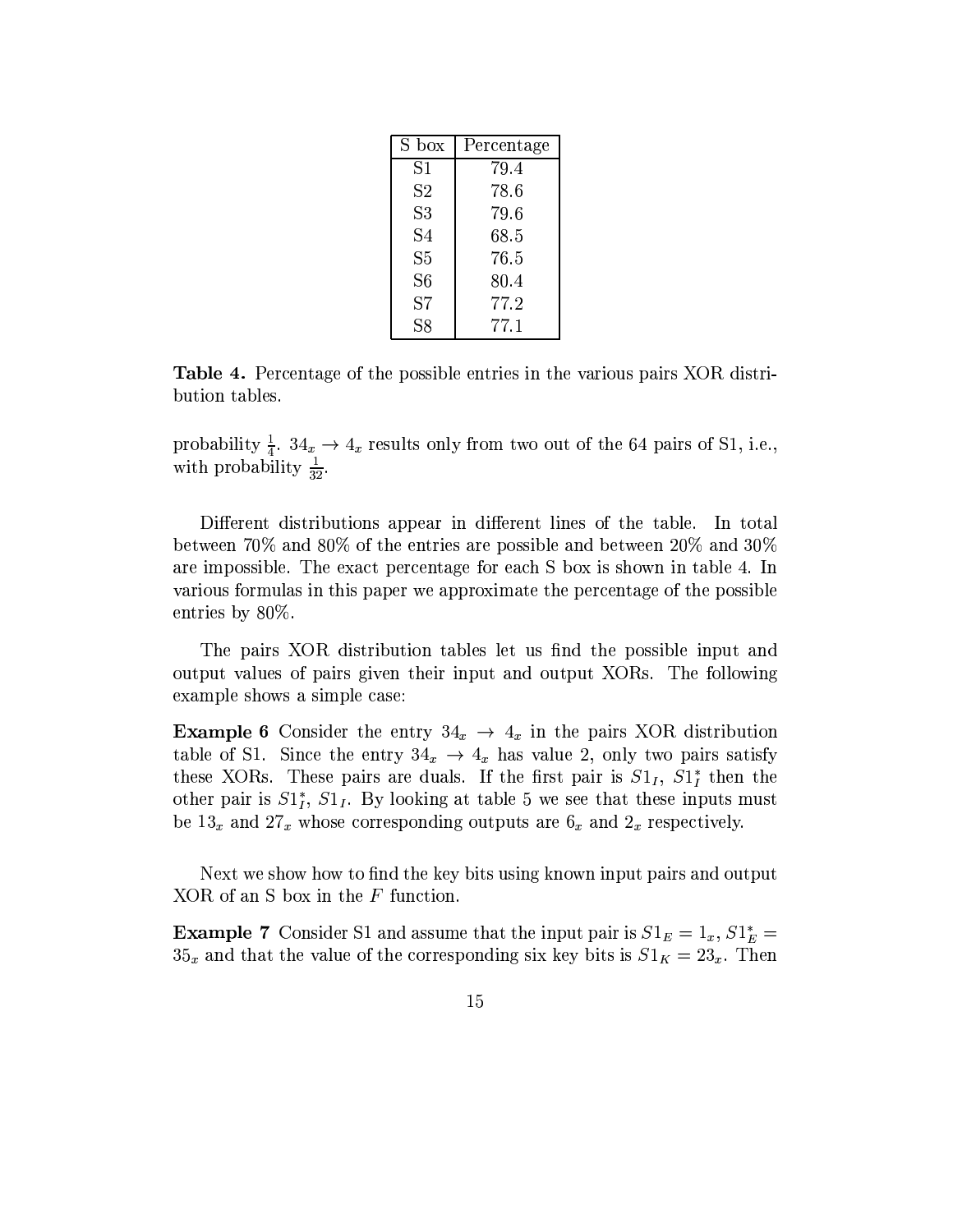| S box | Percentage |
|---|---|
| S1 | 79.4 |
| S2 | 78.6 |
| S3 | 79.6 |
| S4 | 68.5 |
| S5 | 76.5 |
| S6 | 80.4 |
| S7 | 77.2 |
| S8 | 77.1 |

**Table 4.** Percentage of the possible entries in the various pairs XOR distribution tables.

probability $\frac{1}{4}$. $34_x \rightarrow 4_x$ results only from two out of the 64 pairs of S1, i.e., with probability $\frac{1}{32}$.

Different distributions appear in different lines of the table. In total between 70% and 80% of the entries are possible and between 20% and 30% are impossible. The exact percentage for each S box is shown in table 4. In various formulas in this paper we approximate the percentage of the possible entries by 80%.

The pairs XOR distribution tables let us find the possible input and output values of pairs given their input and output XORs. The following example shows a simple case:

**Example 6** Consider the entry $34_x \rightarrow 4_x$ in the pairs XOR distribution table of S1. Since the entry $34_x \rightarrow 4_x$ has value 2, only two pairs satisfy these XORs. These pairs are duals. If the first pair is $S1_I$, $S1_I^*$ then the other pair is $S1_I^*$, $S1_I$. By looking at table 5 we see that these inputs must be $13_x$ and $27_x$ whose corresponding outputs are $6_x$ and $2_x$ respectively.

Next we show how to find the key bits using known input pairs and output XOR of an S box in the $F$ function.

**Example 7** Consider S1 and assume that the input pair is $S1_E = 1_x$, $S1_E^* = 35_x$ and that the value of the corresponding six key bits is $S1_K = 23_x$. Then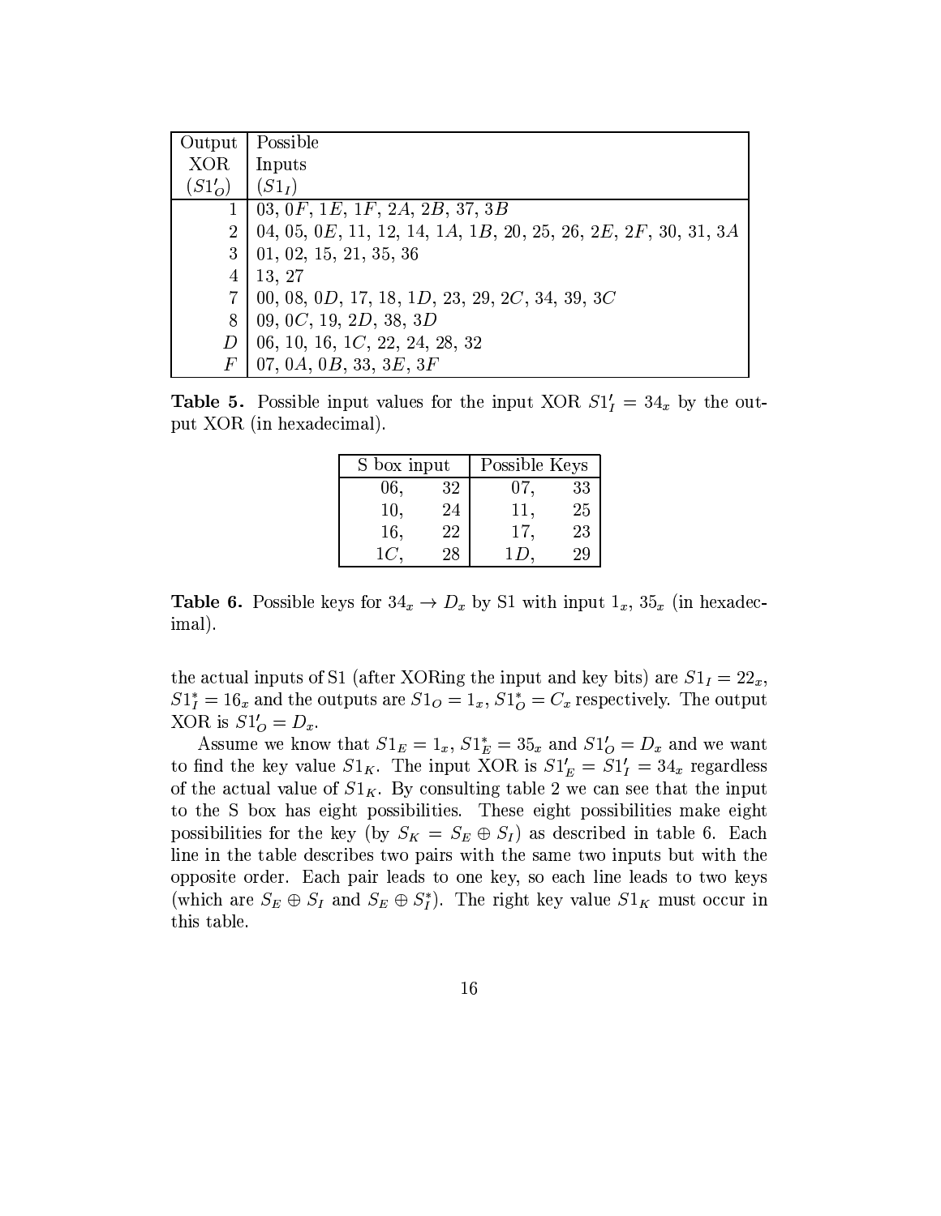| Output XOR ($S1'_O$) | Possible Inputs ($S1_I$) |
|---|---|
| 1 | 03, 0$F$, 1$E$, 1$F$, 2$A$, 2$B$, 37, 3$B$ |
| 2 | 04, 05, 0$E$, 11, 12, 14, 1$A$, 1$B$, 20, 25, 26, 2$E$, 2$F$, 30, 31, 3$A$ |
| 3 | 01, 02, 15, 21, 35, 36 |
| 4 | 13, 27 |
| 7 | 00, 08, 0$D$, 17, 18, 1$D$, 23, 29, 2$C$, 34, 39, 3$C$ |
| 8 | 09, 0$C$, 19, 2$D$, 38, 3$D$ |
| $D$ | 06, 10, 16, 1$C$, 22, 24, 28, 32 |
| $F$ | 07, 0$A$, 0$B$, 33, 3$E$, 3$F$ |

**Table 5.** Possible input values for the input XOR $S1'_I = 34_x$ by the output XOR (in hexadecimal).

| S box input | | Possible Keys | |
|---|---|---|---|
| 06, | 32 | 07, | 33 |
| 10, | 24 | 11, | 25 |
| 16, | 22 | 17, | 23 |
| 1$C$, | 28 | 1$D$, | 29 |

**Table 6.** Possible keys for $34_x \to D_x$ by S1 with input $1_x$, $35_x$ (in hexadecimal).

the actual inputs of S1 (after XORing the input and key bits) are $S1_I = 22_x$, $S1^*_I = 16_x$ and the outputs are $S1_O = 1_x$, $S1^*_O = C_x$ respectively. The output XOR is $S1'_O = D_x$.

Assume we know that $S1_E = 1_x$, $S1^*_E = 35_x$ and $S1'_O = D_x$ and we want to find the key value $S1_K$. The input XOR is $S1'_E = S1'_I = 34_x$ regardless of the actual value of $S1_K$. By consulting table 2 we can see that the input to the S box has eight possibilities. These eight possibilities make eight possibilities for the key (by $S_K = S_E \oplus S_I$) as described in table 6. Each line in the table describes two pairs with the same two inputs but with the opposite order. Each pair leads to one key, so each line leads to two keys (which are $S_E \oplus S_I$ and $S_E \oplus S^*_I$). The right key value $S1_K$ must occur in this table.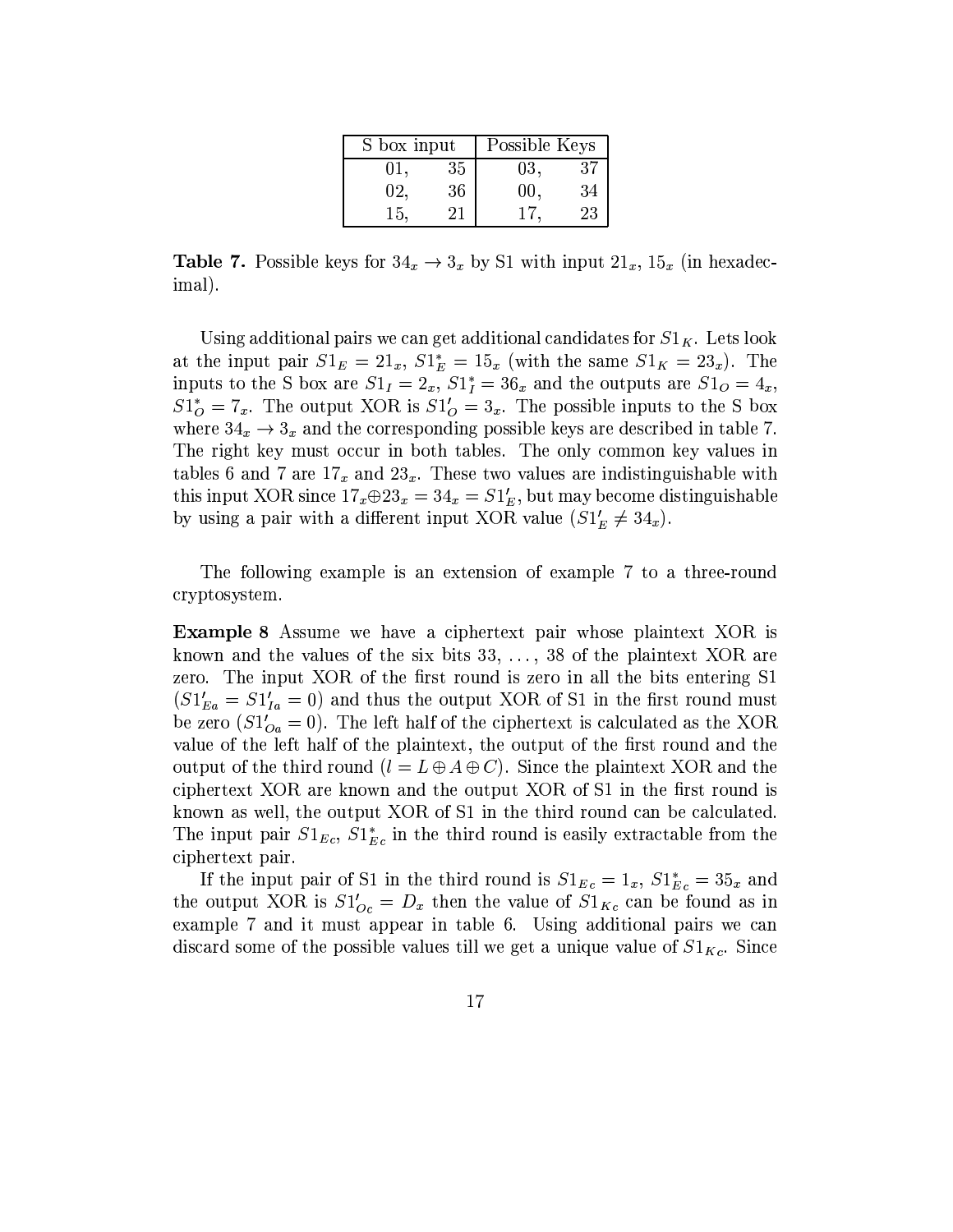| S box input | | Possible Keys | |
|---|---|---|---|
| 01, | 35 | 03, | 37 |
| 02, | 36 | 00, | 34 |
| 15, | 21 | 17, | 23 |

**Table 7.** Possible keys for $34_x \rightarrow 3_x$ by S1 with input $21_x$, $15_x$ (in hexadecimal).

Using additional pairs we can get additional candidates for $S1_K$. Lets look at the input pair $S1_E = 21_x$, $S1^*_E = 15_x$ (with the same $S1_K = 23_x$). The inputs to the S box are $S1_I = 2_x$, $S1^*_I = 36_x$ and the outputs are $S1_O = 4_x$, $S1^*_O = 7_x$. The output XOR is $S1'_O = 3_x$. The possible inputs to the S box where $34_x \rightarrow 3_x$ and the corresponding possible keys are described in table 7. The right key must occur in both tables. The only common key values in tables 6 and 7 are $17_x$ and $23_x$. These two values are indistinguishable with this input XOR since $17_x \oplus 23_x = 34_x = S1'_E$, but may become distinguishable by using a pair with a different input XOR value ($S1'_E \neq 34_x$).

The following example is an extension of example 7 to a three-round cryptosystem.

**Example 8** Assume we have a ciphertext pair whose plaintext XOR is known and the values of the six bits 33, ..., 38 of the plaintext XOR are zero. The input XOR of the first round is zero in all the bits entering S1 ($S1'_{Ea} = S1'_{Ia} = 0$) and thus the output XOR of S1 in the first round must be zero ($S1'_{Oa} = 0$). The left half of the ciphertext is calculated as the XOR value of the left half of the plaintext, the output of the first round and the output of the third round ($l = L \oplus A \oplus C$). Since the plaintext XOR and the ciphertext XOR are known and the output XOR of S1 in the first round is known as well, the output XOR of S1 in the third round can be calculated. The input pair $S1_{Ec}$, $S1^*_{Ec}$ in the third round is easily extractable from the ciphertext pair.

If the input pair of S1 in the third round is $S1_{Ec} = 1_x$, $S1^*_{Ec} = 35_x$ and the output XOR is $S1'_{Oc} = D_x$ then the value of $S1_{Kc}$ can be found as in example 7 and it must appear in table 6. Using additional pairs we can discard some of the possible values till we get a unique value of $S1_{Kc}$. Since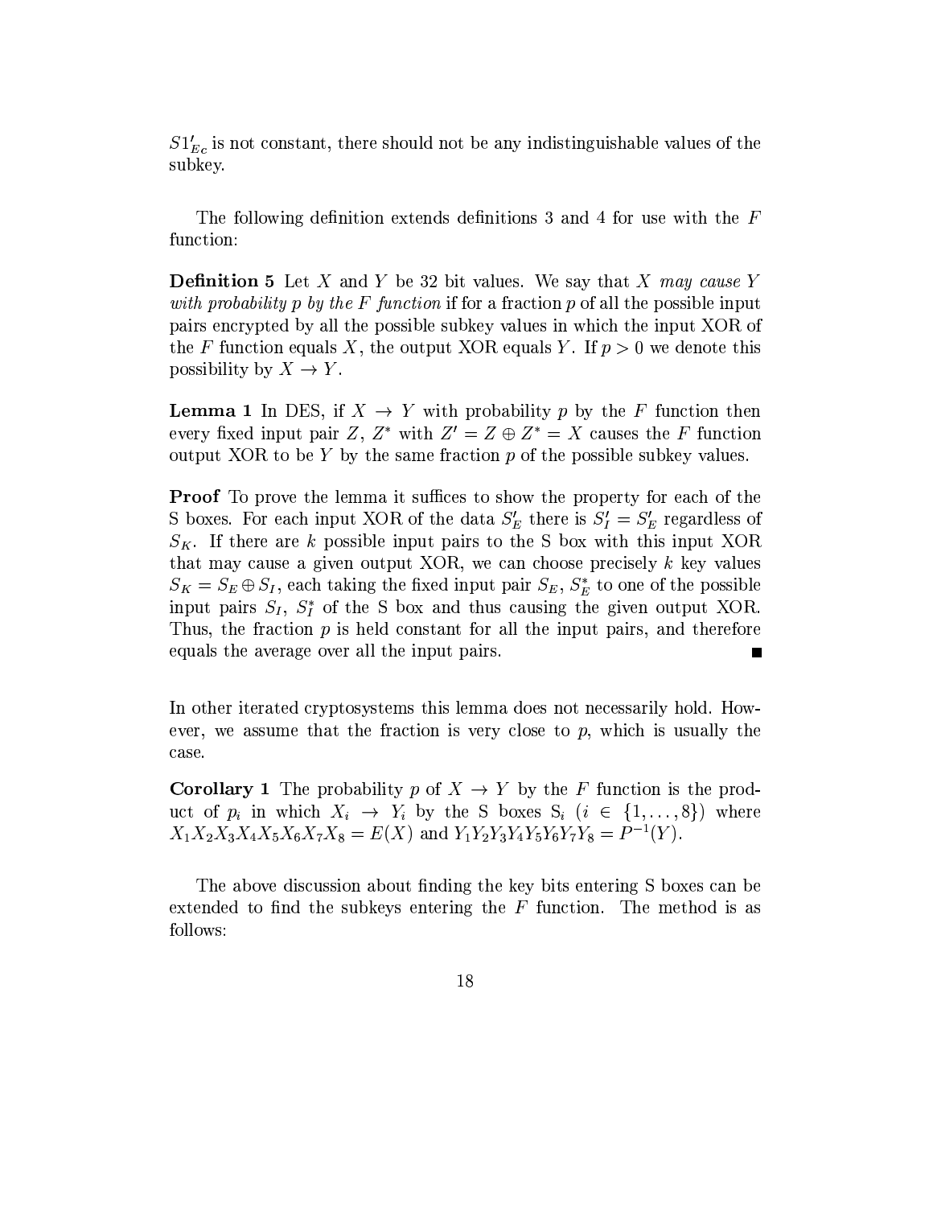$S1'_{Ec}$ is not constant, there should not be any indistinguishable values of the subkey.

The following definition extends definitions 3 and 4 for use with the $F$ function:

**Definition 5** Let $X$ and $Y$ be 32 bit values. We say that $X$ *may cause* $Y$ *with probability* $p$ *by the* $F$ *function* if for a fraction $p$ of all the possible input pairs encrypted by all the possible subkey values in which the input XOR of the $F$ function equals $X$, the output XOR equals $Y$. If $p > 0$ we denote this possibility by $X \rightarrow Y$.

**Lemma 1** In DES, if $X \rightarrow Y$ with probability $p$ by the $F$ function then every fixed input pair $Z$, $Z^*$ with $Z' = Z \oplus Z^* = X$ causes the $F$ function output XOR to be $Y$ by the same fraction $p$ of the possible subkey values.

**Proof** To prove the lemma it suffices to show the property for each of the S boxes. For each input XOR of the data $S'_E$ there is $S'_I = S'_E$ regardless of $S_K$. If there are $k$ possible input pairs to the S box with this input XOR that may cause a given output XOR, we can choose precisely $k$ key values $S_K = S_E \oplus S_I$, each taking the fixed input pair $S_E$, $S_E^*$ to one of the possible input pairs $S_I$, $S_I^*$ of the S box and thus causing the given output XOR. Thus, the fraction $p$ is held constant for all the input pairs, and therefore equals the average over all the input pairs. ∎

In other iterated cryptosystems this lemma does not necessarily hold. However, we assume that the fraction is very close to $p$, which is usually the case.

**Corollary 1** The probability $p$ of $X \rightarrow Y$ by the $F$ function is the product of $p_i$ in which $X_i \rightarrow Y_i$ by the S boxes $S_i$ $(i \in \{1, \ldots, 8\})$ where $X_1X_2X_3X_4X_5X_6X_7X_8 = E(X)$ and $Y_1Y_2Y_3Y_4Y_5Y_6Y_7Y_8 = P^{-1}(Y)$.

The above discussion about finding the key bits entering S boxes can be extended to find the subkeys entering the $F$ function. The method is as follows: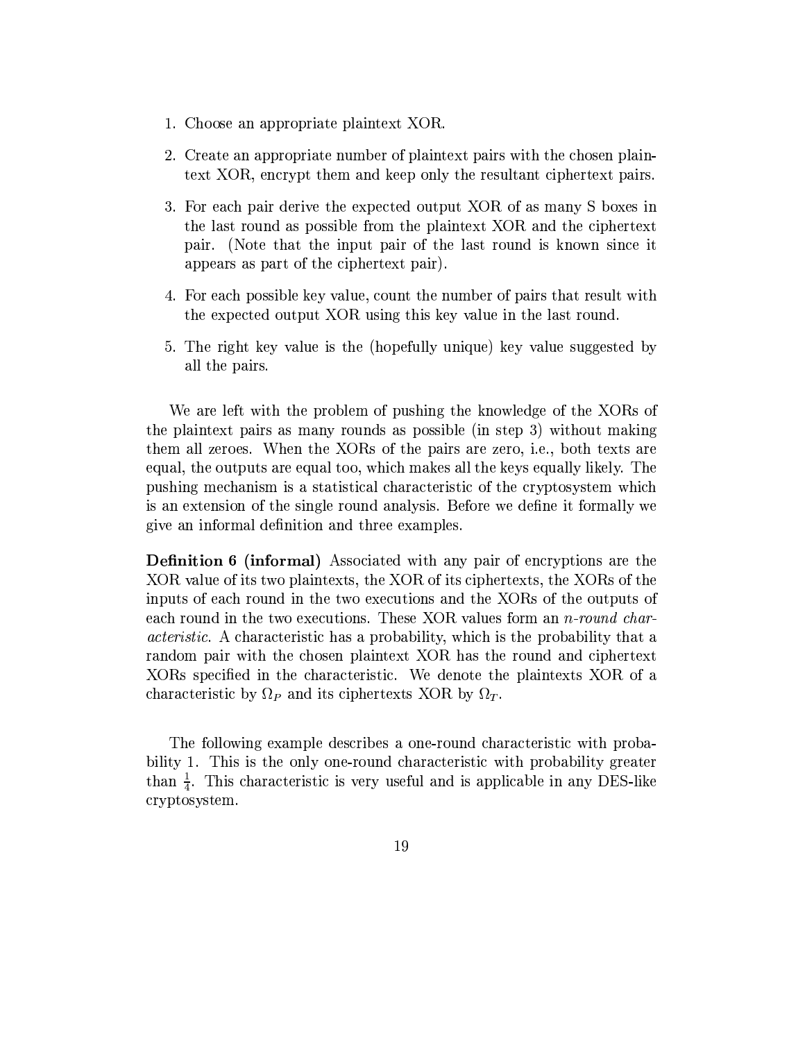1. Choose an appropriate plaintext XOR.
2. Create an appropriate number of plaintext pairs with the chosen plaintext XOR, encrypt them and keep only the resultant ciphertext pairs.
3. For each pair derive the expected output XOR of as many S boxes in the last round as possible from the plaintext XOR and the ciphertext pair. (Note that the input pair of the last round is known since it appears as part of the ciphertext pair).
4. For each possible key value, count the number of pairs that result with the expected output XOR using this key value in the last round.
5. The right key value is the (hopefully unique) key value suggested by all the pairs.

We are left with the problem of pushing the knowledge of the XORs of the plaintext pairs as many rounds as possible (in step 3) without making them all zeroes. When the XORs of the pairs are zero, i.e., both texts are equal, the outputs are equal too, which makes all the keys equally likely. The pushing mechanism is a statistical characteristic of the cryptosystem which is an extension of the single round analysis. Before we define it formally we give an informal definition and three examples.

**Definition 6 (informal)** Associated with any pair of encryptions are the XOR value of its two plaintexts, the XOR of its ciphertexts, the XORs of the inputs of each round in the two executions and the XORs of the outputs of each round in the two executions. These XOR values form an *n-round characteristic*. A characteristic has a probability, which is the probability that a random pair with the chosen plaintext XOR has the round and ciphertext XORs specified in the characteristic. We denote the plaintexts XOR of a characteristic by $\Omega_P$ and its ciphertexts XOR by $\Omega_T$.

The following example describes a one-round characteristic with probability 1. This is the only one-round characteristic with probability greater than $\frac{1}{4}$. This characteristic is very useful and is applicable in any DES-like cryptosystem.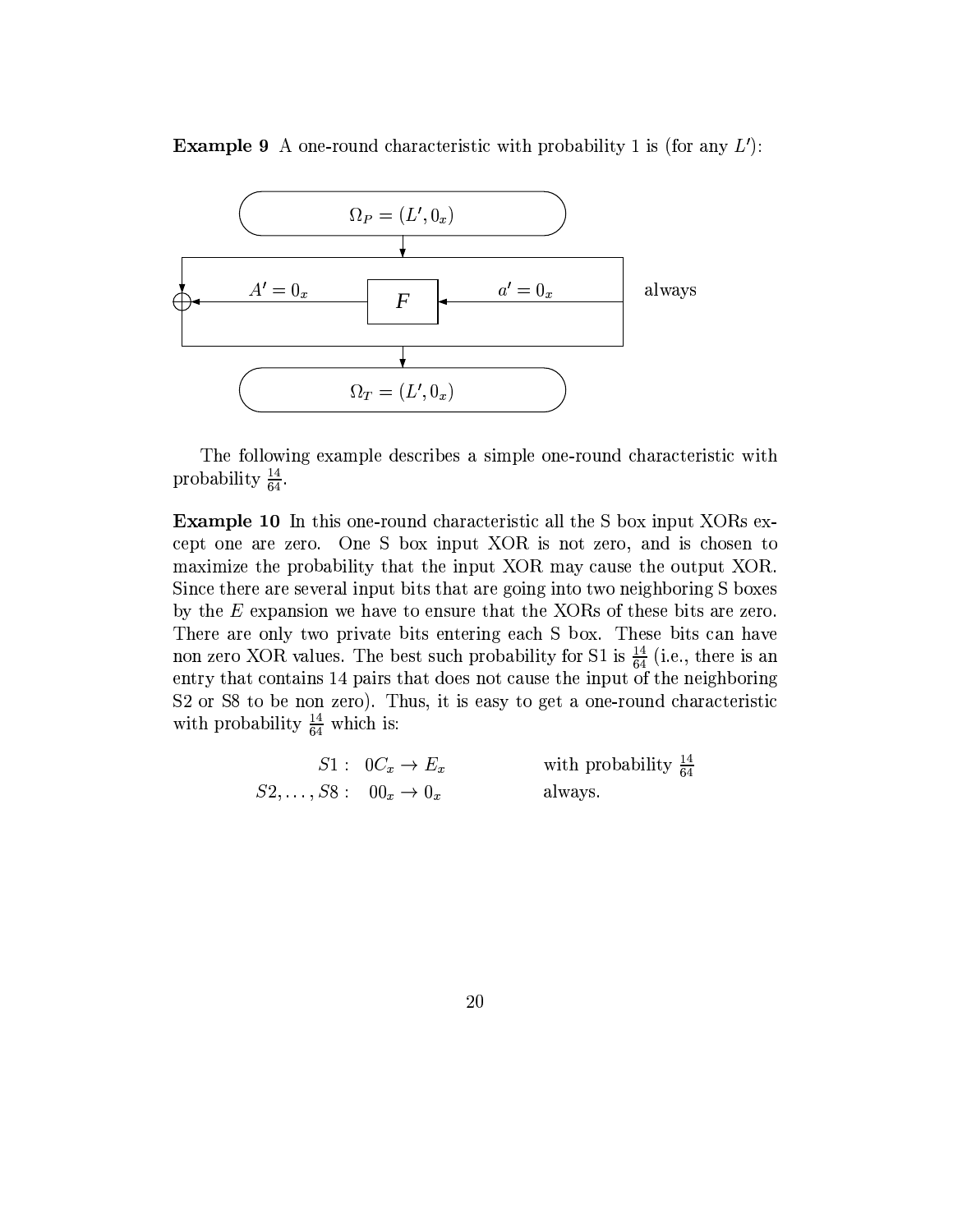**Example 9** A one-round characteristic with probability 1 is (for any $L'$):

$\Omega_P = (L', 0_x)$

$A' = 0_x$ ← $F$ ← $a' = 0_x$ always

$\Omega_T = (L', 0_x)$

The following example describes a simple one-round characteristic with probability $\frac{14}{64}$.

**Example 10** In this one-round characteristic all the S box input XORs except one are zero. One S box input XOR is not zero, and is chosen to maximize the probability that the input XOR may cause the output XOR. Since there are several input bits that are going into two neighboring S boxes by the $E$ expansion we have to ensure that the XORs of these bits are zero. There are only two private bits entering each S box. These bits can have non zero XOR values. The best such probability for S1 is $\frac{14}{64}$ (i.e., there is an entry that contains 14 pairs that does not cause the input of the neighboring S2 or S8 to be non zero). Thus, it is easy to get a one-round characteristic with probability $\frac{14}{64}$ which is:

$$S1: \; 0C_x \rightarrow E_x \qquad \text{with probability } \tfrac{14}{64}$$

$$S2, \ldots, S8: \; 00_x \rightarrow 0_x \qquad \text{always.}$$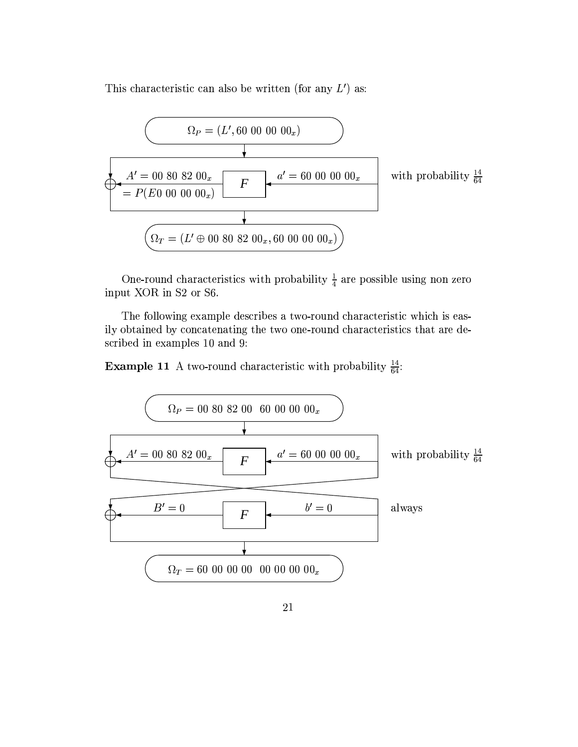This characteristic can also be written (for any $L'$) as:

$$\Omega_P = (L', 60\ 00\ 00\ 00_x)$$

$A' = 00\ 80\ 82\ 00_x = P(E0\ 00\ 00\ 00_x)$ ← $F$ ← $a' = 60\ 00\ 00\ 00_x$ with probability $\frac{14}{64}$

$$\Omega_T = (L' \oplus 00\ 80\ 82\ 00_x, 60\ 00\ 00\ 00_x)$$

One-round characteristics with probability $\frac{1}{4}$ are possible using non zero input XOR in S2 or S6.

The following example describes a two-round characteristic which is easily obtained by concatenating the two one-round characteristics that are described in examples 10 and 9:

**Example 11** A two-round characteristic with probability $\frac{14}{64}$:

$$\Omega_P = 00\ 80\ 82\ 00\ \ 60\ 00\ 00\ 00_x$$

$A' = 00\ 80\ 82\ 00_x$ ← $F$ ← $a' = 60\ 00\ 00\ 00_x$ with probability $\frac{14}{64}$

$B' = 0$ ← $F$ ← $b' = 0$ always

$$\Omega_T = 60\ 00\ 00\ 00\ \ 00\ 00\ 00\ 00_x$$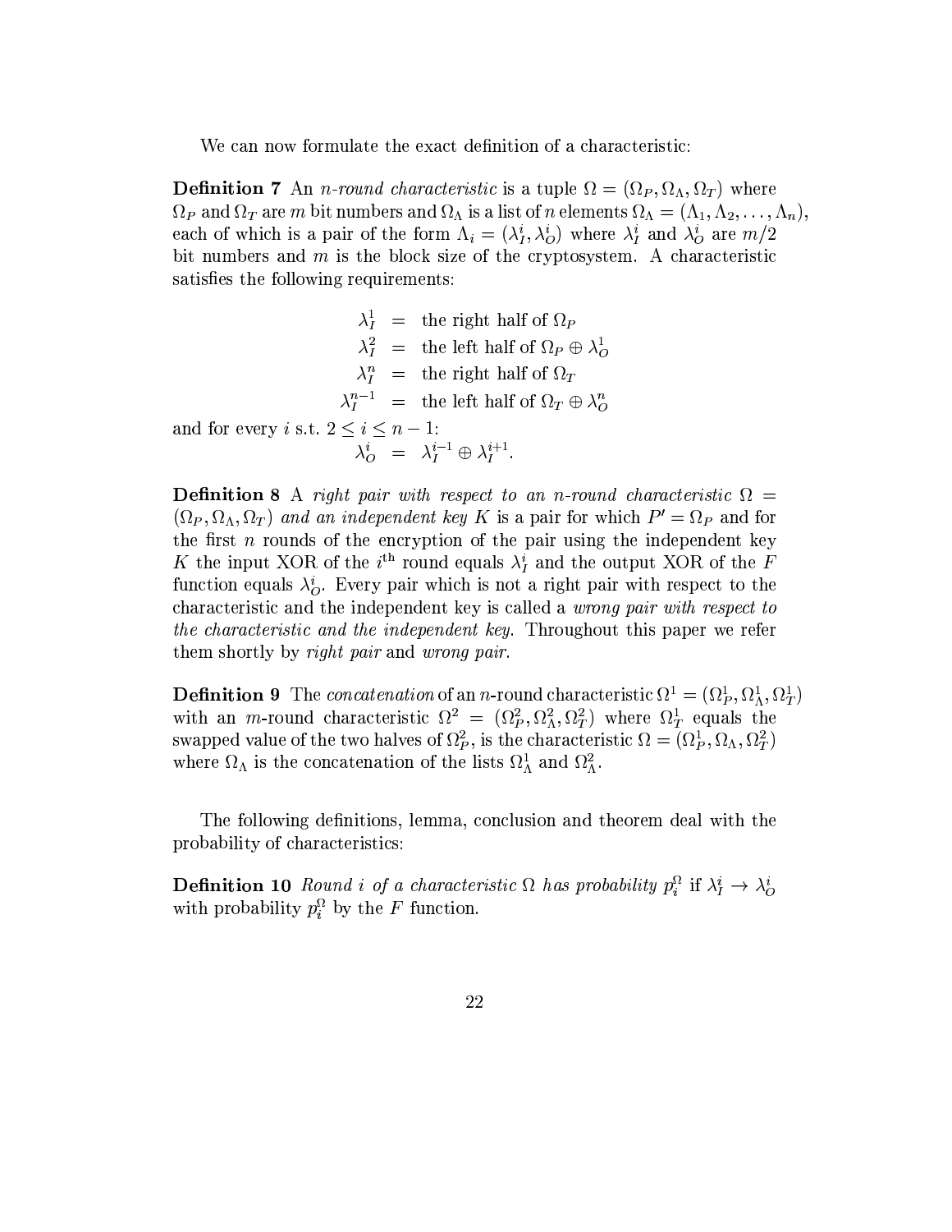We can now formulate the exact definition of a characteristic:

**Definition 7** An *n-round characteristic* is a tuple $\Omega = (\Omega_P, \Omega_\Lambda, \Omega_T)$ where $\Omega_P$ and $\Omega_T$ are $m$ bit numbers and $\Omega_\Lambda$ is a list of $n$ elements $\Omega_\Lambda = (\Lambda_1, \Lambda_2, \ldots, \Lambda_n)$, each of which is a pair of the form $\Lambda_i = (\lambda_I^i, \lambda_O^i)$ where $\lambda_I^i$ and $\lambda_O^i$ are $m/2$ bit numbers and $m$ is the block size of the cryptosystem. A characteristic satisfies the following requirements:

$$
\begin{aligned}
\lambda_I^1 &= \text{the right half of } \Omega_P \\
\lambda_I^2 &= \text{the left half of } \Omega_P \oplus \lambda_O^1 \\
\lambda_I^n &= \text{the right half of } \Omega_T \\
\lambda_I^{n-1} &= \text{the left half of } \Omega_T \oplus \lambda_O^n
\end{aligned}
$$

and for every $i$ s.t. $2 \le i \le n-1$:

$$
\lambda_O^i = \lambda_I^{i-1} \oplus \lambda_I^{i+1}.
$$

**Definition 8** *A right pair with respect to an n-round characteristic* $\Omega = (\Omega_P, \Omega_\Lambda, \Omega_T)$ *and an independent key* $K$ *is a pair for which* $P' = \Omega_P$ *and for the first* $n$ *rounds of the encryption of the pair using the independent key* $K$ *the input XOR of the* $i^{\text{th}}$ *round equals* $\lambda_I^i$ *and the output XOR of the* $F$ *function equals* $\lambda_O^i$*. Every pair which is not a right pair with respect to the characteristic and the independent key is called a* wrong pair with respect to the characteristic and the independent key*. Throughout this paper we refer them shortly by* right pair *and* wrong pair*.*

**Definition 9** The *concatenation* of an $n$-round characteristic $\Omega^1 = (\Omega_P^1, \Omega_\Lambda^1, \Omega_T^1)$ with an $m$-round characteristic $\Omega^2 = (\Omega_P^2, \Omega_\Lambda^2, \Omega_T^2)$ where $\Omega_T^1$ equals the swapped value of the two halves of $\Omega_P^2$, is the characteristic $\Omega = (\Omega_P^1, \Omega_\Lambda, \Omega_T^2)$ where $\Omega_\Lambda$ is the concatenation of the lists $\Omega_\Lambda^1$ and $\Omega_\Lambda^2$.

The following definitions, lemma, conclusion and theorem deal with the probability of characteristics:

**Definition 10** *Round* $i$ *of a characteristic* $\Omega$ *has probability* $p_i^\Omega$ *if* $\lambda_I^i \to \lambda_O^i$ *with probability* $p_i^\Omega$ *by the* $F$ *function.*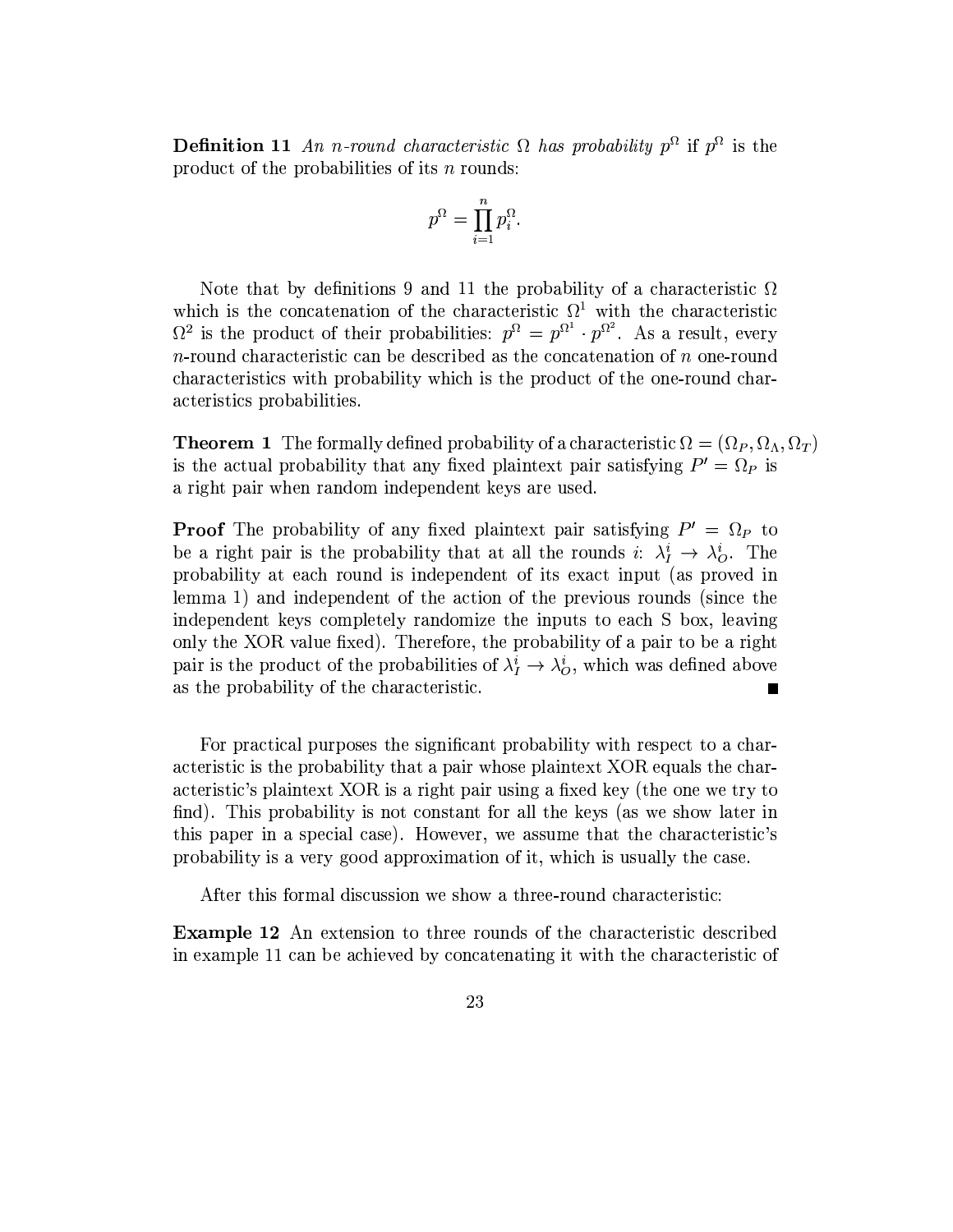**Definition 11** *An $n$-round characteristic $\Omega$ has probability $p^\Omega$* if $p^\Omega$ is the product of the probabilities of its $n$ rounds:

$$p^\Omega = \prod_{i=1}^{n} p_i^\Omega.$$

Note that by definitions 9 and 11 the probability of a characteristic $\Omega$ which is the concatenation of the characteristic $\Omega^1$ with the characteristic $\Omega^2$ is the product of their probabilities: $p^\Omega = p^{\Omega^1} \cdot p^{\Omega^2}$. As a result, every $n$-round characteristic can be described as the concatenation of $n$ one-round characteristics with probability which is the product of the one-round characteristics probabilities.

**Theorem 1** The formally defined probability of a characteristic $\Omega = (\Omega_P, \Omega_\Lambda, \Omega_T)$ is the actual probability that any fixed plaintext pair satisfying $P' = \Omega_P$ is a right pair when random independent keys are used.

**Proof** The probability of any fixed plaintext pair satisfying $P' = \Omega_P$ to be a right pair is the probability that at all the rounds $i$: $\lambda_I^i \to \lambda_O^i$. The probability at each round is independent of its exact input (as proved in lemma 1) and independent of the action of the previous rounds (since the independent keys completely randomize the inputs to each S box, leaving only the XOR value fixed). Therefore, the probability of a pair to be a right pair is the product of the probabilities of $\lambda_I^i \to \lambda_O^i$, which was defined above as the probability of the characteristic. ∎

For practical purposes the significant probability with respect to a characteristic is the probability that a pair whose plaintext XOR equals the characteristic's plaintext XOR is a right pair using a fixed key (the one we try to find). This probability is not constant for all the keys (as we show later in this paper in a special case). However, we assume that the characteristic's probability is a very good approximation of it, which is usually the case.

After this formal discussion we show a three-round characteristic:

**Example 12** An extension to three rounds of the characteristic described in example 11 can be achieved by concatenating it with the characteristic of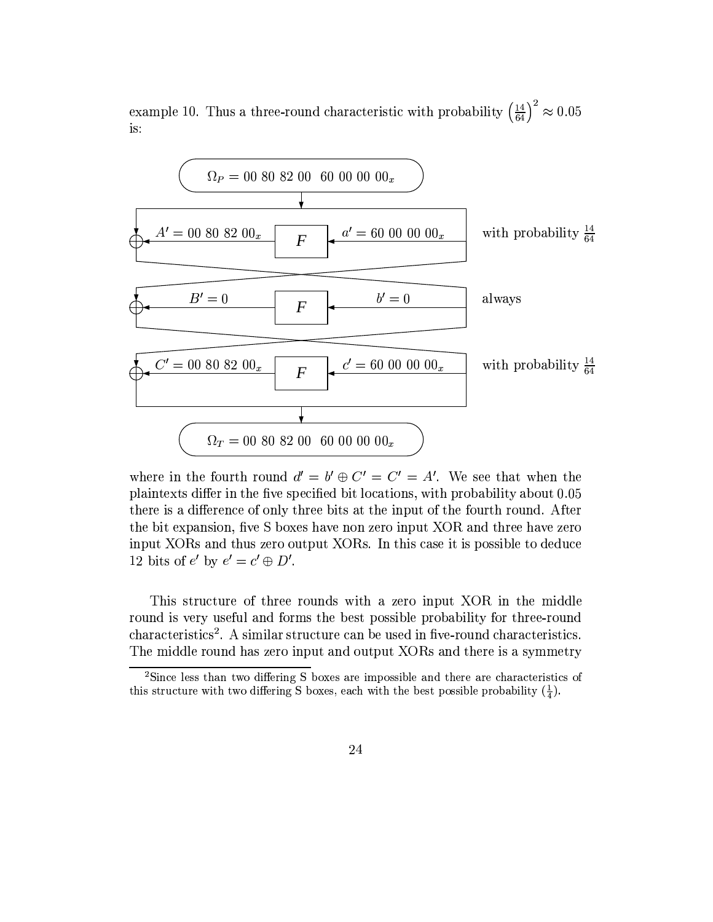example 10. Thus a three-round characteristic with probability $\left(\frac{14}{64}\right)^2 \approx 0.05$ is:

$\Omega_P = 00\ 80\ 82\ 00\ \ 60\ 00\ 00\ 00_x$

| | | |
|---|---|---|
| $A' = 00\ 80\ 82\ 00_x$ | $a' = 60\ 00\ 00\ 00_x$ | with probability $\frac{14}{64}$ |
| $B' = 0$ | $b' = 0$ | always |
| $C' = 00\ 80\ 82\ 00_x$ | $c' = 60\ 00\ 00\ 00_x$ | with probability $\frac{14}{64}$ |

$\Omega_T = 00\ 80\ 82\ 00\ \ 60\ 00\ 00\ 00_x$

where in the fourth round $d' = b' \oplus C' = C' = A'$. We see that when the plaintexts differ in the five specified bit locations, with probability about 0.05 there is a difference of only three bits at the input of the fourth round. After the bit expansion, five S boxes have non zero input XOR and three have zero input XORs and thus zero output XORs. In this case it is possible to deduce 12 bits of $e'$ by $e' = c' \oplus D'$.

This structure of three rounds with a zero input XOR in the middle round is very useful and forms the best possible probability for three-round characteristics[2]. A similar structure can be used in five-round characteristics. The middle round has zero input and output XORs and there is a symmetry

[2] Since less than two differing S boxes are impossible and there are characteristics of this structure with two differing S boxes, each with the best possible probability $(\frac{1}{4})$.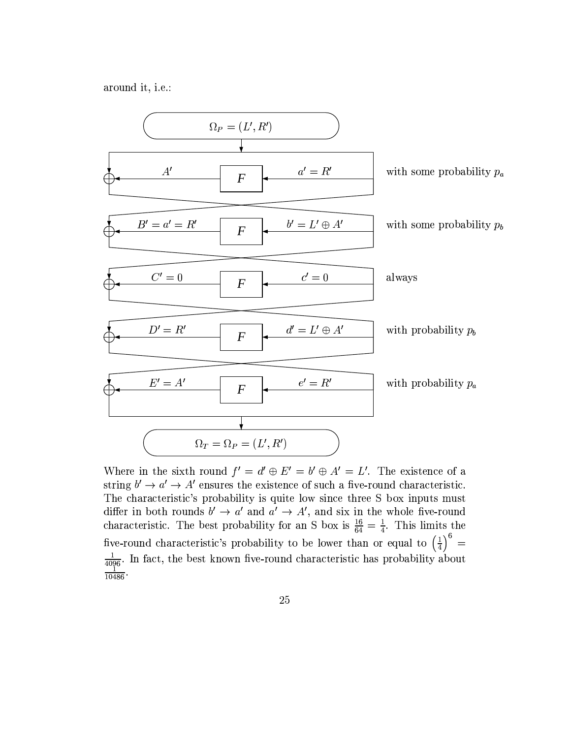around it, i.e.:

$$\Omega_P = (L', R')$$

| | | |
|---|---|---|
| $A'$ | $a' = R'$ | with some probability $p_a$ |
| $B' = a' = R'$ | $b' = L' \oplus A'$ | with some probability $p_b$ |
| $C' = 0$ | $c' = 0$ | always |
| $D' = R'$ | $d' = L' \oplus A'$ | with probability $p_b$ |
| $E' = A'$ | $e' = R'$ | with probability $p_a$ |

$$\Omega_T = \Omega_P = (L', R')$$

Where in the sixth round $f' = d' \oplus E' = b' \oplus A' = L'$. The existence of a string $b' \rightarrow a' \rightarrow A'$ ensures the existence of such a five-round characteristic. The characteristic's probability is quite low since three S box inputs must differ in both rounds $b' \rightarrow a'$ and $a' \rightarrow A'$, and six in the whole five-round characteristic. The best probability for an S box is $\frac{16}{64} = \frac{1}{4}$. This limits the five-round characteristic's probability to be lower than or equal to $\left(\frac{1}{4}\right)^6 = \frac{1}{4096}$. In fact, the best known five-round characteristic has probability about $\frac{1}{10486}$.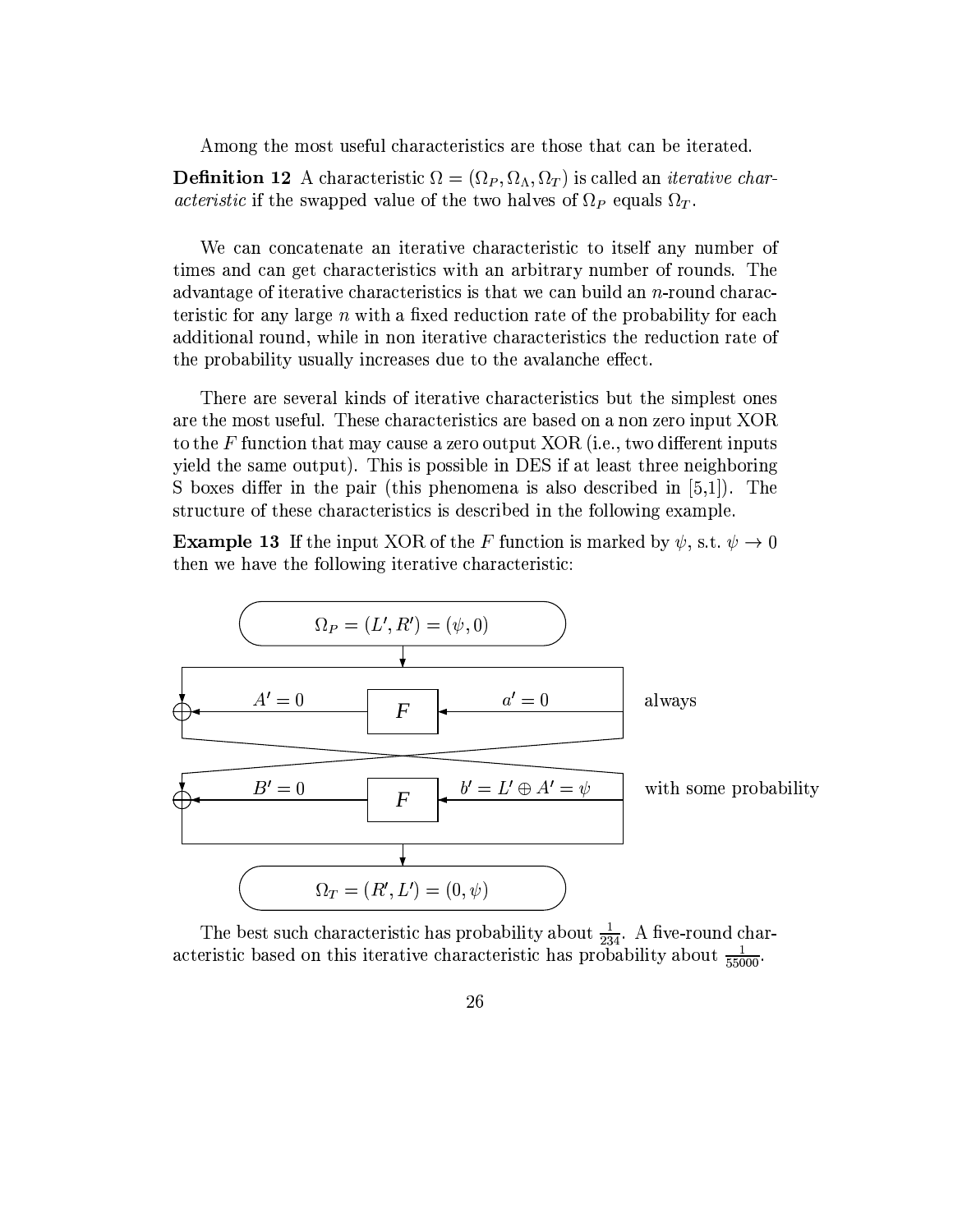Among the most useful characteristics are those that can be iterated.

**Definition 12** A characteristic $\Omega = (\Omega_P, \Omega_\Lambda, \Omega_T)$ is called an *iterative characteristic* if the swapped value of the two halves of $\Omega_P$ equals $\Omega_T$.

We can concatenate an iterative characteristic to itself any number of times and can get characteristics with an arbitrary number of rounds. The advantage of iterative characteristics is that we can build an $n$-round characteristic for any large $n$ with a fixed reduction rate of the probability for each additional round, while in non iterative characteristics the reduction rate of the probability usually increases due to the avalanche effect.

There are several kinds of iterative characteristics but the simplest ones are the most useful. These characteristics are based on a non zero input XOR to the $F$ function that may cause a zero output XOR (i.e., two different inputs yield the same output). This is possible in DES if at least three neighboring S boxes differ in the pair (this phenomena is also described in [5,1]). The structure of these characteristics is described in the following example.

**Example 13** If the input XOR of the $F$ function is marked by $\psi$, s.t. $\psi \rightarrow 0$ then we have the following iterative characteristic:

$$\Omega_P = (L', R') = (\psi, 0)$$

$A' = 0 \leftarrow F \leftarrow a' = 0$ — always

$B' = 0 \leftarrow F \leftarrow b' = L' \oplus A' = \psi$ — with some probability

$$\Omega_T = (R', L') = (0, \psi)$$

The best such characteristic has probability about $\frac{1}{234}$. A five-round characteristic based on this iterative characteristic has probability about $\frac{1}{55000}$.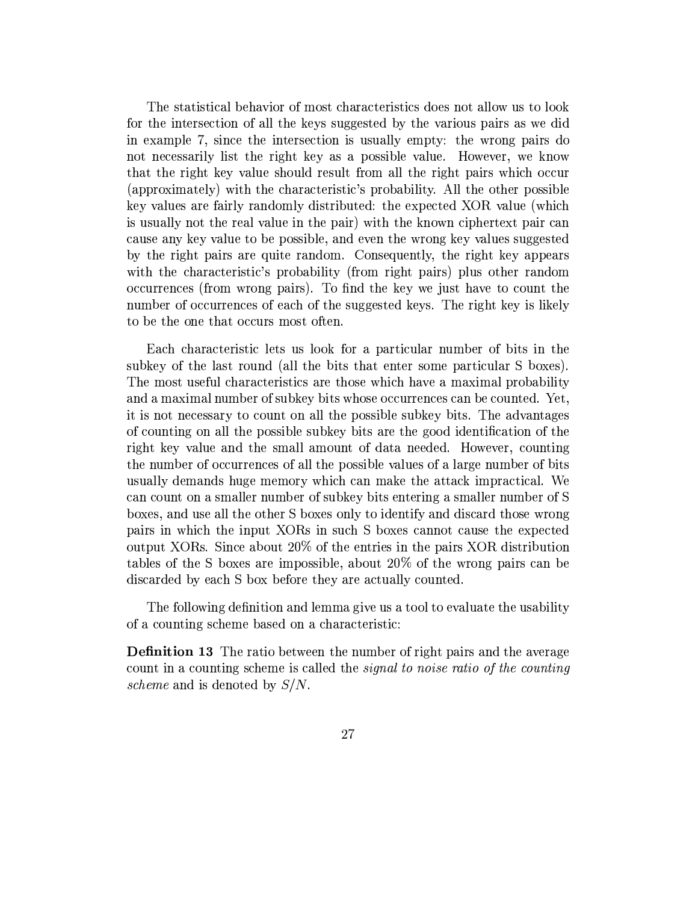The statistical behavior of most characteristics does not allow us to look for the intersection of all the keys suggested by the various pairs as we did in example 7, since the intersection is usually empty: the wrong pairs do not necessarily list the right key as a possible value. However, we know that the right key value should result from all the right pairs which occur (approximately) with the characteristic's probability. All the other possible key values are fairly randomly distributed: the expected XOR value (which is usually not the real value in the pair) with the known ciphertext pair can cause any key value to be possible, and even the wrong key values suggested by the right pairs are quite random. Consequently, the right key appears with the characteristic's probability (from right pairs) plus other random occurrences (from wrong pairs). To find the key we just have to count the number of occurrences of each of the suggested keys. The right key is likely to be the one that occurs most often.

Each characteristic lets us look for a particular number of bits in the subkey of the last round (all the bits that enter some particular S boxes). The most useful characteristics are those which have a maximal probability and a maximal number of subkey bits whose occurrences can be counted. Yet, it is not necessary to count on all the possible subkey bits. The advantages of counting on all the possible subkey bits are the good identification of the right key value and the small amount of data needed. However, counting the number of occurrences of all the possible values of a large number of bits usually demands huge memory which can make the attack impractical. We can count on a smaller number of subkey bits entering a smaller number of S boxes, and use all the other S boxes only to identify and discard those wrong pairs in which the input XORs in such S boxes cannot cause the expected output XORs. Since about 20% of the entries in the pairs XOR distribution tables of the S boxes are impossible, about 20% of the wrong pairs can be discarded by each S box before they are actually counted.

The following definition and lemma give us a tool to evaluate the usability of a counting scheme based on a characteristic:

**Definition 13** The ratio between the number of right pairs and the average count in a counting scheme is called the *signal to noise ratio of the counting scheme* and is denoted by $S/N$.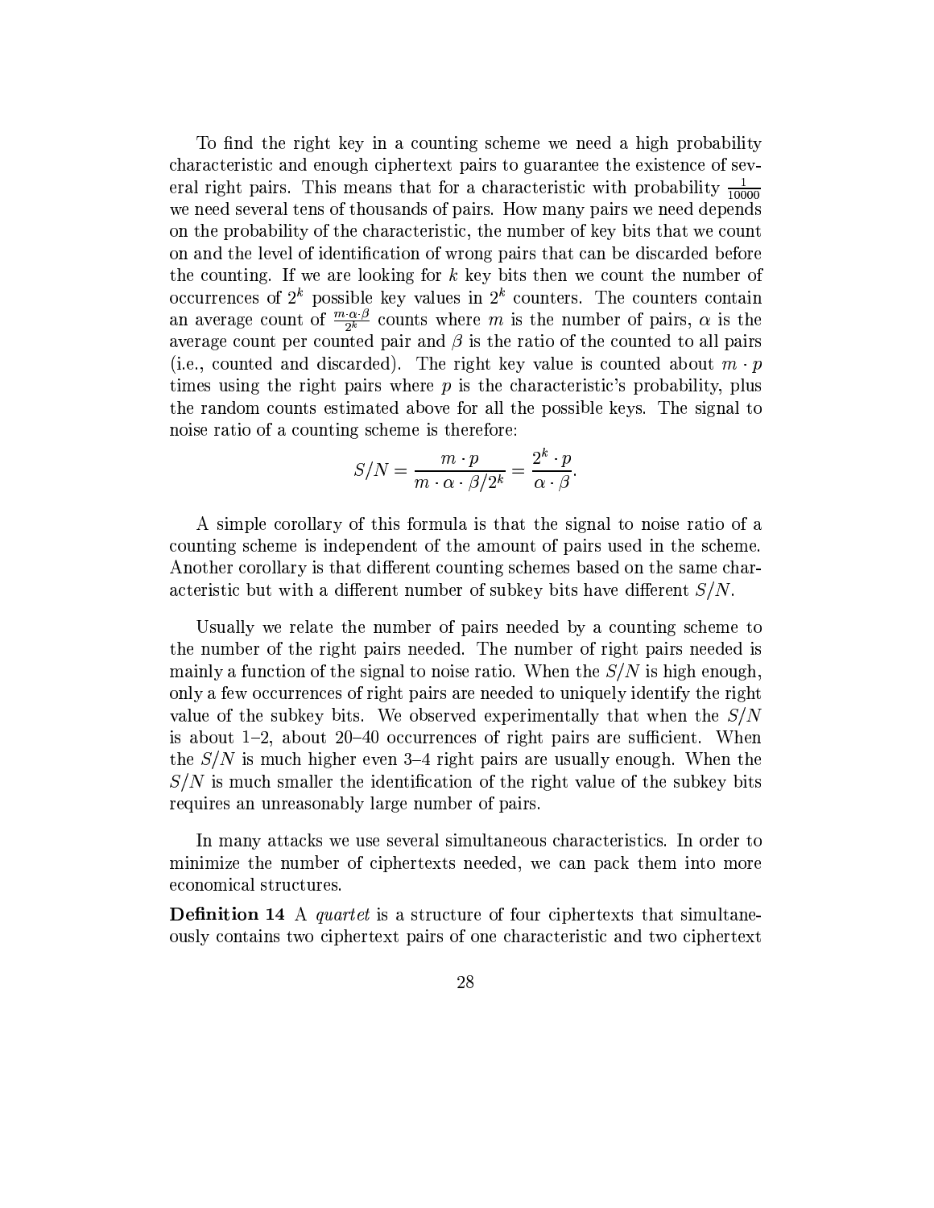To find the right key in a counting scheme we need a high probability characteristic and enough ciphertext pairs to guarantee the existence of several right pairs. This means that for a characteristic with probability $\frac{1}{10000}$ we need several tens of thousands of pairs. How many pairs we need depends on the probability of the characteristic, the number of key bits that we count on and the level of identification of wrong pairs that can be discarded before the counting. If we are looking for $k$ key bits then we count the number of occurrences of $2^k$ possible key values in $2^k$ counters. The counters contain an average count of $\frac{m \cdot \alpha \cdot \beta}{2^k}$ counts where $m$ is the number of pairs, $\alpha$ is the average count per counted pair and $\beta$ is the ratio of the counted to all pairs (i.e., counted and discarded). The right key value is counted about $m \cdot p$ times using the right pairs where $p$ is the characteristic's probability, plus the random counts estimated above for all the possible keys. The signal to noise ratio of a counting scheme is therefore:

$$S/N = \frac{m \cdot p}{m \cdot \alpha \cdot \beta / 2^k} = \frac{2^k \cdot p}{\alpha \cdot \beta}.$$

A simple corollary of this formula is that the signal to noise ratio of a counting scheme is independent of the amount of pairs used in the scheme. Another corollary is that different counting schemes based on the same characteristic but with a different number of subkey bits have different $S/N$.

Usually we relate the number of pairs needed by a counting scheme to the number of the right pairs needed. The number of right pairs needed is mainly a function of the signal to noise ratio. When the $S/N$ is high enough, only a few occurrences of right pairs are needed to uniquely identify the right value of the subkey bits. We observed experimentally that when the $S/N$ is about 1–2, about 20–40 occurrences of right pairs are sufficient. When the $S/N$ is much higher even 3–4 right pairs are usually enough. When the $S/N$ is much smaller the identification of the right value of the subkey bits requires an unreasonably large number of pairs.

In many attacks we use several simultaneous characteristics. In order to minimize the number of ciphertexts needed, we can pack them into more economical structures.

**Definition 14** A *quartet* is a structure of four ciphertexts that simultaneously contains two ciphertext pairs of one characteristic and two ciphertext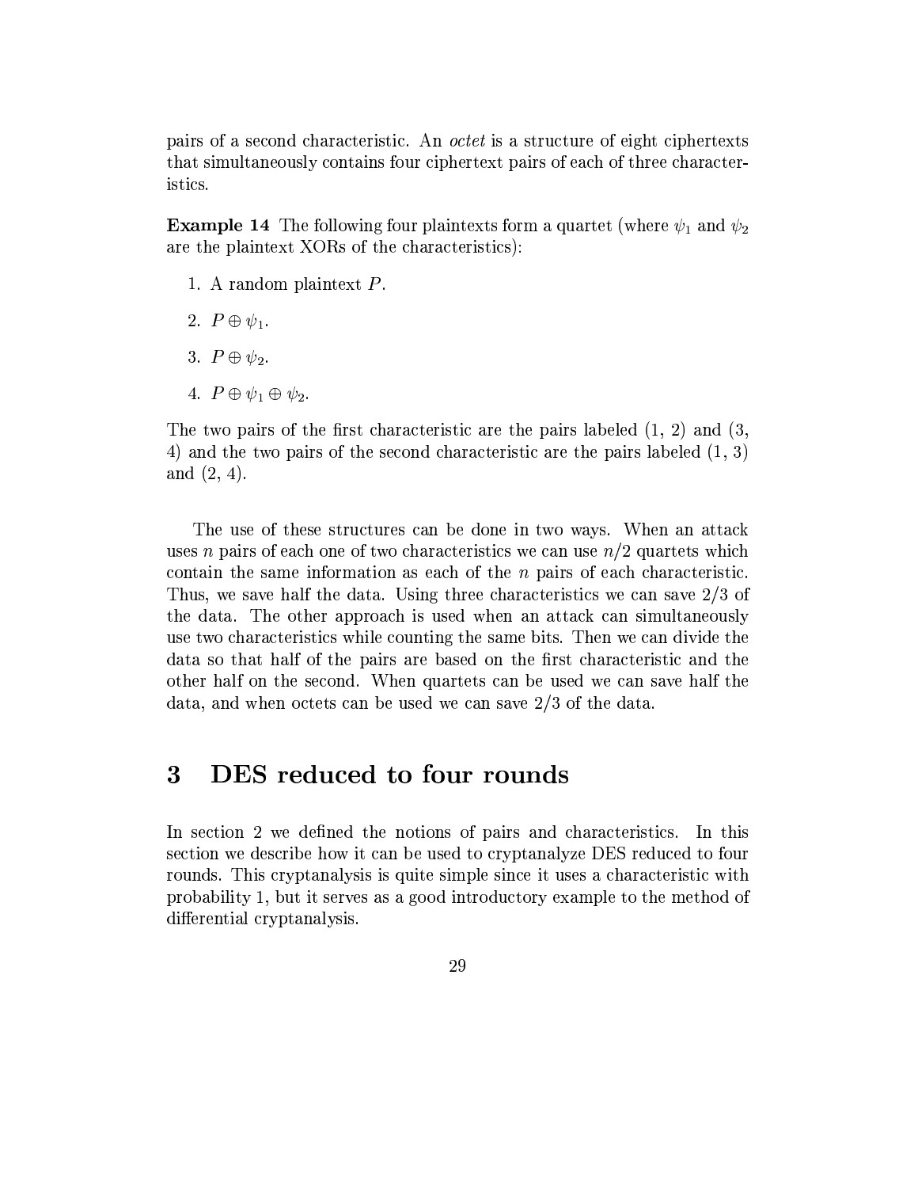pairs of a second characteristic. An *octet* is a structure of eight ciphertexts that simultaneously contains four ciphertext pairs of each of three characteristics.

**Example 14** The following four plaintexts form a quartet (where $\psi_1$ and $\psi_2$ are the plaintext XORs of the characteristics):

1. A random plaintext $P$.
2. $P \oplus \psi_1$.
3. $P \oplus \psi_2$.
4. $P \oplus \psi_1 \oplus \psi_2$.

The two pairs of the first characteristic are the pairs labeled (1, 2) and (3, 4) and the two pairs of the second characteristic are the pairs labeled (1, 3) and (2, 4).

The use of these structures can be done in two ways. When an attack uses $n$ pairs of each one of two characteristics we can use $n/2$ quartets which contain the same information as each of the $n$ pairs of each characteristic. Thus, we save half the data. Using three characteristics we can save 2/3 of the data. The other approach is used when an attack can simultaneously use two characteristics while counting the same bits. Then we can divide the data so that half of the pairs are based on the first characteristic and the other half on the second. When quartets can be used we can save half the data, and when octets can be used we can save 2/3 of the data.

# 3 DES reduced to four rounds

In section 2 we defined the notions of pairs and characteristics. In this section we describe how it can be used to cryptanalyze DES reduced to four rounds. This cryptanalysis is quite simple since it uses a characteristic with probability 1, but it serves as a good introductory example to the method of differential cryptanalysis.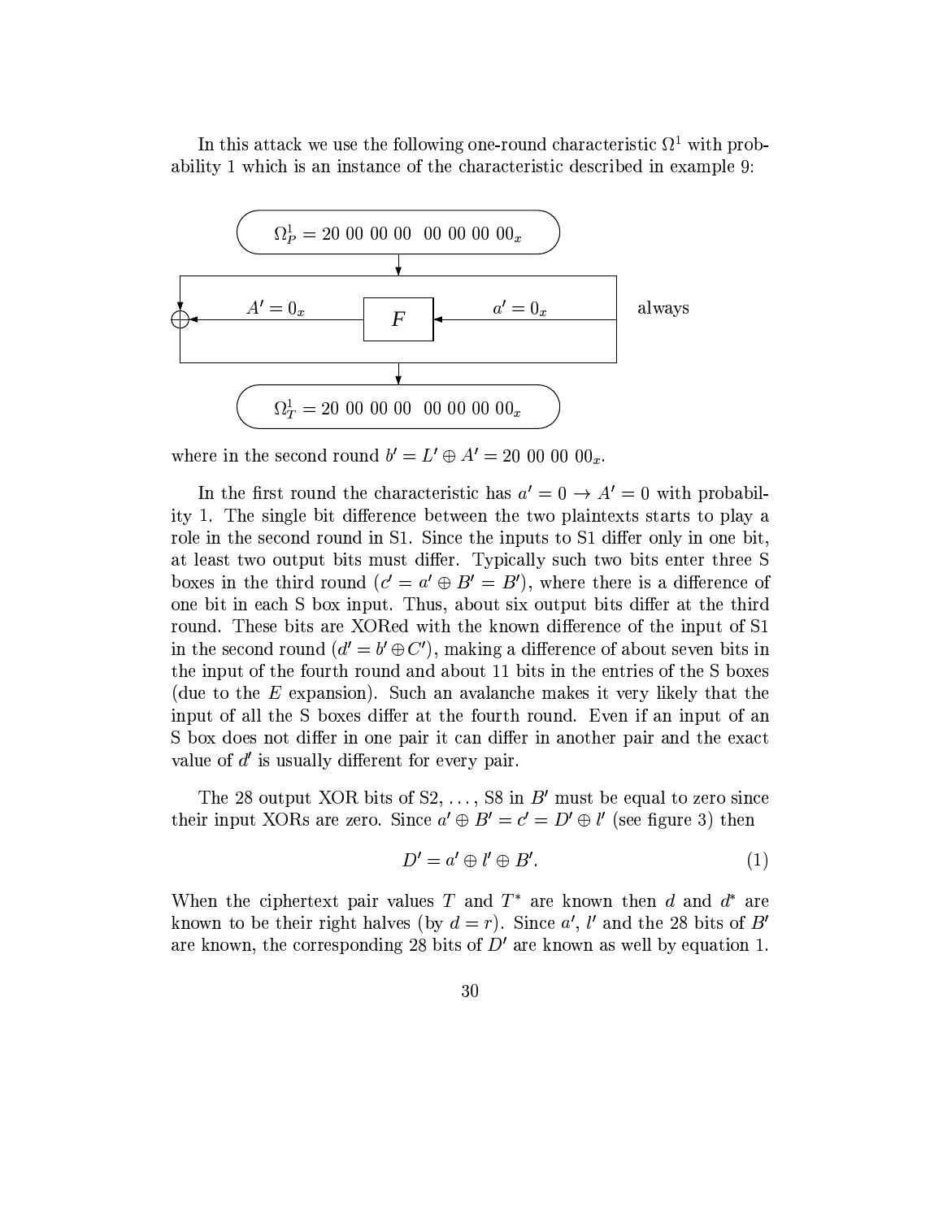In this attack we use the following one-round characteristic $\Omega^1$ with probability 1 which is an instance of the characteristic described in example 9:

$$\Omega_P^1 = 20\ 00\ 00\ 00\ \ 00\ 00\ 00\ 00_x$$

$$A' = 0_x \longleftarrow F \longleftarrow a' = 0_x \quad \text{always}$$

$$\Omega_T^1 = 20\ 00\ 00\ 00\ \ 00\ 00\ 00\ 00_x$$

where in the second round $b' = L' \oplus A' = 20\ 00\ 00\ 00_x$.

In the first round the characteristic has $a' = 0 \rightarrow A' = 0$ with probability 1. The single bit difference between the two plaintexts starts to play a role in the second round in S1. Since the inputs to S1 differ only in one bit, at least two output bits must differ. Typically such two bits enter three S boxes in the third round ($c' = a' \oplus B' = B'$), where there is a difference of one bit in each S box input. Thus, about six output bits differ at the third round. These bits are XORed with the known difference of the input of S1 in the second round ($d' = b' \oplus C'$), making a difference of about seven bits in the input of the fourth round and about 11 bits in the entries of the S boxes (due to the $E$ expansion). Such an avalanche makes it very likely that the input of all the S boxes differ at the fourth round. Even if an input of an S box does not differ in one pair it can differ in another pair and the exact value of $d'$ is usually different for every pair.

The 28 output XOR bits of S2, ..., S8 in $B'$ must be equal to zero since their input XORs are zero. Since $a' \oplus B' = c' = D' \oplus l'$ (see figure 3) then

$$D' = a' \oplus l' \oplus B'. \tag{1}$$

When the ciphertext pair values $T$ and $T^*$ are known then $d$ and $d^*$ are known to be their right halves (by $d = r$). Since $a'$, $l'$ and the 28 bits of $B'$ are known, the corresponding 28 bits of $D'$ are known as well by equation 1.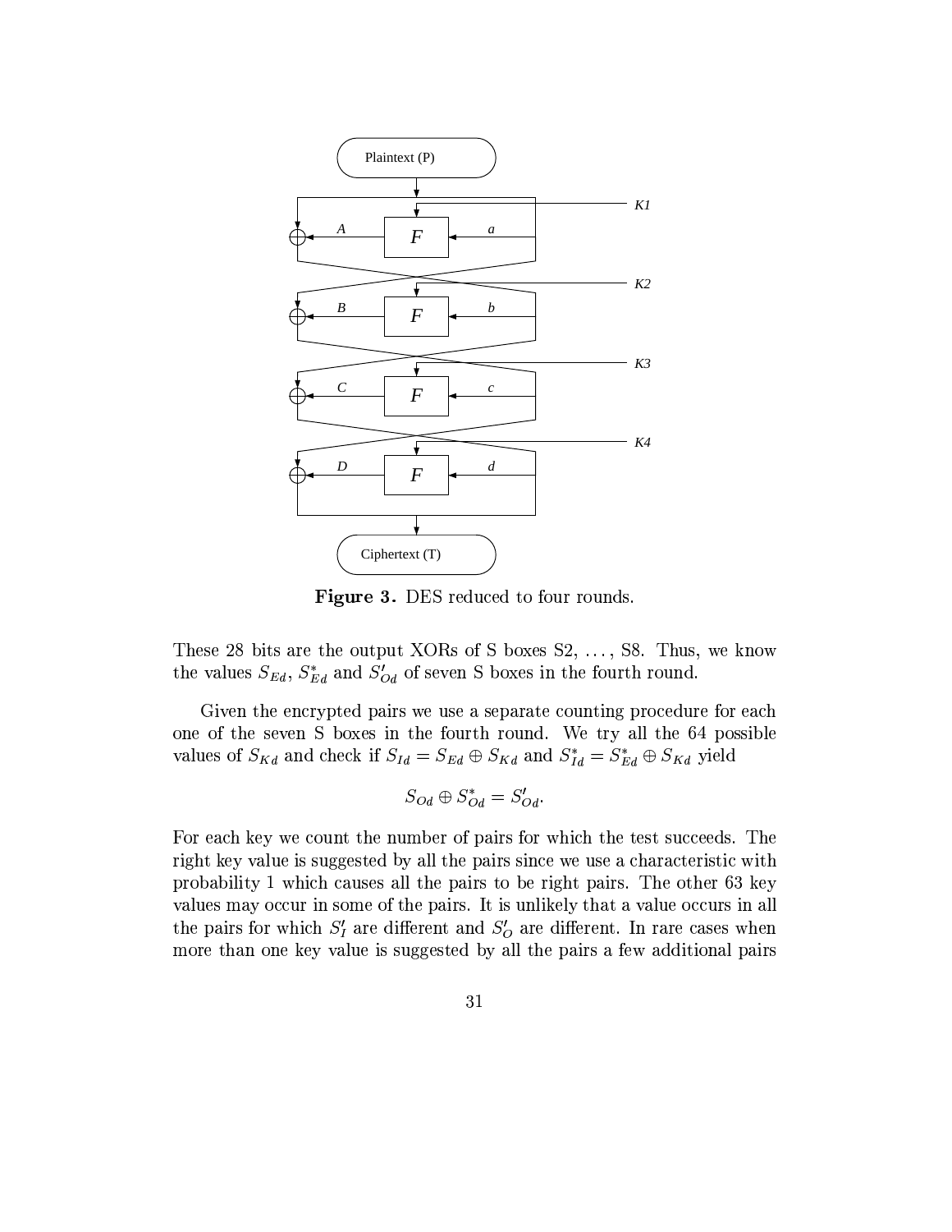**Figure 3.** DES reduced to four rounds.

These 28 bits are the output XORs of S boxes S2, ..., S8. Thus, we know the values $S_{Ed}$, $S^*_{Ed}$ and $S'_{Od}$ of seven S boxes in the fourth round.

Given the encrypted pairs we use a separate counting procedure for each one of the seven S boxes in the fourth round. We try all the 64 possible values of $S_{Kd}$ and check if $S_{Id} = S_{Ed} \oplus S_{Kd}$ and $S^*_{Id} = S^*_{Ed} \oplus S_{Kd}$ yield

$$S_{Od} \oplus S^*_{Od} = S'_{Od}.$$

For each key we count the number of pairs for which the test succeeds. The right key value is suggested by all the pairs since we use a characteristic with probability 1 which causes all the pairs to be right pairs. The other 63 key values may occur in some of the pairs. It is unlikely that a value occurs in all the pairs for which $S'_I$ are different and $S'_O$ are different. In rare cases when more than one key value is suggested by all the pairs a few additional pairs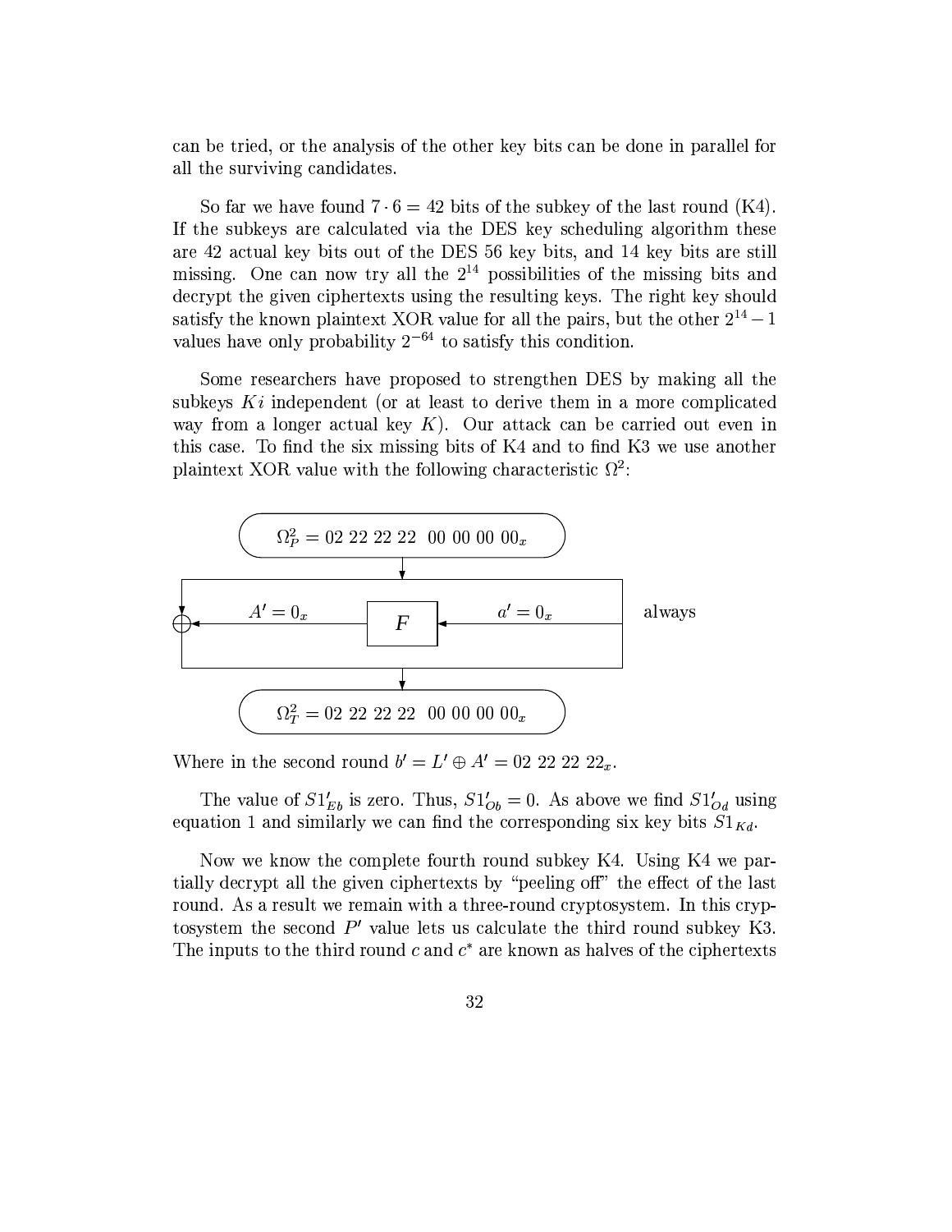can be tried, or the analysis of the other key bits can be done in parallel for all the surviving candidates.

So far we have found $7 \cdot 6 = 42$ bits of the subkey of the last round (K4). If the subkeys are calculated via the DES key scheduling algorithm these are 42 actual key bits out of the DES 56 key bits, and 14 key bits are still missing. One can now try all the $2^{14}$ possibilities of the missing bits and decrypt the given ciphertexts using the resulting keys. The right key should satisfy the known plaintext XOR value for all the pairs, but the other $2^{14} - 1$ values have only probability $2^{-64}$ to satisfy this condition.

Some researchers have proposed to strengthen DES by making all the subkeys $Ki$ independent (or at least to derive them in a more complicated way from a longer actual key $K$). Our attack can be carried out even in this case. To find the six missing bits of K4 and to find K3 we use another plaintext XOR value with the following characteristic $\Omega^2$:

$$\Omega^2_P = 02\ 22\ 22\ 22\ \ 00\ 00\ 00\ 00_x$$

$$A' = 0_x \xleftarrow{\quad F \quad} a' = 0_x \qquad \text{always}$$

$$\Omega^2_T = 02\ 22\ 22\ 22\ \ 00\ 00\ 00\ 00_x$$

Where in the second round $b' = L' \oplus A' = 02\ 22\ 22\ 22_x$.

The value of $S1'_{Eb}$ is zero. Thus, $S1'_{Ob} = 0$. As above we find $S1'_{Od}$ using equation 1 and similarly we can find the corresponding six key bits $S1_{Kd}$.

Now we know the complete fourth round subkey K4. Using K4 we partially decrypt all the given ciphertexts by "peeling off" the effect of the last round. As a result we remain with a three-round cryptosystem. In this cryptosystem the second $P'$ value lets us calculate the third round subkey K3. The inputs to the third round $c$ and $c^*$ are known as halves of the ciphertexts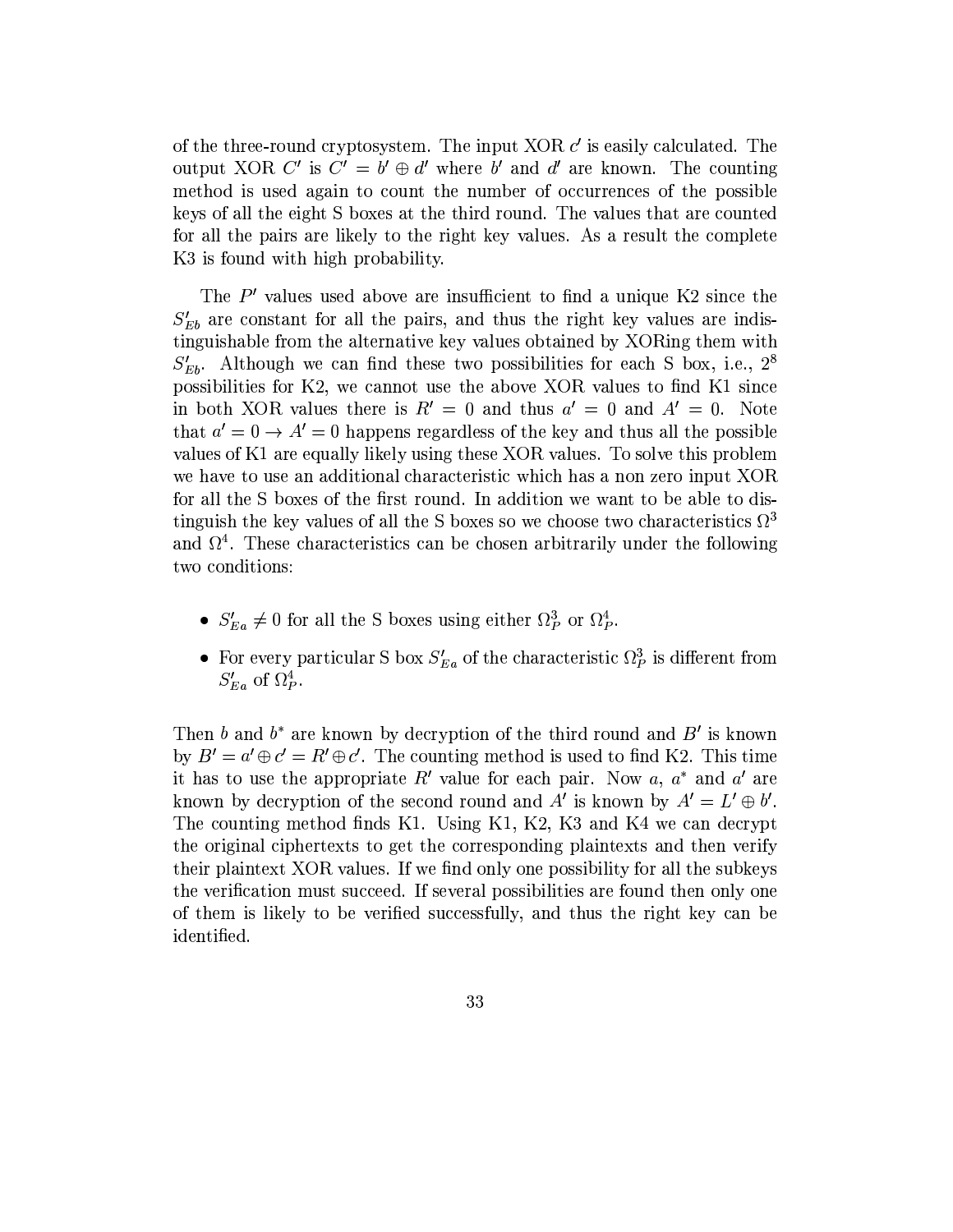of the three-round cryptosystem. The input XOR $c'$ is easily calculated. The output XOR $C'$ is $C' = b' \oplus d'$ where $b'$ and $d'$ are known. The counting method is used again to count the number of occurrences of the possible keys of all the eight S boxes at the third round. The values that are counted for all the pairs are likely to the right key values. As a result the complete K3 is found with high probability.

The $P'$ values used above are insufficient to find a unique K2 since the $S'_{Eb}$ are constant for all the pairs, and thus the right key values are indistinguishable from the alternative key values obtained by XORing them with $S'_{Eb}$. Although we can find these two possibilities for each S box, i.e., $2^8$ possibilities for K2, we cannot use the above XOR values to find K1 since in both XOR values there is $R' = 0$ and thus $a' = 0$ and $A' = 0$. Note that $a' = 0 \rightarrow A' = 0$ happens regardless of the key and thus all the possible values of K1 are equally likely using these XOR values. To solve this problem we have to use an additional characteristic which has a non zero input XOR for all the S boxes of the first round. In addition we want to be able to distinguish the key values of all the S boxes so we choose two characteristics $\Omega^3$ and $\Omega^4$. These characteristics can be chosen arbitrarily under the following two conditions:

- $S'_{Ea} \neq 0$ for all the S boxes using either $\Omega^3_P$ or $\Omega^4_P$.
- For every particular S box $S'_{Ea}$ of the characteristic $\Omega^3_P$ is different from $S'_{Ea}$ of $\Omega^4_P$.

Then $b$ and $b^*$ are known by decryption of the third round and $B'$ is known by $B' = a' \oplus c' = R' \oplus c'$. The counting method is used to find K2. This time it has to use the appropriate $R'$ value for each pair. Now $a$, $a^*$ and $a'$ are known by decryption of the second round and $A'$ is known by $A' = L' \oplus b'$. The counting method finds K1. Using K1, K2, K3 and K4 we can decrypt the original ciphertexts to get the corresponding plaintexts and then verify their plaintext XOR values. If we find only one possibility for all the subkeys the verification must succeed. If several possibilities are found then only one of them is likely to be verified successfully, and thus the right key can be identified.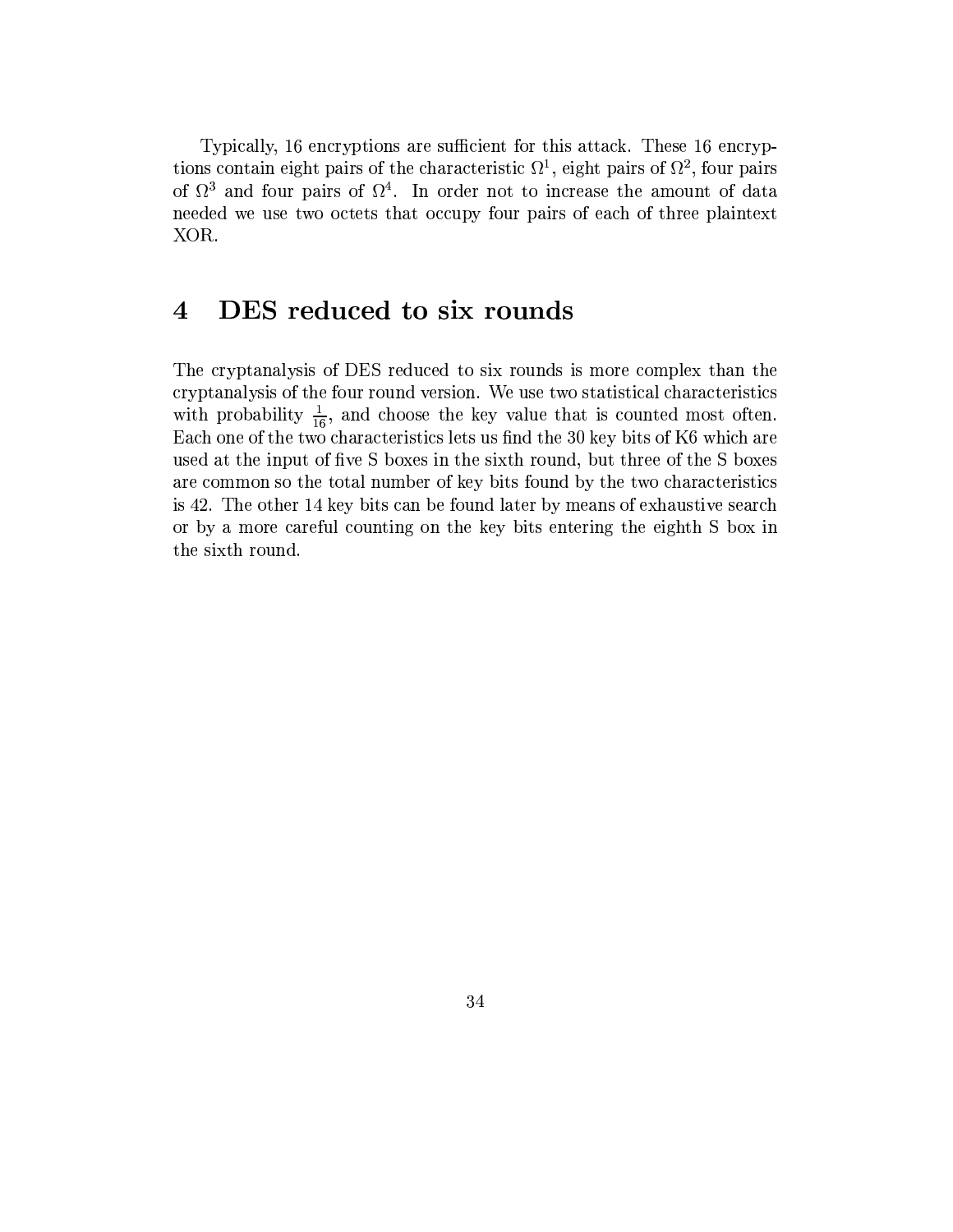Typically, 16 encryptions are sufficient for this attack. These 16 encryptions contain eight pairs of the characteristic $\Omega^1$, eight pairs of $\Omega^2$, four pairs of $\Omega^3$ and four pairs of $\Omega^4$. In order not to increase the amount of data needed we use two octets that occupy four pairs of each of three plaintext XOR.

# 4 DES reduced to six rounds

The cryptanalysis of DES reduced to six rounds is more complex than the cryptanalysis of the four round version. We use two statistical characteristics with probability $\frac{1}{16}$, and choose the key value that is counted most often. Each one of the two characteristics lets us find the 30 key bits of K6 which are used at the input of five S boxes in the sixth round, but three of the S boxes are common so the total number of key bits found by the two characteristics is 42. The other 14 key bits can be found later by means of exhaustive search or by a more careful counting on the key bits entering the eighth S box in the sixth round.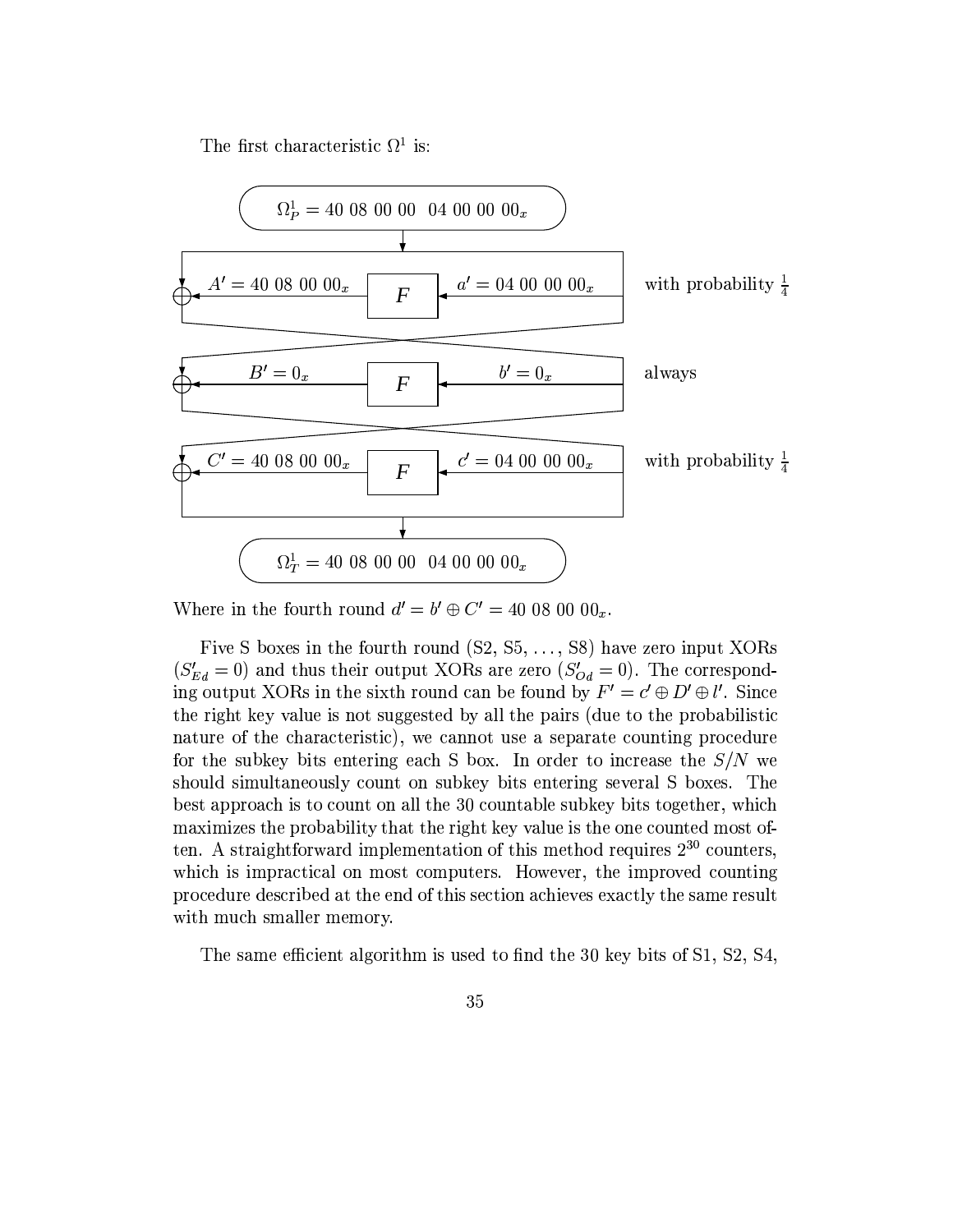The first characteristic $\Omega^1$ is:

$\Omega^1_P = 40\ 08\ 00\ 00\ \ 04\ 00\ 00\ 00_x$

| | | | |
|---|---|---|---|
| $A' = 40\ 08\ 00\ 00_x$ | $F$ | $a' = 04\ 00\ 00\ 00_x$ | with probability $\frac{1}{4}$ |
| $B' = 0_x$ | $F$ | $b' = 0_x$ | always |
| $C' = 40\ 08\ 00\ 00_x$ | $F$ | $c' = 04\ 00\ 00\ 00_x$ | with probability $\frac{1}{4}$ |

$\Omega^1_T = 40\ 08\ 00\ 00\ \ 04\ 00\ 00\ 00_x$

Where in the fourth round $d' = b' \oplus C' = 40\ 08\ 00\ 00_x$.

Five S boxes in the fourth round (S2, S5, ..., S8) have zero input XORs ($S'_{Ed} = 0$) and thus their output XORs are zero ($S'_{Od} = 0$). The corresponding output XORs in the sixth round can be found by $F' = c' \oplus D' \oplus l'$. Since the right key value is not suggested by all the pairs (due to the probabilistic nature of the characteristic), we cannot use a separate counting procedure for the subkey bits entering each S box. In order to increase the $S/N$ we should simultaneously count on subkey bits entering several S boxes. The best approach is to count on all the 30 countable subkey bits together, which maximizes the probability that the right key value is the one counted most often. A straightforward implementation of this method requires $2^{30}$ counters, which is impractical on most computers. However, the improved counting procedure described at the end of this section achieves exactly the same result with much smaller memory.

The same efficient algorithm is used to find the 30 key bits of S1, S2, S4,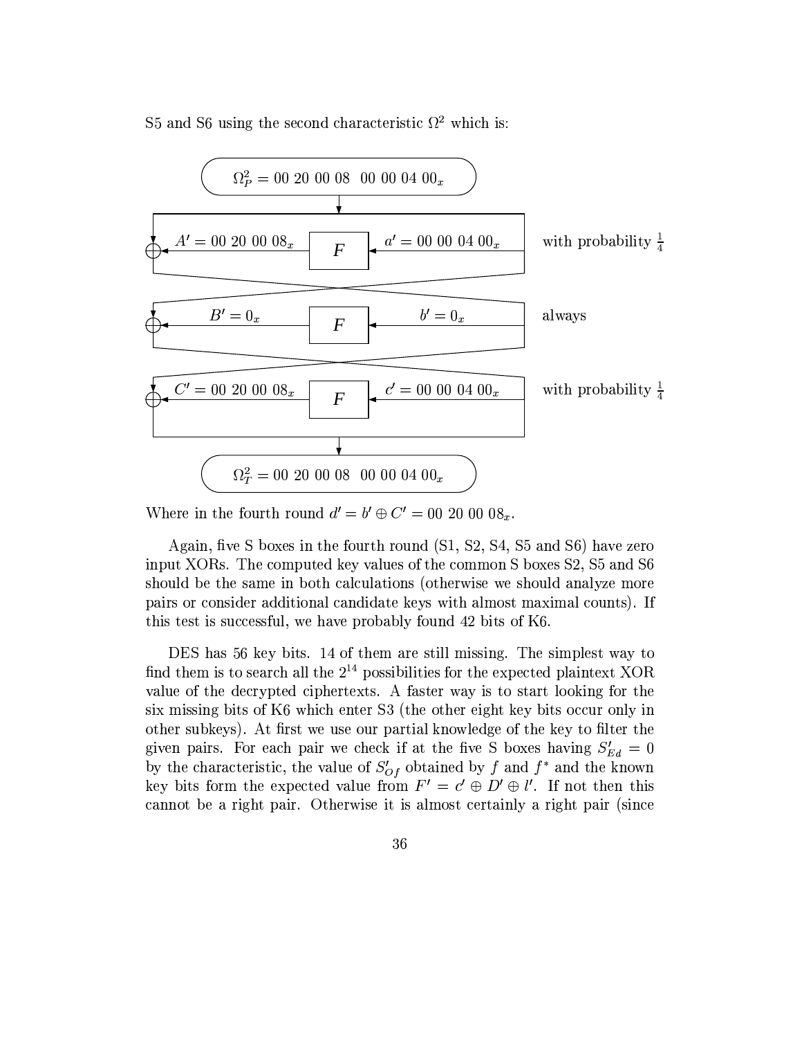S5 and S6 using the second characteristic $\Omega^2$ which is:

$$\Omega^2_P = 00\ 20\ 00\ 08\ \ 00\ 00\ 04\ 00_x$$

$A' = 00\ 20\ 00\ 08_x$ — $F$ — $a' = 00\ 00\ 04\ 00_x$ with probability $\frac{1}{4}$

$B' = 0_x$ — $F$ — $b' = 0_x$ always

$C' = 00\ 20\ 00\ 08_x$ — $F$ — $c' = 00\ 00\ 04\ 00_x$ with probability $\frac{1}{4}$

$$\Omega^2_T = 00\ 20\ 00\ 08\ \ 00\ 00\ 04\ 00_x$$

Where in the fourth round $d' = b' \oplus C' = 00\ 20\ 00\ 08_x$.

Again, five S boxes in the fourth round (S1, S2, S4, S5 and S6) have zero input XORs. The computed key values of the common S boxes S2, S5 and S6 should be the same in both calculations (otherwise we should analyze more pairs or consider additional candidate keys with almost maximal counts). If this test is successful, we have probably found 42 bits of K6.

DES has 56 key bits. 14 of them are still missing. The simplest way to find them is to search all the $2^{14}$ possibilities for the expected plaintext XOR value of the decrypted ciphertexts. A faster way is to start looking for the six missing bits of K6 which enter S3 (the other eight key bits occur only in other subkeys). At first we use our partial knowledge of the key to filter the given pairs. For each pair we check if at the five S boxes having $S'_{Ed} = 0$ by the characteristic, the value of $S'_{Of}$ obtained by $f$ and $f^*$ and the known key bits form the expected value from $F' = c' \oplus D' \oplus l'$. If not then this cannot be a right pair. Otherwise it is almost certainly a right pair (since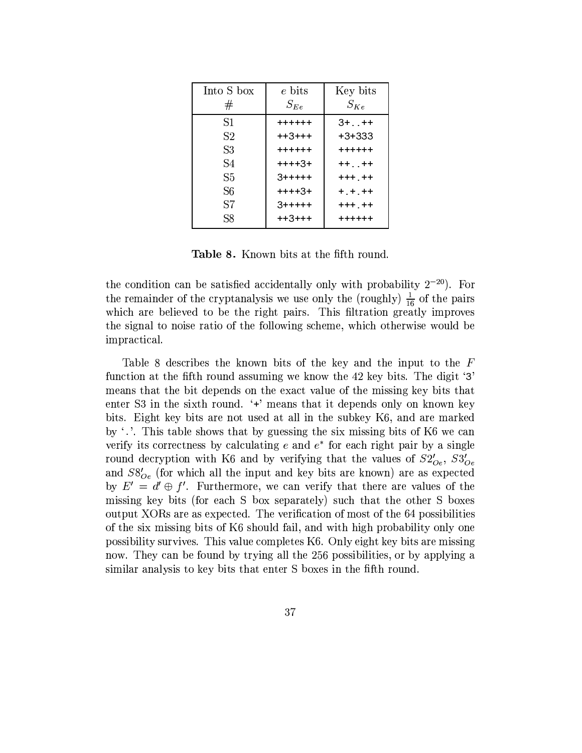| Into S box # | $e$ bits $S_{Ee}$ | Key bits $S_{Ke}$ |
|---|---|---|
| S1 | ++++++ | 3+..++ |
| S2 | ++3+++ | +3+333 |
| S3 | ++++++ | ++++++ |
| S4 | ++++3+ | ++..++ |
| S5 | 3+++++ | +++.++ |
| S6 | ++++3+ | +.+.++ |
| S7 | 3+++++ | +++.++ |
| S8 | ++3+++ | ++++++ |

**Table 8.** Known bits at the fifth round.

the condition can be satisfied accidentally only with probability $2^{-20}$). For the remainder of the cryptanalysis we use only the (roughly) $\frac{1}{16}$ of the pairs which are believed to be the right pairs. This filtration greatly improves the signal to noise ratio of the following scheme, which otherwise would be impractical.

Table 8 describes the known bits of the key and the input to the $F$ function at the fifth round assuming we know the 42 key bits. The digit '3' means that the bit depends on the exact value of the missing key bits that enter S3 in the sixth round. '+' means that it depends only on known key bits. Eight key bits are not used at all in the subkey K6, and are marked by '.'. This table shows that by guessing the six missing bits of K6 we can verify its correctness by calculating $e$ and $e^*$ for each right pair by a single round decryption with K6 and by verifying that the values of $S2'_{Oe}$, $S3'_{Oe}$ and $S8'_{Oe}$ (for which all the input and key bits are known) are as expected by $E' = d' \oplus f'$. Furthermore, we can verify that there are values of the missing key bits (for each S box separately) such that the other S boxes output XORs are as expected. The verification of most of the 64 possibilities of the six missing bits of K6 should fail, and with high probability only one possibility survives. This value completes K6. Only eight key bits are missing now. They can be found by trying all the 256 possibilities, or by applying a similar analysis to key bits that enter S boxes in the fifth round.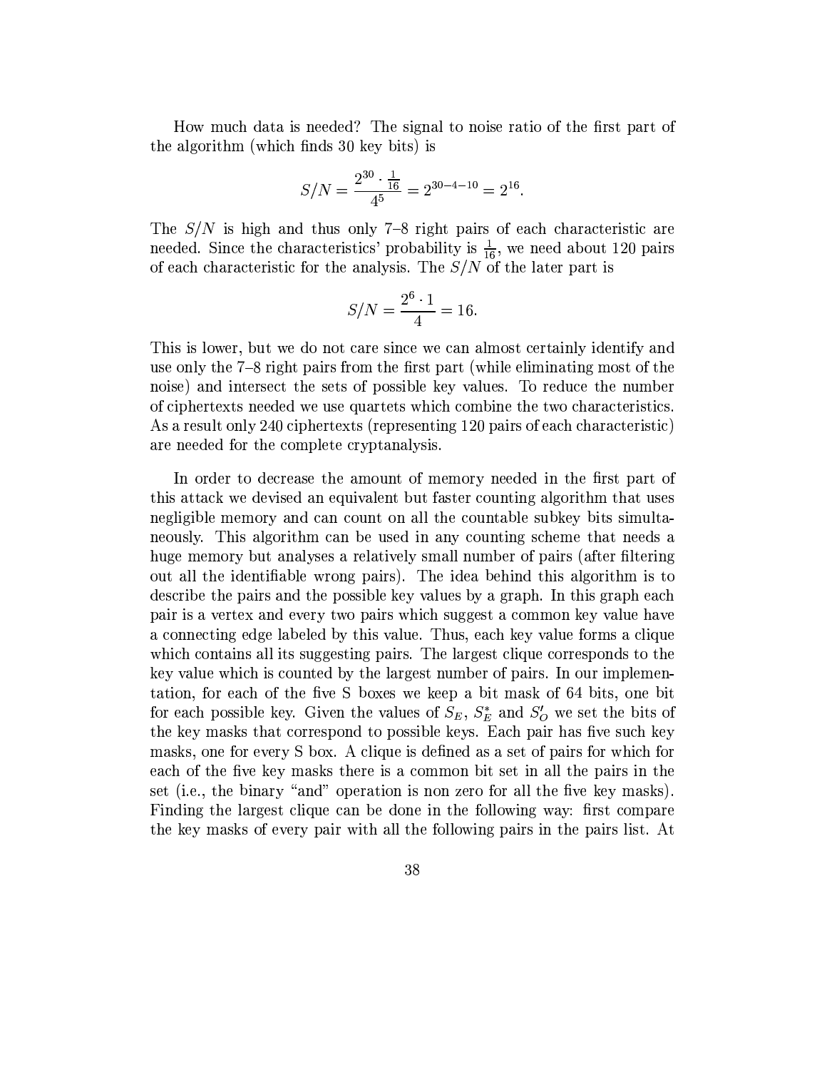How much data is needed? The signal to noise ratio of the first part of the algorithm (which finds 30 key bits) is

$$S/N = \frac{2^{30} \cdot \frac{1}{16}}{4^5} = 2^{30-4-10} = 2^{16}.$$

The $S/N$ is high and thus only 7–8 right pairs of each characteristic are needed. Since the characteristics' probability is $\frac{1}{16}$, we need about 120 pairs of each characteristic for the analysis. The $S/N$ of the later part is

$$S/N = \frac{2^6 \cdot 1}{4} = 16.$$

This is lower, but we do not care since we can almost certainly identify and use only the 7–8 right pairs from the first part (while eliminating most of the noise) and intersect the sets of possible key values. To reduce the number of ciphertexts needed we use quartets which combine the two characteristics. As a result only 240 ciphertexts (representing 120 pairs of each characteristic) are needed for the complete cryptanalysis.

In order to decrease the amount of memory needed in the first part of this attack we devised an equivalent but faster counting algorithm that uses negligible memory and can count on all the countable subkey bits simultaneously. This algorithm can be used in any counting scheme that needs a huge memory but analyses a relatively small number of pairs (after filtering out all the identifiable wrong pairs). The idea behind this algorithm is to describe the pairs and the possible key values by a graph. In this graph each pair is a vertex and every two pairs which suggest a common key value have a connecting edge labeled by this value. Thus, each key value forms a clique which contains all its suggesting pairs. The largest clique corresponds to the key value which is counted by the largest number of pairs. In our implementation, for each of the five S boxes we keep a bit mask of 64 bits, one bit for each possible key. Given the values of $S_E$, $S_E^*$ and $S_O'$ we set the bits of the key masks that correspond to possible keys. Each pair has five such key masks, one for every S box. A clique is defined as a set of pairs for which for each of the five key masks there is a common bit set in all the pairs in the set (i.e., the binary "and" operation is non zero for all the five key masks). Finding the largest clique can be done in the following way: first compare the key masks of every pair with all the following pairs in the pairs list. At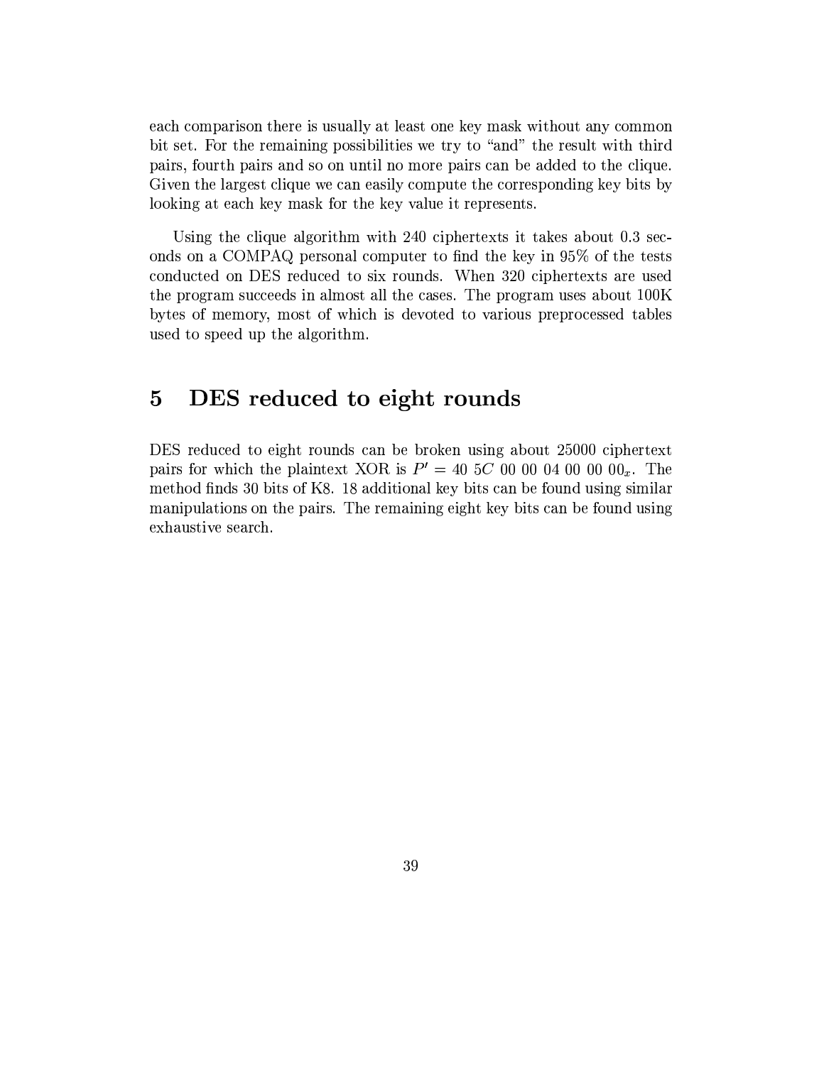each comparison there is usually at least one key mask without any common bit set. For the remaining possibilities we try to "and" the result with third pairs, fourth pairs and so on until no more pairs can be added to the clique. Given the largest clique we can easily compute the corresponding key bits by looking at each key mask for the key value it represents.

Using the clique algorithm with 240 ciphertexts it takes about 0.3 seconds on a COMPAQ personal computer to find the key in 95% of the tests conducted on DES reduced to six rounds. When 320 ciphertexts are used the program succeeds in almost all the cases. The program uses about 100K bytes of memory, most of which is devoted to various preprocessed tables used to speed up the algorithm.

# 5 DES reduced to eight rounds

DES reduced to eight rounds can be broken using about 25000 ciphertext pairs for which the plaintext XOR is $P' = 40\ 5C\ 00\ 00\ 04\ 00\ 00\ 00_x$. The method finds 30 bits of K8. 18 additional key bits can be found using similar manipulations on the pairs. The remaining eight key bits can be found using exhaustive search.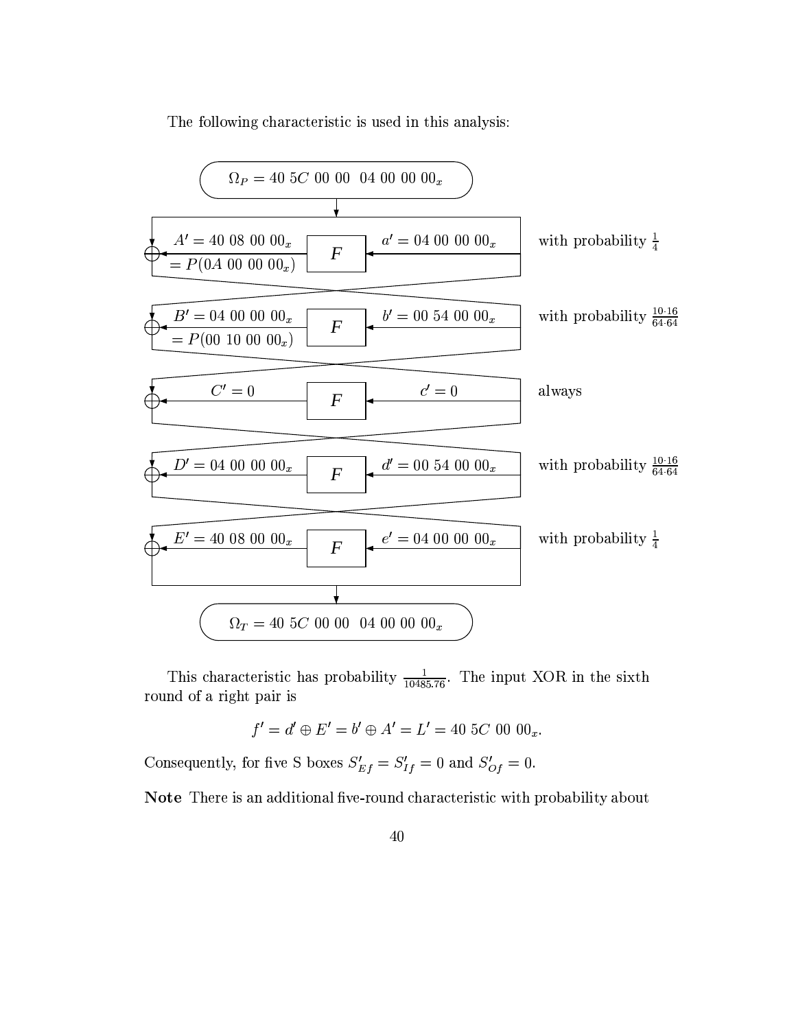The following characteristic is used in this analysis:

$$\Omega_P = 40\ 5C\ 00\ 00\ \ 04\ 00\ 00\ 00_x$$

| | | |
|---|---|---|
| $A' = 40\ 08\ 00\ 00_x = P(0A\ 00\ 00\ 00_x)$ | $a' = 04\ 00\ 00\ 00_x$ | with probability $\frac{1}{4}$ |
| $B' = 04\ 00\ 00\ 00_x = P(00\ 10\ 00\ 00_x)$ | $b' = 00\ 54\ 00\ 00_x$ | with probability $\frac{10 \cdot 16}{64 \cdot 64}$ |
| $C' = 0$ | $c' = 0$ | always |
| $D' = 04\ 00\ 00\ 00_x$ | $d' = 00\ 54\ 00\ 00_x$ | with probability $\frac{10 \cdot 16}{64 \cdot 64}$ |
| $E' = 40\ 08\ 00\ 00_x$ | $e' = 04\ 00\ 00\ 00_x$ | with probability $\frac{1}{4}$ |

$$\Omega_T = 40\ 5C\ 00\ 00\ \ 04\ 00\ 00\ 00_x$$

This characteristic has probability $\frac{1}{10485.76}$. The input XOR in the sixth round of a right pair is

$$f' = d' \oplus E' = b' \oplus A' = L' = 40\ 5C\ 00\ 00_x.$$

Consequently, for five S boxes $S'_{Ef} = S'_{If} = 0$ and $S'_{Of} = 0$.

**Note** There is an additional five-round characteristic with probability about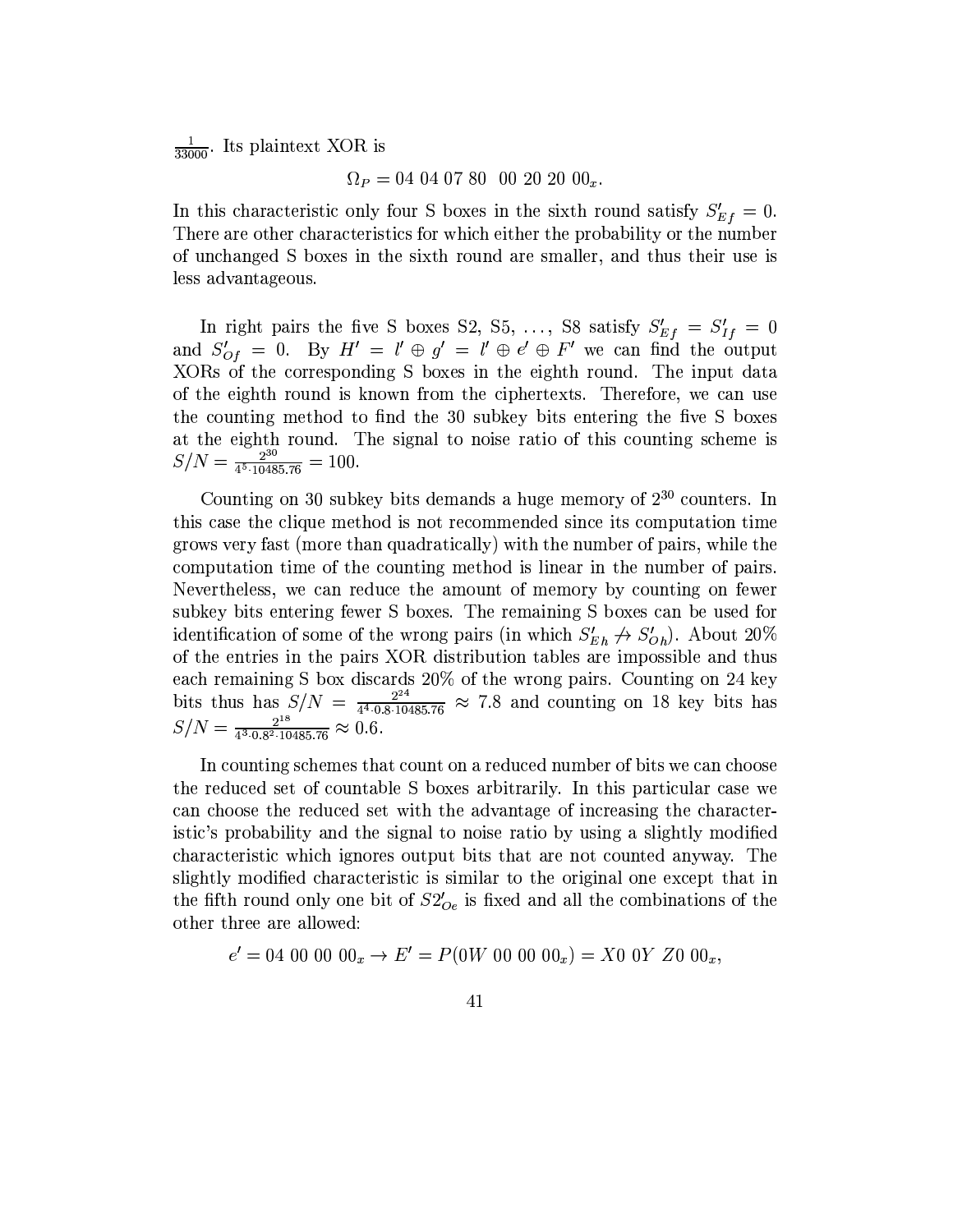$\frac{1}{33000}$. Its plaintext XOR is

$$\Omega_P = 04\ 04\ 07\ 80\ \ 00\ 20\ 20\ 00_x.$$

In this characteristic only four S boxes in the sixth round satisfy $S'_{Ef} = 0$. There are other characteristics for which either the probability or the number of unchanged S boxes in the sixth round are smaller, and thus their use is less advantageous.

In right pairs the five S boxes S2, S5, ..., S8 satisfy $S'_{Ef} = S'_{If} = 0$ and $S'_{Of} = 0$. By $H' = l' \oplus g' = l' \oplus e' \oplus F'$ we can find the output XORs of the corresponding S boxes in the eighth round. The input data of the eighth round is known from the ciphertexts. Therefore, we can use the counting method to find the 30 subkey bits entering the five S boxes at the eighth round. The signal to noise ratio of this counting scheme is $S/N = \frac{2^{30}}{4^5 \cdot 10485.76} = 100$.

Counting on 30 subkey bits demands a huge memory of $2^{30}$ counters. In this case the clique method is not recommended since its computation time grows very fast (more than quadratically) with the number of pairs, while the computation time of the counting method is linear in the number of pairs. Nevertheless, we can reduce the amount of memory by counting on fewer subkey bits entering fewer S boxes. The remaining S boxes can be used for identification of some of the wrong pairs (in which $S'_{Eh} \not\rightarrow S'_{Oh}$). About 20% of the entries in the pairs XOR distribution tables are impossible and thus each remaining S box discards 20% of the wrong pairs. Counting on 24 key bits thus has $S/N = \frac{2^{24}}{4^4 \cdot 0.8 \cdot 10485.76} \approx 7.8$ and counting on 18 key bits has $S/N = \frac{2^{18}}{4^3 \cdot 0.8^2 \cdot 10485.76} \approx 0.6$.

In counting schemes that count on a reduced number of bits we can choose the reduced set of countable S boxes arbitrarily. In this particular case we can choose the reduced set with the advantage of increasing the characteristic's probability and the signal to noise ratio by using a slightly modified characteristic which ignores output bits that are not counted anyway. The slightly modified characteristic is similar to the original one except that in the fifth round only one bit of $S2'_{Oe}$ is fixed and all the combinations of the other three are allowed:

$$e' = 04\ 00\ 00\ 00_x \rightarrow E' = P(0W\ 00\ 00\ 00_x) = X0\ 0Y\ Z0\ 00_x,$$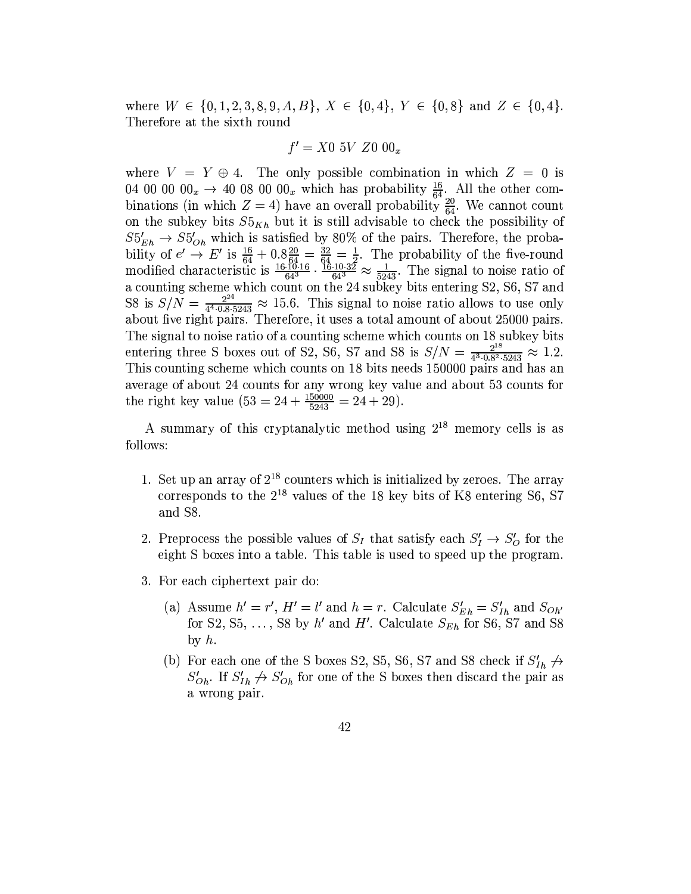where $W \in \{0, 1, 2, 3, 8, 9, A, B\}$, $X \in \{0, 4\}$, $Y \in \{0, 8\}$ and $Z \in \{0, 4\}$. Therefore at the sixth round

$$f' = X0\ 5V\ Z0\ 00_x$$

where $V = Y \oplus 4$. The only possible combination in which $Z = 0$ is $04\ 00\ 00\ 00_x \rightarrow 40\ 08\ 00\ 00_x$ which has probability $\frac{16}{64}$. All the other combinations (in which $Z = 4$) have an overall probability $\frac{20}{64}$. We cannot count on the subkey bits $S5_{Kh}$ but it is still advisable to check the possibility of $S5'_{Eh} \rightarrow S5'_{Oh}$ which is satisfied by 80% of the pairs. Therefore, the probability of $e' \rightarrow E'$ is $\frac{16}{64} + 0.8\frac{20}{64} = \frac{32}{64} = \frac{1}{2}$. The probability of the five-round modified characteristic is $\frac{16 \cdot 10 \cdot 16}{64^3} \cdot \frac{16 \cdot 10 \cdot 32}{64^3} \approx \frac{1}{5243}$. The signal to noise ratio of a counting scheme which count on the 24 subkey bits entering S2, S6, S7 and S8 is $S/N = \frac{2^{24}}{4^4 \cdot 0.8 \cdot 5243} \approx 15.6$. This signal to noise ratio allows to use only about five right pairs. Therefore, it uses a total amount of about 25000 pairs. The signal to noise ratio of a counting scheme which counts on 18 subkey bits entering three S boxes out of S2, S6, S7 and S8 is $S/N = \frac{2^{18}}{4^3 \cdot 0.8^2 \cdot 5243} \approx 1.2$. This counting scheme which counts on 18 bits needs 150000 pairs and has an average of about 24 counts for any wrong key value and about 53 counts for the right key value ($53 = 24 + \frac{150000}{5243} = 24 + 29$).

A summary of this cryptanalytic method using $2^{18}$ memory cells is as follows:

1. Set up an array of $2^{18}$ counters which is initialized by zeroes. The array corresponds to the $2^{18}$ values of the 18 key bits of K8 entering S6, S7 and S8.

2. Preprocess the possible values of $S_I$ that satisfy each $S'_I \rightarrow S'_O$ for the eight S boxes into a table. This table is used to speed up the program.

3. For each ciphertext pair do:

   (a) Assume $h' = r'$, $H' = l'$ and $h = r$. Calculate $S'_{Eh} = S'_{Ih}$ and $S_{Oh'}$ for S2, S5, ..., S8 by $h'$ and $H'$. Calculate $S_{Eh}$ for S6, S7 and S8 by $h$.

   (b) For each one of the S boxes S2, S5, S6, S7 and S8 check if $S'_{Ih} \not\rightarrow S'_{Oh}$. If $S'_{Ih} \not\rightarrow S'_{Oh}$ for one of the S boxes then discard the pair as a wrong pair.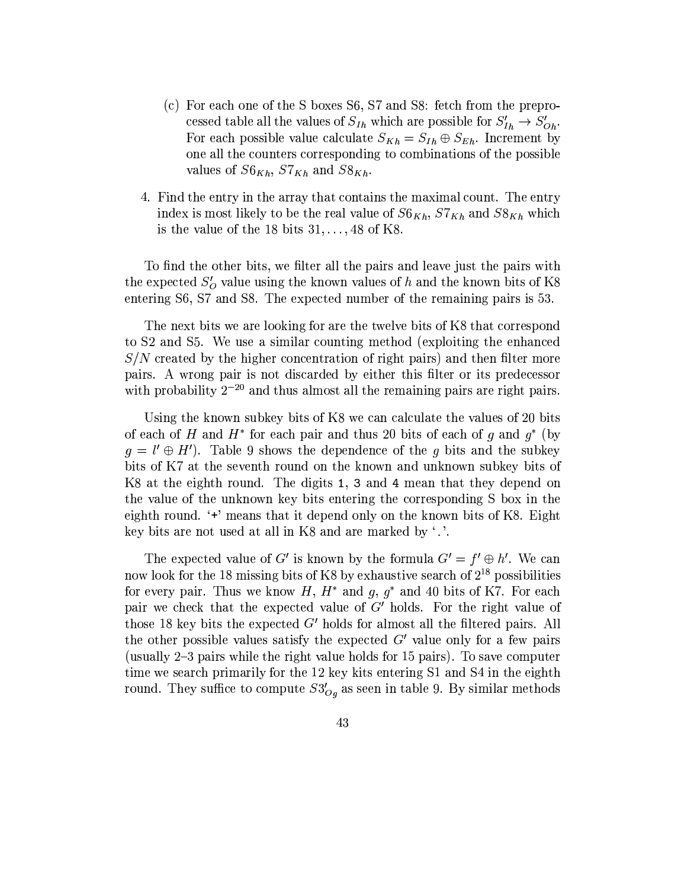(c) For each one of the S boxes S6, S7 and S8: fetch from the preprocessed table all the values of $S_{Ih}$ which are possible for $S'_{Ih} \rightarrow S'_{Oh}$. For each possible value calculate $S_{Kh} = S_{Ih} \oplus S_{Eh}$. Increment by one all the counters corresponding to combinations of the possible values of $S6_{Kh}$, $S7_{Kh}$ and $S8_{Kh}$.

4. Find the entry in the array that contains the maximal count. The entry index is most likely to be the real value of $S6_{Kh}$, $S7_{Kh}$ and $S8_{Kh}$ which is the value of the 18 bits $31, \ldots, 48$ of K8.

To find the other bits, we filter all the pairs and leave just the pairs with the expected $S'_O$ value using the known values of $h$ and the known bits of K8 entering S6, S7 and S8. The expected number of the remaining pairs is 53.

The next bits we are looking for are the twelve bits of K8 that correspond to S2 and S5. We use a similar counting method (exploiting the enhanced $S/N$ created by the higher concentration of right pairs) and then filter more pairs. A wrong pair is not discarded by either this filter or its predecessor with probability $2^{-20}$ and thus almost all the remaining pairs are right pairs.

Using the known subkey bits of K8 we can calculate the values of 20 bits of each of $H$ and $H^*$ for each pair and thus 20 bits of each of $g$ and $g^*$ (by $g = l' \oplus H'$). Table 9 shows the dependence of the $g$ bits and the subkey bits of K7 at the seventh round on the known and unknown subkey bits of K8 at the eighth round. The digits `1`, `3` and `4` mean that they depend on the value of the unknown key bits entering the corresponding S box in the eighth round. '+' means that it depend only on the known bits of K8. Eight key bits are not used at all in K8 and are marked by '.'.

The expected value of $G'$ is known by the formula $G' = f' \oplus h'$. We can now look for the 18 missing bits of K8 by exhaustive search of $2^{18}$ possibilities for every pair. Thus we know $H$, $H^*$ and $g$, $g^*$ and 40 bits of K7. For each pair we check that the expected value of $G'$ holds. For the right value of those 18 key bits the expected $G'$ holds for almost all the filtered pairs. All the other possible values satisfy the expected $G'$ value only for a few pairs (usually 2–3 pairs while the right value holds for 15 pairs). To save computer time we search primarily for the 12 key kits entering S1 and S4 in the eighth round. They suffice to compute $S3'_{Og}$ as seen in table 9. By similar methods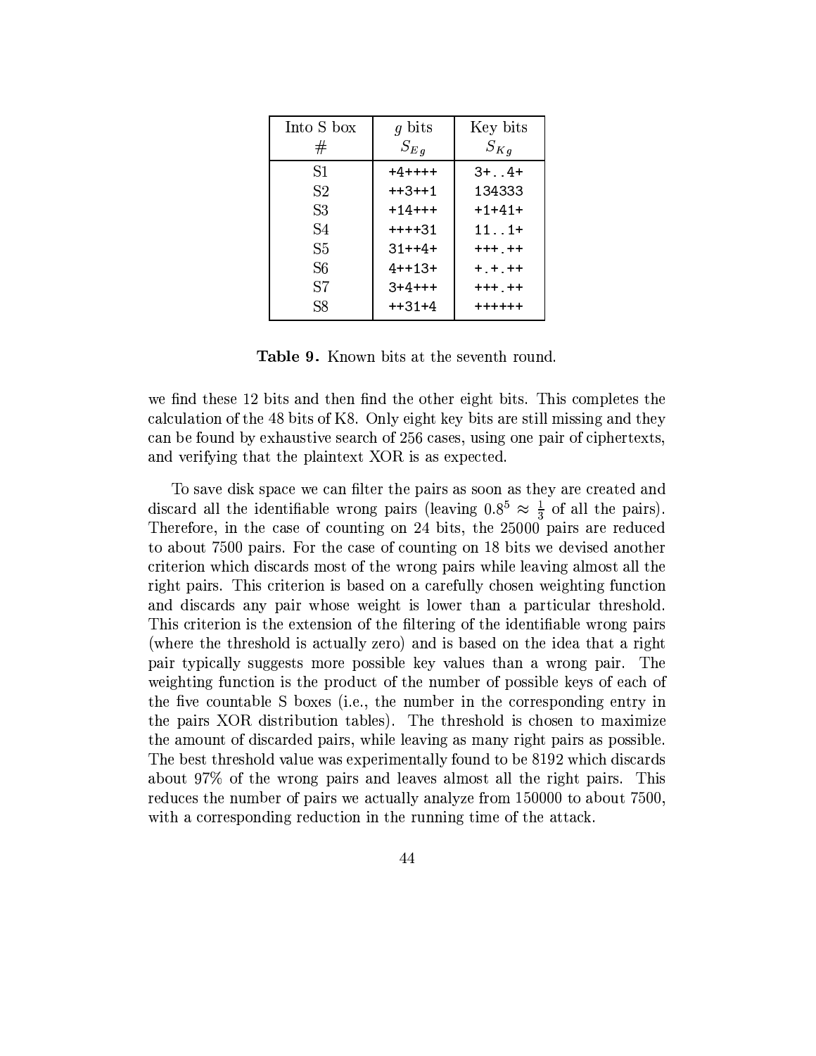| Into S box # | $g$ bits $S_{E_g}$ | Key bits $S_{K_g}$ |
|---|---|---|
| S1 | `+4++++` | `3+..4+` |
| S2 | `++3++1` | `134333` |
| S3 | `+14+++` | `+1+41+` |
| S4 | `++++31` | `11..1+` |
| S5 | `31++4+` | `+++.++` |
| S6 | `4++13+` | `+.+.++` |
| S7 | `3+4+++` | `+++.++` |
| S8 | `++31+4` | `++++++` |

**Table 9.** Known bits at the seventh round.

we find these 12 bits and then find the other eight bits. This completes the calculation of the 48 bits of K8. Only eight key bits are still missing and they can be found by exhaustive search of 256 cases, using one pair of ciphertexts, and verifying that the plaintext XOR is as expected.

To save disk space we can filter the pairs as soon as they are created and discard all the identifiable wrong pairs (leaving $0.8^5 \approx \frac{1}{3}$ of all the pairs). Therefore, in the case of counting on 24 bits, the 25000 pairs are reduced to about 7500 pairs. For the case of counting on 18 bits we devised another criterion which discards most of the wrong pairs while leaving almost all the right pairs. This criterion is based on a carefully chosen weighting function and discards any pair whose weight is lower than a particular threshold. This criterion is the extension of the filtering of the identifiable wrong pairs (where the threshold is actually zero) and is based on the idea that a right pair typically suggests more possible key values than a wrong pair. The weighting function is the product of the number of possible keys of each of the five countable S boxes (i.e., the number in the corresponding entry in the pairs XOR distribution tables). The threshold is chosen to maximize the amount of discarded pairs, while leaving as many right pairs as possible. The best threshold value was experimentally found to be 8192 which discards about 97% of the wrong pairs and leaves almost all the right pairs. This reduces the number of pairs we actually analyze from 150000 to about 7500, with a corresponding reduction in the running time of the attack.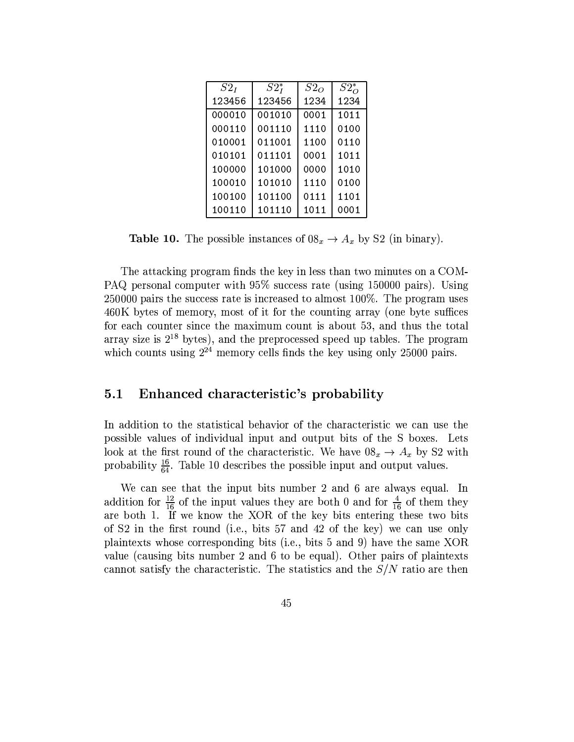| $S2_I$ | $S2_I^*$ | $S2_O$ | $S2_O^*$ |
|---|---|---|---|
| 123456 | 123456 | 1234 | 1234 |
| 000010 | 001010 | 0001 | 1011 |
| 000110 | 001110 | 1110 | 0100 |
| 010001 | 011001 | 1100 | 0110 |
| 010101 | 011101 | 0001 | 1011 |
| 100000 | 101000 | 0000 | 1010 |
| 100010 | 101010 | 1110 | 0100 |
| 100100 | 101100 | 0111 | 1101 |
| 100110 | 101110 | 1011 | 0001 |

**Table 10.** The possible instances of $08_x \rightarrow A_x$ by S2 (in binary).

The attacking program finds the key in less than two minutes on a COMPAQ personal computer with 95% success rate (using 150000 pairs). Using 250000 pairs the success rate is increased to almost 100%. The program uses 460K bytes of memory, most of it for the counting array (one byte suffices for each counter since the maximum count is about 53, and thus the total array size is $2^{18}$ bytes), and the preprocessed speed up tables. The program which counts using $2^{24}$ memory cells finds the key using only 25000 pairs.

## 5.1 Enhanced characteristic's probability

In addition to the statistical behavior of the characteristic we can use the possible values of individual input and output bits of the S boxes. Lets look at the first round of the characteristic. We have $08_x \rightarrow A_x$ by S2 with probability $\frac{16}{64}$. Table 10 describes the possible input and output values.

We can see that the input bits number 2 and 6 are always equal. In addition for $\frac{12}{16}$ of the input values they are both 0 and for $\frac{4}{16}$ of them they are both 1. If we know the XOR of the key bits entering these two bits of S2 in the first round (i.e., bits 57 and 42 of the key) we can use only plaintexts whose corresponding bits (i.e., bits 5 and 9) have the same XOR value (causing bits number 2 and 6 to be equal). Other pairs of plaintexts cannot satisfy the characteristic. The statistics and the $S/N$ ratio are then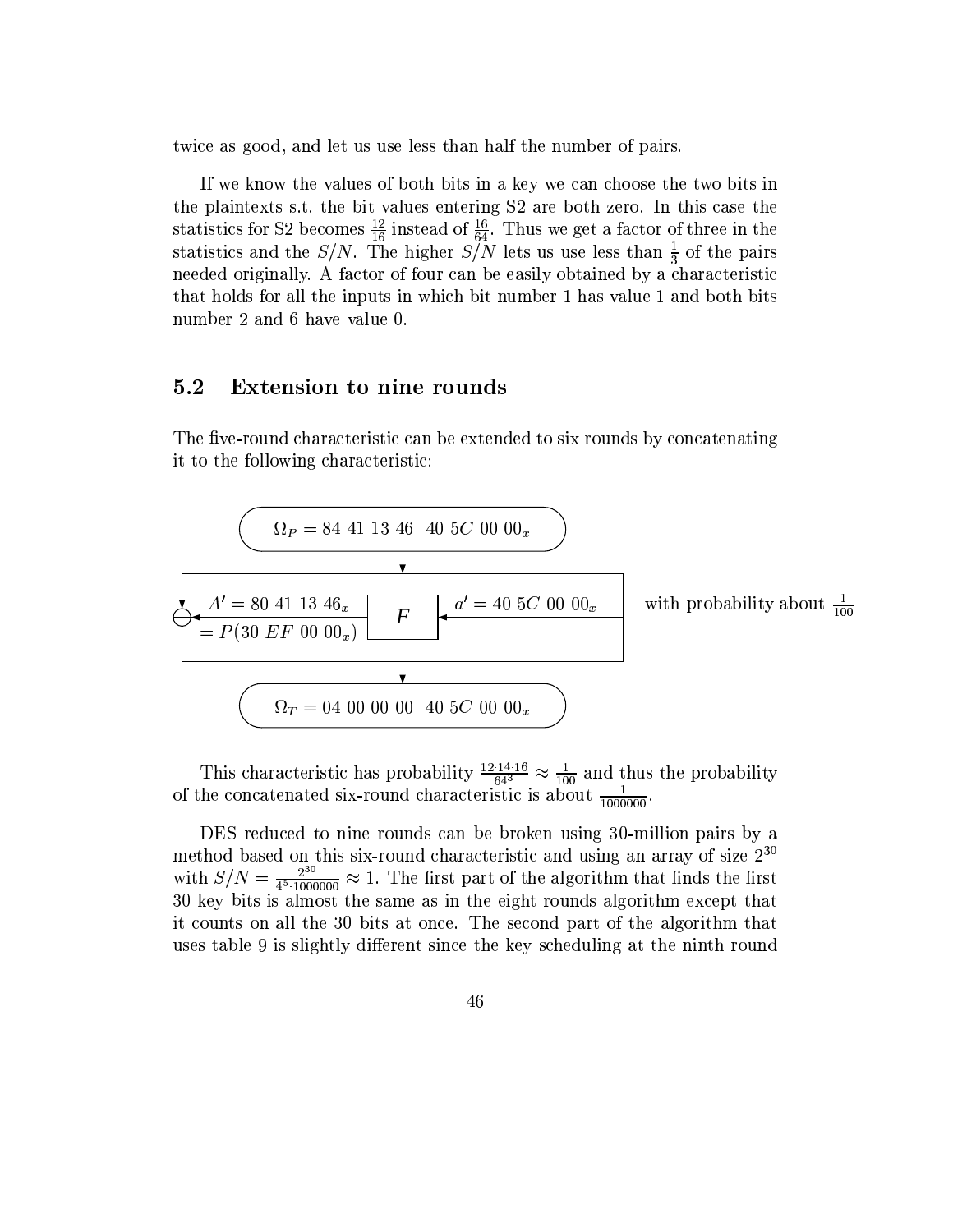twice as good, and let us use less than half the number of pairs.

If we know the values of both bits in a key we can choose the two bits in the plaintexts s.t. the bit values entering S2 are both zero. In this case the statistics for S2 becomes $\frac{12}{16}$ instead of $\frac{16}{64}$. Thus we get a factor of three in the statistics and the $S/N$. The higher $S/N$ lets us use less than $\frac{1}{3}$ of the pairs needed originally. A factor of four can be easily obtained by a characteristic that holds for all the inputs in which bit number 1 has value 1 and both bits number 2 and 6 have value 0.

## 5.2 Extension to nine rounds

The five-round characteristic can be extended to six rounds by concatenating it to the following characteristic:

$\Omega_P = 84\ 41\ 13\ 46\ \ 40\ 5C\ 00\ 00_x$

$A' = 80\ 41\ 13\ 46_x = P(30\ EF\ 00\ 00_x)$ ← $F$ ← $a' = 40\ 5C\ 00\ 00_x$ with probability about $\frac{1}{100}$

$\Omega_T = 04\ 00\ 00\ 00\ \ 40\ 5C\ 00\ 00_x$

This characteristic has probability $\frac{12 \cdot 14 \cdot 16}{64^3} \approx \frac{1}{100}$ and thus the probability of the concatenated six-round characteristic is about $\frac{1}{1000000}$.

DES reduced to nine rounds can be broken using 30-million pairs by a method based on this six-round characteristic and using an array of size $2^{30}$ with $S/N = \frac{2^{30}}{4^5 \cdot 1000000} \approx 1$. The first part of the algorithm that finds the first 30 key bits is almost the same as in the eight rounds algorithm except that it counts on all the 30 bits at once. The second part of the algorithm that uses table 9 is slightly different since the key scheduling at the ninth round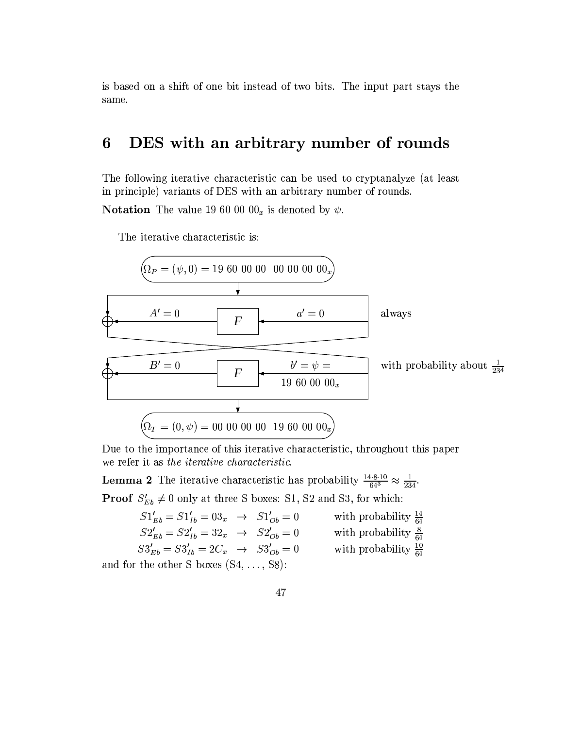is based on a shift of one bit instead of two bits. The input part stays the same.

# 6 DES with an arbitrary number of rounds

The following iterative characteristic can be used to cryptanalyze (at least in principle) variants of DES with an arbitrary number of rounds.

**Notation** The value 19 60 00 $00_x$ is denoted by $\psi$.

The iterative characteristic is:

$\Omega_P = (\psi, 0) = 19\ 60\ 00\ 00\ \ 00\ 00\ 00\ 00_x$

$A' = 0$ ← $F$ ← $a' = 0$ — always

$B' = 0$ ← $F$ ← $b' = \psi = 19\ 60\ 00\ 00_x$ — with probability about $\frac{1}{234}$

$\Omega_T = (0, \psi) = 00\ 00\ 00\ 00\ \ 19\ 60\ 00\ 00_x$

Due to the importance of this iterative characteristic, throughout this paper we refer it as *the iterative characteristic*.

**Lemma 2** The iterative characteristic has probability $\frac{14 \cdot 8 \cdot 10}{64^3} \approx \frac{1}{234}$.

**Proof** $S'_{Eb} \neq 0$ only at three S boxes: S1, S2 and S3, for which:

$$S1'_{Eb} = S1'_{Ib} = 03_x \rightarrow S1'_{Ob} = 0 \quad \text{with probability } \tfrac{14}{64}$$
$$S2'_{Eb} = S2'_{Ib} = 32_x \rightarrow S2'_{Ob} = 0 \quad \text{with probability } \tfrac{8}{64}$$
$$S3'_{Eb} = S3'_{Ib} = 2C_x \rightarrow S3'_{Ob} = 0 \quad \text{with probability } \tfrac{10}{64}$$

and for the other S boxes (S4, ..., S8):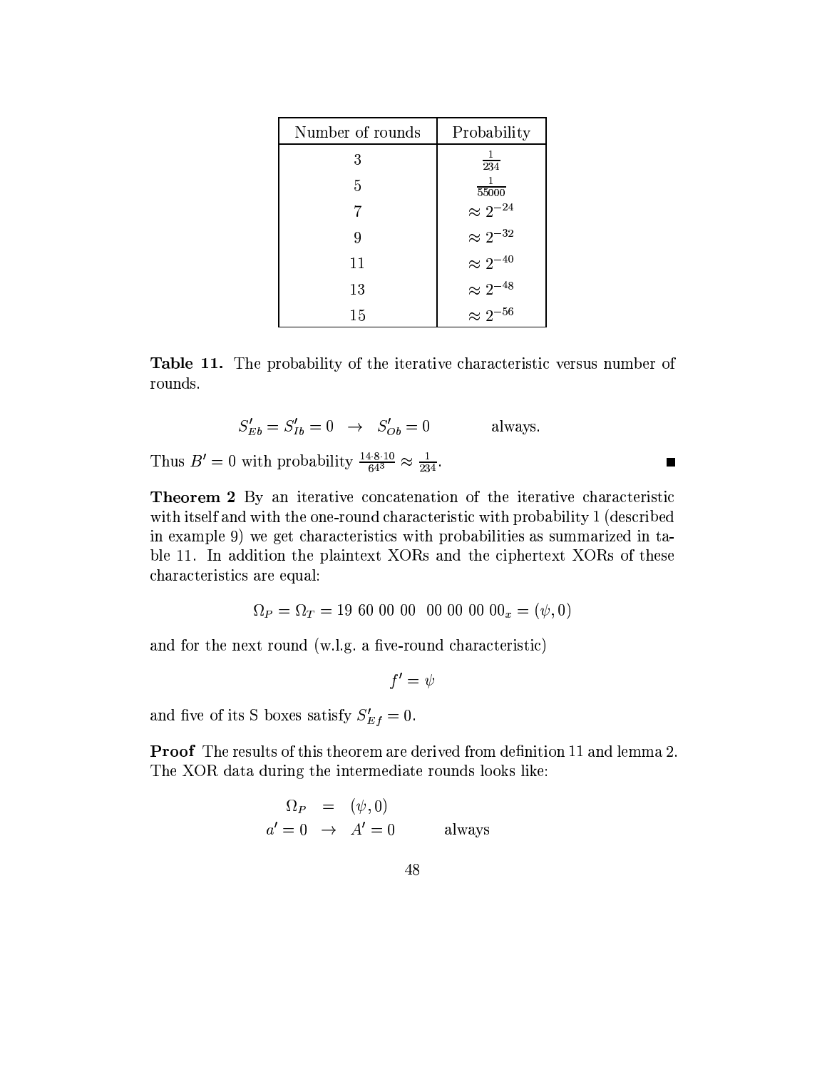| Number of rounds | Probability |
|---|---|
| 3 | $\frac{1}{234}$ |
| 5 | $\frac{1}{55000}$ |
| 7 | $\approx 2^{-24}$ |
| 9 | $\approx 2^{-32}$ |
| 11 | $\approx 2^{-40}$ |
| 13 | $\approx 2^{-48}$ |
| 15 | $\approx 2^{-56}$ |

**Table 11.** The probability of the iterative characteristic versus number of rounds.

$$S'_{Eb} = S'_{Ib} = 0 \quad \rightarrow \quad S'_{Ob} = 0 \qquad\qquad \text{always.}$$

Thus $B' = 0$ with probability $\frac{14 \cdot 8 \cdot 10}{64^3} \approx \frac{1}{234}$. ■

**Theorem 2** By an iterative concatenation of the iterative characteristic with itself and with the one-round characteristic with probability 1 (described in example 9) we get characteristics with probabilities as summarized in table 11. In addition the plaintext XORs and the ciphertext XORs of these characteristics are equal:

$$\Omega_P = \Omega_T = 19\ 60\ 00\ 00\ \ 00\ 00\ 00\ 00_x = (\psi, 0)$$

and for the next round (w.l.g. a five-round characteristic)

$$f' = \psi$$

and five of its S boxes satisfy $S'_{Ef} = 0$.

**Proof** The results of this theorem are derived from definition 11 and lemma 2. The XOR data during the intermediate rounds looks like:

$$\begin{aligned} \Omega_P \quad &= \quad (\psi, 0) \\ a' = 0 \quad &\rightarrow \quad A' = 0 \qquad\qquad \text{always} \end{aligned}$$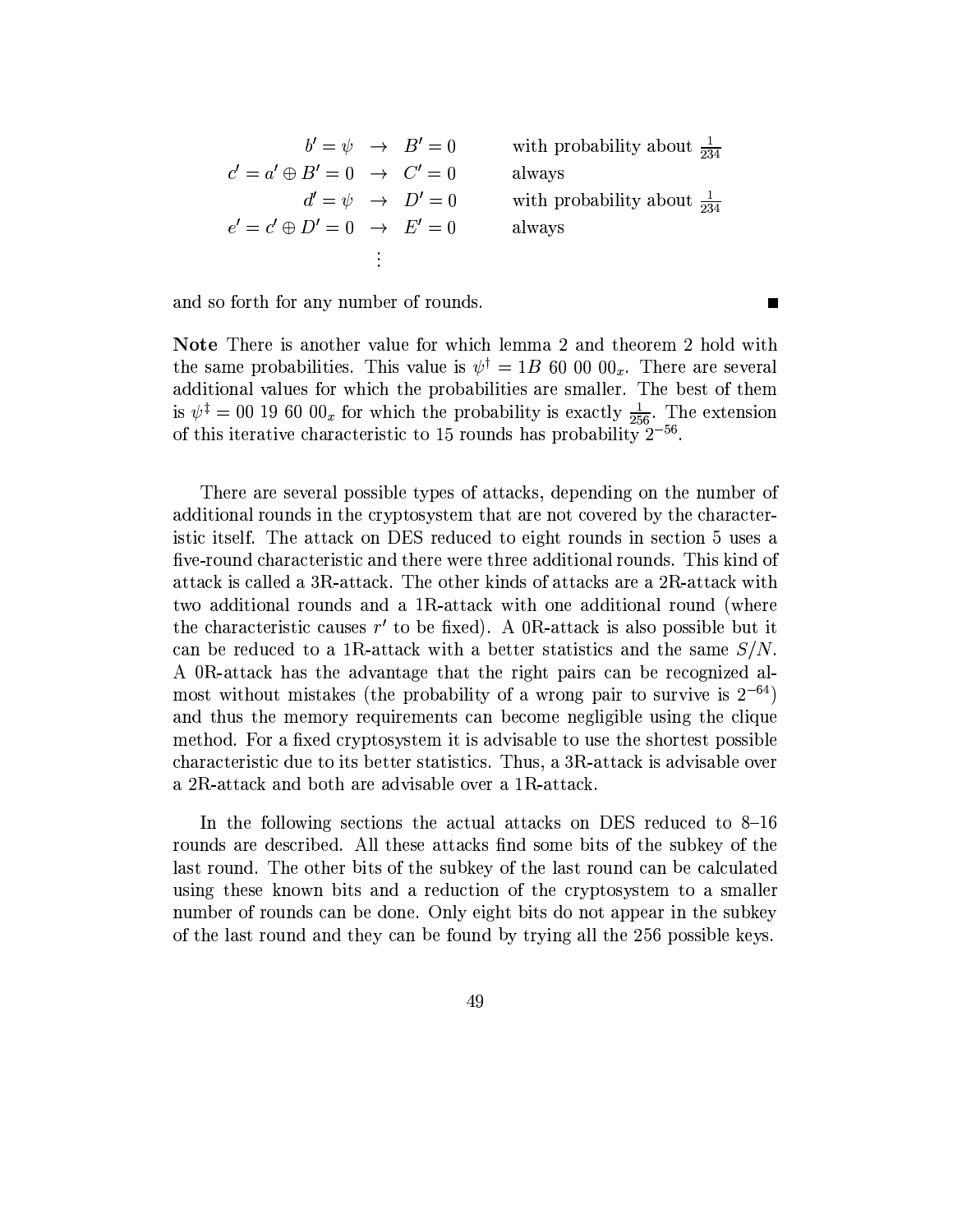$$
\begin{array}{rclll}
b' = \psi & \rightarrow & B' = 0 & & \text{with probability about } \frac{1}{234} \\
c' = a' \oplus B' = 0 & \rightarrow & C' = 0 & & \text{always} \\
d' = \psi & \rightarrow & D' = 0 & & \text{with probability about } \frac{1}{234} \\
e' = c' \oplus D' = 0 & \rightarrow & E' = 0 & & \text{always} \\
& \vdots & & &
\end{array}
$$

and so forth for any number of rounds. ∎

**Note** There is another value for which lemma 2 and theorem 2 hold with the same probabilities. This value is $\psi^{\dagger} = 1B\ 60\ 00\ 00_x$. There are several additional values for which the probabilities are smaller. The best of them is $\psi^{\ddagger} = 00\ 19\ 60\ 00_x$ for which the probability is exactly $\frac{1}{256}$. The extension of this iterative characteristic to 15 rounds has probability $2^{-56}$.

There are several possible types of attacks, depending on the number of additional rounds in the cryptosystem that are not covered by the characteristic itself. The attack on DES reduced to eight rounds in section 5 uses a five-round characteristic and there were three additional rounds. This kind of attack is called a 3R-attack. The other kinds of attacks are a 2R-attack with two additional rounds and a 1R-attack with one additional round (where the characteristic causes $r'$ to be fixed). A 0R-attack is also possible but it can be reduced to a 1R-attack with a better statistics and the same $S/N$. A 0R-attack has the advantage that the right pairs can be recognized almost without mistakes (the probability of a wrong pair to survive is $2^{-64}$) and thus the memory requirements can become negligible using the clique method. For a fixed cryptosystem it is advisable to use the shortest possible characteristic due to its better statistics. Thus, a 3R-attack is advisable over a 2R-attack and both are advisable over a 1R-attack.

In the following sections the actual attacks on DES reduced to 8–16 rounds are described. All these attacks find some bits of the subkey of the last round. The other bits of the subkey of the last round can be calculated using these known bits and a reduction of the cryptosystem to a smaller number of rounds can be done. Only eight bits do not appear in the subkey of the last round and they can be found by trying all the 256 possible keys.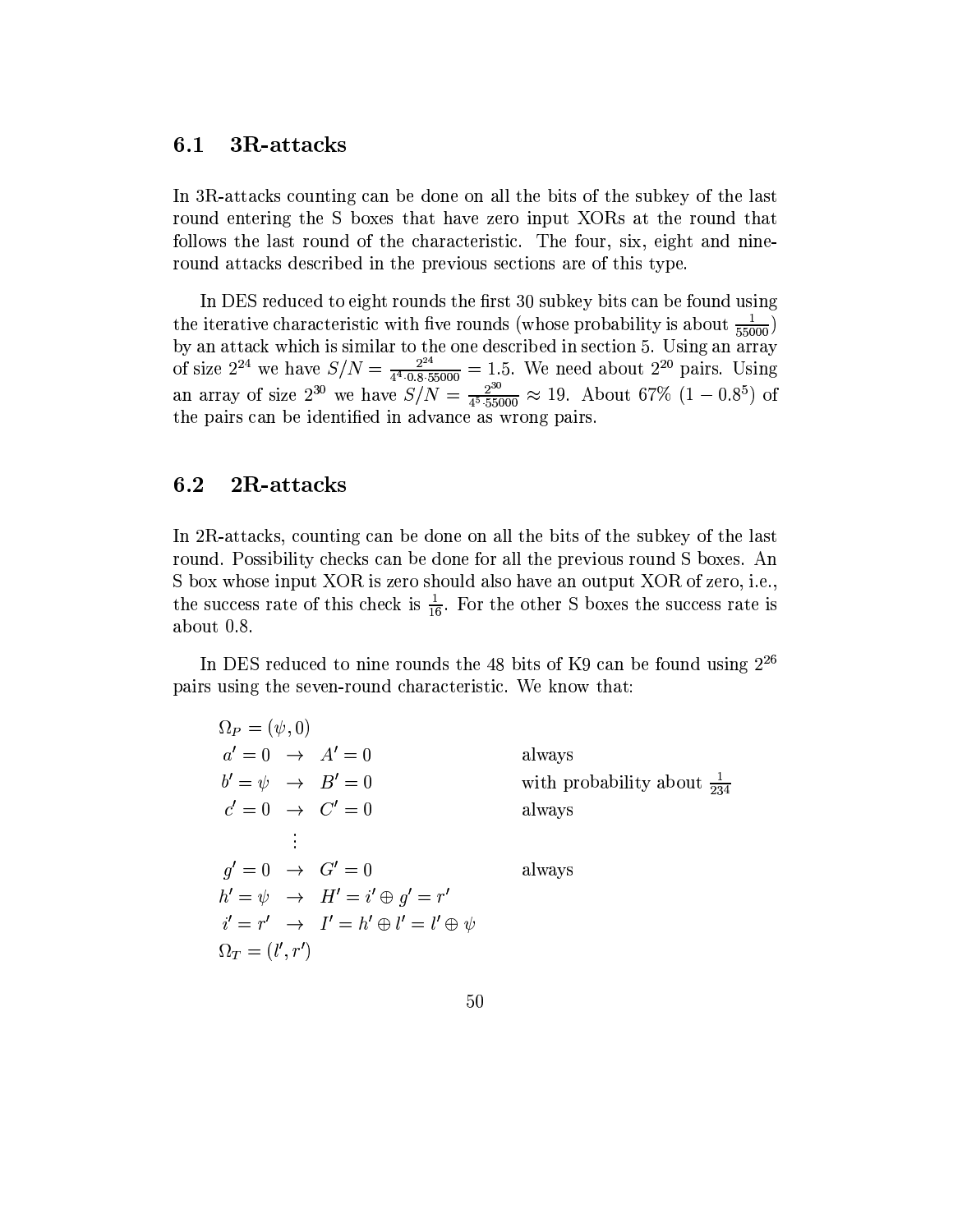## 6.1 3R-attacks

In 3R-attacks counting can be done on all the bits of the subkey of the last round entering the S boxes that have zero input XORs at the round that follows the last round of the characteristic. The four, six, eight and nine-round attacks described in the previous sections are of this type.

In DES reduced to eight rounds the first 30 subkey bits can be found using the iterative characteristic with five rounds (whose probability is about $\frac{1}{55000}$) by an attack which is similar to the one described in section 5. Using an array of size $2^{24}$ we have $S/N = \frac{2^{24}}{4^4 \cdot 0.8 \cdot 55000} = 1.5$. We need about $2^{20}$ pairs. Using an array of size $2^{30}$ we have $S/N = \frac{2^{30}}{4^5 \cdot 55000} \approx 19$. About 67% $(1 - 0.8^5)$ of the pairs can be identified in advance as wrong pairs.

## 6.2 2R-attacks

In 2R-attacks, counting can be done on all the bits of the subkey of the last round. Possibility checks can be done for all the previous round S boxes. An S box whose input XOR is zero should also have an output XOR of zero, i.e., the success rate of this check is $\frac{1}{16}$. For the other S boxes the success rate is about 0.8.

In DES reduced to nine rounds the 48 bits of K9 can be found using $2^{26}$ pairs using the seven-round characteristic. We know that:

$$
\begin{array}{llll}
\Omega_P = (\psi, 0) & & & \\
a' = 0 & \rightarrow & A' = 0 & \text{always} \\
b' = \psi & \rightarrow & B' = 0 & \text{with probability about } \frac{1}{234} \\
c' = 0 & \rightarrow & C' = 0 & \text{always} \\
 & \vdots & & \\
g' = 0 & \rightarrow & G' = 0 & \text{always} \\
h' = \psi & \rightarrow & H' = i' \oplus g' = r' & \\
i' = r' & \rightarrow & I' = h' \oplus l' = l' \oplus \psi & \\
\Omega_T = (l', r') & & &
\end{array}
$$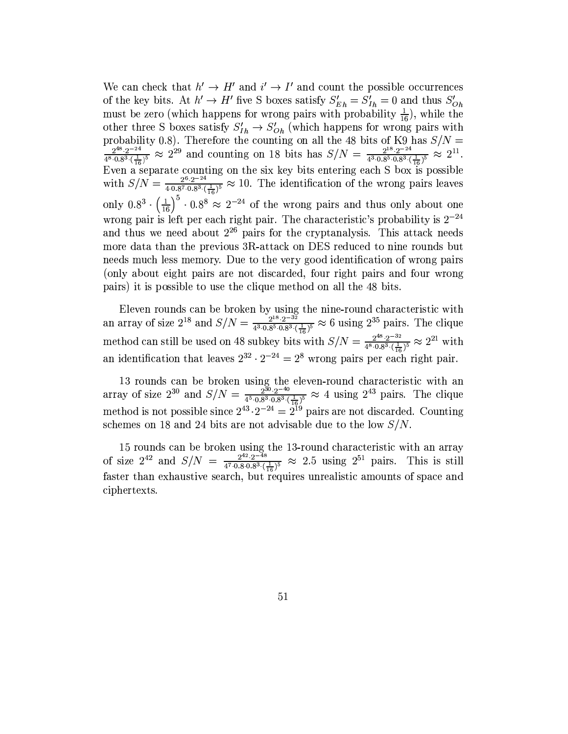We can check that $h' \rightarrow H'$ and $i' \rightarrow I'$ and count the possible occurrences of the key bits. At $h' \rightarrow H'$ five S boxes satisfy $S'_{Eh} = S'_{Ih} = 0$ and thus $S'_{Oh}$ must be zero (which happens for wrong pairs with probability $\frac{1}{16}$), while the other three S boxes satisfy $S'_{Ih} \rightarrow S'_{Oh}$ (which happens for wrong pairs with probability 0.8). Therefore the counting on all the 48 bits of K9 has $S/N = \frac{2^{48} \cdot 2^{-24}}{4^8 \cdot 0.8^3 \cdot (\frac{1}{16})^5} \approx 2^{29}$ and counting on 18 bits has $S/N = \frac{2^{18} \cdot 2^{-24}}{4^3 \cdot 0.8^5 \cdot 0.8^3 \cdot (\frac{1}{16})^5} \approx 2^{11}$. Even a separate counting on the six key bits entering each S box is possible with $S/N = \frac{2^6 \cdot 2^{-24}}{4 \cdot 0.8^7 \cdot 0.8^3 \cdot (\frac{1}{16})^5} \approx 10$. The identification of the wrong pairs leaves only $0.8^3 \cdot \left(\frac{1}{16}\right)^5 \cdot 0.8^8 \approx 2^{-24}$ of the wrong pairs and thus only about one wrong pair is left per each right pair. The characteristic's probability is $2^{-24}$ and thus we need about $2^{26}$ pairs for the cryptanalysis. This attack needs more data than the previous 3R-attack on DES reduced to nine rounds but needs much less memory. Due to the very good identification of wrong pairs (only about eight pairs are not discarded, four right pairs and four wrong pairs) it is possible to use the clique method on all the 48 bits.

Eleven rounds can be broken by using the nine-round characteristic with an array of size $2^{18}$ and $S/N = \frac{2^{18} \cdot 2^{-32}}{4^3 \cdot 0.8^5 \cdot 0.8^3 \cdot (\frac{1}{16})^5} \approx 6$ using $2^{35}$ pairs. The clique method can still be used on 48 subkey bits with $S/N = \frac{2^{48} \cdot 2^{-32}}{4^8 \cdot 0.8^3 \cdot (\frac{1}{16})^5} \approx 2^{21}$ with an identification that leaves $2^{32} \cdot 2^{-24} = 2^8$ wrong pairs per each right pair.

13 rounds can be broken using the eleven-round characteristic with an array of size $2^{30}$ and $S/N = \frac{2^{30} \cdot 2^{-40}}{4^5 \cdot 0.8^3 \cdot 0.8^3 \cdot (\frac{1}{16})^5} \approx 4$ using $2^{43}$ pairs. The clique method is not possible since $2^{43} \cdot 2^{-24} = 2^{19}$ pairs are not discarded. Counting schemes on 18 and 24 bits are not advisable due to the low $S/N$.

15 rounds can be broken using the 13-round characteristic with an array of size $2^{42}$ and $S/N = \frac{2^{42} \cdot 2^{-48}}{4^7 \cdot 0.8 \cdot 0.8^3 \cdot (\frac{1}{16})^5} \approx 2.5$ using $2^{51}$ pairs. This is still faster than exhaustive search, but requires unrealistic amounts of space and ciphertexts.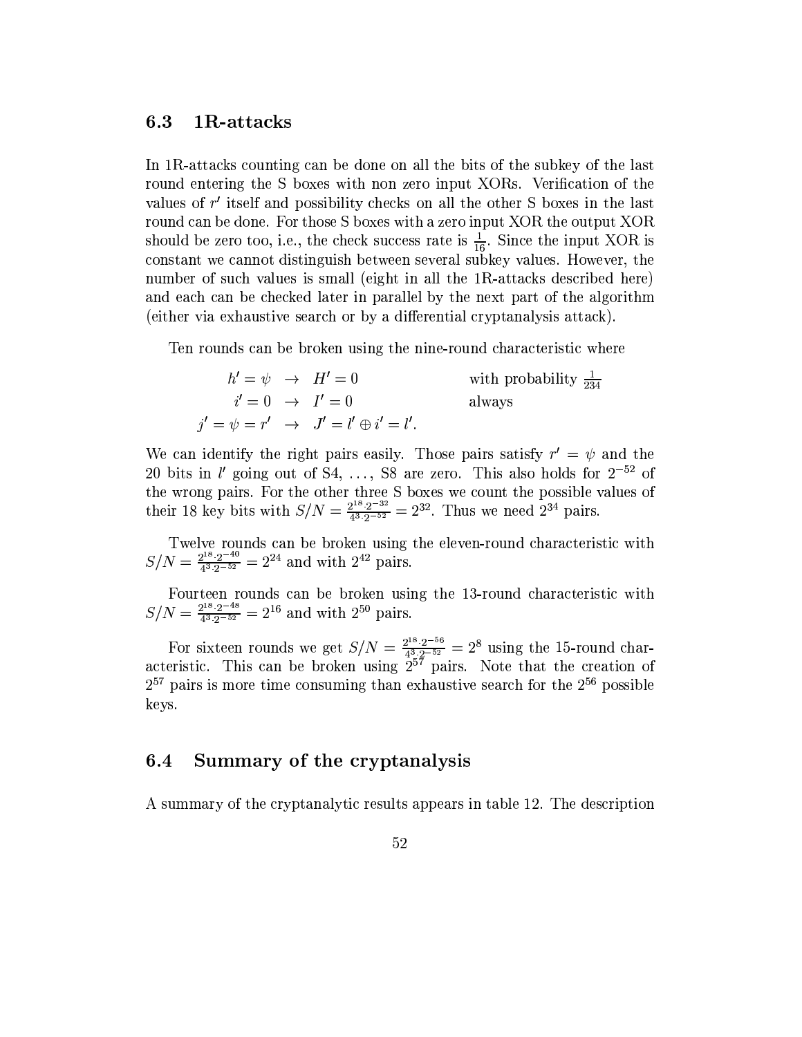### 6.3 1R-attacks

In 1R-attacks counting can be done on all the bits of the subkey of the last round entering the S boxes with non zero input XORs. Verification of the values of $r'$ itself and possibility checks on all the other S boxes in the last round can be done. For those S boxes with a zero input XOR the output XOR should be zero too, i.e., the check success rate is $\frac{1}{16}$. Since the input XOR is constant we cannot distinguish between several subkey values. However, the number of such values is small (eight in all the 1R-attacks described here) and each can be checked later in parallel by the next part of the algorithm (either via exhaustive search or by a differential cryptanalysis attack).

Ten rounds can be broken using the nine-round characteristic where

$$\begin{array}{rcll} h' = \psi & \rightarrow & H' = 0 & \text{with probability } \frac{1}{234} \\ i' = 0 & \rightarrow & I' = 0 & \text{always} \\ j' = \psi = r' & \rightarrow & J' = l' \oplus i' = l'. & \end{array}$$

We can identify the right pairs easily. Those pairs satisfy $r' = \psi$ and the 20 bits in $l'$ going out of S4, …, S8 are zero. This also holds for $2^{-52}$ of the wrong pairs. For the other three S boxes we count the possible values of their 18 key bits with $S/N = \frac{2^{18} \cdot 2^{-32}}{4^3 \cdot 2^{-52}} = 2^{32}$. Thus we need $2^{34}$ pairs.

Twelve rounds can be broken using the eleven-round characteristic with $S/N = \frac{2^{18} \cdot 2^{-40}}{4^3 \cdot 2^{-52}} = 2^{24}$ and with $2^{42}$ pairs.

Fourteen rounds can be broken using the 13-round characteristic with $S/N = \frac{2^{18} \cdot 2^{-48}}{4^3 \cdot 2^{-52}} = 2^{16}$ and with $2^{50}$ pairs.

For sixteen rounds we get $S/N = \frac{2^{18} \cdot 2^{-56}}{4^3 \cdot 2^{-52}} = 2^8$ using the 15-round characteristic. This can be broken using $2^{57}$ pairs. Note that the creation of $2^{57}$ pairs is more time consuming than exhaustive search for the $2^{56}$ possible keys.

### 6.4 Summary of the cryptanalysis

A summary of the cryptanalytic results appears in table 12. The description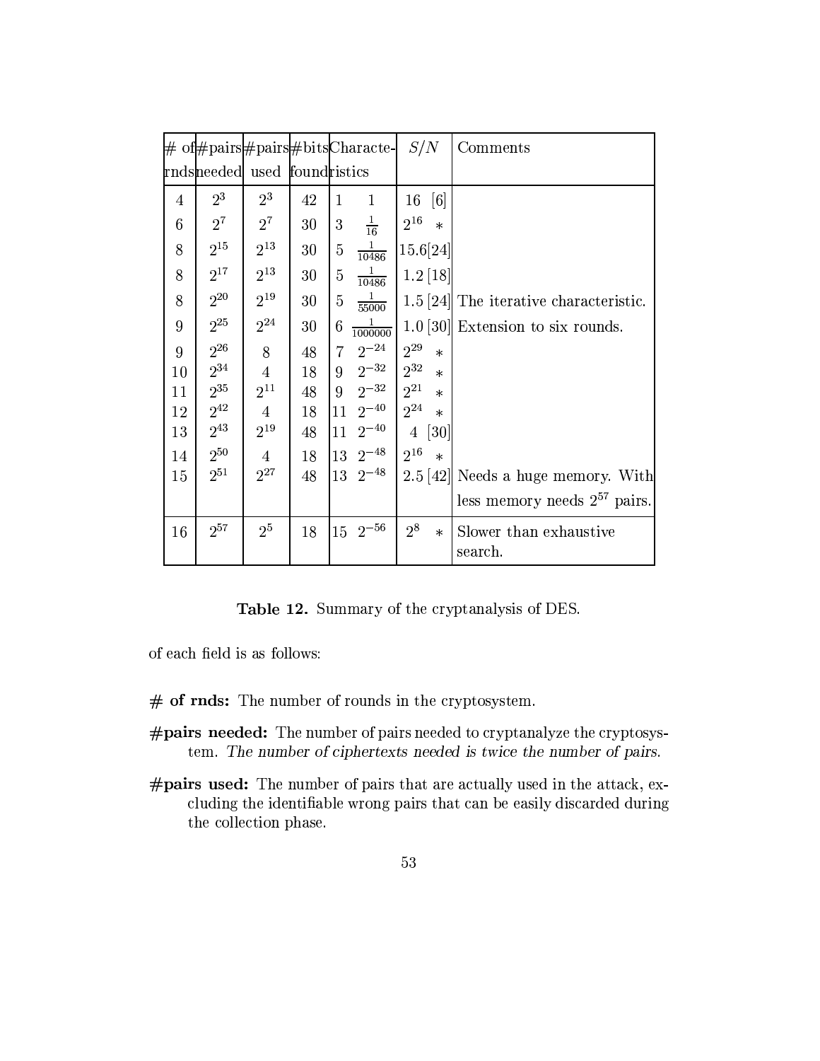| # of rnds | #pairs needed | #pairs used | #bits found | Characteristics | | S/N | Comments |
|---|---|---|---|---|---|---|---|
| 4 | $2^3$ | $2^3$ | 42 | 1 | 1 | 16 [6] | |
| 6 | $2^7$ | $2^7$ | 30 | 3 | $\frac{1}{16}$ | $2^{16}$ * | |
| 8 | $2^{15}$ | $2^{13}$ | 30 | 5 | $\frac{1}{10486}$ | 15.6[24] | |
| 8 | $2^{17}$ | $2^{13}$ | 30 | 5 | $\frac{1}{10486}$ | 1.2 [18] | |
| 8 | $2^{20}$ | $2^{19}$ | 30 | 5 | $\frac{1}{55000}$ | 1.5 [24] | The iterative characteristic. |
| 9 | $2^{25}$ | $2^{24}$ | 30 | 6 | $\frac{1}{1000000}$ | 1.0 [30] | Extension to six rounds. |
| 9 | $2^{26}$ | 8 | 48 | 7 | $2^{-24}$ | $2^{29}$ * | |
| 10 | $2^{34}$ | 4 | 18 | 9 | $2^{-32}$ | $2^{32}$ * | |
| 11 | $2^{35}$ | $2^{11}$ | 48 | 9 | $2^{-32}$ | $2^{21}$ * | |
| 12 | $2^{42}$ | 4 | 18 | 11 | $2^{-40}$ | $2^{24}$ * | |
| 13 | $2^{43}$ | $2^{19}$ | 48 | 11 | $2^{-40}$ | 4 [30] | |
| 14 | $2^{50}$ | 4 | 18 | 13 | $2^{-48}$ | $2^{16}$ * | |
| 15 | $2^{51}$ | $2^{27}$ | 48 | 13 | $2^{-48}$ | 2.5 [42] | Needs a huge memory. With less memory needs $2^{57}$ pairs. |
| 16 | $2^{57}$ | $2^5$ | 18 | 15 | $2^{-56}$ | $2^8$ * | Slower than exhaustive search. |

**Table 12.** Summary of the cryptanalysis of DES.

of each field is as follows:

**# of rnds:** The number of rounds in the cryptosystem.

**#pairs needed:** The number of pairs needed to cryptanalyze the cryptosystem. *The number of ciphertexts needed is twice the number of pairs.*

**#pairs used:** The number of pairs that are actually used in the attack, excluding the identifiable wrong pairs that can be easily discarded during the collection phase.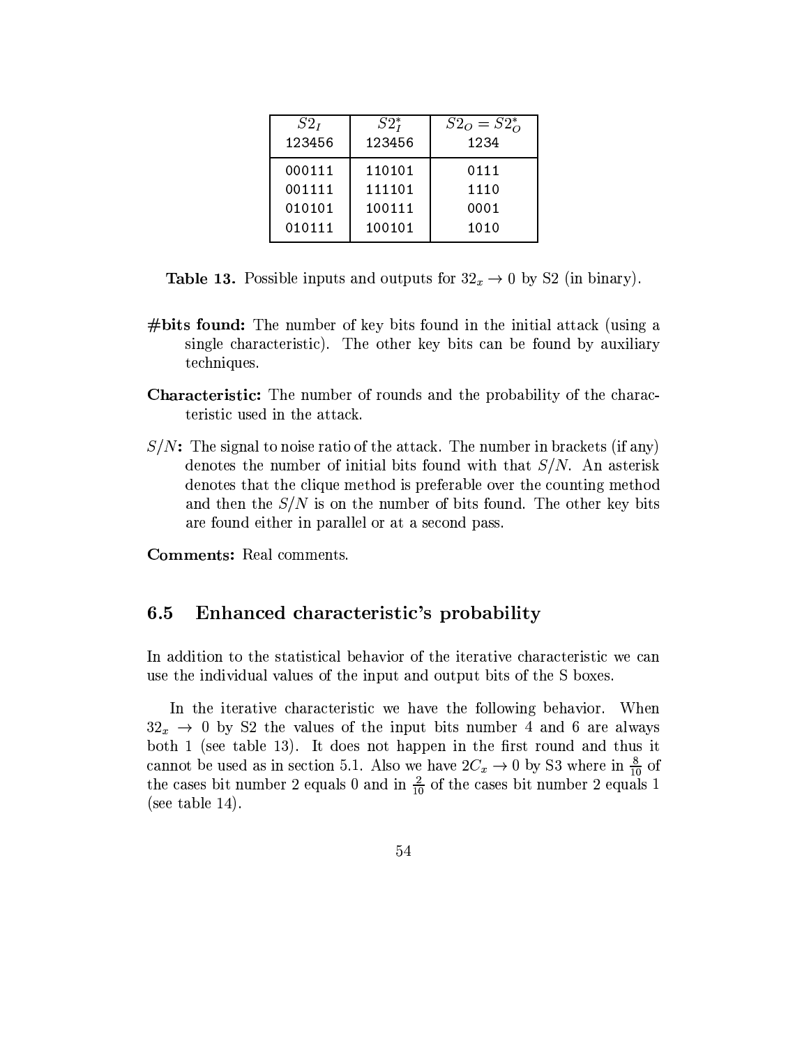| $S2_I$ 123456 | $S2_I^*$ 123456 | $S2_O = S2_O^*$ 1234 |
|---|---|---|
| 000111 | 110101 | 0111 |
| 001111 | 111101 | 1110 |
| 010101 | 100111 | 0001 |
| 010111 | 100101 | 1010 |

**Table 13.** Possible inputs and outputs for $32_x \rightarrow 0$ by S2 (in binary).

**#bits found:** The number of key bits found in the initial attack (using a single characteristic). The other key bits can be found by auxiliary techniques.

**Characteristic:** The number of rounds and the probability of the characteristic used in the attack.

**$S/N$:** The signal to noise ratio of the attack. The number in brackets (if any) denotes the number of initial bits found with that $S/N$. An asterisk denotes that the clique method is preferable over the counting method and then the $S/N$ is on the number of bits found. The other key bits are found either in parallel or at a second pass.

**Comments:** Real comments.

## 6.5 Enhanced characteristic's probability

In addition to the statistical behavior of the iterative characteristic we can use the individual values of the input and output bits of the S boxes.

In the iterative characteristic we have the following behavior. When $32_x \rightarrow 0$ by S2 the values of the input bits number 4 and 6 are always both 1 (see table 13). It does not happen in the first round and thus it cannot be used as in section 5.1. Also we have $2C_x \rightarrow 0$ by S3 where in $\frac{8}{10}$ of the cases bit number 2 equals 0 and in $\frac{2}{10}$ of the cases bit number 2 equals 1 (see table 14).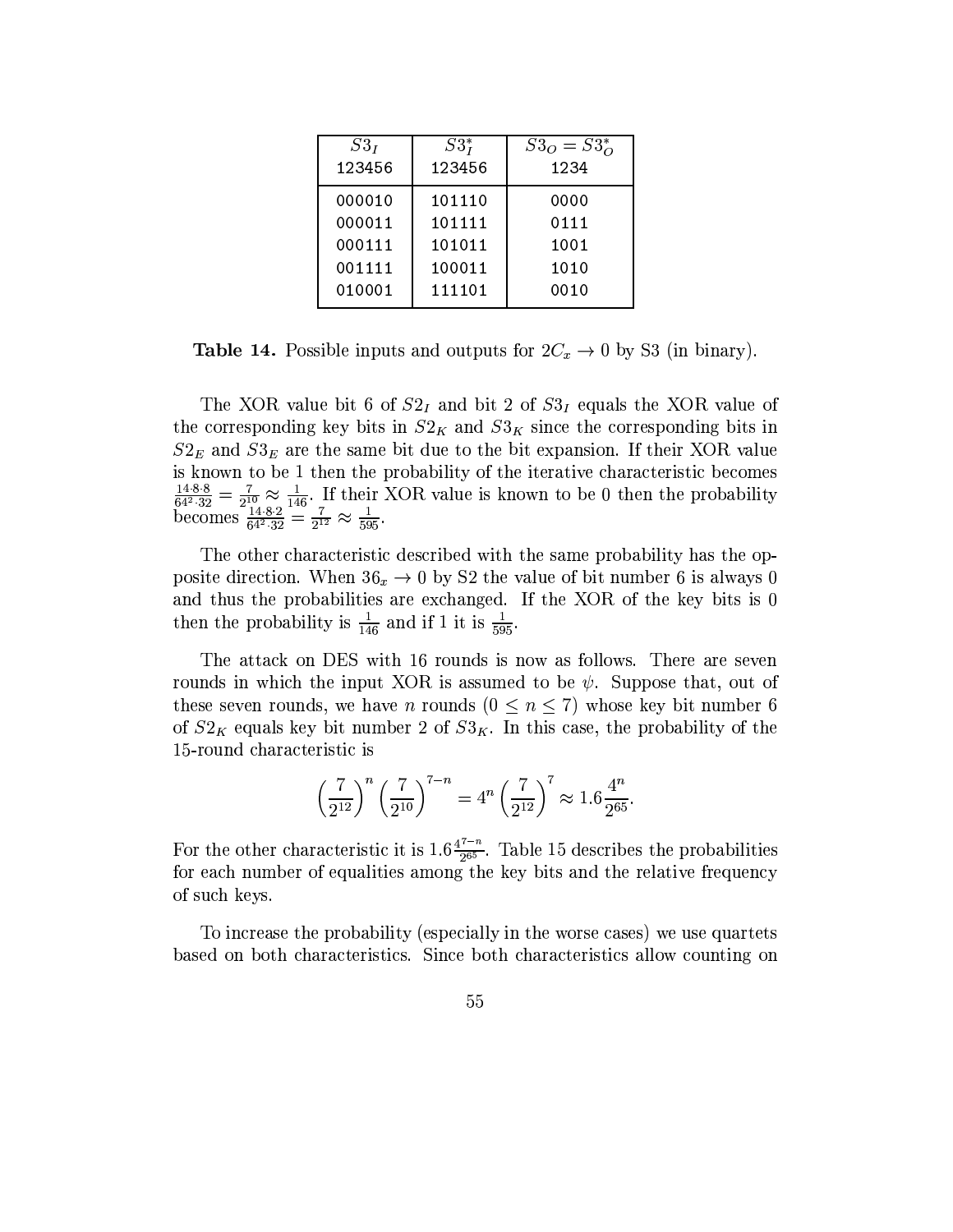| $S3_I$ 123456 | $S3_I^*$ 123456 | $S3_O = S3_O^*$ 1234 |
|---|---|---|
| 000010 | 101110 | 0000 |
| 000011 | 101111 | 0111 |
| 000111 | 101011 | 1001 |
| 001111 | 100011 | 1010 |
| 010001 | 111101 | 0010 |

**Table 14.** Possible inputs and outputs for $2C_x \rightarrow 0$ by S3 (in binary).

The XOR value bit 6 of $S2_I$ and bit 2 of $S3_I$ equals the XOR value of the corresponding key bits in $S2_K$ and $S3_K$ since the corresponding bits in $S2_E$ and $S3_E$ are the same bit due to the bit expansion. If their XOR value is known to be 1 then the probability of the iterative characteristic becomes $\frac{14 \cdot 8 \cdot 8}{64^2 \cdot 32} = \frac{7}{2^{10}} \approx \frac{1}{146}$. If their XOR value is known to be 0 then the probability becomes $\frac{14 \cdot 8 \cdot 2}{64^2 \cdot 32} = \frac{7}{2^{12}} \approx \frac{1}{595}$.

The other characteristic described with the same probability has the opposite direction. When $36_x \rightarrow 0$ by S2 the value of bit number 6 is always 0 and thus the probabilities are exchanged. If the XOR of the key bits is 0 then the probability is $\frac{1}{146}$ and if 1 it is $\frac{1}{595}$.

The attack on DES with 16 rounds is now as follows. There are seven rounds in which the input XOR is assumed to be $\psi$. Suppose that, out of these seven rounds, we have $n$ rounds ($0 \leq n \leq 7$) whose key bit number 6 of $S2_K$ equals key bit number 2 of $S3_K$. In this case, the probability of the 15-round characteristic is

$$\left(\frac{7}{2^{12}}\right)^n \left(\frac{7}{2^{10}}\right)^{7-n} = 4^n \left(\frac{7}{2^{12}}\right)^7 \approx 1.6 \frac{4^n}{2^{65}}.$$

For the other characteristic it is $1.6 \frac{4^{7-n}}{2^{65}}$. Table 15 describes the probabilities for each number of equalities among the key bits and the relative frequency of such keys.

To increase the probability (especially in the worse cases) we use quartets based on both characteristics. Since both characteristics allow counting on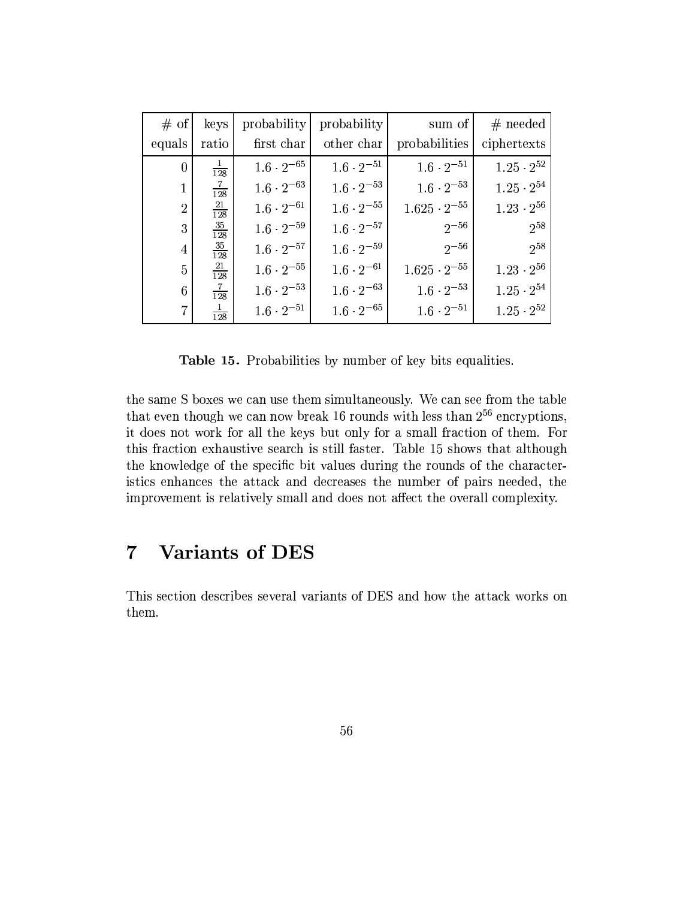| # of equals | keys ratio | probability first char | probability other char | sum of probabilities | # needed ciphertexts |
|---|---|---|---|---|---|
| 0 | $\frac{1}{128}$ | $1.6 \cdot 2^{-65}$ | $1.6 \cdot 2^{-51}$ | $1.6 \cdot 2^{-51}$ | $1.25 \cdot 2^{52}$ |
| 1 | $\frac{7}{128}$ | $1.6 \cdot 2^{-63}$ | $1.6 \cdot 2^{-53}$ | $1.6 \cdot 2^{-53}$ | $1.25 \cdot 2^{54}$ |
| 2 | $\frac{21}{128}$ | $1.6 \cdot 2^{-61}$ | $1.6 \cdot 2^{-55}$ | $1.625 \cdot 2^{-55}$ | $1.23 \cdot 2^{56}$ |
| 3 | $\frac{35}{128}$ | $1.6 \cdot 2^{-59}$ | $1.6 \cdot 2^{-57}$ | $2^{-56}$ | $2^{58}$ |
| 4 | $\frac{35}{128}$ | $1.6 \cdot 2^{-57}$ | $1.6 \cdot 2^{-59}$ | $2^{-56}$ | $2^{58}$ |
| 5 | $\frac{21}{128}$ | $1.6 \cdot 2^{-55}$ | $1.6 \cdot 2^{-61}$ | $1.625 \cdot 2^{-55}$ | $1.23 \cdot 2^{56}$ |
| 6 | $\frac{7}{128}$ | $1.6 \cdot 2^{-53}$ | $1.6 \cdot 2^{-63}$ | $1.6 \cdot 2^{-53}$ | $1.25 \cdot 2^{54}$ |
| 7 | $\frac{1}{128}$ | $1.6 \cdot 2^{-51}$ | $1.6 \cdot 2^{-65}$ | $1.6 \cdot 2^{-51}$ | $1.25 \cdot 2^{52}$ |

**Table 15.** Probabilities by number of key bits equalities.

the same S boxes we can use them simultaneously. We can see from the table that even though we can now break 16 rounds with less than $2^{56}$ encryptions, it does not work for all the keys but only for a small fraction of them. For this fraction exhaustive search is still faster. Table 15 shows that although the knowledge of the specific bit values during the rounds of the characteristics enhances the attack and decreases the number of pairs needed, the improvement is relatively small and does not affect the overall complexity.

# 7 Variants of DES

This section describes several variants of DES and how the attack works on them.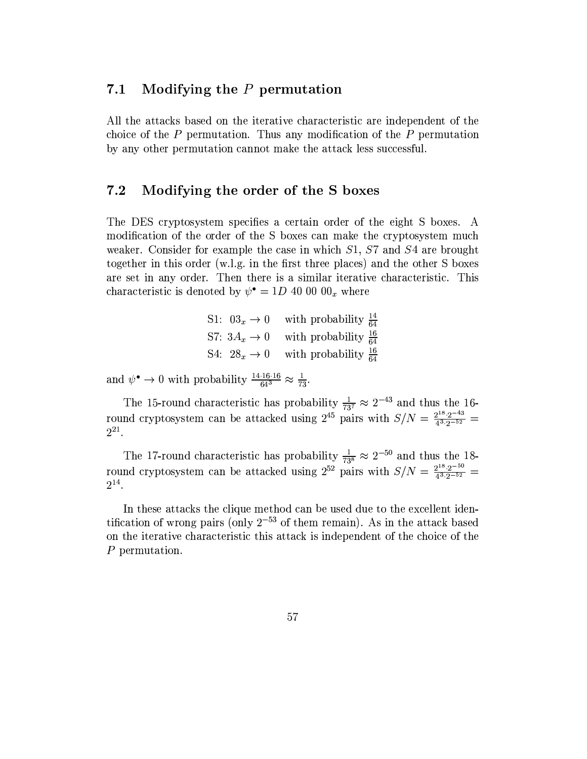### 7.1 Modifying the $P$ permutation

All the attacks based on the iterative characteristic are independent of the choice of the $P$ permutation. Thus any modification of the $P$ permutation by any other permutation cannot make the attack less successful.

### 7.2 Modifying the order of the S boxes

The DES cryptosystem specifies a certain order of the eight S boxes. A modification of the order of the S boxes can make the cryptosystem much weaker. Consider for example the case in which $S1$, $S7$ and $S4$ are brought together in this order (w.l.g. in the first three places) and the other S boxes are set in any order. Then there is a similar iterative characteristic. This characteristic is denoted by $\psi^{\bullet} = 1D\ 40\ 00\ 00_x$ where

$$
\begin{array}{ll}
\text{S1: } 03_x \rightarrow 0 & \text{with probability } \frac{14}{64} \\
\text{S7: } 3A_x \rightarrow 0 & \text{with probability } \frac{16}{64} \\
\text{S4: } 28_x \rightarrow 0 & \text{with probability } \frac{16}{64}
\end{array}
$$

and $\psi^{\bullet} \rightarrow 0$ with probability $\frac{14 \cdot 16 \cdot 16}{64^3} \approx \frac{1}{73}$.

The 15-round characteristic has probability $\frac{1}{73^7} \approx 2^{-43}$ and thus the 16-round cryptosystem can be attacked using $2^{45}$ pairs with $S/N = \frac{2^{18} \cdot 2^{-43}}{4^3 \cdot 2^{-52}} = 2^{21}$.

The 17-round characteristic has probability $\frac{1}{73^8} \approx 2^{-50}$ and thus the 18-round cryptosystem can be attacked using $2^{52}$ pairs with $S/N = \frac{2^{18} \cdot 2^{-50}}{4^3 \cdot 2^{-52}} = 2^{14}$.

In these attacks the clique method can be used due to the excellent identification of wrong pairs (only $2^{-53}$ of them remain). As in the attack based on the iterative characteristic this attack is independent of the choice of the $P$ permutation.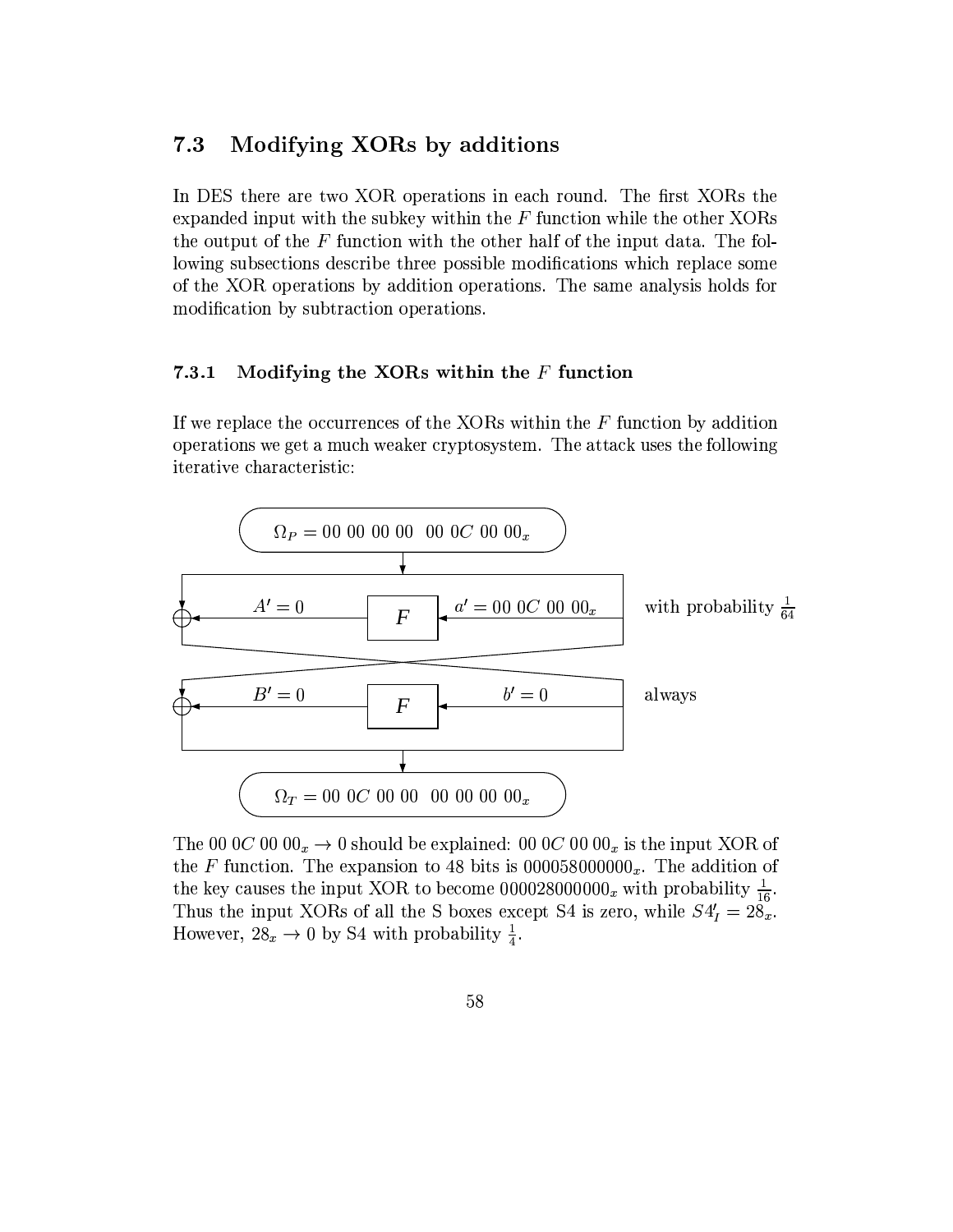## 7.3 Modifying XORs by additions

In DES there are two XOR operations in each round. The first XORs the expanded input with the subkey within the $F$ function while the other XORs the output of the $F$ function with the other half of the input data. The following subsections describe three possible modifications which replace some of the XOR operations by addition operations. The same analysis holds for modification by subtraction operations.

### 7.3.1 Modifying the XORs within the $F$ function

If we replace the occurrences of the XORs within the $F$ function by addition operations we get a much weaker cryptosystem. The attack uses the following iterative characteristic:

$$\Omega_P = 00\ 00\ 00\ 00\quad 00\ 0C\ 00\ 00_x$$

$A' = 0 \leftarrow F \leftarrow a' = 00\ 0C\ 00\ 00_x$ with probability $\frac{1}{64}$

$B' = 0 \leftarrow F \leftarrow b' = 0$ always

$$\Omega_T = 00\ 0C\ 00\ 00\quad 00\ 00\ 00\ 00_x$$

The $00\ 0C\ 00\ 00_x \rightarrow 0$ should be explained: $00\ 0C\ 00\ 00_x$ is the input XOR of the $F$ function. The expansion to 48 bits is $000058000000_x$. The addition of the key causes the input XOR to become $000028000000_x$ with probability $\frac{1}{16}$. Thus the input XORs of all the S boxes except S4 is zero, while $S4'_I = 28_x$. However, $28_x \rightarrow 0$ by S4 with probability $\frac{1}{4}$.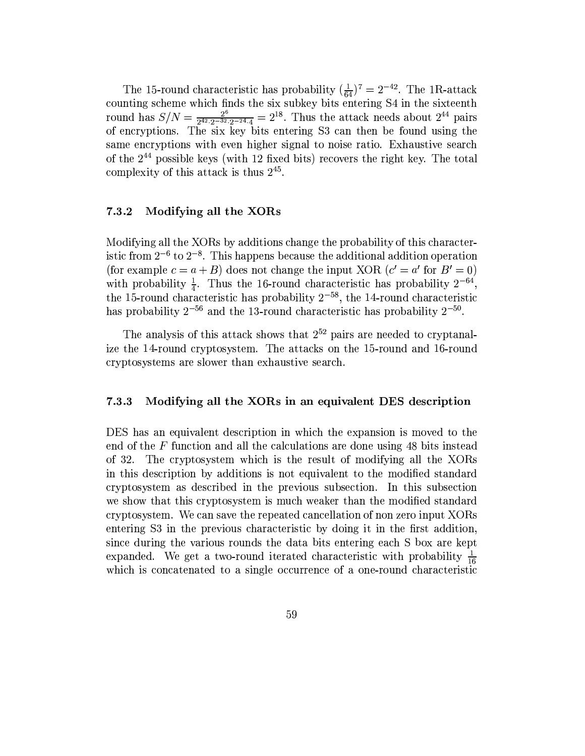The 15-round characteristic has probability $(\frac{1}{64})^7 = 2^{-42}$. The 1R-attack counting scheme which finds the six subkey bits entering S4 in the sixteenth round has $S/N = \frac{2^6}{2^{42} \cdot 2^{-32} \cdot 2^{-24} \cdot 4} = 2^{18}$. Thus the attack needs about $2^{44}$ pairs of encryptions. The six key bits entering S3 can then be found using the same encryptions with even higher signal to noise ratio. Exhaustive search of the $2^{44}$ possible keys (with 12 fixed bits) recovers the right key. The total complexity of this attack is thus $2^{45}$.

### 7.3.2 Modifying all the XORs

Modifying all the XORs by additions change the probability of this characteristic from $2^{-6}$ to $2^{-8}$. This happens because the additional addition operation (for example $c = a + B$) does not change the input XOR ($c' = a'$ for $B' = 0$) with probability $\frac{1}{4}$. Thus the 16-round characteristic has probability $2^{-64}$, the 15-round characteristic has probability $2^{-58}$, the 14-round characteristic has probability $2^{-56}$ and the 13-round characteristic has probability $2^{-50}$.

The analysis of this attack shows that $2^{52}$ pairs are needed to cryptanalize the 14-round cryptosystem. The attacks on the 15-round and 16-round cryptosystems are slower than exhaustive search.

### 7.3.3 Modifying all the XORs in an equivalent DES description

DES has an equivalent description in which the expansion is moved to the end of the $F$ function and all the calculations are done using 48 bits instead of 32. The cryptosystem which is the result of modifying all the XORs in this description by additions is not equivalent to the modified standard cryptosystem as described in the previous subsection. In this subsection we show that this cryptosystem is much weaker than the modified standard cryptosystem. We can save the repeated cancellation of non zero input XORs entering S3 in the previous characteristic by doing it in the first addition, since during the various rounds the data bits entering each S box are kept expanded. We get a two-round iterated characteristic with probability $\frac{1}{16}$ which is concatenated to a single occurrence of a one-round characteristic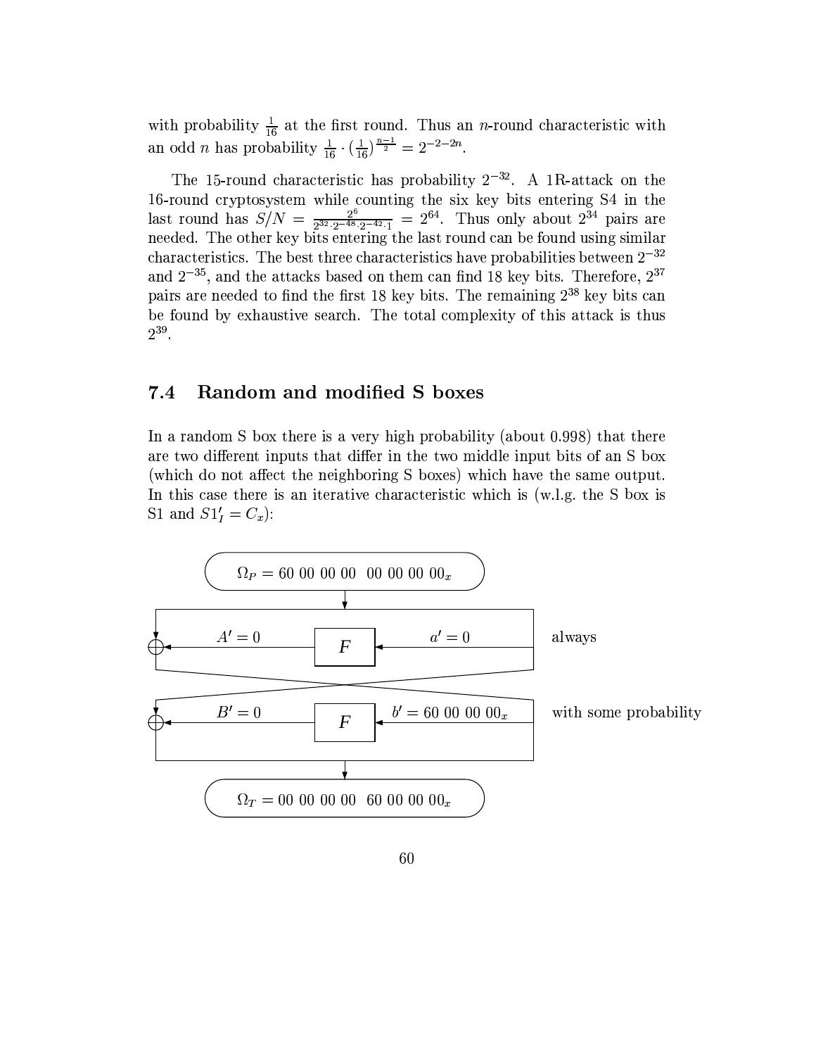with probability $\frac{1}{16}$ at the first round. Thus an $n$-round characteristic with an odd $n$ has probability $\frac{1}{16} \cdot (\frac{1}{16})^{\frac{n-1}{2}} = 2^{-2-2n}$.

The 15-round characteristic has probability $2^{-32}$. A 1R-attack on the 16-round cryptosystem while counting the six key bits entering S4 in the last round has $S/N = \frac{2^6}{2^{32} \cdot 2^{-48} \cdot 2^{-42} \cdot 1} = 2^{64}$. Thus only about $2^{34}$ pairs are needed. The other key bits entering the last round can be found using similar characteristics. The best three characteristics have probabilities between $2^{-32}$ and $2^{-35}$, and the attacks based on them can find 18 key bits. Therefore, $2^{37}$ pairs are needed to find the first 18 key bits. The remaining $2^{38}$ key bits can be found by exhaustive search. The total complexity of this attack is thus $2^{39}$.

## 7.4 Random and modified S boxes

In a random S box there is a very high probability (about 0.998) that there are two different inputs that differ in the two middle input bits of an S box (which do not affect the neighboring S boxes) which have the same output. In this case there is an iterative characteristic which is (w.l.g. the S box is S1 and $S1'_I = C_x$):

$\Omega_P = 60\ 00\ 00\ 00\ \ 00\ 00\ 00\ 00_x$

$A' = 0$ ← $F$ ← $a' = 0$ — always

$B' = 0$ ← $F$ ← $b' = 60\ 00\ 00\ 00_x$ — with some probability

$\Omega_T = 00\ 00\ 00\ 00\ \ 60\ 00\ 00\ 00_x$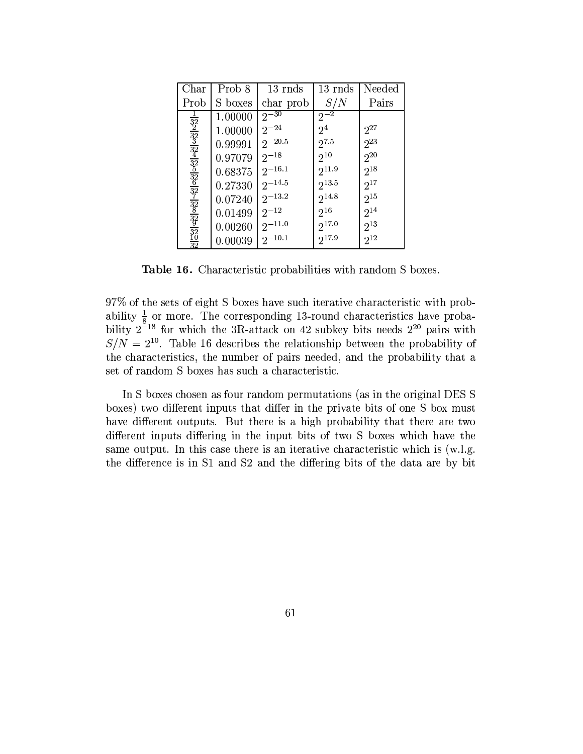| Char Prob | Prob 8 S boxes | 13 rnds char prob | 13 rnds $S/N$ | Needed Pairs |
|---|---|---|---|---|
| $\frac{1}{32}$ | 1.00000 | $2^{-30}$ | $2^{-2}$ | |
| $\frac{2}{32}$ | 1.00000 | $2^{-24}$ | $2^{4}$ | $2^{27}$ |
| $\frac{3}{32}$ | 0.99991 | $2^{-20.5}$ | $2^{7.5}$ | $2^{23}$ |
| $\frac{4}{32}$ | 0.97079 | $2^{-18}$ | $2^{10}$ | $2^{20}$ |
| $\frac{5}{32}$ | 0.68375 | $2^{-16.1}$ | $2^{11.9}$ | $2^{18}$ |
| $\frac{6}{32}$ | 0.27330 | $2^{-14.5}$ | $2^{13.5}$ | $2^{17}$ |
| $\frac{7}{32}$ | 0.07240 | $2^{-13.2}$ | $2^{14.8}$ | $2^{15}$ |
| $\frac{8}{32}$ | 0.01499 | $2^{-12}$ | $2^{16}$ | $2^{14}$ |
| $\frac{9}{32}$ | 0.00260 | $2^{-11.0}$ | $2^{17.0}$ | $2^{13}$ |
| $\frac{10}{32}$ | 0.00039 | $2^{-10.1}$ | $2^{17.9}$ | $2^{12}$ |

**Table 16.** Characteristic probabilities with random S boxes.

97% of the sets of eight S boxes have such iterative characteristic with probability $\frac{1}{8}$ or more. The corresponding 13-round characteristics have probability $2^{-18}$ for which the 3R-attack on 42 subkey bits needs $2^{20}$ pairs with $S/N = 2^{10}$. Table 16 describes the relationship between the probability of the characteristics, the number of pairs needed, and the probability that a set of random S boxes has such a characteristic.

In S boxes chosen as four random permutations (as in the original DES S boxes) two different inputs that differ in the private bits of one S box must have different outputs. But there is a high probability that there are two different inputs differing in the input bits of two S boxes which have the same output. In this case there is an iterative characteristic which is (w.l.g. the difference is in S1 and S2 and the differing bits of the data are by bit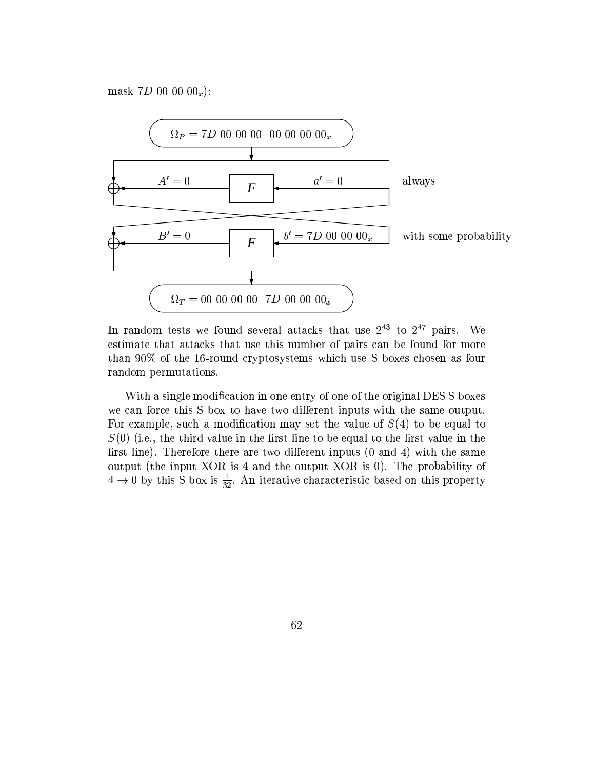mask $7D\ 00\ 00\ 00_x$):

$$\Omega_P = 7D\ 00\ 00\ 00\ \ 00\ 00\ 00\ 00_x$$

$A' = 0 \quad \leftarrow F \leftarrow \quad a' = 0$ always

$B' = 0 \quad \leftarrow F \leftarrow \quad b' = 7D\ 00\ 00\ 00_x$ with some probability

$$\Omega_T = 00\ 00\ 00\ 00\ \ 7D\ 00\ 00\ 00_x$$

In random tests we found several attacks that use $2^{43}$ to $2^{47}$ pairs. We estimate that attacks that use this number of pairs can be found for more than 90% of the 16-round cryptosystems which use S boxes chosen as four random permutations.

With a single modification in one entry of one of the original DES S boxes we can force this S box to have two different inputs with the same output. For example, such a modification may set the value of $S(4)$ to be equal to $S(0)$ (i.e., the third value in the first line to be equal to the first value in the first line). Therefore there are two different inputs (0 and 4) with the same output (the input XOR is 4 and the output XOR is 0). The probability of $4 \rightarrow 0$ by this S box is $\frac{1}{32}$. An iterative characteristic based on this property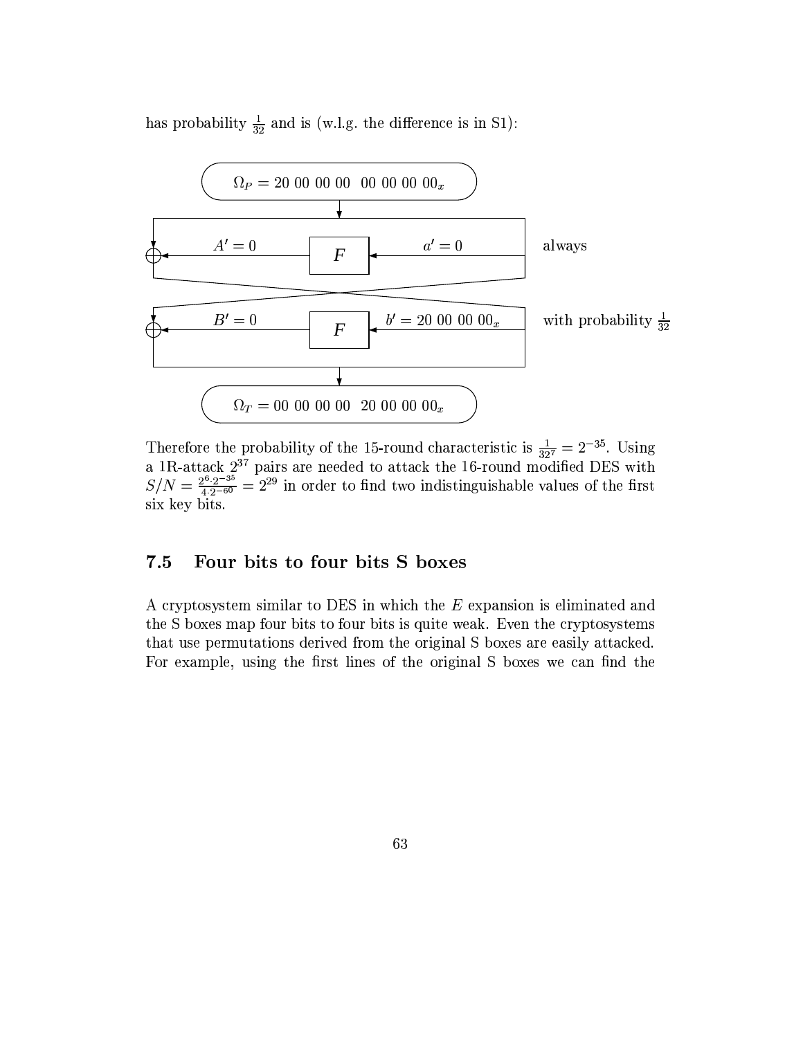has probability $\frac{1}{32}$ and is (w.l.g. the difference is in S1):

$\Omega_P = 20\ 00\ 00\ 00\ \ 00\ 00\ 00\ 00_x$

$A' = 0$ ← $F$ ← $a' = 0$ always

$B' = 0$ ← $F$ ← $b' = 20\ 00\ 00\ 00_x$ with probability $\frac{1}{32}$

$\Omega_T = 00\ 00\ 00\ 00\ \ 20\ 00\ 00\ 00_x$

Therefore the probability of the 15-round characteristic is $\frac{1}{32^7} = 2^{-35}$. Using a 1R-attack $2^{37}$ pairs are needed to attack the 16-round modified DES with $S/N = \frac{2^6 \cdot 2^{-35}}{4 \cdot 2^{-60}} = 2^{29}$ in order to find two indistinguishable values of the first six key bits.

## 7.5 Four bits to four bits S boxes

A cryptosystem similar to DES in which the $E$ expansion is eliminated and the S boxes map four bits to four bits is quite weak. Even the cryptosystems that use permutations derived from the original S boxes are easily attacked. For example, using the first lines of the original S boxes we can find the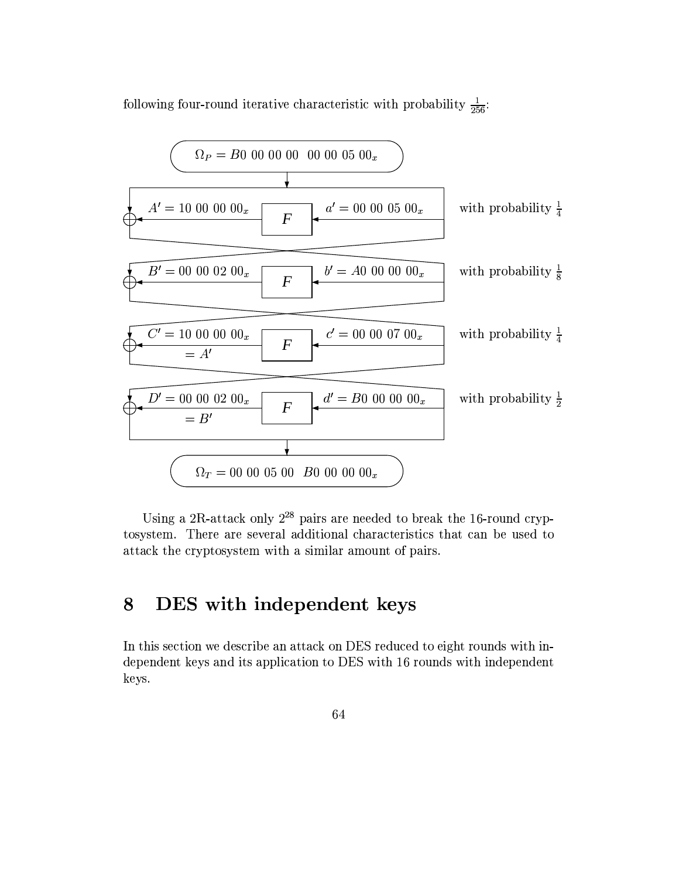following four-round iterative characteristic with probability $\frac{1}{256}$:

$\Omega_P = B0\ 00\ 00\ 00\ \ 00\ 00\ 05\ 00_x$

$A' = 10\ 00\ 00\ 00_x$ ← $F$ ← $a' = 00\ 00\ 05\ 00_x$ with probability $\frac{1}{4}$

$B' = 00\ 00\ 02\ 00_x$ ← $F$ ← $b' = A0\ 00\ 00\ 00_x$ with probability $\frac{1}{8}$

$C' = 10\ 00\ 00\ 00_x = A'$ ← $F$ ← $c' = 00\ 00\ 07\ 00_x$ with probability $\frac{1}{4}$

$D' = 00\ 00\ 02\ 00_x = B'$ ← $F$ ← $d' = B0\ 00\ 00\ 00_x$ with probability $\frac{1}{2}$

$\Omega_T = 00\ 00\ 05\ 00\ \ B0\ 00\ 00\ 00_x$

Using a 2R-attack only $2^{28}$ pairs are needed to break the 16-round cryptosystem. There are several additional characteristics that can be used to attack the cryptosystem with a similar amount of pairs.

# 8 DES with independent keys

In this section we describe an attack on DES reduced to eight rounds with independent keys and its application to DES with 16 rounds with independent keys.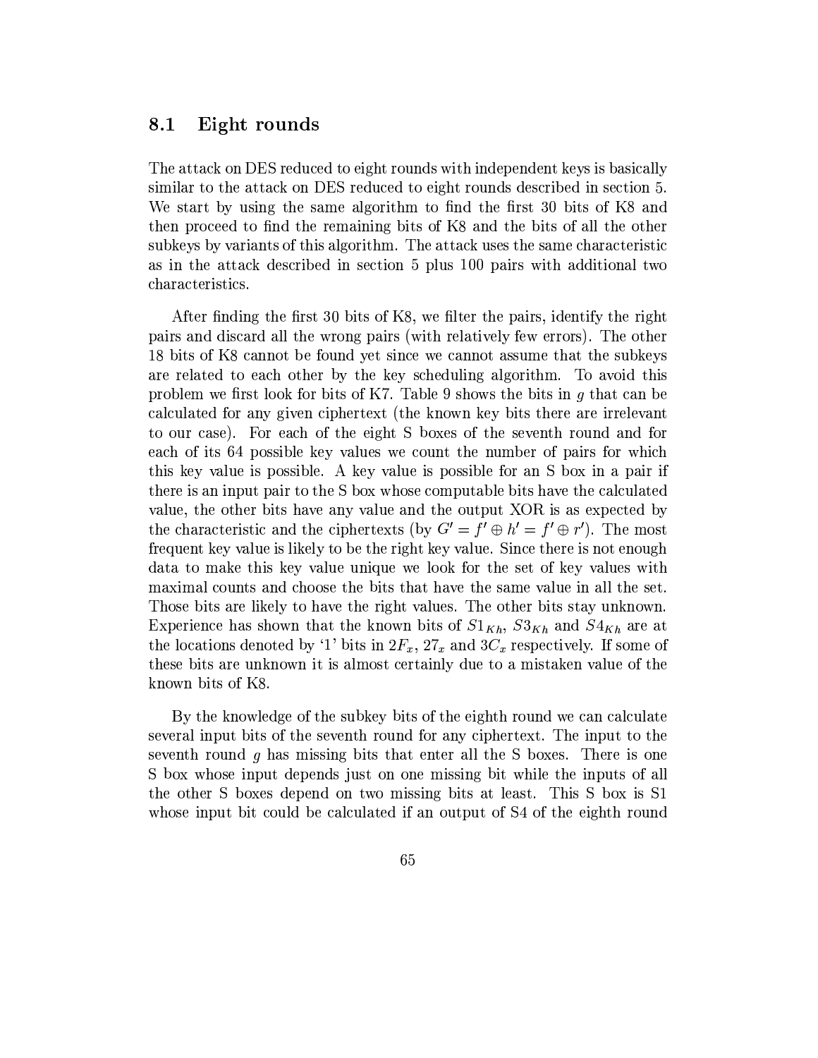## 8.1 Eight rounds

The attack on DES reduced to eight rounds with independent keys is basically similar to the attack on DES reduced to eight rounds described in section 5. We start by using the same algorithm to find the first 30 bits of K8 and then proceed to find the remaining bits of K8 and the bits of all the other subkeys by variants of this algorithm. The attack uses the same characteristic as in the attack described in section 5 plus 100 pairs with additional two characteristics.

After finding the first 30 bits of K8, we filter the pairs, identify the right pairs and discard all the wrong pairs (with relatively few errors). The other 18 bits of K8 cannot be found yet since we cannot assume that the subkeys are related to each other by the key scheduling algorithm. To avoid this problem we first look for bits of K7. Table 9 shows the bits in $g$ that can be calculated for any given ciphertext (the known key bits there are irrelevant to our case). For each of the eight S boxes of the seventh round and for each of its 64 possible key values we count the number of pairs for which this key value is possible. A key value is possible for an S box in a pair if there is an input pair to the S box whose computable bits have the calculated value, the other bits have any value and the output XOR is as expected by the characteristic and the ciphertexts (by $G' = f' \oplus h' = f' \oplus r'$). The most frequent key value is likely to be the right key value. Since there is not enough data to make this key value unique we look for the set of key values with maximal counts and choose the bits that have the same value in all the set. Those bits are likely to have the right values. The other bits stay unknown. Experience has shown that the known bits of $S1_{Kh}$, $S3_{Kh}$ and $S4_{Kh}$ are at the locations denoted by '1' bits in $2F_x$, $27_x$ and $3C_x$ respectively. If some of these bits are unknown it is almost certainly due to a mistaken value of the known bits of K8.

By the knowledge of the subkey bits of the eighth round we can calculate several input bits of the seventh round for any ciphertext. The input to the seventh round $g$ has missing bits that enter all the S boxes. There is one S box whose input depends just on one missing bit while the inputs of all the other S boxes depend on two missing bits at least. This S box is S1 whose input bit could be calculated if an output of S4 of the eighth round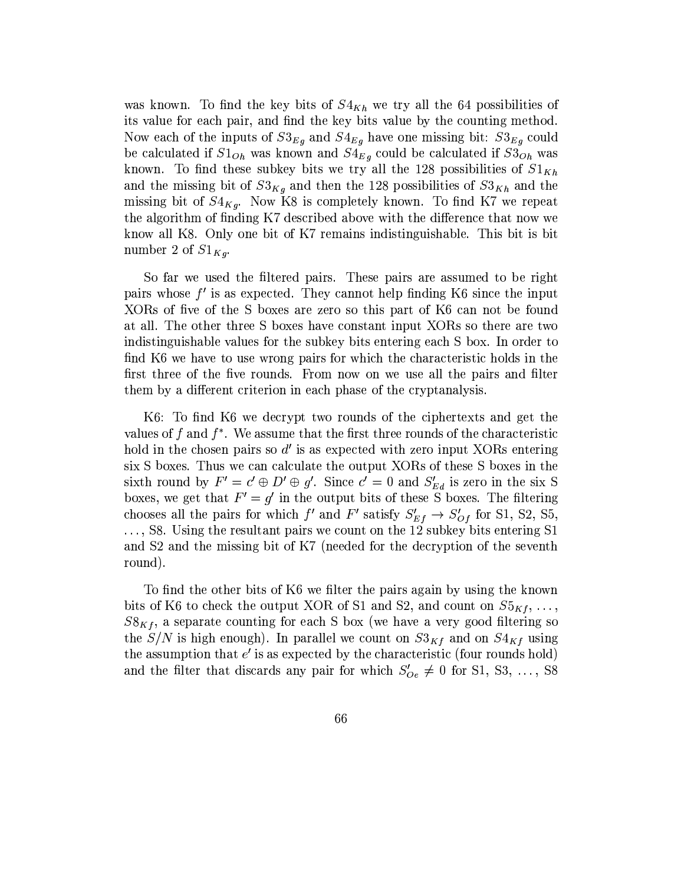was known. To find the key bits of $S4_{Kh}$ we try all the 64 possibilities of its value for each pair, and find the key bits value by the counting method. Now each of the inputs of $S3_{Eg}$ and $S4_{Eg}$ have one missing bit: $S3_{Eg}$ could be calculated if $S1_{Oh}$ was known and $S4_{Eg}$ could be calculated if $S3_{Oh}$ was known. To find these subkey bits we try all the 128 possibilities of $S1_{Kh}$ and the missing bit of $S3_{Kg}$ and then the 128 possibilities of $S3_{Kh}$ and the missing bit of $S4_{Kg}$. Now K8 is completely known. To find K7 we repeat the algorithm of finding K7 described above with the difference that now we know all K8. Only one bit of K7 remains indistinguishable. This bit is bit number 2 of $S1_{Kg}$.

So far we used the filtered pairs. These pairs are assumed to be right pairs whose $f'$ is as expected. They cannot help finding K6 since the input XORs of five of the S boxes are zero so this part of K6 can not be found at all. The other three S boxes have constant input XORs so there are two indistinguishable values for the subkey bits entering each S box. In order to find K6 we have to use wrong pairs for which the characteristic holds in the first three of the five rounds. From now on we use all the pairs and filter them by a different criterion in each phase of the cryptanalysis.

K6: To find K6 we decrypt two rounds of the ciphertexts and get the values of $f$ and $f^*$. We assume that the first three rounds of the characteristic hold in the chosen pairs so $d'$ is as expected with zero input XORs entering six S boxes. Thus we can calculate the output XORs of these S boxes in the sixth round by $F' = c' \oplus D' \oplus g'$. Since $c' = 0$ and $S'_{Ed}$ is zero in the six S boxes, we get that $F' = g'$ in the output bits of these S boxes. The filtering chooses all the pairs for which $f'$ and $F'$ satisfy $S'_{Ef} \rightarrow S'_{Of}$ for S1, S2, S5, …, S8. Using the resultant pairs we count on the 12 subkey bits entering S1 and S2 and the missing bit of K7 (needed for the decryption of the seventh round).

To find the other bits of K6 we filter the pairs again by using the known bits of K6 to check the output XOR of S1 and S2, and count on $S5_{Kf}$, …, $S8_{Kf}$, a separate counting for each S box (we have a very good filtering so the $S/N$ is high enough). In parallel we count on $S3_{Kf}$ and on $S4_{Kf}$ using the assumption that $e'$ is as expected by the characteristic (four rounds hold) and the filter that discards any pair for which $S'_{Oe} \neq 0$ for S1, S3, …, S8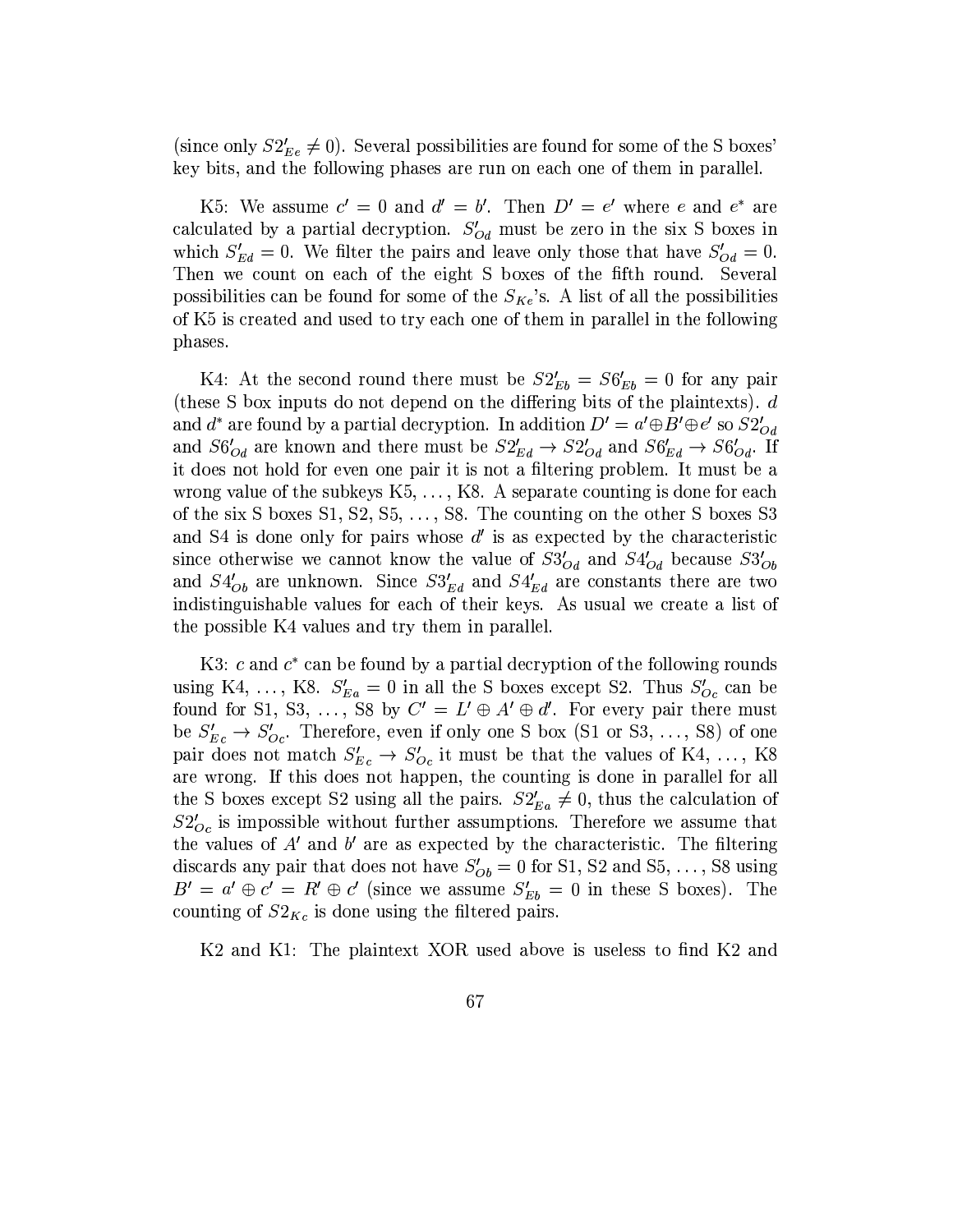(since only $S2'_{Ee} \neq 0$). Several possibilities are found for some of the S boxes' key bits, and the following phases are run on each one of them in parallel.

K5: We assume $c' = 0$ and $d' = b'$. Then $D' = e'$ where $e$ and $e^*$ are calculated by a partial decryption. $S'_{Od}$ must be zero in the six S boxes in which $S'_{Ed} = 0$. We filter the pairs and leave only those that have $S'_{Od} = 0$. Then we count on each of the eight S boxes of the fifth round. Several possibilities can be found for some of the $S_{Ke}$'s. A list of all the possibilities of K5 is created and used to try each one of them in parallel in the following phases.

K4: At the second round there must be $S2'_{Eb} = S6'_{Eb} = 0$ for any pair (these S box inputs do not depend on the differing bits of the plaintexts). $d$ and $d^*$ are found by a partial decryption. In addition $D' = a' \oplus B' \oplus e'$ so $S2'_{Od}$ and $S6'_{Od}$ are known and there must be $S2'_{Ed} \rightarrow S2'_{Od}$ and $S6'_{Ed} \rightarrow S6'_{Od}$. If it does not hold for even one pair it is not a filtering problem. It must be a wrong value of the subkeys K5, ..., K8. A separate counting is done for each of the six S boxes S1, S2, S5, ..., S8. The counting on the other S boxes S3 and S4 is done only for pairs whose $d'$ is as expected by the characteristic since otherwise we cannot know the value of $S3'_{Od}$ and $S4'_{Od}$ because $S3'_{Ob}$ and $S4'_{Ob}$ are unknown. Since $S3'_{Ed}$ and $S4'_{Ed}$ are constants there are two indistinguishable values for each of their keys. As usual we create a list of the possible K4 values and try them in parallel.

K3: $c$ and $c^*$ can be found by a partial decryption of the following rounds using K4, ..., K8. $S'_{Ea} = 0$ in all the S boxes except S2. Thus $S'_{Oc}$ can be found for S1, S3, ..., S8 by $C' = L' \oplus A' \oplus d'$. For every pair there must be $S'_{Ec} \rightarrow S'_{Oc}$. Therefore, even if only one S box (S1 or S3, ..., S8) of one pair does not match $S'_{Ec} \rightarrow S'_{Oc}$ it must be that the values of K4, ..., K8 are wrong. If this does not happen, the counting is done in parallel for all the S boxes except S2 using all the pairs. $S2'_{Ea} \neq 0$, thus the calculation of $S2'_{Oc}$ is impossible without further assumptions. Therefore we assume that the values of $A'$ and $b'$ are as expected by the characteristic. The filtering discards any pair that does not have $S'_{Ob} = 0$ for S1, S2 and S5, ..., S8 using $B' = a' \oplus c' = R' \oplus c'$ (since we assume $S'_{Eb} = 0$ in these S boxes). The counting of $S2_{Kc}$ is done using the filtered pairs.

K2 and K1: The plaintext XOR used above is useless to find K2 and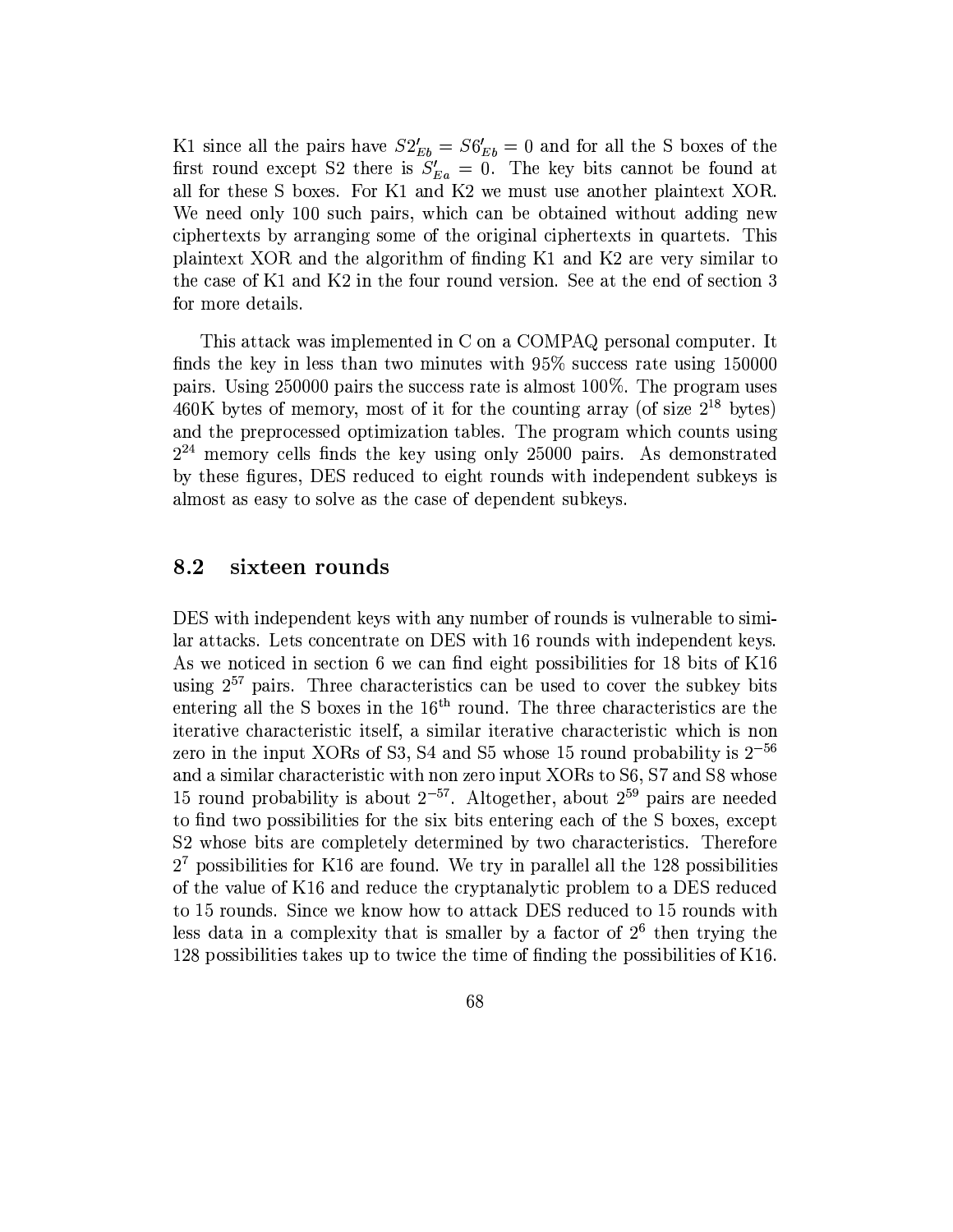K1 since all the pairs have $S2'_{Eb} = S6'_{Eb} = 0$ and for all the S boxes of the first round except S2 there is $S'_{Ea} = 0$. The key bits cannot be found at all for these S boxes. For K1 and K2 we must use another plaintext XOR. We need only 100 such pairs, which can be obtained without adding new ciphertexts by arranging some of the original ciphertexts in quartets. This plaintext XOR and the algorithm of finding K1 and K2 are very similar to the case of K1 and K2 in the four round version. See at the end of section 3 for more details.

This attack was implemented in C on a COMPAQ personal computer. It finds the key in less than two minutes with 95% success rate using 150000 pairs. Using 250000 pairs the success rate is almost 100%. The program uses 460K bytes of memory, most of it for the counting array (of size $2^{18}$ bytes) and the preprocessed optimization tables. The program which counts using $2^{24}$ memory cells finds the key using only 25000 pairs. As demonstrated by these figures, DES reduced to eight rounds with independent subkeys is almost as easy to solve as the case of dependent subkeys.

## 8.2 sixteen rounds

DES with independent keys with any number of rounds is vulnerable to similar attacks. Lets concentrate on DES with 16 rounds with independent keys. As we noticed in section 6 we can find eight possibilities for 18 bits of K16 using $2^{57}$ pairs. Three characteristics can be used to cover the subkey bits entering all the S boxes in the $16^{\text{th}}$ round. The three characteristics are the iterative characteristic itself, a similar iterative characteristic which is non zero in the input XORs of S3, S4 and S5 whose 15 round probability is $2^{-56}$ and a similar characteristic with non zero input XORs to S6, S7 and S8 whose 15 round probability is about $2^{-57}$. Altogether, about $2^{59}$ pairs are needed to find two possibilities for the six bits entering each of the S boxes, except S2 whose bits are completely determined by two characteristics. Therefore $2^7$ possibilities for K16 are found. We try in parallel all the 128 possibilities of the value of K16 and reduce the cryptanalytic problem to a DES reduced to 15 rounds. Since we know how to attack DES reduced to 15 rounds with less data in a complexity that is smaller by a factor of $2^6$ then trying the 128 possibilities takes up to twice the time of finding the possibilities of K16.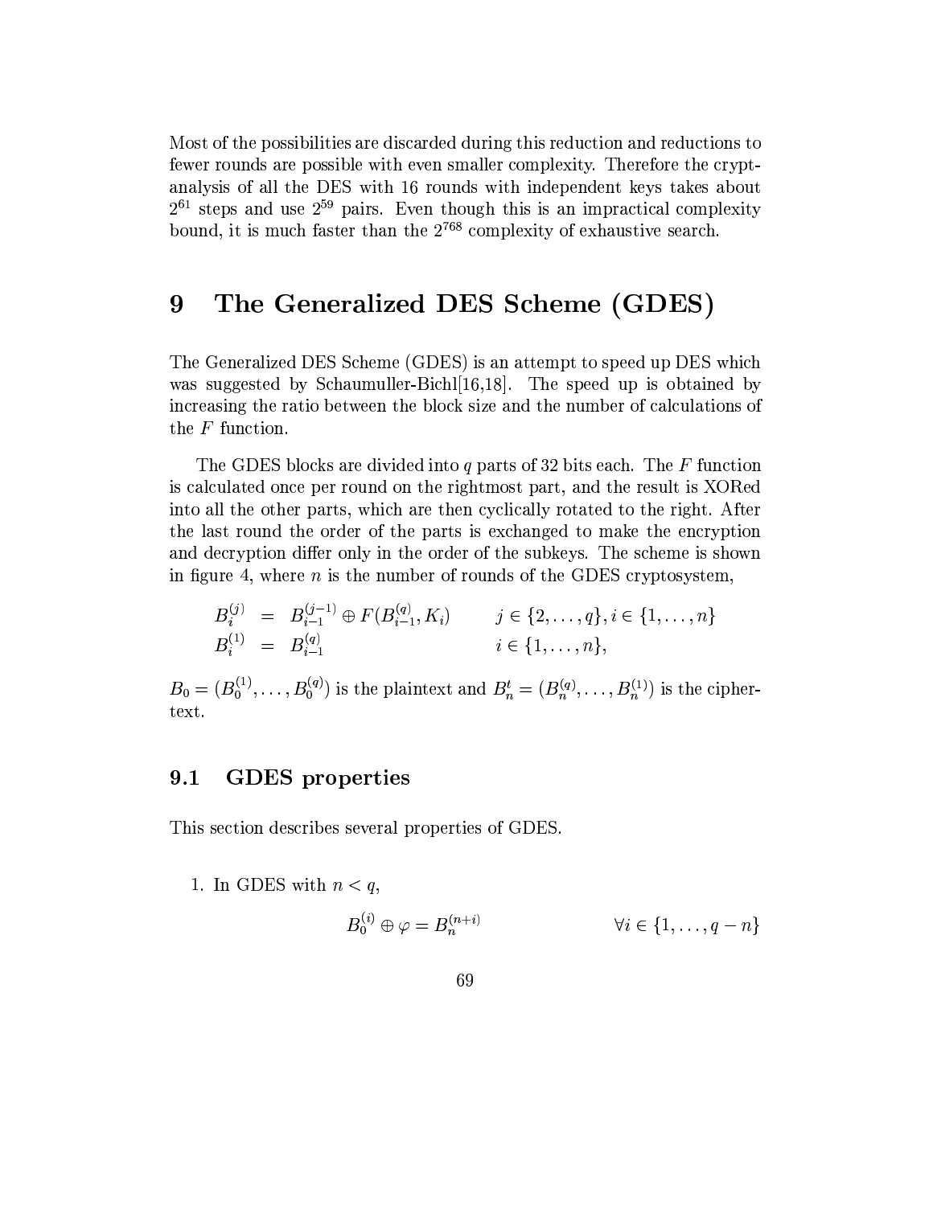Most of the possibilities are discarded during this reduction and reductions to fewer rounds are possible with even smaller complexity. Therefore the cryptanalysis of all the DES with 16 rounds with independent keys takes about $2^{61}$ steps and use $2^{59}$ pairs. Even though this is an impractical complexity bound, it is much faster than the $2^{768}$ complexity of exhaustive search.

# 9 The Generalized DES Scheme (GDES)

The Generalized DES Scheme (GDES) is an attempt to speed up DES which was suggested by Schaumuller-Bichl[16,18]. The speed up is obtained by increasing the ratio between the block size and the number of calculations of the $F$ function.

The GDES blocks are divided into $q$ parts of 32 bits each. The $F$ function is calculated once per round on the rightmost part, and the result is XORed into all the other parts, which are then cyclically rotated to the right. After the last round the order of the parts is exchanged to make the encryption and decryption differ only in the order of the subkeys. The scheme is shown in figure 4, where $n$ is the number of rounds of the GDES cryptosystem,

$$
\begin{aligned}
B_i^{(j)} &= B_{i-1}^{(j-1)} \oplus F(B_{i-1}^{(q)}, K_i) \qquad && j \in \{2, \ldots, q\}, i \in \{1, \ldots, n\} \\
B_i^{(1)} &= B_{i-1}^{(q)} && i \in \{1, \ldots, n\},
\end{aligned}
$$

$B_0 = (B_0^{(1)}, \ldots, B_0^{(q)})$ is the plaintext and $B_n^t = (B_n^{(q)}, \ldots, B_n^{(1)})$ is the ciphertext.

## 9.1 GDES properties

This section describes several properties of GDES.

1. In GDES with $n < q$,

$$
B_0^{(i)} \oplus \varphi = B_n^{(n+i)} \qquad \forall i \in \{1, \ldots, q-n\}
$$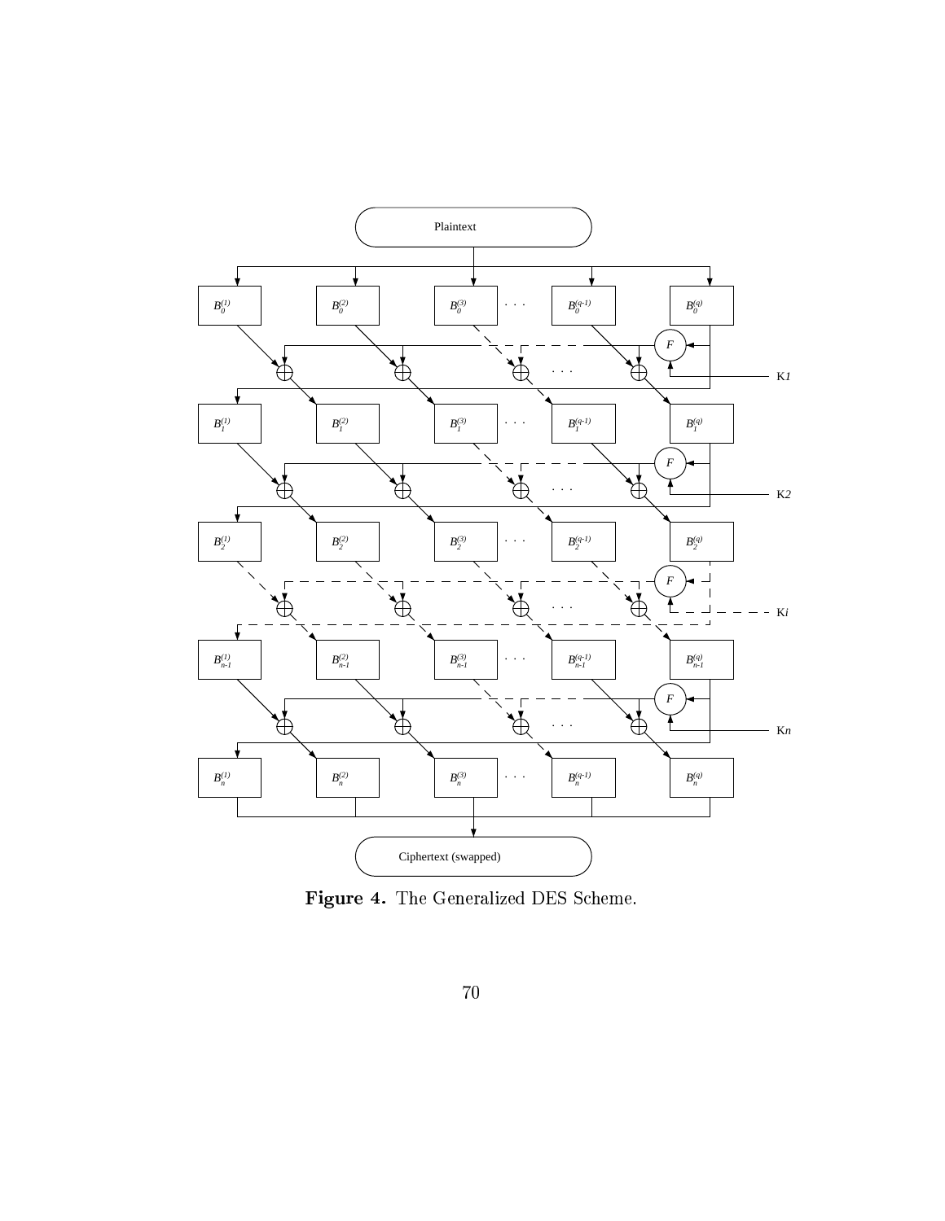**Figure 4.** The Generalized DES Scheme.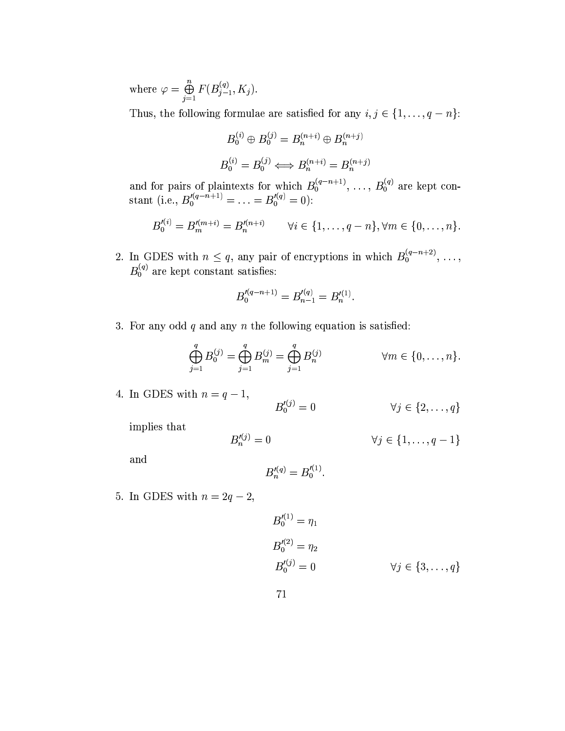where $\varphi = \bigoplus_{j=1}^{n} F(B_{j-1}^{(q)}, K_j)$.

Thus, the following formulae are satisfied for any $i, j \in \{1, \ldots, q-n\}$:

$$B_0^{(i)} \oplus B_0^{(j)} = B_n^{(n+i)} \oplus B_n^{(n+j)}$$

$$B_0^{(i)} = B_0^{(j)} \Longleftrightarrow B_n^{(n+i)} = B_n^{(n+j)}$$

and for pairs of plaintexts for which $B_0^{(q-n+1)}, \ldots, B_0^{(q)}$ are kept constant (i.e., $B_0^{\prime(q-n+1)} = \ldots = B_0^{\prime(q)} = 0$):

$$B_0^{\prime(i)} = B_m^{\prime(m+i)} = B_n^{\prime(n+i)} \qquad \forall i \in \{1, \ldots, q-n\}, \forall m \in \{0, \ldots, n\}.$$

2. In GDES with $n \leq q$, any pair of encryptions in which $B_0^{(q-n+2)}, \ldots, B_0^{(q)}$ are kept constant satisfies:

$$B_0^{\prime(q-n+1)} = B_{n-1}^{\prime(q)} = B_n^{\prime(1)}.$$

3. For any odd $q$ and any $n$ the following equation is satisfied:

$$\bigoplus_{j=1}^{q} B_0^{(j)} = \bigoplus_{j=1}^{q} B_m^{(j)} = \bigoplus_{j=1}^{q} B_n^{(j)} \qquad \forall m \in \{0, \ldots, n\}.$$

4. In GDES with $n = q - 1$,

$$B_0^{\prime(j)} = 0 \qquad \forall j \in \{2, \ldots, q\}$$

implies that

$$B_n^{\prime(j)} = 0 \qquad \forall j \in \{1, \ldots, q-1\}$$

and

$$B_n^{\prime(q)} = B_0^{\prime(1)}.$$

5. In GDES with $n = 2q - 2$,

$$B_0^{\prime(1)} = \eta_1$$

$$B_0^{\prime(2)} = \eta_2$$

$$B_0^{\prime(j)} = 0 \qquad \forall j \in \{3, \ldots, q\}$$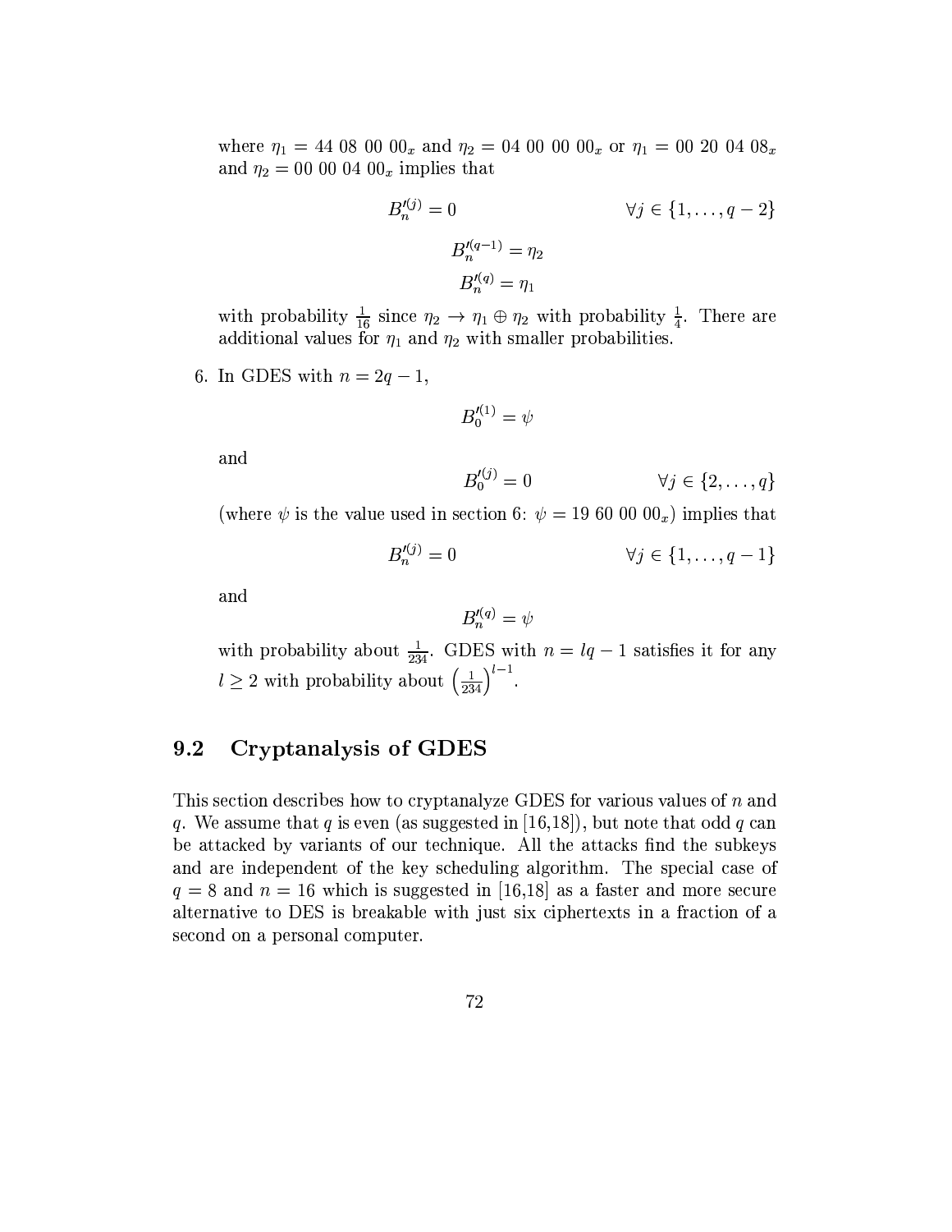where $\eta_1 = 44\ 08\ 00\ 00_x$ and $\eta_2 = 04\ 00\ 00\ 00_x$ or $\eta_1 = 00\ 20\ 04\ 08_x$ and $\eta_2 = 00\ 00\ 04\ 00_x$ implies that

$$B_n'^{(j)} = 0 \qquad \forall j \in \{1, \ldots, q-2\}$$

$$B_n'^{(q-1)} = \eta_2$$

$$B_n'^{(q)} = \eta_1$$

with probability $\frac{1}{16}$ since $\eta_2 \to \eta_1 \oplus \eta_2$ with probability $\frac{1}{4}$. There are additional values for $\eta_1$ and $\eta_2$ with smaller probabilities.

6. In GDES with $n = 2q - 1$,

$$B_0'^{(1)} = \psi$$

and

$$B_0'^{(j)} = 0 \qquad \forall j \in \{2, \ldots, q\}$$

(where $\psi$ is the value used in section 6: $\psi = 19\ 60\ 00\ 00_x$) implies that

$$B_n'^{(j)} = 0 \qquad \forall j \in \{1, \ldots, q-1\}$$

and

$$B_n'^{(q)} = \psi$$

with probability about $\frac{1}{234}$. GDES with $n = lq - 1$ satisfies it for any $l \geq 2$ with probability about $\left(\frac{1}{234}\right)^{l-1}$.

## 9.2 Cryptanalysis of GDES

This section describes how to cryptanalyze GDES for various values of $n$ and $q$. We assume that $q$ is even (as suggested in [16,18]), but note that odd $q$ can be attacked by variants of our technique. All the attacks find the subkeys and are independent of the key scheduling algorithm. The special case of $q = 8$ and $n = 16$ which is suggested in [16,18] as a faster and more secure alternative to DES is breakable with just six ciphertexts in a fraction of a second on a personal computer.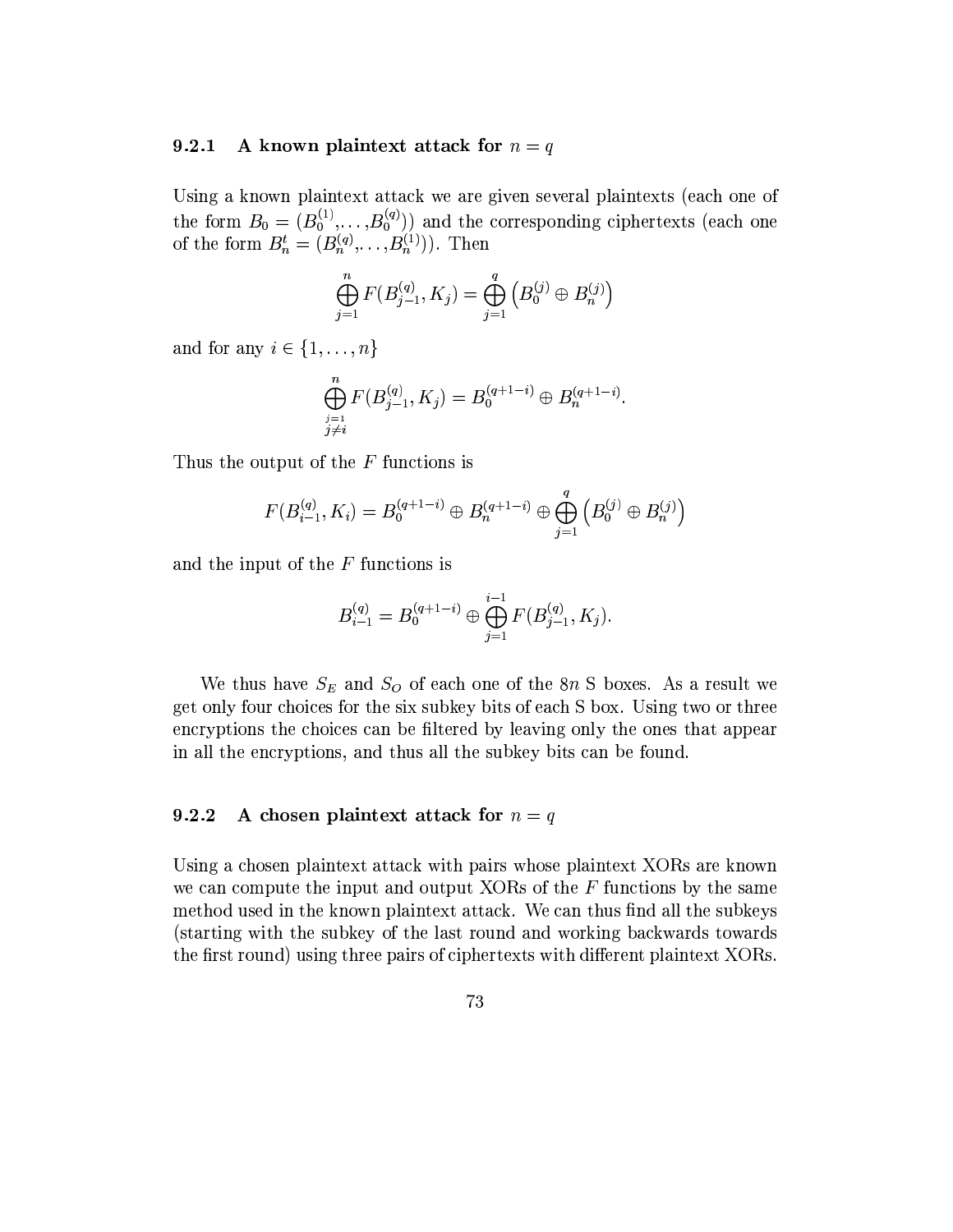### 9.2.1 A known plaintext attack for $n = q$

Using a known plaintext attack we are given several plaintexts (each one of the form $B_0 = (B_0^{(1)}, \ldots, B_0^{(q)})$) and the corresponding ciphertexts (each one of the form $B_n^t = (B_n^{(q)}, \ldots, B_n^{(1)})$). Then

$$\bigoplus_{j=1}^{n} F(B_{j-1}^{(q)}, K_j) = \bigoplus_{j=1}^{q} \left( B_0^{(j)} \oplus B_n^{(j)} \right)$$

and for any $i \in \{1, \ldots, n\}$

$$\bigoplus_{\substack{j=1 \\ j \neq i}}^{n} F(B_{j-1}^{(q)}, K_j) = B_0^{(q+1-i)} \oplus B_n^{(q+1-i)}.$$

Thus the output of the $F$ functions is

$$F(B_{i-1}^{(q)}, K_i) = B_0^{(q+1-i)} \oplus B_n^{(q+1-i)} \oplus \bigoplus_{j=1}^{q} \left( B_0^{(j)} \oplus B_n^{(j)} \right)$$

and the input of the $F$ functions is

$$B_{i-1}^{(q)} = B_0^{(q+1-i)} \oplus \bigoplus_{j=1}^{i-1} F(B_{j-1}^{(q)}, K_j).$$

We thus have $S_E$ and $S_O$ of each one of the $8n$ S boxes. As a result we get only four choices for the six subkey bits of each S box. Using two or three encryptions the choices can be filtered by leaving only the ones that appear in all the encryptions, and thus all the subkey bits can be found.

### 9.2.2 A chosen plaintext attack for $n = q$

Using a chosen plaintext attack with pairs whose plaintext XORs are known we can compute the input and output XORs of the $F$ functions by the same method used in the known plaintext attack. We can thus find all the subkeys (starting with the subkey of the last round and working backwards towards the first round) using three pairs of ciphertexts with different plaintext XORs.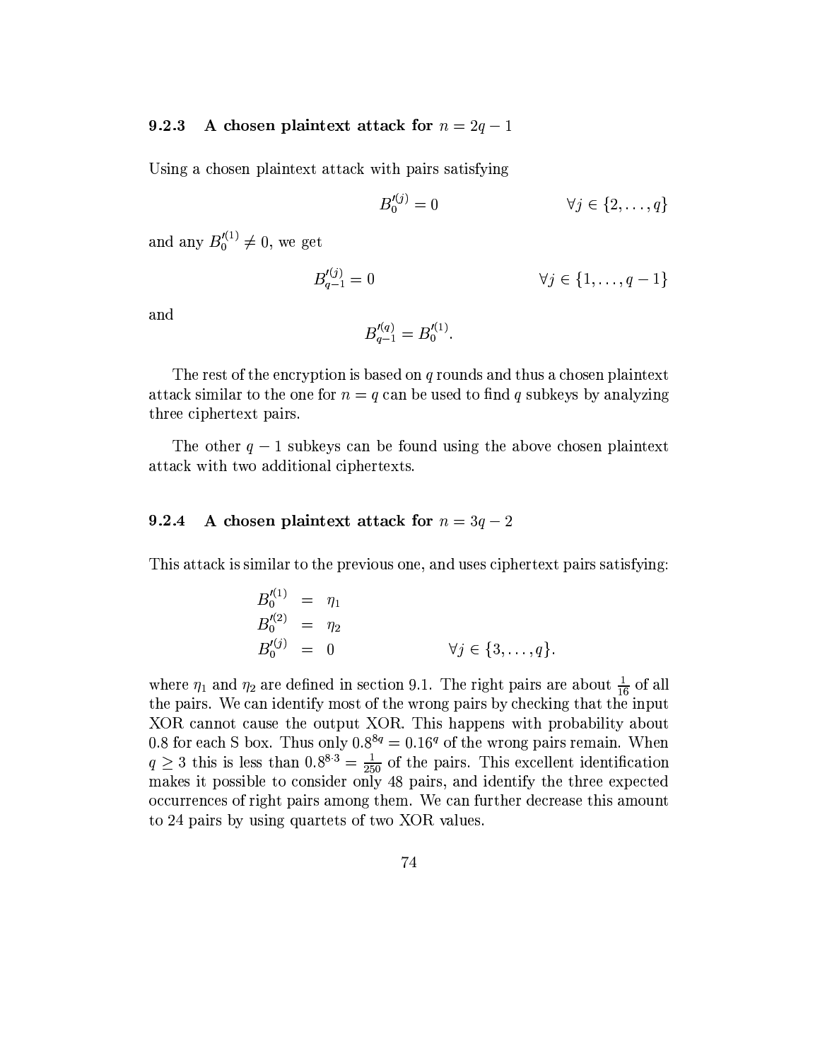### 9.2.3 A chosen plaintext attack for $n = 2q - 1$

Using a chosen plaintext attack with pairs satisfying

$$B_0'^{(j)} = 0 \qquad \forall j \in \{2, \ldots, q\}$$

and any $B_0'^{(1)} \neq 0$, we get

$$B_{q-1}'^{(j)} = 0 \qquad \forall j \in \{1, \ldots, q-1\}$$

and

$$B_{q-1}'^{(q)} = B_0'^{(1)}.$$

The rest of the encryption is based on $q$ rounds and thus a chosen plaintext attack similar to the one for $n = q$ can be used to find $q$ subkeys by analyzing three ciphertext pairs.

The other $q - 1$ subkeys can be found using the above chosen plaintext attack with two additional ciphertexts.

### 9.2.4 A chosen plaintext attack for $n = 3q - 2$

This attack is similar to the previous one, and uses ciphertext pairs satisfying:

$$\begin{aligned}
B_0'^{(1)} &= \eta_1 \\
B_0'^{(2)} &= \eta_2 \\
B_0'^{(j)} &= 0 \qquad \forall j \in \{3, \ldots, q\}.
\end{aligned}$$

where $\eta_1$ and $\eta_2$ are defined in section 9.1. The right pairs are about $\frac{1}{16}$ of all the pairs. We can identify most of the wrong pairs by checking that the input XOR cannot cause the output XOR. This happens with probability about 0.8 for each S box. Thus only $0.8^{8q} = 0.16^q$ of the wrong pairs remain. When $q \geq 3$ this is less than $0.8^{8 \cdot 3} = \frac{1}{250}$ of the pairs. This excellent identification makes it possible to consider only 48 pairs, and identify the three expected occurrences of right pairs among them. We can further decrease this amount to 24 pairs by using quartets of two XOR values.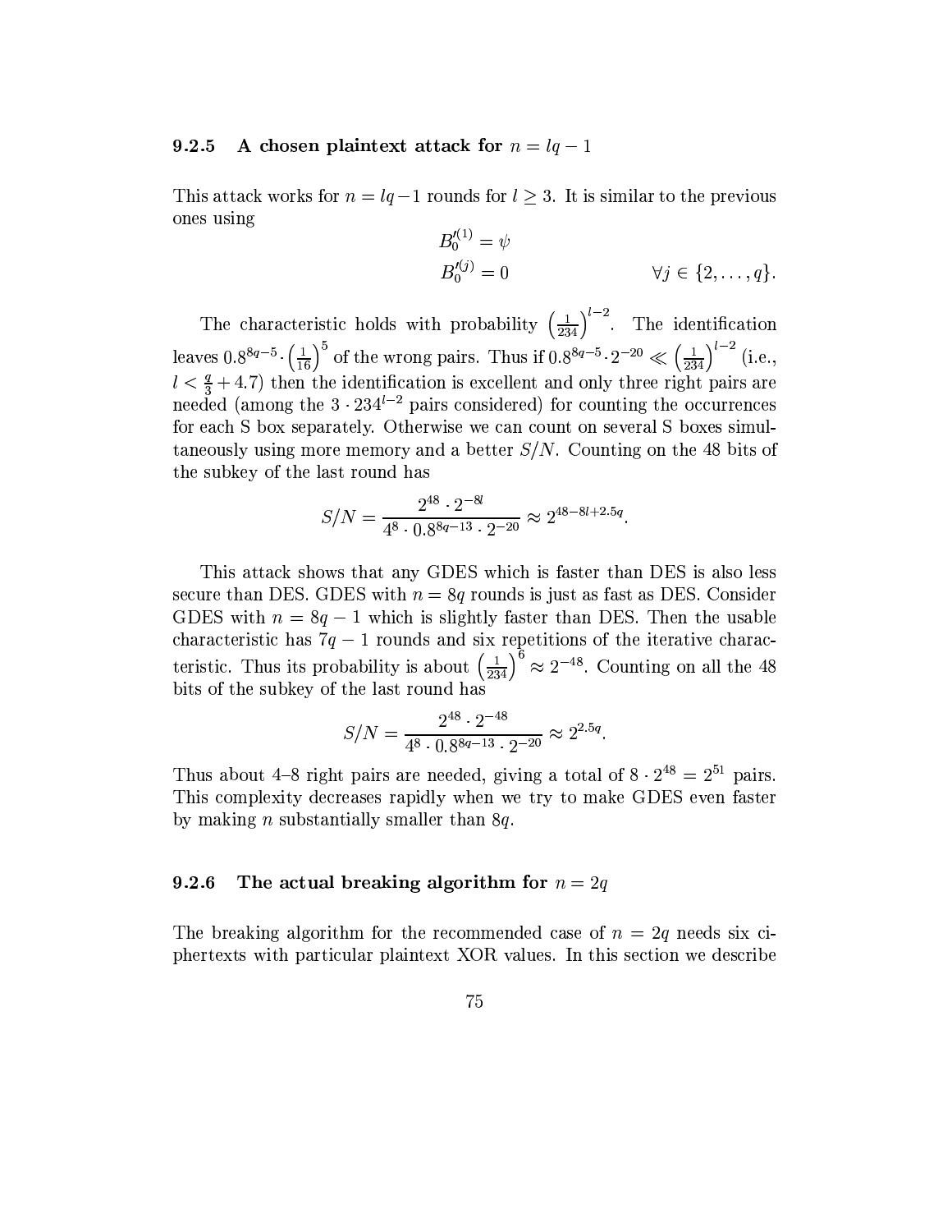### 9.2.5 A chosen plaintext attack for $n = lq - 1$

This attack works for $n = lq-1$ rounds for $l \geq 3$. It is similar to the previous ones using

$$B_0'^{(1)} = \psi$$
$$B_0'^{(j)} = 0 \qquad \forall j \in \{2, \ldots, q\}.$$

The characteristic holds with probability $\left(\frac{1}{234}\right)^{l-2}$. The identification leaves $0.8^{8q-5} \cdot \left(\frac{1}{16}\right)^5$ of the wrong pairs. Thus if $0.8^{8q-5} \cdot 2^{-20} \ll \left(\frac{1}{234}\right)^{l-2}$ (i.e., $l < \frac{q}{3} + 4.7$) then the identification is excellent and only three right pairs are needed (among the $3 \cdot 234^{l-2}$ pairs considered) for counting the occurrences for each S box separately. Otherwise we can count on several S boxes simultaneously using more memory and a better $S/N$. Counting on the 48 bits of the subkey of the last round has

$$S/N = \frac{2^{48} \cdot 2^{-8l}}{4^8 \cdot 0.8^{8q-13} \cdot 2^{-20}} \approx 2^{48-8l+2.5q}.$$

This attack shows that any GDES which is faster than DES is also less secure than DES. GDES with $n = 8q$ rounds is just as fast as DES. Consider GDES with $n = 8q - 1$ which is slightly faster than DES. Then the usable characteristic has $7q - 1$ rounds and six repetitions of the iterative characteristic. Thus its probability is about $\left(\frac{1}{234}\right)^6 \approx 2^{-48}$. Counting on all the 48 bits of the subkey of the last round has

$$S/N = \frac{2^{48} \cdot 2^{-48}}{4^8 \cdot 0.8^{8q-13} \cdot 2^{-20}} \approx 2^{2.5q}.$$

Thus about 4–8 right pairs are needed, giving a total of $8 \cdot 2^{48} = 2^{51}$ pairs. This complexity decreases rapidly when we try to make GDES even faster by making $n$ substantially smaller than $8q$.

### 9.2.6 The actual breaking algorithm for $n = 2q$

The breaking algorithm for the recommended case of $n = 2q$ needs six ciphertexts with particular plaintext XOR values. In this section we describe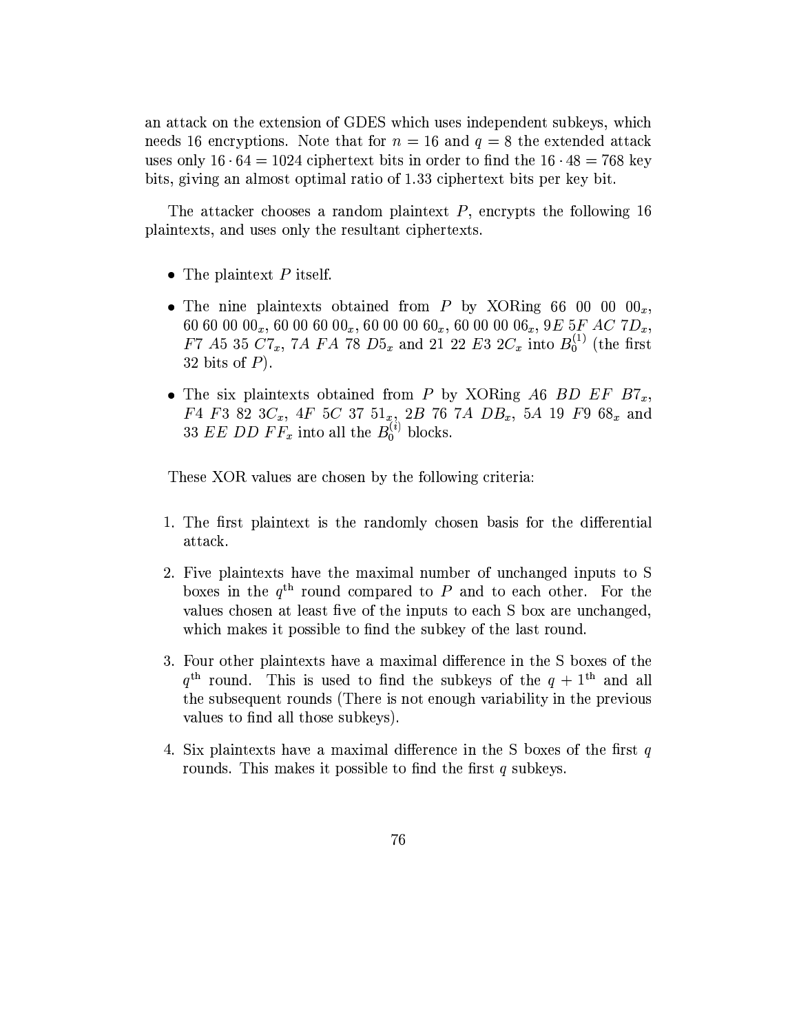an attack on the extension of GDES which uses independent subkeys, which needs 16 encryptions. Note that for $n = 16$ and $q = 8$ the extended attack uses only $16 \cdot 64 = 1024$ ciphertext bits in order to find the $16 \cdot 48 = 768$ key bits, giving an almost optimal ratio of 1.33 ciphertext bits per key bit.

The attacker chooses a random plaintext $P$, encrypts the following 16 plaintexts, and uses only the resultant ciphertexts.

- The plaintext $P$ itself.
- The nine plaintexts obtained from $P$ by XORing $66\ 00\ 00\ 00_x$, $60\ 60\ 00\ 00_x$, $60\ 00\ 60\ 00_x$, $60\ 00\ 00\ 60_x$, $60\ 00\ 00\ 06_x$, $9E\ 5F\ AC\ 7D_x$, $F7\ A5\ 35\ C7_x$, $7A\ FA\ 78\ D5_x$ and $21\ 22\ E3\ 2C_x$ into $B_0^{(1)}$ (the first 32 bits of $P$).
- The six plaintexts obtained from $P$ by XORing $A6\ BD\ EF\ B7_x$, $F4\ F3\ 82\ 3C_x$, $4F\ 5C\ 37\ 51_x$, $2B\ 76\ 7A\ DB_x$, $5A\ 19\ F9\ 68_x$ and $33\ EE\ DD\ FF_x$ into all the $B_0^{(i)}$ blocks.

These XOR values are chosen by the following criteria:

1. The first plaintext is the randomly chosen basis for the differential attack.
2. Five plaintexts have the maximal number of unchanged inputs to S boxes in the $q^{\text{th}}$ round compared to $P$ and to each other. For the values chosen at least five of the inputs to each S box are unchanged, which makes it possible to find the subkey of the last round.
3. Four other plaintexts have a maximal difference in the S boxes of the $q^{\text{th}}$ round. This is used to find the subkeys of the $q + 1^{\text{th}}$ and all the subsequent rounds (There is not enough variability in the previous values to find all those subkeys).
4. Six plaintexts have a maximal difference in the S boxes of the first $q$ rounds. This makes it possible to find the first $q$ subkeys.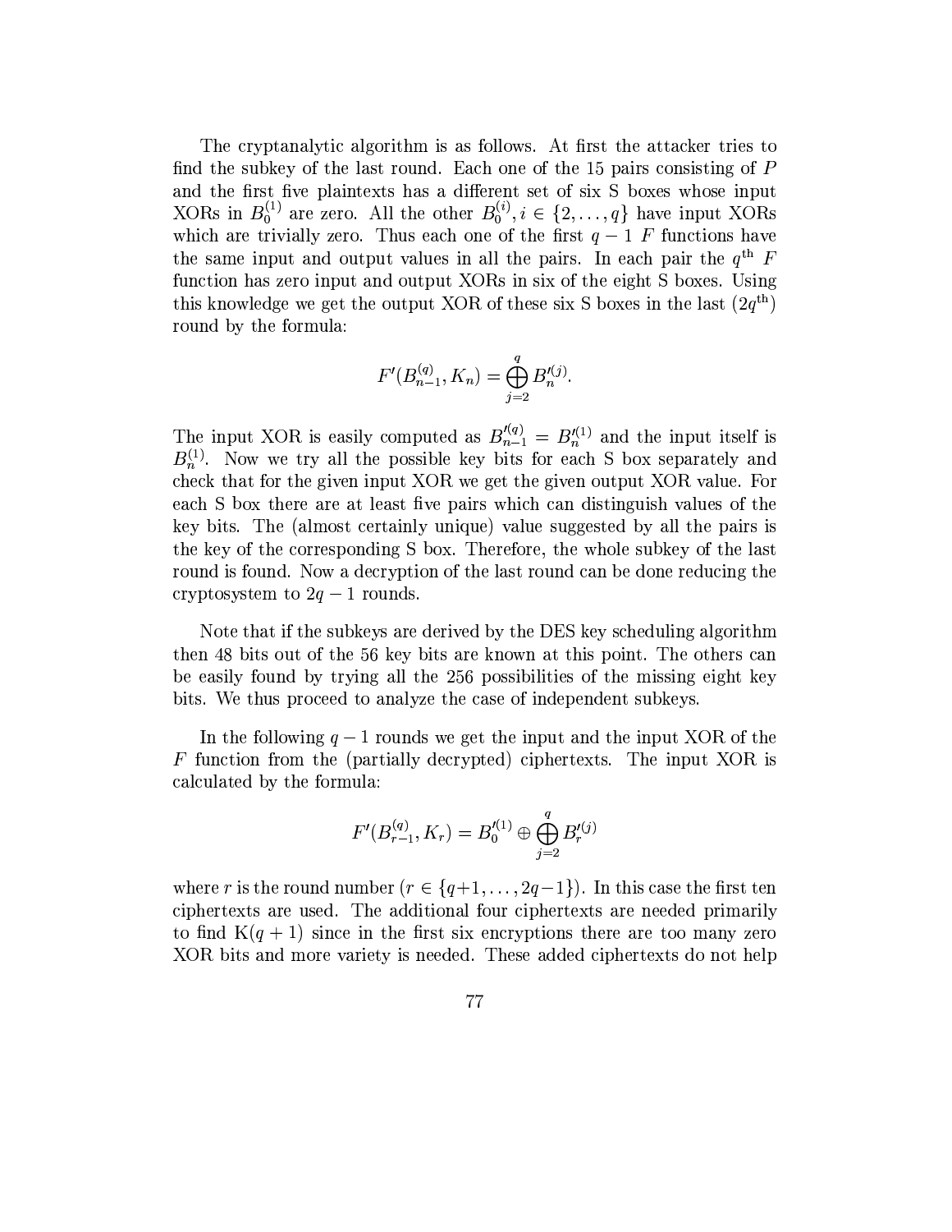The cryptanalytic algorithm is as follows. At first the attacker tries to find the subkey of the last round. Each one of the 15 pairs consisting of $P$ and the first five plaintexts has a different set of six S boxes whose input XORs in $B_0^{(1)}$ are zero. All the other $B_0^{(i)}, i \in \{2, \ldots, q\}$ have input XORs which are trivially zero. Thus each one of the first $q-1$ $F$ functions have the same input and output values in all the pairs. In each pair the $q^{\text{th}}$ $F$ function has zero input and output XORs in six of the eight S boxes. Using this knowledge we get the output XOR of these six S boxes in the last $(2q^{\text{th}})$ round by the formula:

$$F'(B_{n-1}^{(q)}, K_n) = \bigoplus_{j=2}^{q} B_n'^{(j)}.$$

The input XOR is easily computed as $B_{n-1}'^{(q)} = B_n'^{(1)}$ and the input itself is $B_n^{(1)}$. Now we try all the possible key bits for each S box separately and check that for the given input XOR we get the given output XOR value. For each S box there are at least five pairs which can distinguish values of the key bits. The (almost certainly unique) value suggested by all the pairs is the key of the corresponding S box. Therefore, the whole subkey of the last round is found. Now a decryption of the last round can be done reducing the cryptosystem to $2q-1$ rounds.

Note that if the subkeys are derived by the DES key scheduling algorithm then 48 bits out of the 56 key bits are known at this point. The others can be easily found by trying all the 256 possibilities of the missing eight key bits. We thus proceed to analyze the case of independent subkeys.

In the following $q-1$ rounds we get the input and the input XOR of the $F$ function from the (partially decrypted) ciphertexts. The input XOR is calculated by the formula:

$$F'(B_{r-1}^{(q)}, K_r) = B_0'^{(1)} \oplus \bigoplus_{j=2}^{q} B_r'^{(j)}$$

where $r$ is the round number ($r \in \{q+1, \ldots, 2q-1\}$). In this case the first ten ciphertexts are used. The additional four ciphertexts are needed primarily to find $K(q+1)$ since in the first six encryptions there are too many zero XOR bits and more variety is needed. These added ciphertexts do not help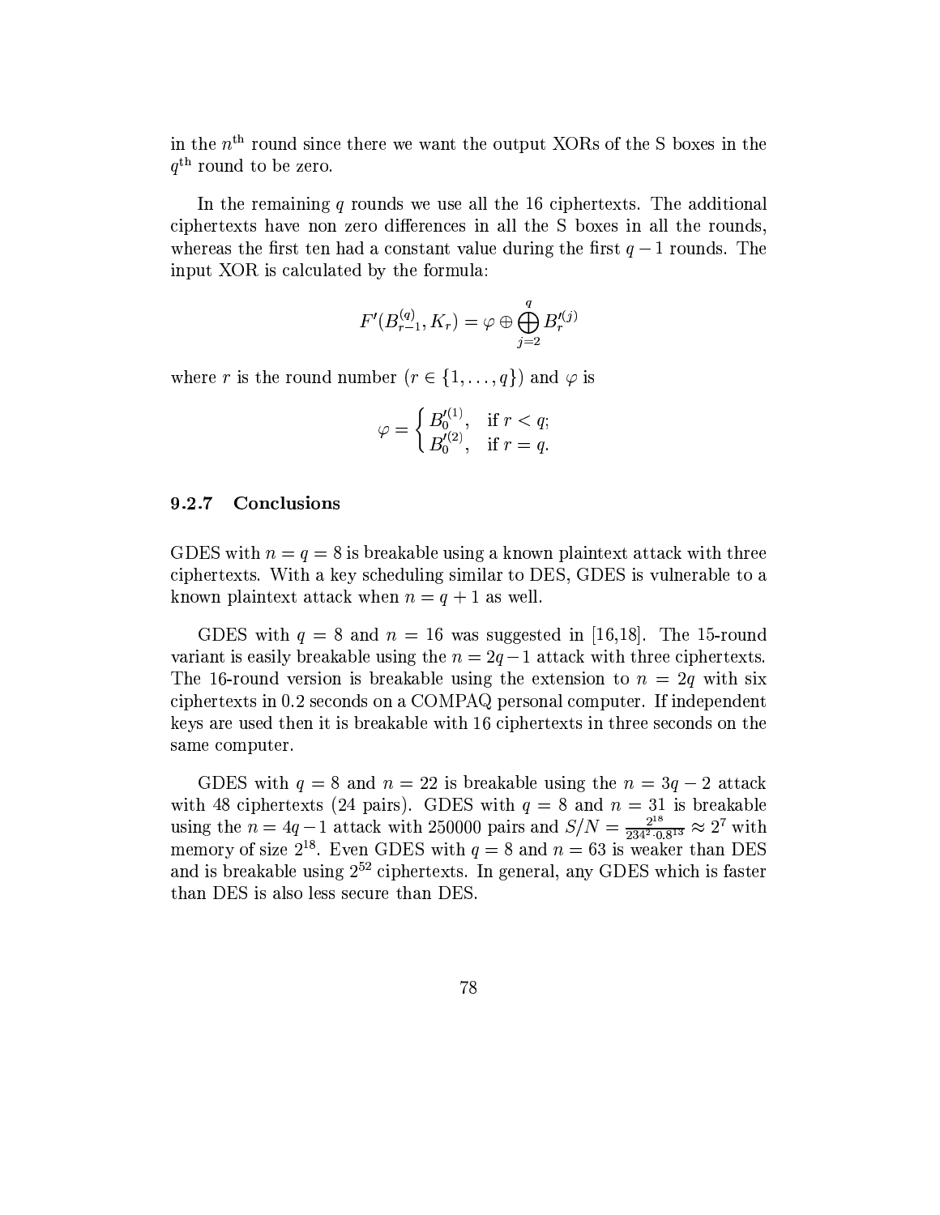in the $n^{\text{th}}$ round since there we want the output XORs of the S boxes in the $q^{\text{th}}$ round to be zero.

In the remaining $q$ rounds we use all the 16 ciphertexts. The additional ciphertexts have non zero differences in all the S boxes in all the rounds, whereas the first ten had a constant value during the first $q-1$ rounds. The input XOR is calculated by the formula:

$$F'(B_{r-1}^{(q)}, K_r) = \varphi \oplus \bigoplus_{j=2}^{q} B_r'^{(j)}$$

where $r$ is the round number ($r \in \{1, \ldots, q\}$) and $\varphi$ is

$$\varphi = \begin{cases} B_0'^{(1)}, & \text{if } r < q; \\ B_0'^{(2)}, & \text{if } r = q. \end{cases}$$

### 9.2.7 Conclusions

GDES with $n = q = 8$ is breakable using a known plaintext attack with three ciphertexts. With a key scheduling similar to DES, GDES is vulnerable to a known plaintext attack when $n = q + 1$ as well.

GDES with $q = 8$ and $n = 16$ was suggested in [16,18]. The 15-round variant is easily breakable using the $n = 2q - 1$ attack with three ciphertexts. The 16-round version is breakable using the extension to $n = 2q$ with six ciphertexts in 0.2 seconds on a COMPAQ personal computer. If independent keys are used then it is breakable with 16 ciphertexts in three seconds on the same computer.

GDES with $q = 8$ and $n = 22$ is breakable using the $n = 3q - 2$ attack with 48 ciphertexts (24 pairs). GDES with $q = 8$ and $n = 31$ is breakable using the $n = 4q - 1$ attack with 250000 pairs and $S/N = \frac{2^{18}}{234^2 \cdot 0.8^{13}} \approx 2^7$ with memory of size $2^{18}$. Even GDES with $q = 8$ and $n = 63$ is weaker than DES and is breakable using $2^{52}$ ciphertexts. In general, any GDES which is faster than DES is also less secure than DES.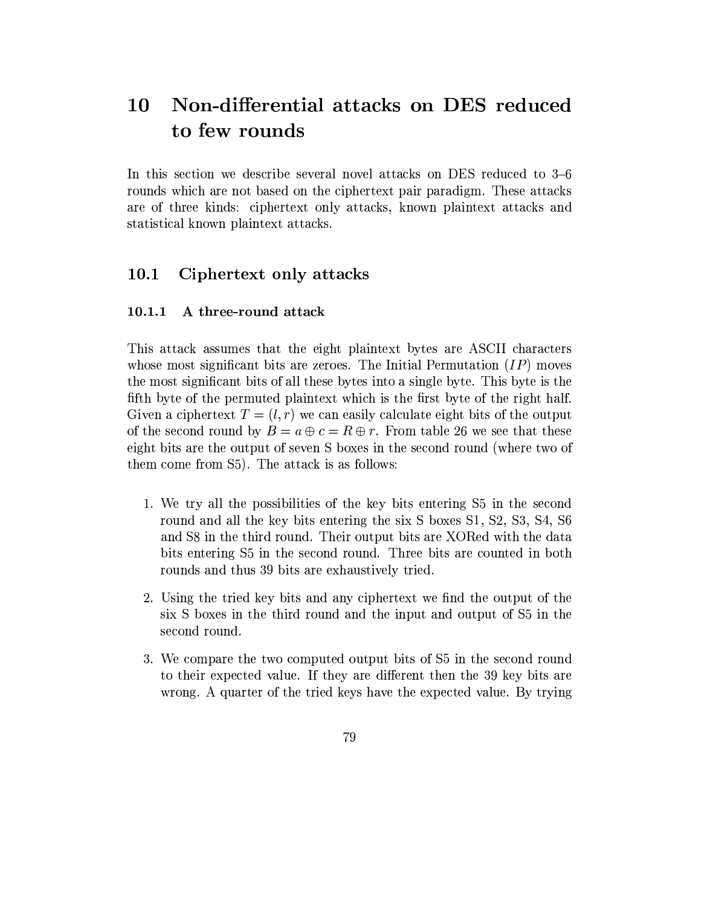# 10 Non-differential attacks on DES reduced to few rounds

In this section we describe several novel attacks on DES reduced to 3–6 rounds which are not based on the ciphertext pair paradigm. These attacks are of three kinds: ciphertext only attacks, known plaintext attacks and statistical known plaintext attacks.

## 10.1 Ciphertext only attacks

### 10.1.1 A three-round attack

This attack assumes that the eight plaintext bytes are ASCII characters whose most significant bits are zeroes. The Initial Permutation ($IP$) moves the most significant bits of all these bytes into a single byte. This byte is the fifth byte of the permuted plaintext which is the first byte of the right half. Given a ciphertext $T = (l, r)$ we can easily calculate eight bits of the output of the second round by $B = a \oplus c = R \oplus r$. From table 26 we see that these eight bits are the output of seven S boxes in the second round (where two of them come from S5). The attack is as follows:

1. We try all the possibilities of the key bits entering S5 in the second round and all the key bits entering the six S boxes S1, S2, S3, S4, S6 and S8 in the third round. Their output bits are XORed with the data bits entering S5 in the second round. Three bits are counted in both rounds and thus 39 bits are exhaustively tried.

2. Using the tried key bits and any ciphertext we find the output of the six S boxes in the third round and the input and output of S5 in the second round.

3. We compare the two computed output bits of S5 in the second round to their expected value. If they are different then the 39 key bits are wrong. A quarter of the tried keys have the expected value. By trying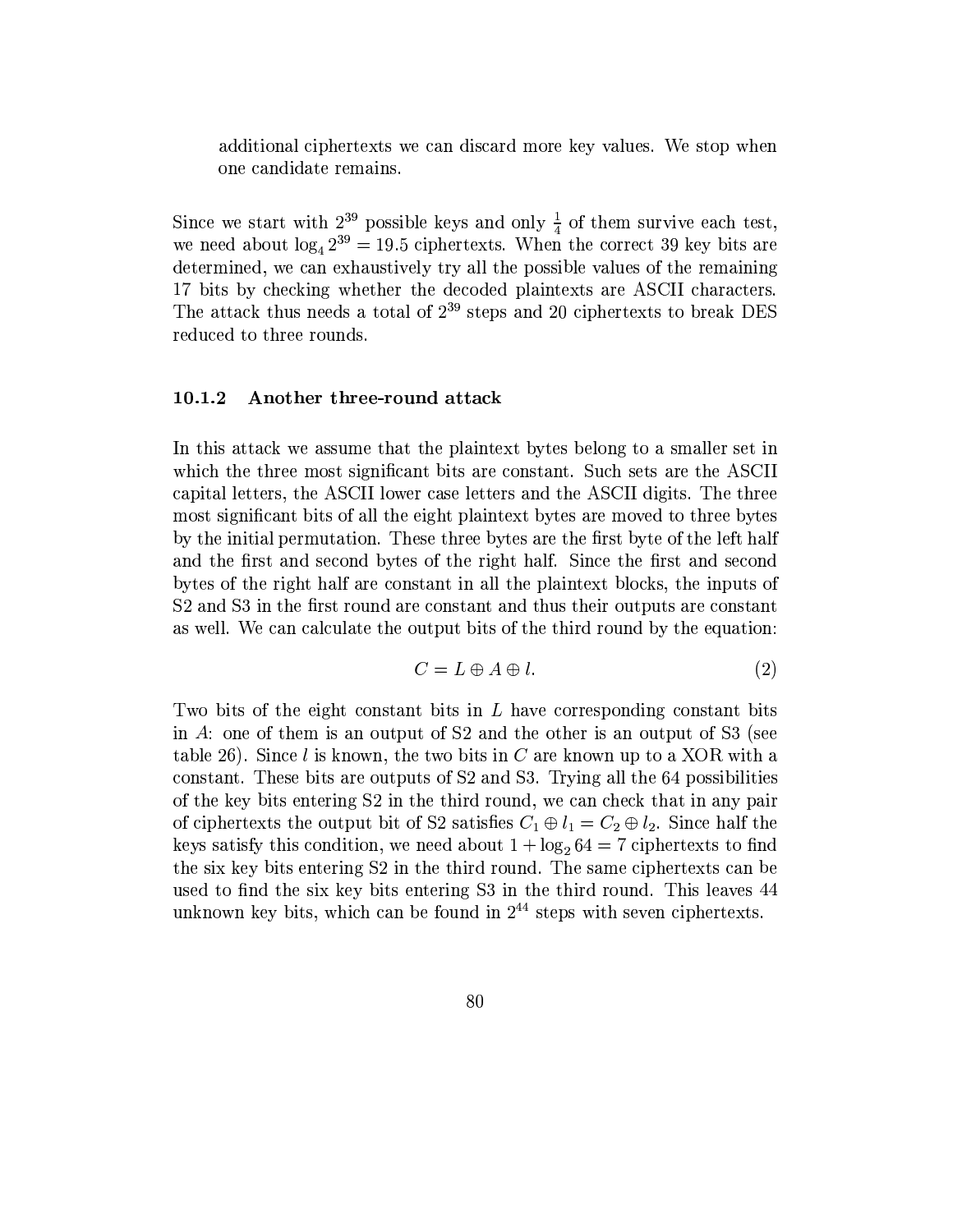additional ciphertexts we can discard more key values. We stop when one candidate remains.

Since we start with $2^{39}$ possible keys and only $\frac{1}{4}$ of them survive each test, we need about $\log_4 2^{39} = 19.5$ ciphertexts. When the correct 39 key bits are determined, we can exhaustively try all the possible values of the remaining 17 bits by checking whether the decoded plaintexts are ASCII characters. The attack thus needs a total of $2^{39}$ steps and 20 ciphertexts to break DES reduced to three rounds.

### 10.1.2 Another three-round attack

In this attack we assume that the plaintext bytes belong to a smaller set in which the three most significant bits are constant. Such sets are the ASCII capital letters, the ASCII lower case letters and the ASCII digits. The three most significant bits of all the eight plaintext bytes are moved to three bytes by the initial permutation. These three bytes are the first byte of the left half and the first and second bytes of the right half. Since the first and second bytes of the right half are constant in all the plaintext blocks, the inputs of S2 and S3 in the first round are constant and thus their outputs are constant as well. We can calculate the output bits of the third round by the equation:

$$C = L \oplus A \oplus l. \tag{2}$$

Two bits of the eight constant bits in $L$ have corresponding constant bits in $A$: one of them is an output of S2 and the other is an output of S3 (see table 26). Since $l$ is known, the two bits in $C$ are known up to a XOR with a constant. These bits are outputs of S2 and S3. Trying all the 64 possibilities of the key bits entering S2 in the third round, we can check that in any pair of ciphertexts the output bit of S2 satisfies $C_1 \oplus l_1 = C_2 \oplus l_2$. Since half the keys satisfy this condition, we need about $1 + \log_2 64 = 7$ ciphertexts to find the six key bits entering S2 in the third round. The same ciphertexts can be used to find the six key bits entering S3 in the third round. This leaves 44 unknown key bits, which can be found in $2^{44}$ steps with seven ciphertexts.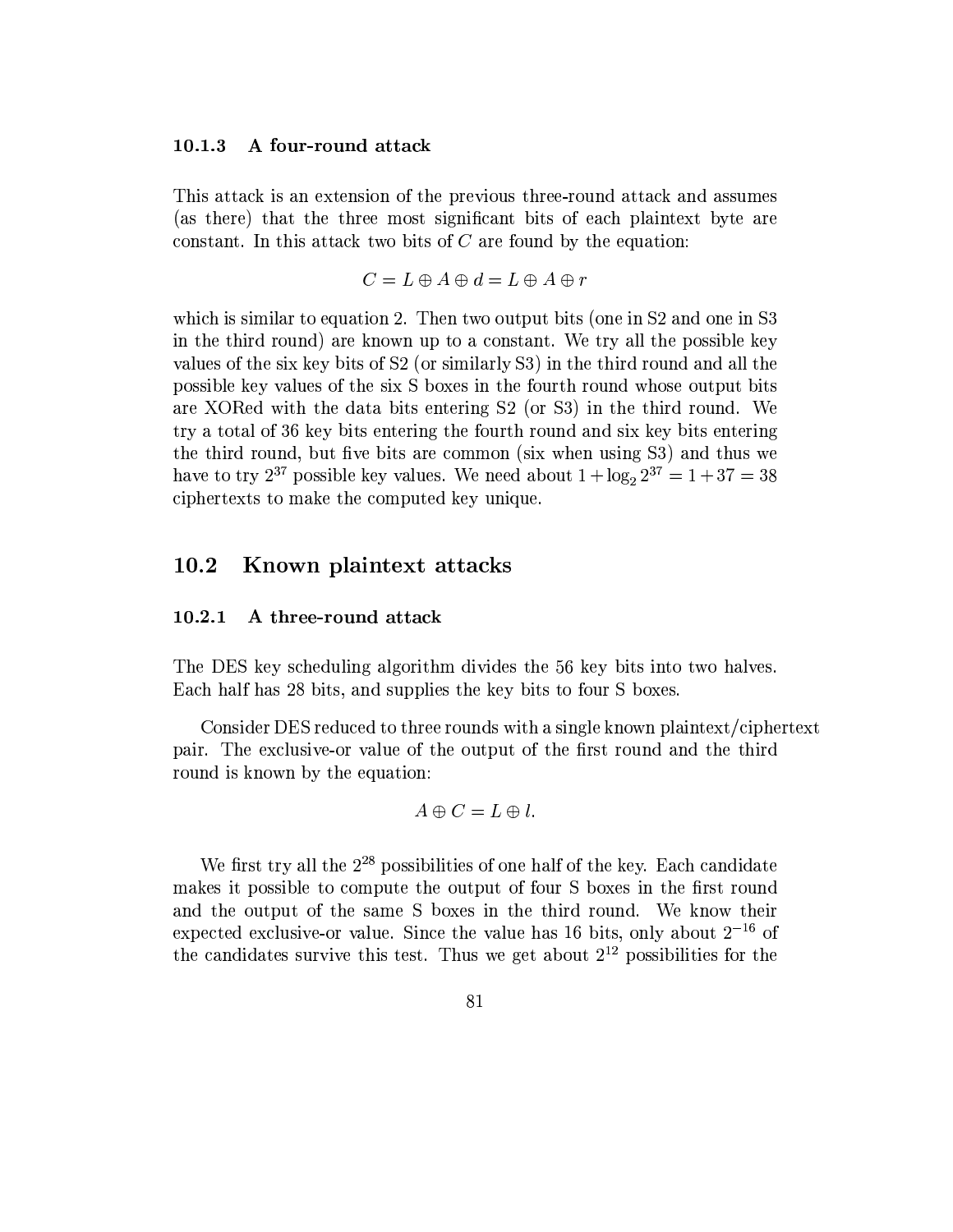### 10.1.3 A four-round attack

This attack is an extension of the previous three-round attack and assumes (as there) that the three most significant bits of each plaintext byte are constant. In this attack two bits of $C$ are found by the equation:

$$C = L \oplus A \oplus d = L \oplus A \oplus r$$

which is similar to equation 2. Then two output bits (one in S2 and one in S3 in the third round) are known up to a constant. We try all the possible key values of the six key bits of S2 (or similarly S3) in the third round and all the possible key values of the six S boxes in the fourth round whose output bits are XORed with the data bits entering S2 (or S3) in the third round. We try a total of 36 key bits entering the fourth round and six key bits entering the third round, but five bits are common (six when using S3) and thus we have to try $2^{37}$ possible key values. We need about $1 + \log_2 2^{37} = 1 + 37 = 38$ ciphertexts to make the computed key unique.

## 10.2 Known plaintext attacks

### 10.2.1 A three-round attack

The DES key scheduling algorithm divides the 56 key bits into two halves. Each half has 28 bits, and supplies the key bits to four S boxes.

Consider DES reduced to three rounds with a single known plaintext/ciphertext pair. The exclusive-or value of the output of the first round and the third round is known by the equation:

$$A \oplus C = L \oplus l.$$

We first try all the $2^{28}$ possibilities of one half of the key. Each candidate makes it possible to compute the output of four S boxes in the first round and the output of the same S boxes in the third round. We know their expected exclusive-or value. Since the value has 16 bits, only about $2^{-16}$ of the candidates survive this test. Thus we get about $2^{12}$ possibilities for the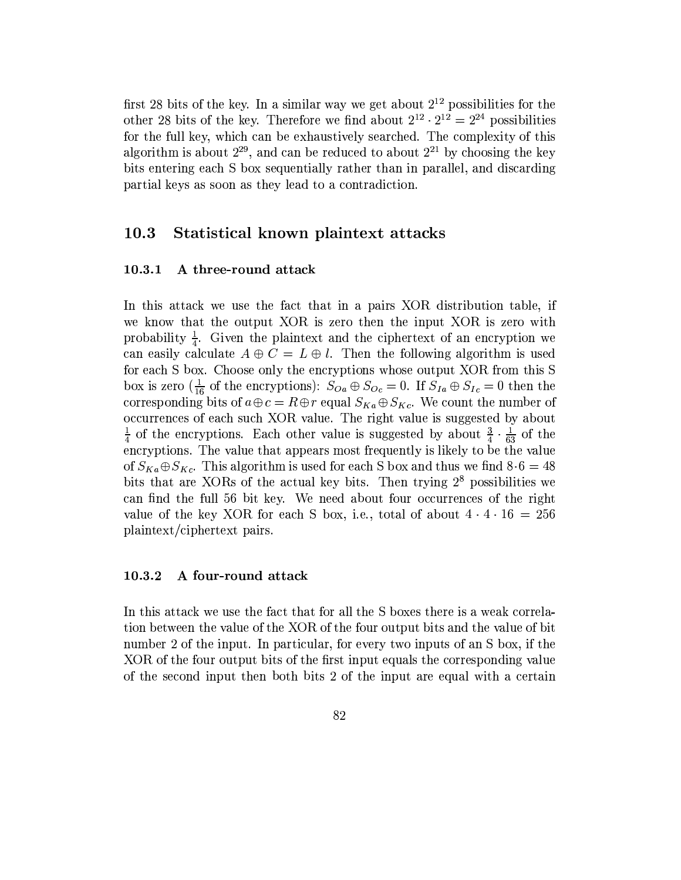first 28 bits of the key. In a similar way we get about $2^{12}$ possibilities for the other 28 bits of the key. Therefore we find about $2^{12} \cdot 2^{12} = 2^{24}$ possibilities for the full key, which can be exhaustively searched. The complexity of this algorithm is about $2^{29}$, and can be reduced to about $2^{21}$ by choosing the key bits entering each S box sequentially rather than in parallel, and discarding partial keys as soon as they lead to a contradiction.

## 10.3 Statistical known plaintext attacks

### 10.3.1 A three-round attack

In this attack we use the fact that in a pairs XOR distribution table, if we know that the output XOR is zero then the input XOR is zero with probability $\frac{1}{4}$. Given the plaintext and the ciphertext of an encryption we can easily calculate $A \oplus C = L \oplus l$. Then the following algorithm is used for each S box. Choose only the encryptions whose output XOR from this S box is zero ($\frac{1}{16}$ of the encryptions): $S_{Oa} \oplus S_{Oc} = 0$. If $S_{Ia} \oplus S_{Ic} = 0$ then the corresponding bits of $a \oplus c = R \oplus r$ equal $S_{Ka} \oplus S_{Kc}$. We count the number of occurrences of each such XOR value. The right value is suggested by about $\frac{1}{4}$ of the encryptions. Each other value is suggested by about $\frac{3}{4} \cdot \frac{1}{63}$ of the encryptions. The value that appears most frequently is likely to be the value of $S_{Ka} \oplus S_{Kc}$. This algorithm is used for each S box and thus we find $8 \cdot 6 = 48$ bits that are XORs of the actual key bits. Then trying $2^8$ possibilities we can find the full 56 bit key. We need about four occurrences of the right value of the key XOR for each S box, i.e., total of about $4 \cdot 4 \cdot 16 = 256$ plaintext/ciphertext pairs.

### 10.3.2 A four-round attack

In this attack we use the fact that for all the S boxes there is a weak correlation between the value of the XOR of the four output bits and the value of bit number 2 of the input. In particular, for every two inputs of an S box, if the XOR of the four output bits of the first input equals the corresponding value of the second input then both bits 2 of the input are equal with a certain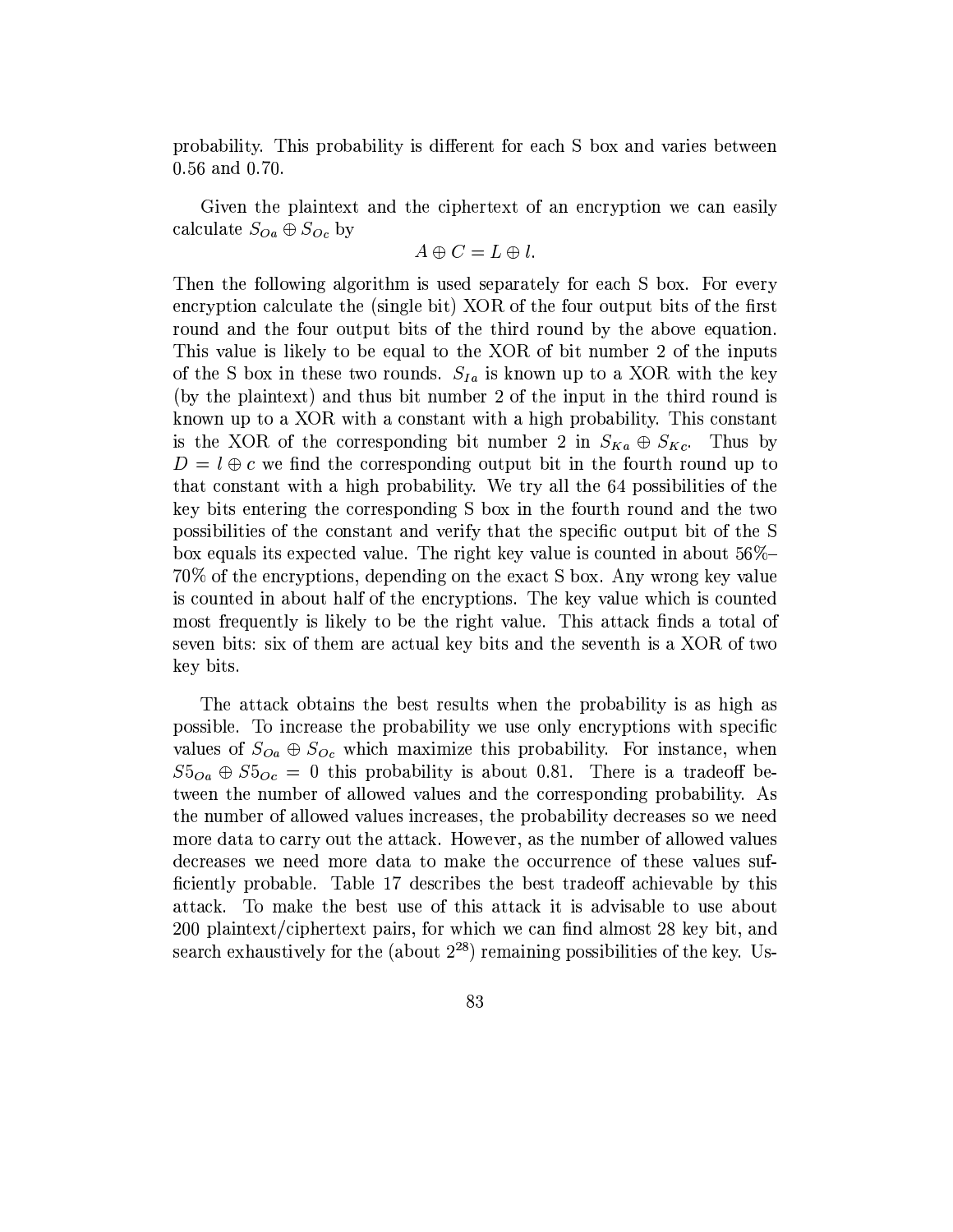probability. This probability is different for each S box and varies between 0.56 and 0.70.

Given the plaintext and the ciphertext of an encryption we can easily calculate $S_{Oa} \oplus S_{Oc}$ by

$$A \oplus C = L \oplus l.$$

Then the following algorithm is used separately for each S box. For every encryption calculate the (single bit) XOR of the four output bits of the first round and the four output bits of the third round by the above equation. This value is likely to be equal to the XOR of bit number 2 of the inputs of the S box in these two rounds. $S_{Ia}$ is known up to a XOR with the key (by the plaintext) and thus bit number 2 of the input in the third round is known up to a XOR with a constant with a high probability. This constant is the XOR of the corresponding bit number 2 in $S_{Ka} \oplus S_{Kc}$. Thus by $D = l \oplus c$ we find the corresponding output bit in the fourth round up to that constant with a high probability. We try all the 64 possibilities of the key bits entering the corresponding S box in the fourth round and the two possibilities of the constant and verify that the specific output bit of the S box equals its expected value. The right key value is counted in about 56%–70% of the encryptions, depending on the exact S box. Any wrong key value is counted in about half of the encryptions. The key value which is counted most frequently is likely to be the right value. This attack finds a total of seven bits: six of them are actual key bits and the seventh is a XOR of two key bits.

The attack obtains the best results when the probability is as high as possible. To increase the probability we use only encryptions with specific values of $S_{Oa} \oplus S_{Oc}$ which maximize this probability. For instance, when $S5_{Oa} \oplus S5_{Oc} = 0$ this probability is about 0.81. There is a tradeoff between the number of allowed values and the corresponding probability. As the number of allowed values increases, the probability decreases so we need more data to carry out the attack. However, as the number of allowed values decreases we need more data to make the occurrence of these values sufficiently probable. Table 17 describes the best tradeoff achievable by this attack. To make the best use of this attack it is advisable to use about 200 plaintext/ciphertext pairs, for which we can find almost 28 key bit, and search exhaustively for the (about $2^{28}$) remaining possibilities of the key. Us-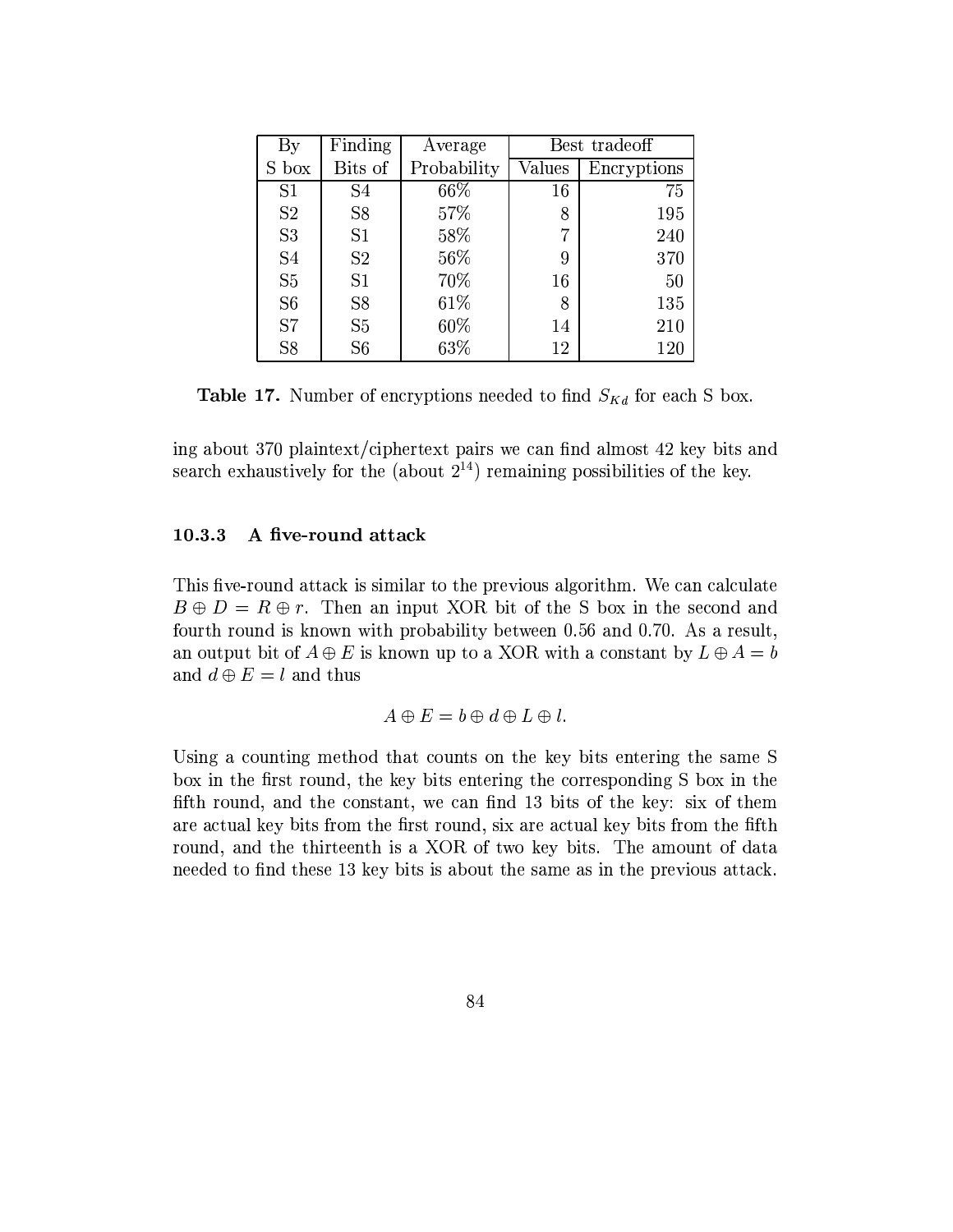| By | Finding | Average | Best tradeoff | |
|---|---|---|---|---|
| S box | Bits of | Probability | Values | Encryptions |
| S1 | S4 | 66% | 16 | 75 |
| S2 | S8 | 57% | 8 | 195 |
| S3 | S1 | 58% | 7 | 240 |
| S4 | S2 | 56% | 9 | 370 |
| S5 | S1 | 70% | 16 | 50 |
| S6 | S8 | 61% | 8 | 135 |
| S7 | S5 | 60% | 14 | 210 |
| S8 | S6 | 63% | 12 | 120 |

**Table 17.** Number of encryptions needed to find $S_{Kd}$ for each S box.

ing about 370 plaintext/ciphertext pairs we can find almost 42 key bits and search exhaustively for the (about $2^{14}$) remaining possibilities of the key.

#### 10.3.3 A five-round attack

This five-round attack is similar to the previous algorithm. We can calculate $B \oplus D = R \oplus r$. Then an input XOR bit of the S box in the second and fourth round is known with probability between 0.56 and 0.70. As a result, an output bit of $A \oplus E$ is known up to a XOR with a constant by $L \oplus A = b$ and $d \oplus E = l$ and thus

$$A \oplus E = b \oplus d \oplus L \oplus l.$$

Using a counting method that counts on the key bits entering the same S box in the first round, the key bits entering the corresponding S box in the fifth round, and the constant, we can find 13 bits of the key: six of them are actual key bits from the first round, six are actual key bits from the fifth round, and the thirteenth is a XOR of two key bits. The amount of data needed to find these 13 key bits is about the same as in the previous attack.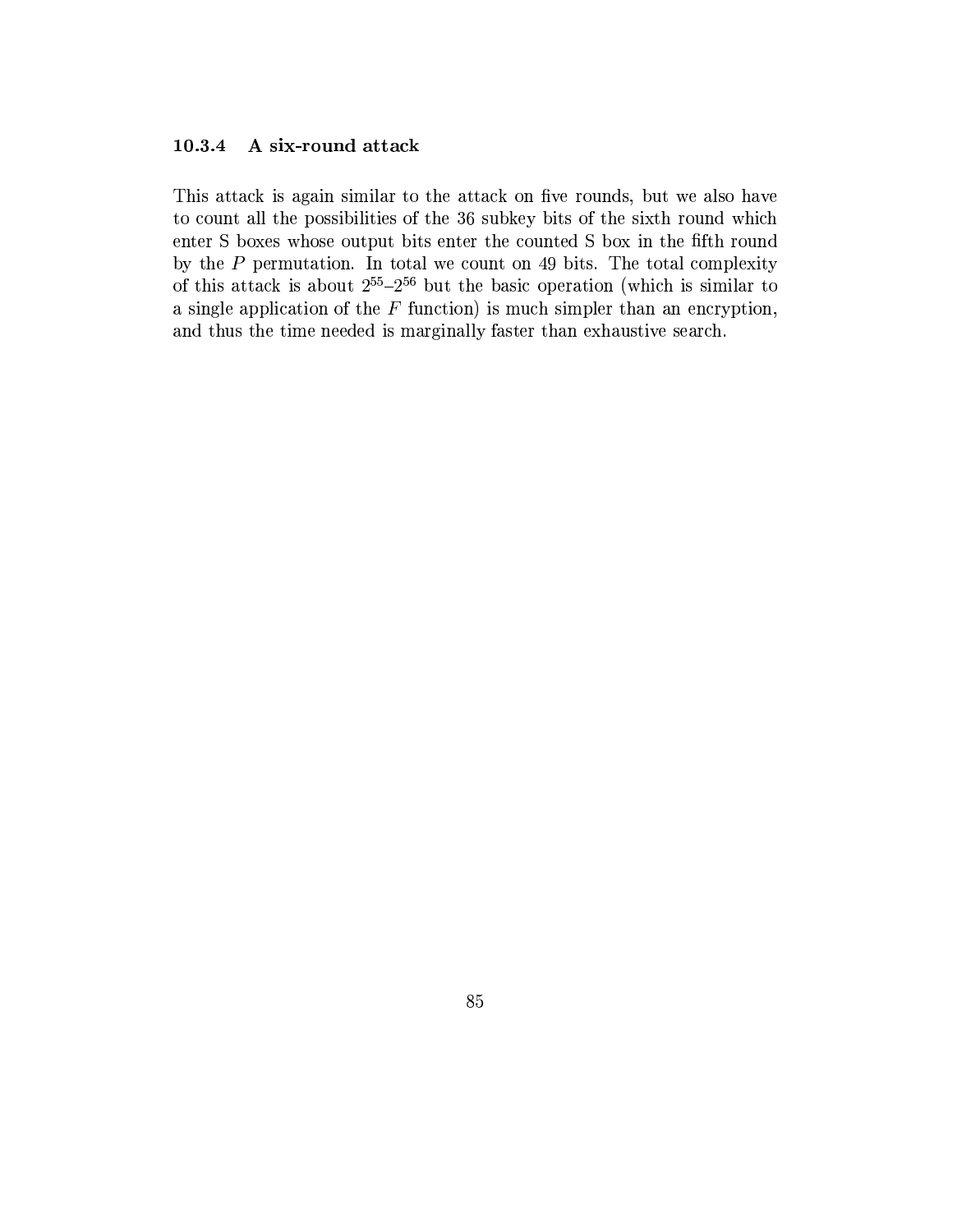### 10.3.4 A six-round attack

This attack is again similar to the attack on five rounds, but we also have to count all the possibilities of the 36 subkey bits of the sixth round which enter S boxes whose output bits enter the counted S box in the fifth round by the $P$ permutation. In total we count on 49 bits. The total complexity of this attack is about $2^{55}$–$2^{56}$ but the basic operation (which is similar to a single application of the $F$ function) is much simpler than an encryption, and thus the time needed is marginally faster than exhaustive search.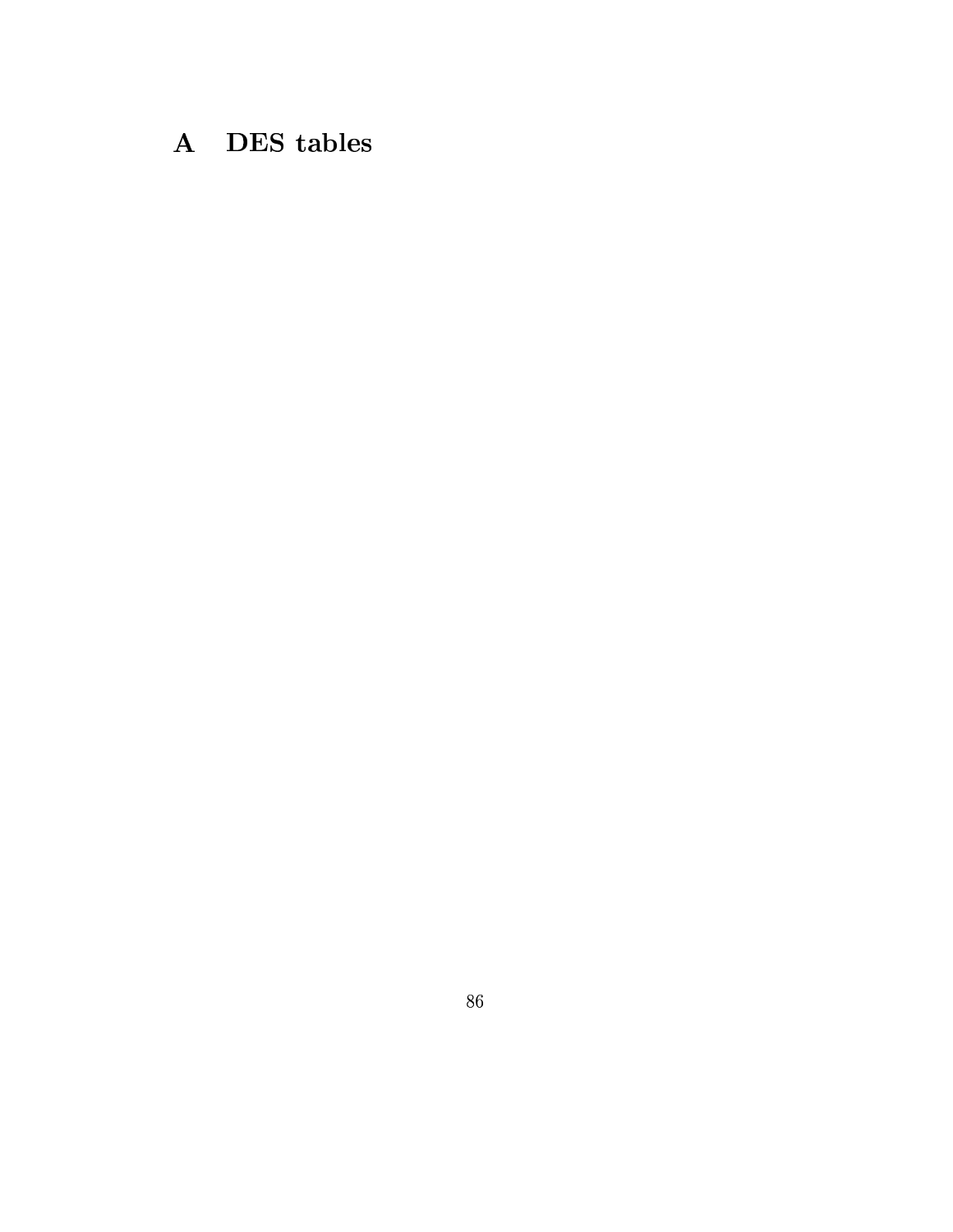# A DES tables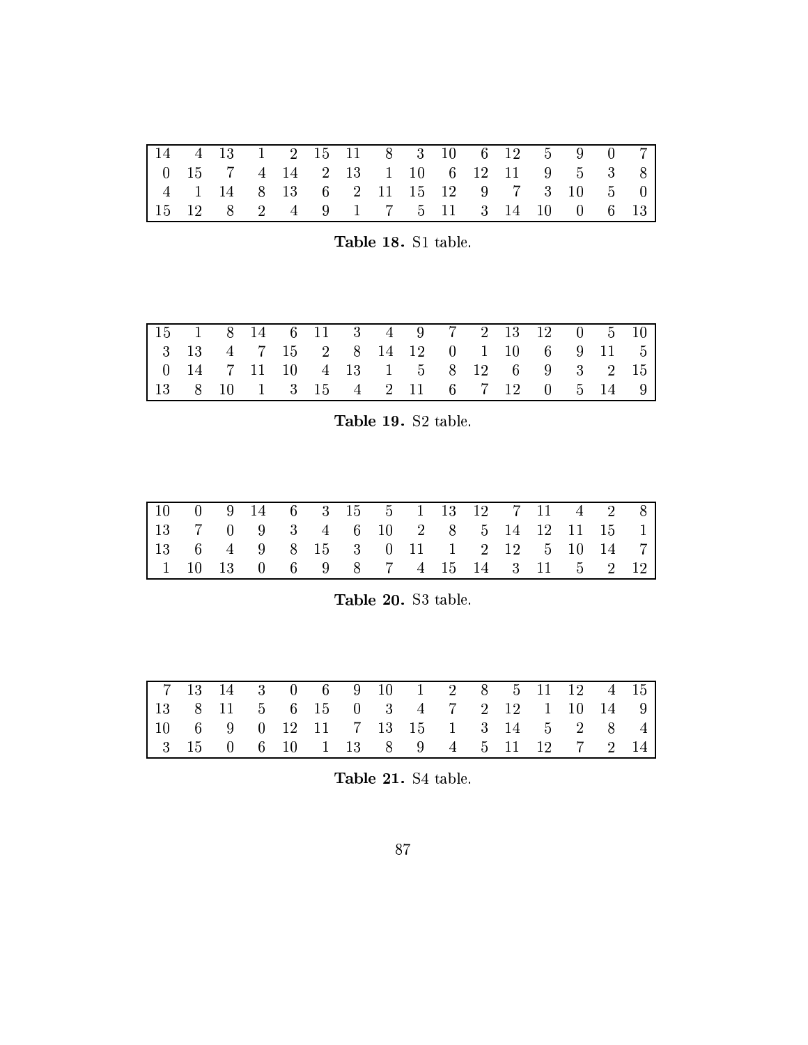| | | | | | | | | | | | | | | | |
|---|---|---|---|---|---|---|---|---|---|---|---|---|---|---|---|
| 14 | 4 | 13 | 1 | 2 | 15 | 11 | 8 | 3 | 10 | 6 | 12 | 5 | 9 | 0 | 7 |
| 0 | 15 | 7 | 4 | 14 | 2 | 13 | 1 | 10 | 6 | 12 | 11 | 9 | 5 | 3 | 8 |
| 4 | 1 | 14 | 8 | 13 | 6 | 2 | 11 | 15 | 12 | 9 | 7 | 3 | 10 | 5 | 0 |
| 15 | 12 | 8 | 2 | 4 | 9 | 1 | 7 | 5 | 11 | 3 | 14 | 10 | 0 | 6 | 13 |

**Table 18.** S1 table.

| | | | | | | | | | | | | | | | |
|---|---|---|---|---|---|---|---|---|---|---|---|---|---|---|---|
| 15 | 1 | 8 | 14 | 6 | 11 | 3 | 4 | 9 | 7 | 2 | 13 | 12 | 0 | 5 | 10 |
| 3 | 13 | 4 | 7 | 15 | 2 | 8 | 14 | 12 | 0 | 1 | 10 | 6 | 9 | 11 | 5 |
| 0 | 14 | 7 | 11 | 10 | 4 | 13 | 1 | 5 | 8 | 12 | 6 | 9 | 3 | 2 | 15 |
| 13 | 8 | 10 | 1 | 3 | 15 | 4 | 2 | 11 | 6 | 7 | 12 | 0 | 5 | 14 | 9 |

**Table 19.** S2 table.

| | | | | | | | | | | | | | | | |
|---|---|---|---|---|---|---|---|---|---|---|---|---|---|---|---|
| 10 | 0 | 9 | 14 | 6 | 3 | 15 | 5 | 1 | 13 | 12 | 7 | 11 | 4 | 2 | 8 |
| 13 | 7 | 0 | 9 | 3 | 4 | 6 | 10 | 2 | 8 | 5 | 14 | 12 | 11 | 15 | 1 |
| 13 | 6 | 4 | 9 | 8 | 15 | 3 | 0 | 11 | 1 | 2 | 12 | 5 | 10 | 14 | 7 |
| 1 | 10 | 13 | 0 | 6 | 9 | 8 | 7 | 4 | 15 | 14 | 3 | 11 | 5 | 2 | 12 |

**Table 20.** S3 table.

| | | | | | | | | | | | | | | | |
|---|---|---|---|---|---|---|---|---|---|---|---|---|---|---|---|
| 7 | 13 | 14 | 3 | 0 | 6 | 9 | 10 | 1 | 2 | 8 | 5 | 11 | 12 | 4 | 15 |
| 13 | 8 | 11 | 5 | 6 | 15 | 0 | 3 | 4 | 7 | 2 | 12 | 1 | 10 | 14 | 9 |
| 10 | 6 | 9 | 0 | 12 | 11 | 7 | 13 | 15 | 1 | 3 | 14 | 5 | 2 | 8 | 4 |
| 3 | 15 | 0 | 6 | 10 | 1 | 13 | 8 | 9 | 4 | 5 | 11 | 12 | 7 | 2 | 14 |

**Table 21.** S4 table.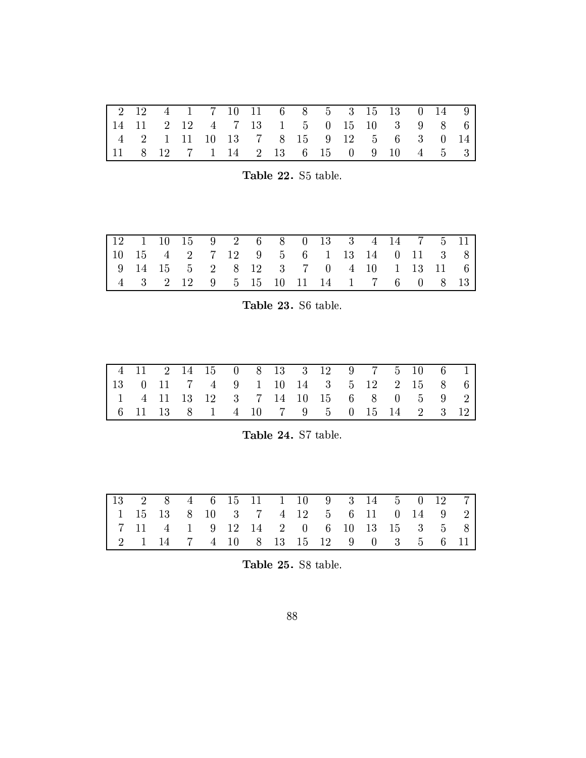| | | | | | | | | | | | | | | | |
|---|---|---|---|---|---|---|---|---|---|---|---|---|---|---|---|
| 2 | 12 | 4 | 1 | 7 | 10 | 11 | 6 | 8 | 5 | 3 | 15 | 13 | 0 | 14 | 9 |
| 14 | 11 | 2 | 12 | 4 | 7 | 13 | 1 | 5 | 0 | 15 | 10 | 3 | 9 | 8 | 6 |
| 4 | 2 | 1 | 11 | 10 | 13 | 7 | 8 | 15 | 9 | 12 | 5 | 6 | 3 | 0 | 14 |
| 11 | 8 | 12 | 7 | 1 | 14 | 2 | 13 | 6 | 15 | 0 | 9 | 10 | 4 | 5 | 3 |

**Table 22.** S5 table.

| | | | | | | | | | | | | | | | |
|---|---|---|---|---|---|---|---|---|---|---|---|---|---|---|---|
| 12 | 1 | 10 | 15 | 9 | 2 | 6 | 8 | 0 | 13 | 3 | 4 | 14 | 7 | 5 | 11 |
| 10 | 15 | 4 | 2 | 7 | 12 | 9 | 5 | 6 | 1 | 13 | 14 | 0 | 11 | 3 | 8 |
| 9 | 14 | 15 | 5 | 2 | 8 | 12 | 3 | 7 | 0 | 4 | 10 | 1 | 13 | 11 | 6 |
| 4 | 3 | 2 | 12 | 9 | 5 | 15 | 10 | 11 | 14 | 1 | 7 | 6 | 0 | 8 | 13 |

**Table 23.** S6 table.

| | | | | | | | | | | | | | | | |
|---|---|---|---|---|---|---|---|---|---|---|---|---|---|---|---|
| 4 | 11 | 2 | 14 | 15 | 0 | 8 | 13 | 3 | 12 | 9 | 7 | 5 | 10 | 6 | 1 |
| 13 | 0 | 11 | 7 | 4 | 9 | 1 | 10 | 14 | 3 | 5 | 12 | 2 | 15 | 8 | 6 |
| 1 | 4 | 11 | 13 | 12 | 3 | 7 | 14 | 10 | 15 | 6 | 8 | 0 | 5 | 9 | 2 |
| 6 | 11 | 13 | 8 | 1 | 4 | 10 | 7 | 9 | 5 | 0 | 15 | 14 | 2 | 3 | 12 |

**Table 24.** S7 table.

| | | | | | | | | | | | | | | | |
|---|---|---|---|---|---|---|---|---|---|---|---|---|---|---|---|
| 13 | 2 | 8 | 4 | 6 | 15 | 11 | 1 | 10 | 9 | 3 | 14 | 5 | 0 | 12 | 7 |
| 1 | 15 | 13 | 8 | 10 | 3 | 7 | 4 | 12 | 5 | 6 | 11 | 0 | 14 | 9 | 2 |
| 7 | 11 | 4 | 1 | 9 | 12 | 14 | 2 | 0 | 6 | 10 | 13 | 15 | 3 | 5 | 8 |
| 2 | 1 | 14 | 7 | 4 | 10 | 8 | 13 | 15 | 12 | 9 | 0 | 3 | 5 | 6 | 11 |

**Table 25.** S8 table.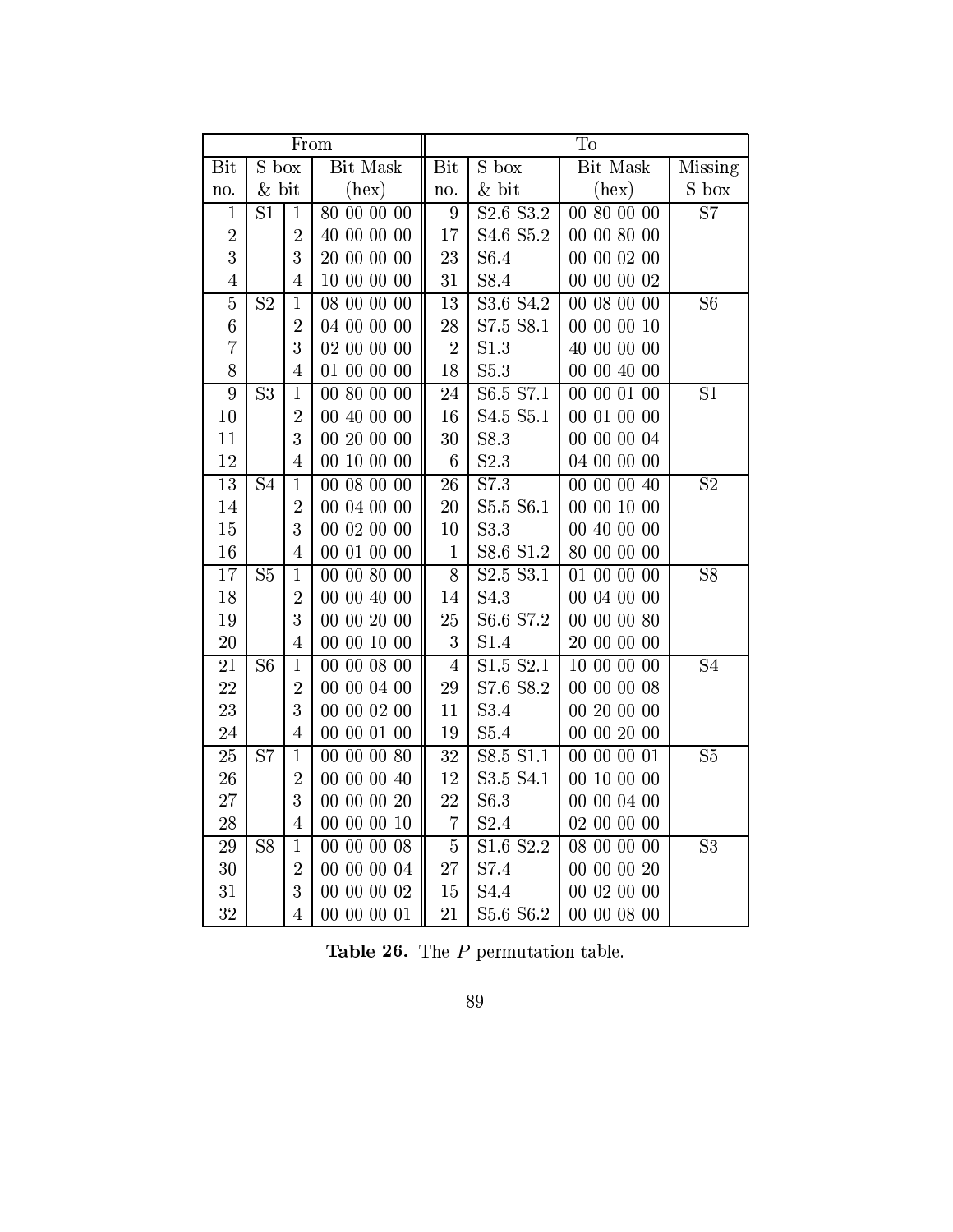| From | | | | To | | | |
|---|---|---|---|---|---|---|---|
| Bit no. | S box & bit | | Bit Mask (hex) | Bit no. | S box & bit | Bit Mask (hex) | Missing S box |
| 1 | S1 | 1 | 80 00 00 00 | 9 | S2.6 S3.2 | 00 80 00 00 | S7 |
| 2 | | 2 | 40 00 00 00 | 17 | S4.6 S5.2 | 00 00 80 00 | |
| 3 | | 3 | 20 00 00 00 | 23 | S6.4 | 00 00 02 00 | |
| 4 | | 4 | 10 00 00 00 | 31 | S8.4 | 00 00 00 02 | |
| 5 | S2 | 1 | 08 00 00 00 | 13 | S3.6 S4.2 | 00 08 00 00 | S6 |
| 6 | | 2 | 04 00 00 00 | 28 | S7.5 S8.1 | 00 00 00 10 | |
| 7 | | 3 | 02 00 00 00 | 2 | S1.3 | 40 00 00 00 | |
| 8 | | 4 | 01 00 00 00 | 18 | S5.3 | 00 00 40 00 | |
| 9 | S3 | 1 | 00 80 00 00 | 24 | S6.5 S7.1 | 00 00 01 00 | S1 |
| 10 | | 2 | 00 40 00 00 | 16 | S4.5 S5.1 | 00 01 00 00 | |
| 11 | | 3 | 00 20 00 00 | 30 | S8.3 | 00 00 00 04 | |
| 12 | | 4 | 00 10 00 00 | 6 | S2.3 | 04 00 00 00 | |
| 13 | S4 | 1 | 00 08 00 00 | 26 | S7.3 | 00 00 00 40 | S2 |
| 14 | | 2 | 00 04 00 00 | 20 | S5.5 S6.1 | 00 00 10 00 | |
| 15 | | 3 | 00 02 00 00 | 10 | S3.3 | 00 40 00 00 | |
| 16 | | 4 | 00 01 00 00 | 1 | S8.6 S1.2 | 80 00 00 00 | |
| 17 | S5 | 1 | 00 00 80 00 | 8 | S2.5 S3.1 | 01 00 00 00 | S8 |
| 18 | | 2 | 00 00 40 00 | 14 | S4.3 | 00 04 00 00 | |
| 19 | | 3 | 00 00 20 00 | 25 | S6.6 S7.2 | 00 00 00 80 | |
| 20 | | 4 | 00 00 10 00 | 3 | S1.4 | 20 00 00 00 | |
| 21 | S6 | 1 | 00 00 08 00 | 4 | S1.5 S2.1 | 10 00 00 00 | S4 |
| 22 | | 2 | 00 00 04 00 | 29 | S7.6 S8.2 | 00 00 00 08 | |
| 23 | | 3 | 00 00 02 00 | 11 | S3.4 | 00 20 00 00 | |
| 24 | | 4 | 00 00 01 00 | 19 | S5.4 | 00 00 20 00 | |
| 25 | S7 | 1 | 00 00 00 80 | 32 | S8.5 S1.1 | 00 00 00 01 | S5 |
| 26 | | 2 | 00 00 00 40 | 12 | S3.5 S4.1 | 00 10 00 00 | |
| 27 | | 3 | 00 00 00 20 | 22 | S6.3 | 00 00 04 00 | |
| 28 | | 4 | 00 00 00 10 | 7 | S2.4 | 02 00 00 00 | |
| 29 | S8 | 1 | 00 00 00 08 | 5 | S1.6 S2.2 | 08 00 00 00 | S3 |
| 30 | | 2 | 00 00 00 04 | 27 | S7.4 | 00 00 00 20 | |
| 31 | | 3 | 00 00 00 02 | 15 | S4.4 | 00 02 00 00 | |
| 32 | | 4 | 00 00 00 01 | 21 | S5.6 S6.2 | 00 00 08 00 | |

**Table 26.** The *P* permutation table.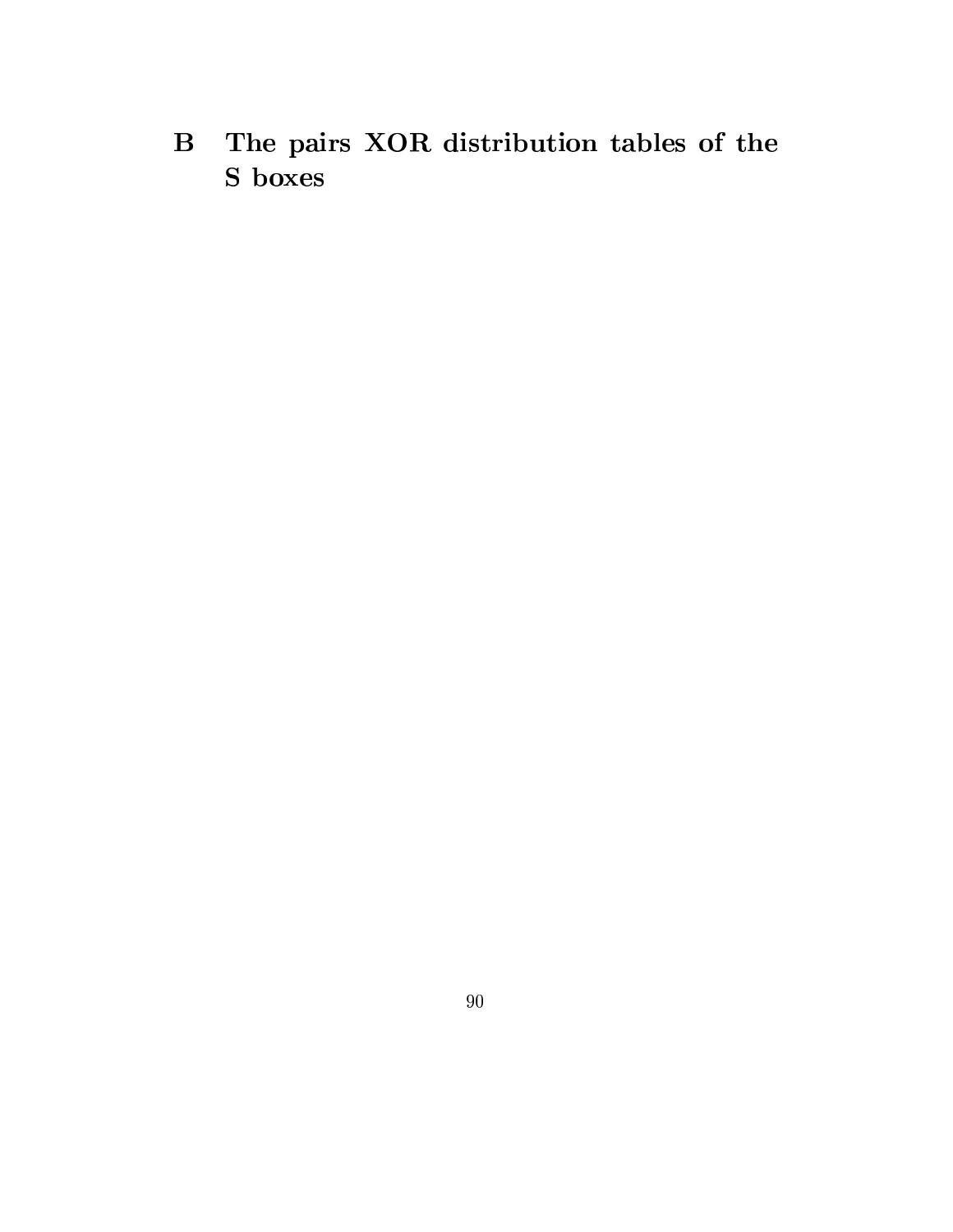# B The pairs XOR distribution tables of the S boxes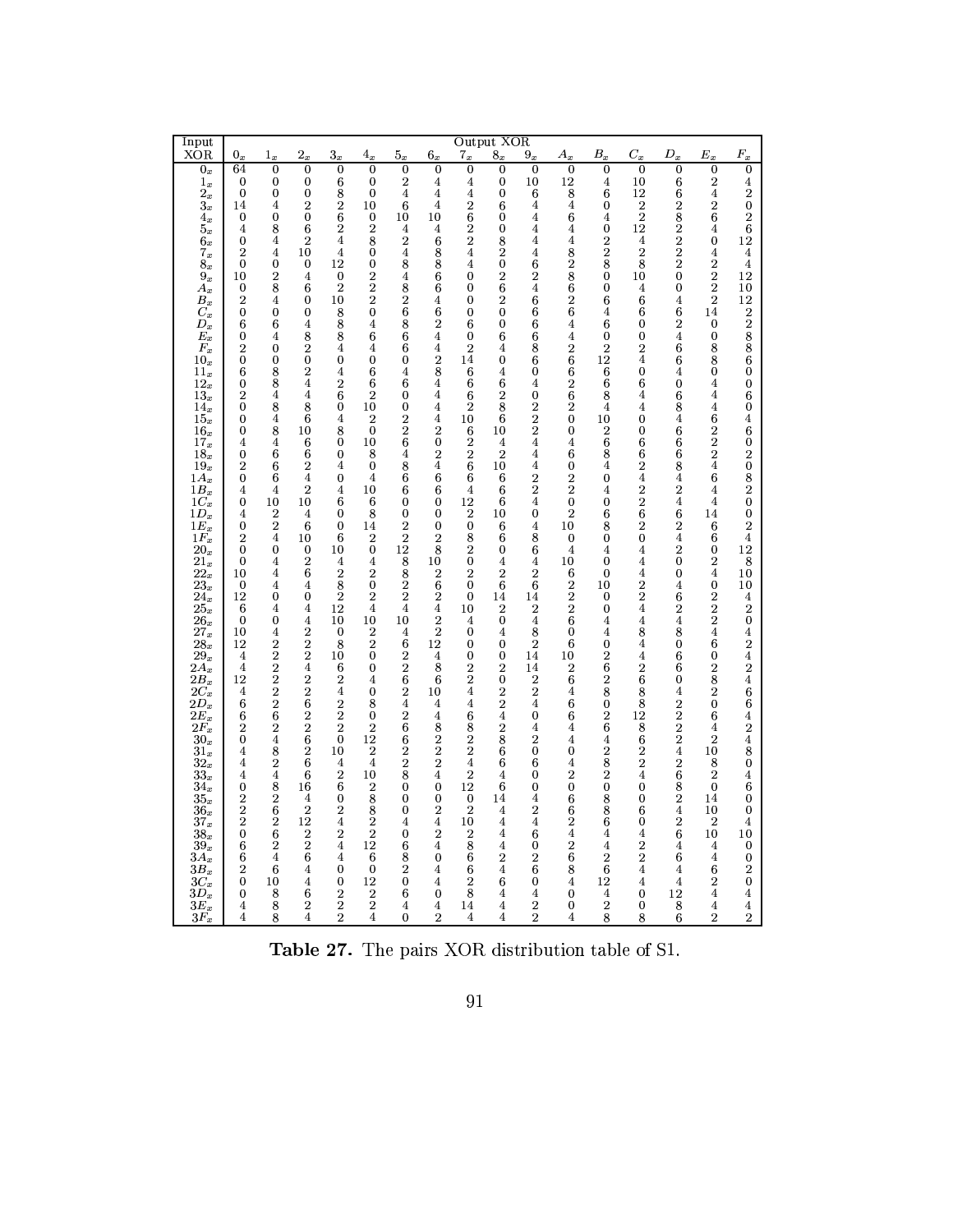| Input XOR | Output XOR | | | | | | | | | | | | | | | |
|---|---|---|---|---|---|---|---|---|---|---|---|---|---|---|---|---|
| | $0_x$ | $1_x$ | $2_x$ | $3_x$ | $4_x$ | $5_x$ | $6_x$ | $7_x$ | $8_x$ | $9_x$ | $A_x$ | $B_x$ | $C_x$ | $D_x$ | $E_x$ | $F_x$ |
| $0_x$ | 64 | 0 | 0 | 0 | 0 | 0 | 0 | 0 | 0 | 0 | 0 | 0 | 0 | 0 | 0 | 0 |
| $1_x$ | 0 | 0 | 0 | 6 | 0 | 2 | 4 | 4 | 0 | 10 | 12 | 4 | 10 | 6 | 2 | 4 |
| $2_x$ | 0 | 0 | 0 | 8 | 0 | 4 | 4 | 4 | 0 | 6 | 8 | 6 | 12 | 6 | 4 | 2 |
| $3_x$ | 14 | 4 | 2 | 2 | 10 | 6 | 4 | 2 | 6 | 4 | 4 | 0 | 2 | 2 | 2 | 0 |
| $4_x$ | 0 | 0 | 0 | 6 | 0 | 10 | 10 | 6 | 0 | 4 | 6 | 4 | 2 | 8 | 6 | 2 |
| $5_x$ | 4 | 8 | 6 | 2 | 2 | 4 | 4 | 2 | 0 | 4 | 4 | 0 | 12 | 2 | 4 | 6 |
| $6_x$ | 0 | 4 | 2 | 4 | 8 | 2 | 6 | 2 | 8 | 4 | 4 | 2 | 4 | 2 | 0 | 12 |
| $7_x$ | 2 | 4 | 10 | 4 | 0 | 4 | 8 | 4 | 2 | 4 | 8 | 2 | 2 | 2 | 4 | 4 |
| $8_x$ | 0 | 0 | 0 | 12 | 0 | 8 | 8 | 4 | 0 | 6 | 2 | 8 | 8 | 2 | 2 | 4 |
| $9_x$ | 10 | 2 | 4 | 0 | 2 | 4 | 6 | 0 | 2 | 2 | 8 | 0 | 10 | 0 | 2 | 12 |
| $A_x$ | 0 | 8 | 6 | 2 | 2 | 8 | 6 | 0 | 6 | 4 | 6 | 0 | 4 | 0 | 2 | 10 |
| $B_x$ | 2 | 4 | 0 | 10 | 2 | 2 | 4 | 0 | 2 | 6 | 2 | 6 | 6 | 4 | 2 | 12 |
| $C_x$ | 0 | 0 | 0 | 8 | 0 | 6 | 6 | 0 | 0 | 6 | 6 | 4 | 6 | 6 | 14 | 2 |
| $D_x$ | 6 | 6 | 4 | 8 | 4 | 8 | 2 | 6 | 0 | 6 | 4 | 6 | 0 | 2 | 0 | 2 |
| $E_x$ | 0 | 4 | 8 | 8 | 6 | 6 | 4 | 0 | 6 | 6 | 4 | 0 | 0 | 4 | 0 | 8 |
| $F_x$ | 2 | 0 | 2 | 4 | 4 | 6 | 4 | 2 | 4 | 8 | 2 | 2 | 2 | 6 | 8 | 8 |
| $10_x$ | 0 | 0 | 0 | 0 | 0 | 0 | 2 | 14 | 0 | 6 | 6 | 12 | 4 | 6 | 8 | 6 |
| $11_x$ | 6 | 8 | 2 | 4 | 6 | 4 | 8 | 6 | 4 | 0 | 6 | 6 | 0 | 4 | 0 | 0 |
| $12_x$ | 0 | 8 | 4 | 2 | 6 | 6 | 4 | 6 | 6 | 4 | 2 | 6 | 6 | 0 | 4 | 0 |
| $13_x$ | 2 | 4 | 4 | 6 | 2 | 0 | 4 | 6 | 2 | 0 | 6 | 8 | 4 | 6 | 4 | 6 |
| $14_x$ | 0 | 8 | 8 | 0 | 10 | 0 | 4 | 2 | 8 | 2 | 2 | 4 | 4 | 8 | 4 | 0 |
| $15_x$ | 0 | 4 | 6 | 4 | 2 | 2 | 4 | 10 | 6 | 2 | 0 | 10 | 0 | 4 | 6 | 4 |
| $16_x$ | 0 | 8 | 10 | 8 | 0 | 2 | 2 | 6 | 10 | 2 | 0 | 2 | 0 | 6 | 2 | 6 |
| $17_x$ | 4 | 4 | 6 | 0 | 10 | 6 | 0 | 2 | 4 | 4 | 4 | 6 | 6 | 6 | 2 | 0 |
| $18_x$ | 0 | 6 | 6 | 0 | 8 | 4 | 2 | 2 | 2 | 4 | 6 | 8 | 6 | 6 | 2 | 2 |
| $19_x$ | 2 | 6 | 2 | 4 | 0 | 8 | 4 | 6 | 10 | 4 | 0 | 4 | 2 | 8 | 4 | 0 |
| $1A_x$ | 0 | 6 | 4 | 0 | 4 | 6 | 6 | 6 | 6 | 2 | 2 | 0 | 4 | 4 | 6 | 8 |
| $1B_x$ | 4 | 4 | 2 | 4 | 10 | 6 | 6 | 4 | 6 | 2 | 2 | 4 | 2 | 2 | 4 | 2 |
| $1C_x$ | 0 | 10 | 10 | 6 | 6 | 0 | 0 | 12 | 6 | 4 | 0 | 0 | 2 | 4 | 4 | 0 |
| $1D_x$ | 4 | 2 | 4 | 0 | 8 | 0 | 0 | 2 | 10 | 0 | 2 | 6 | 6 | 6 | 14 | 0 |
| $1E_x$ | 0 | 2 | 6 | 0 | 14 | 2 | 0 | 0 | 6 | 4 | 10 | 8 | 2 | 2 | 6 | 2 |
| $1F_x$ | 2 | 4 | 10 | 6 | 2 | 2 | 2 | 8 | 6 | 8 | 0 | 0 | 0 | 4 | 6 | 4 |
| $20_x$ | 0 | 0 | 0 | 10 | 0 | 12 | 8 | 2 | 0 | 6 | 4 | 4 | 4 | 2 | 0 | 12 |
| $21_x$ | 0 | 4 | 2 | 4 | 4 | 8 | 10 | 0 | 4 | 4 | 10 | 0 | 4 | 0 | 2 | 8 |
| $22_x$ | 10 | 4 | 6 | 2 | 2 | 8 | 2 | 2 | 2 | 2 | 6 | 0 | 4 | 0 | 4 | 10 |
| $23_x$ | 0 | 4 | 4 | 8 | 0 | 2 | 6 | 0 | 6 | 6 | 2 | 10 | 2 | 4 | 0 | 10 |
| $24_x$ | 12 | 0 | 0 | 2 | 2 | 2 | 2 | 0 | 14 | 14 | 2 | 0 | 2 | 6 | 2 | 4 |
| $25_x$ | 6 | 4 | 4 | 12 | 4 | 4 | 4 | 10 | 2 | 2 | 2 | 0 | 4 | 2 | 2 | 2 |
| $26_x$ | 0 | 0 | 4 | 10 | 10 | 10 | 2 | 4 | 0 | 4 | 6 | 4 | 4 | 4 | 2 | 0 |
| $27_x$ | 10 | 4 | 2 | 0 | 2 | 4 | 2 | 0 | 4 | 8 | 0 | 4 | 8 | 8 | 4 | 4 |
| $28_x$ | 12 | 2 | 2 | 8 | 2 | 6 | 12 | 0 | 0 | 2 | 6 | 0 | 4 | 0 | 6 | 2 |
| $29_x$ | 4 | 2 | 2 | 10 | 0 | 2 | 4 | 0 | 0 | 14 | 10 | 2 | 4 | 6 | 0 | 4 |
| $2A_x$ | 4 | 2 | 4 | 6 | 0 | 2 | 8 | 2 | 2 | 14 | 2 | 6 | 2 | 6 | 2 | 2 |
| $2B_x$ | 12 | 2 | 2 | 2 | 4 | 6 | 6 | 2 | 0 | 2 | 6 | 2 | 6 | 0 | 8 | 4 |
| $2C_x$ | 4 | 2 | 2 | 4 | 0 | 2 | 10 | 4 | 2 | 2 | 4 | 8 | 8 | 4 | 2 | 6 |
| $2D_x$ | 6 | 2 | 6 | 2 | 8 | 4 | 4 | 4 | 2 | 4 | 6 | 0 | 8 | 2 | 0 | 6 |
| $2E_x$ | 6 | 6 | 2 | 2 | 0 | 2 | 4 | 6 | 4 | 0 | 6 | 2 | 12 | 2 | 6 | 4 |
| $2F_x$ | 2 | 2 | 2 | 2 | 2 | 6 | 8 | 8 | 2 | 4 | 4 | 6 | 8 | 2 | 4 | 2 |
| $30_x$ | 0 | 4 | 6 | 0 | 12 | 6 | 2 | 2 | 8 | 2 | 4 | 4 | 6 | 2 | 2 | 4 |
| $31_x$ | 4 | 8 | 2 | 10 | 2 | 2 | 2 | 2 | 6 | 0 | 0 | 2 | 2 | 4 | 10 | 8 |
| $32_x$ | 4 | 2 | 6 | 4 | 4 | 2 | 2 | 4 | 6 | 6 | 4 | 8 | 2 | 2 | 8 | 0 |
| $33_x$ | 4 | 4 | 6 | 2 | 10 | 8 | 4 | 2 | 4 | 0 | 2 | 2 | 4 | 6 | 2 | 4 |
| $34_x$ | 0 | 8 | 16 | 6 | 2 | 0 | 0 | 12 | 6 | 0 | 0 | 0 | 0 | 8 | 0 | 6 |
| $35_x$ | 2 | 2 | 4 | 0 | 8 | 0 | 0 | 0 | 14 | 4 | 6 | 8 | 0 | 2 | 14 | 0 |
| $36_x$ | 2 | 6 | 2 | 2 | 8 | 0 | 2 | 2 | 4 | 2 | 6 | 8 | 6 | 4 | 10 | 0 |
| $37_x$ | 2 | 2 | 12 | 4 | 2 | 4 | 4 | 10 | 4 | 4 | 2 | 6 | 0 | 2 | 2 | 4 |
| $38_x$ | 0 | 6 | 2 | 2 | 2 | 0 | 2 | 2 | 4 | 6 | 4 | 4 | 4 | 6 | 10 | 10 |
| $39_x$ | 6 | 2 | 2 | 4 | 12 | 6 | 4 | 8 | 4 | 0 | 2 | 4 | 2 | 4 | 4 | 0 |
| $3A_x$ | 6 | 4 | 6 | 4 | 6 | 8 | 0 | 6 | 2 | 2 | 6 | 2 | 2 | 6 | 4 | 0 |
| $3B_x$ | 2 | 6 | 4 | 0 | 0 | 2 | 4 | 6 | 4 | 6 | 8 | 6 | 4 | 4 | 6 | 2 |
| $3C_x$ | 0 | 10 | 4 | 0 | 12 | 0 | 4 | 2 | 6 | 0 | 4 | 12 | 4 | 4 | 2 | 0 |
| $3D_x$ | 0 | 8 | 6 | 2 | 2 | 6 | 0 | 8 | 4 | 4 | 0 | 4 | 0 | 12 | 4 | 4 |
| $3E_x$ | 4 | 8 | 2 | 2 | 2 | 4 | 4 | 14 | 4 | 2 | 0 | 2 | 0 | 8 | 4 | 4 |
| $3F_x$ | 4 | 8 | 4 | 2 | 4 | 0 | 2 | 4 | 4 | 2 | 4 | 8 | 8 | 6 | 2 | 2 |

**Table 27.** The pairs XOR distribution table of S1.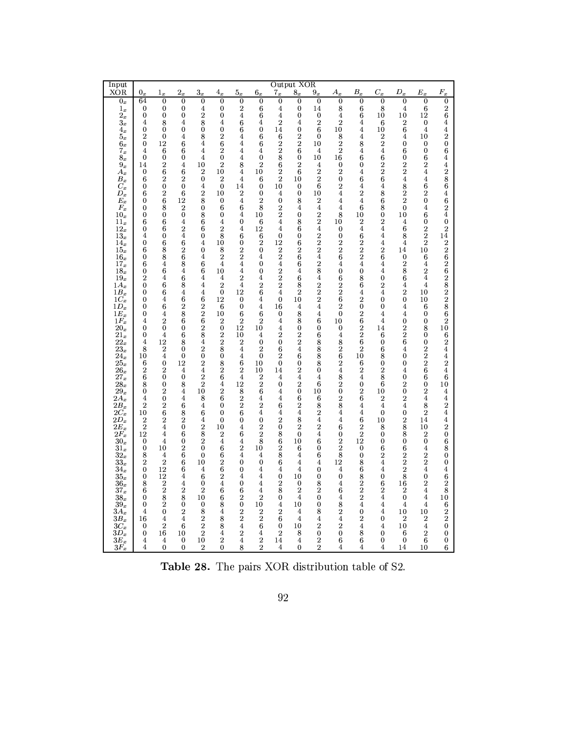| Input XOR | Output XOR | | | | | | | | | | | | | | | |
|---|---|---|---|---|---|---|---|---|---|---|---|---|---|---|---|---|
| | $0_x$ | $1_x$ | $2_x$ | $3_x$ | $4_x$ | $5_x$ | $6_x$ | $7_x$ | $8_x$ | $9_x$ | $A_x$ | $B_x$ | $C_x$ | $D_x$ | $E_x$ | $F_x$ |
| $0_x$ | 64 | 0 | 0 | 0 | 0 | 0 | 0 | 0 | 0 | 0 | 0 | 0 | 0 | 0 | 0 | 0 |
| $1_x$ | 0 | 0 | 0 | 4 | 0 | 2 | 6 | 4 | 0 | 14 | 8 | 6 | 8 | 4 | 6 | 2 |
| $2_x$ | 0 | 0 | 0 | 2 | 0 | 4 | 6 | 4 | 0 | 0 | 4 | 6 | 10 | 10 | 12 | 6 |
| $3_x$ | 4 | 8 | 4 | 8 | 4 | 6 | 4 | 2 | 4 | 2 | 2 | 4 | 6 | 2 | 0 | 4 |
| $4_x$ | 0 | 0 | 0 | 0 | 0 | 6 | 0 | 14 | 0 | 6 | 10 | 4 | 10 | 6 | 4 | 4 |
| $5_x$ | 2 | 0 | 4 | 8 | 2 | 4 | 6 | 6 | 2 | 0 | 8 | 4 | 2 | 4 | 10 | 2 |
| $6_x$ | 0 | 12 | 6 | 4 | 6 | 4 | 6 | 2 | 2 | 10 | 2 | 8 | 2 | 0 | 0 | 0 |
| $7_x$ | 4 | 6 | 6 | 4 | 2 | 4 | 4 | 2 | 6 | 4 | 2 | 4 | 4 | 6 | 0 | 6 |
| $8_x$ | 0 | 0 | 0 | 4 | 0 | 4 | 0 | 8 | 0 | 10 | 16 | 6 | 6 | 0 | 6 | 4 |
| $9_x$ | 14 | 2 | 4 | 10 | 2 | 8 | 2 | 6 | 2 | 4 | 0 | 0 | 2 | 2 | 2 | 4 |
| $A_x$ | 0 | 6 | 6 | 2 | 10 | 4 | 10 | 2 | 6 | 2 | 2 | 4 | 2 | 2 | 4 | 2 |
| $B_x$ | 6 | 2 | 2 | 0 | 2 | 4 | 6 | 2 | 10 | 2 | 0 | 6 | 6 | 4 | 4 | 8 |
| $C_x$ | 0 | 0 | 0 | 4 | 0 | 14 | 0 | 10 | 0 | 6 | 2 | 4 | 4 | 8 | 6 | 6 |
| $D_x$ | 6 | 2 | 6 | 2 | 10 | 2 | 0 | 4 | 0 | 10 | 4 | 2 | 8 | 2 | 2 | 4 |
| $E_x$ | 0 | 6 | 12 | 8 | 0 | 4 | 2 | 0 | 8 | 2 | 4 | 4 | 6 | 2 | 0 | 6 |
| $F_x$ | 0 | 8 | 2 | 0 | 6 | 6 | 8 | 2 | 4 | 4 | 4 | 6 | 8 | 0 | 4 | 2 |
| $10_x$ | 0 | 0 | 0 | 8 | 0 | 4 | 10 | 2 | 0 | 2 | 8 | 10 | 0 | 10 | 6 | 4 |
| $11_x$ | 6 | 6 | 4 | 6 | 4 | 0 | 6 | 4 | 8 | 2 | 10 | 2 | 2 | 4 | 0 | 0 |
| $12_x$ | 0 | 6 | 2 | 6 | 2 | 4 | 12 | 4 | 6 | 4 | 0 | 4 | 4 | 6 | 2 | 2 |
| $13_x$ | 4 | 0 | 4 | 0 | 8 | 6 | 6 | 0 | 0 | 2 | 0 | 6 | 4 | 8 | 2 | 14 |
| $14_x$ | 0 | 6 | 6 | 4 | 10 | 0 | 2 | 12 | 6 | 2 | 2 | 2 | 4 | 4 | 2 | 2 |
| $15_x$ | 6 | 8 | 2 | 0 | 8 | 2 | 0 | 2 | 2 | 2 | 2 | 2 | 2 | 14 | 10 | 2 |
| $16_x$ | 0 | 8 | 6 | 4 | 2 | 2 | 4 | 2 | 6 | 4 | 6 | 2 | 6 | 0 | 6 | 6 |
| $17_x$ | 6 | 4 | 8 | 6 | 4 | 4 | 0 | 4 | 6 | 2 | 4 | 4 | 4 | 2 | 4 | 2 |
| $18_x$ | 0 | 6 | 4 | 6 | 10 | 4 | 0 | 2 | 4 | 8 | 0 | 0 | 4 | 8 | 2 | 6 |
| $19_x$ | 2 | 4 | 6 | 4 | 4 | 2 | 4 | 2 | 6 | 4 | 6 | 8 | 0 | 6 | 4 | 2 |
| $1A_x$ | 0 | 6 | 8 | 4 | 2 | 4 | 2 | 2 | 8 | 2 | 2 | 6 | 2 | 4 | 4 | 8 |
| $1B_x$ | 0 | 6 | 4 | 4 | 0 | 12 | 6 | 4 | 2 | 2 | 2 | 4 | 4 | 2 | 10 | 2 |
| $1C_x$ | 0 | 4 | 6 | 6 | 12 | 0 | 4 | 0 | 10 | 2 | 6 | 2 | 0 | 0 | 10 | 2 |
| $1D_x$ | 0 | 6 | 2 | 2 | 6 | 0 | 4 | 16 | 4 | 4 | 2 | 0 | 0 | 4 | 6 | 8 |
| $1E_x$ | 0 | 4 | 8 | 2 | 10 | 6 | 6 | 0 | 8 | 4 | 0 | 2 | 4 | 4 | 0 | 6 |
| $1F_x$ | 4 | 2 | 6 | 6 | 2 | 2 | 2 | 4 | 8 | 6 | 10 | 6 | 4 | 0 | 0 | 2 |
| $20_x$ | 0 | 0 | 0 | 2 | 0 | 12 | 10 | 4 | 0 | 0 | 0 | 2 | 14 | 2 | 8 | 10 |
| $21_x$ | 0 | 4 | 6 | 8 | 2 | 10 | 4 | 2 | 2 | 6 | 4 | 2 | 6 | 2 | 0 | 6 |
| $22_x$ | 4 | 12 | 8 | 4 | 2 | 2 | 0 | 0 | 2 | 8 | 8 | 6 | 0 | 6 | 0 | 2 |
| $23_x$ | 8 | 2 | 0 | 2 | 8 | 4 | 2 | 4 | 4 | 8 | 2 | 2 | 6 | 4 | 2 | 4 |
| $24_x$ | 10 | 4 | 0 | 0 | 0 | 4 | 0 | 2 | 6 | 8 | 6 | 10 | 8 | 0 | 2 | 4 |
| $25_x$ | 6 | 0 | 12 | 2 | 8 | 6 | 10 | 0 | 0 | 8 | 2 | 6 | 0 | 0 | 2 | 2 |
| $26_x$ | 2 | 2 | 4 | 4 | 2 | 2 | 10 | 14 | 2 | 0 | 4 | 2 | 2 | 4 | 6 | 4 |
| $27_x$ | 6 | 0 | 0 | 2 | 6 | 4 | 2 | 4 | 4 | 4 | 8 | 4 | 8 | 0 | 6 | 6 |
| $28_x$ | 8 | 0 | 8 | 2 | 4 | 12 | 2 | 0 | 2 | 6 | 2 | 0 | 6 | 2 | 0 | 10 |
| $29_x$ | 0 | 2 | 4 | 10 | 2 | 8 | 6 | 4 | 0 | 10 | 0 | 2 | 10 | 0 | 2 | 4 |
| $2A_x$ | 4 | 0 | 4 | 8 | 6 | 2 | 4 | 4 | 6 | 6 | 2 | 6 | 2 | 2 | 4 | 4 |
| $2B_x$ | 2 | 2 | 6 | 4 | 0 | 2 | 2 | 6 | 2 | 8 | 8 | 4 | 4 | 4 | 8 | 2 |
| $2C_x$ | 10 | 6 | 8 | 6 | 0 | 6 | 4 | 4 | 4 | 2 | 4 | 4 | 0 | 0 | 2 | 4 |
| $2D_x$ | 2 | 2 | 2 | 4 | 0 | 0 | 0 | 2 | 8 | 4 | 4 | 6 | 10 | 2 | 14 | 4 |
| $2E_x$ | 2 | 4 | 0 | 2 | 10 | 4 | 2 | 0 | 2 | 2 | 6 | 2 | 8 | 8 | 10 | 2 |
| $2F_x$ | 12 | 4 | 6 | 8 | 2 | 6 | 2 | 8 | 0 | 4 | 0 | 2 | 0 | 8 | 2 | 0 |
| $30_x$ | 0 | 4 | 0 | 2 | 4 | 4 | 8 | 6 | 10 | 6 | 2 | 12 | 0 | 0 | 0 | 6 |
| $31_x$ | 0 | 10 | 2 | 0 | 6 | 2 | 10 | 2 | 6 | 0 | 2 | 0 | 6 | 6 | 4 | 8 |
| $32_x$ | 8 | 4 | 6 | 0 | 6 | 4 | 4 | 8 | 4 | 6 | 8 | 0 | 2 | 2 | 2 | 0 |
| $33_x$ | 2 | 2 | 6 | 10 | 2 | 0 | 0 | 6 | 4 | 4 | 12 | 8 | 4 | 2 | 2 | 0 |
| $34_x$ | 0 | 12 | 6 | 4 | 6 | 0 | 4 | 4 | 4 | 0 | 4 | 6 | 4 | 2 | 4 | 4 |
| $35_x$ | 0 | 12 | 4 | 6 | 2 | 4 | 4 | 0 | 10 | 0 | 0 | 8 | 0 | 8 | 0 | 6 |
| $36_x$ | 8 | 2 | 4 | 0 | 4 | 0 | 4 | 2 | 0 | 8 | 4 | 2 | 6 | 16 | 2 | 2 |
| $37_x$ | 6 | 2 | 2 | 2 | 6 | 6 | 4 | 8 | 2 | 2 | 6 | 2 | 2 | 2 | 4 | 8 |
| $38_x$ | 0 | 8 | 8 | 10 | 6 | 2 | 2 | 0 | 4 | 0 | 4 | 2 | 4 | 0 | 4 | 10 |
| $39_x$ | 0 | 2 | 0 | 0 | 8 | 0 | 10 | 4 | 10 | 0 | 8 | 4 | 4 | 4 | 4 | 6 |
| $3A_x$ | 4 | 0 | 2 | 8 | 4 | 2 | 2 | 2 | 4 | 8 | 2 | 0 | 4 | 10 | 10 | 2 |
| $3B_x$ | 16 | 4 | 4 | 2 | 8 | 2 | 2 | 6 | 4 | 4 | 4 | 2 | 0 | 2 | 2 | 2 |
| $3C_x$ | 0 | 2 | 6 | 2 | 8 | 4 | 6 | 0 | 10 | 2 | 2 | 4 | 4 | 10 | 4 | 0 |
| $3D_x$ | 0 | 16 | 10 | 2 | 4 | 2 | 4 | 2 | 8 | 0 | 0 | 8 | 0 | 6 | 2 | 0 |
| $3E_x$ | 4 | 4 | 0 | 10 | 2 | 4 | 2 | 14 | 4 | 2 | 6 | 6 | 0 | 0 | 6 | 0 |
| $3F_x$ | 4 | 0 | 0 | 2 | 0 | 8 | 2 | 4 | 0 | 2 | 4 | 4 | 4 | 14 | 10 | 6 |

**Table 28.** The pairs XOR distribution table of S2.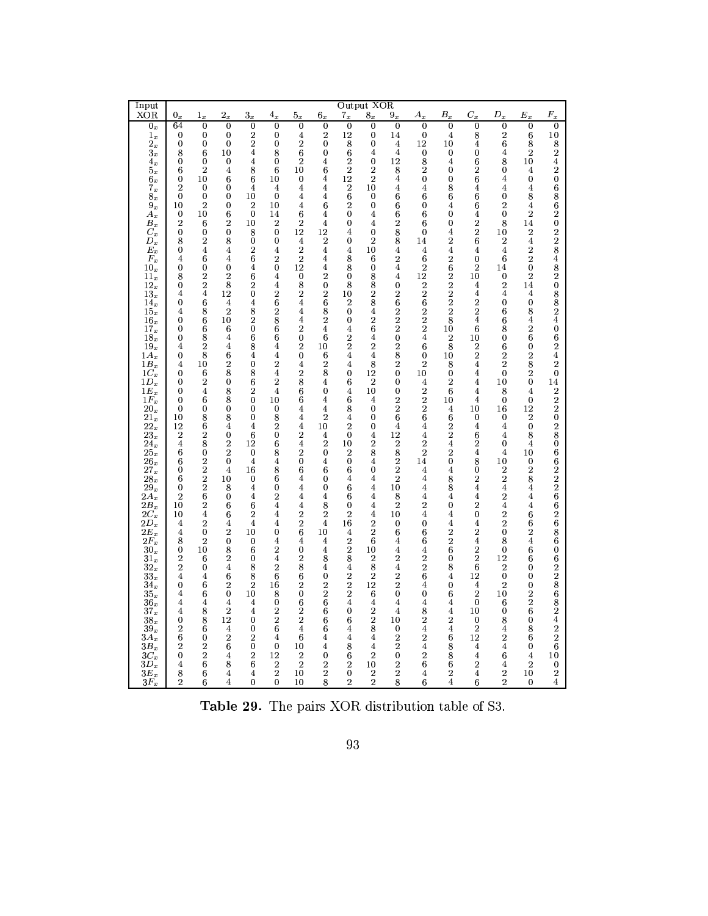| Input XOR | Output XOR | | | | | | | | | | | | | | | |
|---|---|---|---|---|---|---|---|---|---|---|---|---|---|---|---|---|
| | $0_x$ | $1_x$ | $2_x$ | $3_x$ | $4_x$ | $5_x$ | $6_x$ | $7_x$ | $8_x$ | $9_x$ | $A_x$ | $B_x$ | $C_x$ | $D_x$ | $E_x$ | $F_x$ |
| $0_x$ | 64 | 0 | 0 | 0 | 0 | 0 | 0 | 0 | 0 | 0 | 0 | 0 | 0 | 0 | 0 | 0 |
| $1_x$ | 0 | 0 | 0 | 2 | 0 | 4 | 2 | 12 | 0 | 14 | 0 | 4 | 8 | 2 | 6 | 10 |
| $2_x$ | 0 | 0 | 0 | 2 | 0 | 2 | 0 | 8 | 0 | 4 | 12 | 10 | 4 | 6 | 8 | 8 |
| $3_x$ | 8 | 6 | 10 | 4 | 8 | 6 | 0 | 6 | 4 | 4 | 0 | 0 | 0 | 4 | 2 | 2 |
| $4_x$ | 0 | 0 | 0 | 4 | 0 | 2 | 4 | 2 | 0 | 12 | 8 | 4 | 6 | 8 | 10 | 4 |
| $5_x$ | 6 | 2 | 4 | 8 | 6 | 10 | 6 | 2 | 2 | 8 | 2 | 0 | 2 | 0 | 4 | 2 |
| $6_x$ | 0 | 10 | 6 | 6 | 10 | 0 | 4 | 12 | 2 | 4 | 0 | 0 | 6 | 4 | 0 | 0 |
| $7_x$ | 2 | 0 | 0 | 4 | 4 | 4 | 4 | 2 | 10 | 4 | 4 | 8 | 4 | 4 | 4 | 6 |
| $8_x$ | 0 | 0 | 0 | 10 | 0 | 4 | 4 | 6 | 0 | 6 | 6 | 6 | 6 | 0 | 8 | 8 |
| $9_x$ | 10 | 2 | 0 | 2 | 10 | 4 | 6 | 2 | 0 | 6 | 0 | 4 | 6 | 2 | 4 | 6 |
| $A_x$ | 0 | 10 | 6 | 0 | 14 | 6 | 4 | 0 | 4 | 6 | 6 | 0 | 4 | 0 | 2 | 2 |
| $B_x$ | 2 | 6 | 2 | 10 | 2 | 2 | 4 | 0 | 4 | 2 | 6 | 0 | 2 | 8 | 14 | 0 |
| $C_x$ | 0 | 0 | 0 | 8 | 0 | 12 | 12 | 4 | 0 | 8 | 0 | 4 | 2 | 10 | 2 | 2 |
| $D_x$ | 8 | 2 | 8 | 0 | 0 | 4 | 2 | 0 | 2 | 8 | 14 | 2 | 6 | 2 | 4 | 2 |
| $E_x$ | 0 | 4 | 4 | 2 | 4 | 2 | 4 | 4 | 10 | 4 | 4 | 4 | 4 | 4 | 2 | 8 |
| $F_x$ | 4 | 6 | 4 | 6 | 2 | 2 | 4 | 8 | 6 | 2 | 6 | 2 | 0 | 6 | 2 | 4 |
| $10_x$ | 0 | 0 | 0 | 4 | 0 | 12 | 4 | 8 | 0 | 4 | 2 | 6 | 2 | 14 | 0 | 8 |
| $11_x$ | 8 | 2 | 2 | 6 | 4 | 0 | 2 | 0 | 8 | 4 | 12 | 2 | 10 | 0 | 2 | 2 |
| $12_x$ | 0 | 2 | 8 | 2 | 4 | 8 | 0 | 8 | 8 | 0 | 2 | 2 | 4 | 2 | 14 | 0 |
| $13_x$ | 4 | 4 | 12 | 0 | 2 | 2 | 2 | 10 | 2 | 2 | 2 | 2 | 4 | 4 | 4 | 8 |
| $14_x$ | 0 | 6 | 4 | 4 | 6 | 4 | 6 | 2 | 8 | 6 | 6 | 2 | 2 | 0 | 0 | 8 |
| $15_x$ | 4 | 8 | 2 | 8 | 2 | 4 | 8 | 0 | 4 | 2 | 2 | 2 | 2 | 6 | 8 | 2 |
| $16_x$ | 0 | 6 | 10 | 2 | 8 | 4 | 2 | 0 | 2 | 2 | 2 | 8 | 4 | 6 | 4 | 4 |
| $17_x$ | 0 | 6 | 6 | 0 | 6 | 2 | 4 | 4 | 6 | 2 | 2 | 10 | 6 | 8 | 2 | 0 |
| $18_x$ | 0 | 8 | 4 | 6 | 6 | 0 | 6 | 2 | 4 | 0 | 4 | 2 | 10 | 0 | 6 | 6 |
| $19_x$ | 4 | 2 | 4 | 8 | 4 | 2 | 10 | 2 | 2 | 2 | 6 | 8 | 2 | 6 | 0 | 2 |
| $1A_x$ | 0 | 8 | 6 | 4 | 4 | 0 | 6 | 4 | 4 | 8 | 0 | 10 | 2 | 2 | 2 | 4 |
| $1B_x$ | 4 | 10 | 2 | 0 | 2 | 4 | 2 | 4 | 8 | 2 | 2 | 8 | 4 | 2 | 8 | 2 |
| $1C_x$ | 0 | 6 | 8 | 8 | 4 | 2 | 8 | 0 | 12 | 0 | 10 | 0 | 4 | 0 | 2 | 0 |
| $1D_x$ | 0 | 2 | 0 | 6 | 2 | 8 | 4 | 6 | 2 | 0 | 4 | 2 | 4 | 10 | 0 | 14 |
| $1E_x$ | 0 | 4 | 8 | 2 | 4 | 6 | 0 | 4 | 10 | 0 | 2 | 6 | 4 | 8 | 4 | 2 |
| $1F_x$ | 0 | 6 | 8 | 0 | 10 | 6 | 4 | 6 | 4 | 2 | 2 | 10 | 4 | 0 | 0 | 2 |
| $20_x$ | 0 | 0 | 0 | 0 | 0 | 4 | 4 | 8 | 0 | 2 | 2 | 4 | 10 | 16 | 12 | 2 |
| $21_x$ | 10 | 8 | 8 | 0 | 8 | 4 | 2 | 4 | 0 | 6 | 6 | 6 | 0 | 0 | 2 | 0 |
| $22_x$ | 12 | 6 | 4 | 4 | 2 | 4 | 10 | 2 | 0 | 4 | 4 | 2 | 4 | 4 | 0 | 2 |
| $23_x$ | 2 | 2 | 0 | 6 | 0 | 2 | 4 | 0 | 4 | 12 | 4 | 2 | 6 | 4 | 8 | 8 |
| $24_x$ | 4 | 8 | 2 | 12 | 6 | 4 | 2 | 10 | 2 | 2 | 2 | 4 | 2 | 0 | 4 | 0 |
| $25_x$ | 6 | 0 | 2 | 0 | 8 | 2 | 0 | 2 | 8 | 8 | 2 | 2 | 4 | 4 | 10 | 6 |
| $26_x$ | 6 | 2 | 0 | 4 | 4 | 0 | 4 | 2 | 4 | 2 | 14 | 0 | 8 | 10 | 0 | 6 |
| $27_x$ | 0 | 2 | 4 | 16 | 8 | 6 | 6 | 6 | 0 | 2 | 4 | 4 | 0 | 2 | 2 | 2 |
| $28_x$ | 6 | 2 | 10 | 0 | 6 | 4 | 0 | 4 | 4 | 2 | 4 | 8 | 2 | 2 | 8 | 2 |
| $29_x$ | 0 | 2 | 8 | 4 | 0 | 4 | 0 | 6 | 4 | 10 | 4 | 8 | 4 | 4 | 4 | 2 |
| $2A_x$ | 2 | 6 | 0 | 4 | 2 | 4 | 4 | 6 | 4 | 8 | 4 | 4 | 4 | 2 | 4 | 6 |
| $2B_x$ | 10 | 2 | 6 | 6 | 4 | 4 | 8 | 0 | 4 | 2 | 2 | 0 | 2 | 4 | 4 | 6 |
| $2C_x$ | 10 | 4 | 6 | 2 | 4 | 2 | 2 | 2 | 4 | 10 | 4 | 4 | 0 | 2 | 6 | 2 |
| $2D_x$ | 4 | 2 | 4 | 4 | 4 | 2 | 4 | 16 | 2 | 0 | 0 | 4 | 4 | 2 | 6 | 6 |
| $2E_x$ | 4 | 0 | 2 | 10 | 0 | 6 | 10 | 4 | 2 | 6 | 6 | 2 | 2 | 0 | 2 | 8 |
| $2F_x$ | 8 | 2 | 0 | 0 | 4 | 4 | 4 | 2 | 6 | 4 | 6 | 2 | 4 | 8 | 4 | 6 |
| $30_x$ | 0 | 10 | 8 | 6 | 2 | 0 | 4 | 2 | 10 | 4 | 4 | 6 | 2 | 0 | 6 | 0 |
| $31_x$ | 2 | 6 | 2 | 0 | 4 | 2 | 8 | 8 | 2 | 2 | 2 | 0 | 2 | 12 | 6 | 6 |
| $32_x$ | 2 | 0 | 4 | 8 | 2 | 8 | 4 | 4 | 8 | 4 | 2 | 8 | 6 | 2 | 0 | 2 |
| $33_x$ | 4 | 4 | 6 | 8 | 6 | 6 | 0 | 2 | 2 | 2 | 6 | 4 | 12 | 0 | 0 | 2 |
| $34_x$ | 0 | 6 | 2 | 2 | 16 | 2 | 2 | 2 | 12 | 2 | 4 | 0 | 4 | 2 | 0 | 8 |
| $35_x$ | 4 | 6 | 0 | 10 | 8 | 0 | 2 | 2 | 6 | 0 | 0 | 6 | 2 | 10 | 2 | 6 |
| $36_x$ | 4 | 4 | 4 | 4 | 0 | 6 | 6 | 4 | 4 | 4 | 4 | 4 | 0 | 6 | 2 | 8 |
| $37_x$ | 4 | 8 | 2 | 4 | 2 | 2 | 6 | 0 | 2 | 4 | 8 | 4 | 10 | 0 | 6 | 2 |
| $38_x$ | 0 | 8 | 12 | 0 | 2 | 2 | 6 | 6 | 2 | 10 | 2 | 2 | 0 | 8 | 0 | 4 |
| $39_x$ | 2 | 6 | 4 | 0 | 6 | 4 | 6 | 4 | 8 | 0 | 4 | 4 | 2 | 4 | 8 | 2 |
| $3A_x$ | 6 | 0 | 2 | 2 | 4 | 6 | 4 | 4 | 4 | 2 | 2 | 6 | 12 | 2 | 6 | 2 |
| $3B_x$ | 2 | 2 | 6 | 0 | 0 | 10 | 4 | 8 | 4 | 2 | 4 | 8 | 4 | 4 | 0 | 6 |
| $3C_x$ | 0 | 2 | 4 | 2 | 12 | 2 | 0 | 6 | 2 | 0 | 2 | 8 | 4 | 6 | 4 | 10 |
| $3D_x$ | 4 | 6 | 8 | 6 | 2 | 2 | 2 | 2 | 10 | 2 | 6 | 6 | 2 | 4 | 2 | 0 |
| $3E_x$ | 8 | 6 | 4 | 4 | 2 | 10 | 2 | 0 | 2 | 2 | 4 | 2 | 4 | 2 | 10 | 2 |
| $3F_x$ | 2 | 6 | 4 | 0 | 0 | 10 | 8 | 2 | 2 | 8 | 6 | 4 | 6 | 2 | 0 | 4 |

**Table 29.** The pairs XOR distribution table of S3.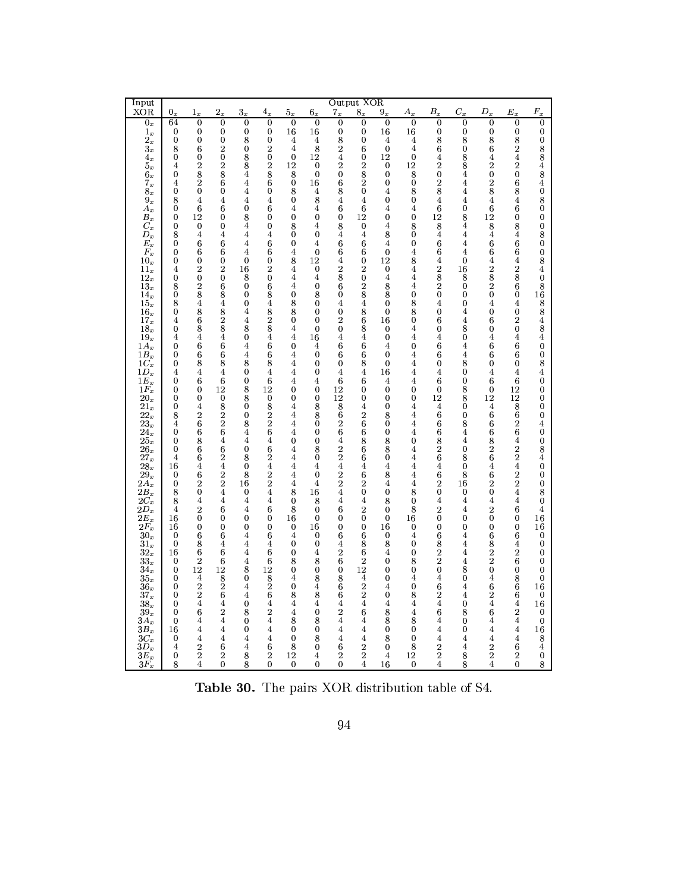| Input XOR | Output XOR | | | | | | | | | | | | | | | |
|---|---|---|---|---|---|---|---|---|---|---|---|---|---|---|---|---|
| | $0_x$ | $1_x$ | $2_x$ | $3_x$ | $4_x$ | $5_x$ | $6_x$ | $7_x$ | $8_x$ | $9_x$ | $A_x$ | $B_x$ | $C_x$ | $D_x$ | $E_x$ | $F_x$ |
| $0_x$ | 64 | 0 | 0 | 0 | 0 | 0 | 0 | 0 | 0 | 0 | 0 | 0 | 0 | 0 | 0 | 0 |
| $1_x$ | 0 | 0 | 0 | 0 | 0 | 16 | 16 | 0 | 0 | 16 | 16 | 0 | 0 | 0 | 0 | 0 |
| $2_x$ | 0 | 0 | 0 | 8 | 0 | 4 | 4 | 8 | 0 | 4 | 4 | 8 | 8 | 8 | 8 | 0 |
| $3_x$ | 8 | 6 | 2 | 0 | 2 | 4 | 8 | 2 | 6 | 0 | 4 | 6 | 0 | 6 | 2 | 8 |
| $4_x$ | 0 | 0 | 0 | 8 | 0 | 0 | 12 | 4 | 0 | 12 | 0 | 4 | 8 | 4 | 4 | 8 |
| $5_x$ | 4 | 2 | 2 | 8 | 2 | 12 | 0 | 2 | 2 | 0 | 12 | 2 | 8 | 2 | 2 | 4 |
| $6_x$ | 0 | 8 | 8 | 4 | 8 | 8 | 0 | 0 | 8 | 0 | 8 | 0 | 4 | 0 | 0 | 8 |
| $7_x$ | 4 | 2 | 6 | 4 | 6 | 0 | 16 | 6 | 2 | 0 | 0 | 2 | 4 | 2 | 6 | 4 |
| $8_x$ | 0 | 0 | 0 | 4 | 0 | 8 | 4 | 8 | 0 | 4 | 8 | 8 | 4 | 8 | 8 | 0 |
| $9_x$ | 8 | 4 | 4 | 4 | 4 | 0 | 8 | 4 | 4 | 0 | 0 | 4 | 4 | 4 | 4 | 8 |
| $A_x$ | 0 | 6 | 6 | 0 | 6 | 4 | 4 | 6 | 6 | 4 | 4 | 6 | 0 | 6 | 6 | 0 |
| $B_x$ | 0 | 12 | 0 | 8 | 0 | 0 | 0 | 0 | 12 | 0 | 0 | 12 | 8 | 12 | 0 | 0 |
| $C_x$ | 0 | 0 | 0 | 4 | 0 | 8 | 4 | 8 | 0 | 4 | 8 | 8 | 4 | 8 | 8 | 0 |
| $D_x$ | 8 | 4 | 4 | 4 | 4 | 0 | 0 | 4 | 4 | 8 | 0 | 4 | 4 | 4 | 4 | 8 |
| $E_x$ | 0 | 6 | 6 | 4 | 6 | 0 | 4 | 6 | 6 | 4 | 0 | 6 | 4 | 6 | 6 | 0 |
| $F_x$ | 0 | 6 | 6 | 4 | 6 | 4 | 0 | 6 | 6 | 0 | 4 | 6 | 4 | 6 | 6 | 0 |
| $10_x$ | 0 | 0 | 0 | 0 | 0 | 8 | 12 | 4 | 0 | 12 | 8 | 4 | 0 | 4 | 4 | 8 |
| $11_x$ | 4 | 2 | 2 | 16 | 2 | 4 | 0 | 2 | 2 | 0 | 4 | 2 | 16 | 2 | 2 | 4 |
| $12_x$ | 0 | 0 | 0 | 8 | 0 | 4 | 4 | 8 | 0 | 4 | 4 | 8 | 8 | 8 | 8 | 0 |
| $13_x$ | 8 | 2 | 6 | 0 | 6 | 4 | 0 | 6 | 2 | 8 | 4 | 2 | 0 | 2 | 6 | 8 |
| $14_x$ | 0 | 8 | 8 | 0 | 8 | 0 | 8 | 0 | 8 | 8 | 0 | 0 | 0 | 0 | 0 | 16 |
| $15_x$ | 8 | 4 | 4 | 0 | 4 | 8 | 0 | 4 | 4 | 0 | 8 | 4 | 0 | 4 | 4 | 8 |
| $16_x$ | 0 | 8 | 8 | 4 | 8 | 8 | 0 | 0 | 8 | 0 | 8 | 0 | 4 | 0 | 0 | 8 |
| $17_x$ | 4 | 6 | 2 | 4 | 2 | 0 | 0 | 2 | 6 | 16 | 0 | 6 | 4 | 6 | 2 | 4 |
| $18_x$ | 0 | 8 | 8 | 8 | 8 | 4 | 0 | 0 | 8 | 0 | 4 | 0 | 8 | 0 | 0 | 8 |
| $19_x$ | 4 | 4 | 4 | 0 | 4 | 4 | 16 | 4 | 4 | 0 | 4 | 4 | 0 | 4 | 4 | 4 |
| $1A_x$ | 0 | 6 | 6 | 4 | 6 | 0 | 4 | 6 | 6 | 4 | 0 | 6 | 4 | 6 | 6 | 0 |
| $1B_x$ | 0 | 6 | 6 | 4 | 6 | 4 | 0 | 6 | 6 | 0 | 4 | 6 | 4 | 6 | 6 | 0 |
| $1C_x$ | 0 | 8 | 8 | 8 | 8 | 4 | 0 | 0 | 8 | 0 | 4 | 0 | 8 | 0 | 0 | 8 |
| $1D_x$ | 4 | 4 | 4 | 0 | 4 | 4 | 0 | 4 | 4 | 16 | 4 | 4 | 0 | 4 | 4 | 4 |
| $1E_x$ | 0 | 6 | 6 | 0 | 6 | 4 | 4 | 6 | 6 | 4 | 4 | 6 | 0 | 6 | 6 | 0 |
| $1F_x$ | 0 | 0 | 12 | 8 | 12 | 0 | 0 | 12 | 0 | 0 | 0 | 0 | 8 | 0 | 12 | 0 |
| $20_x$ | 0 | 0 | 0 | 8 | 0 | 0 | 0 | 12 | 0 | 0 | 0 | 12 | 8 | 12 | 12 | 0 |
| $21_x$ | 0 | 4 | 8 | 0 | 8 | 4 | 8 | 8 | 4 | 0 | 4 | 4 | 0 | 4 | 8 | 0 |
| $22_x$ | 8 | 2 | 2 | 0 | 2 | 4 | 8 | 6 | 2 | 8 | 4 | 6 | 0 | 6 | 6 | 0 |
| $23_x$ | 4 | 6 | 2 | 8 | 2 | 4 | 0 | 2 | 6 | 0 | 4 | 6 | 8 | 6 | 2 | 4 |
| $24_x$ | 0 | 6 | 6 | 4 | 6 | 4 | 0 | 6 | 6 | 0 | 4 | 6 | 4 | 6 | 6 | 0 |
| $25_x$ | 0 | 8 | 4 | 4 | 4 | 0 | 0 | 4 | 8 | 8 | 0 | 8 | 4 | 8 | 4 | 0 |
| $26_x$ | 0 | 6 | 6 | 0 | 6 | 4 | 8 | 2 | 6 | 8 | 4 | 2 | 0 | 2 | 2 | 8 |
| $27_x$ | 4 | 6 | 2 | 8 | 2 | 4 | 0 | 2 | 6 | 0 | 4 | 6 | 8 | 6 | 2 | 4 |
| $28_x$ | 16 | 4 | 4 | 0 | 4 | 4 | 4 | 4 | 4 | 4 | 4 | 4 | 0 | 4 | 4 | 0 |
| $29_x$ | 0 | 6 | 2 | 8 | 2 | 4 | 0 | 2 | 6 | 8 | 4 | 6 | 8 | 6 | 2 | 0 |
| $2A_x$ | 0 | 2 | 2 | 16 | 2 | 4 | 4 | 2 | 2 | 4 | 4 | 2 | 16 | 2 | 2 | 0 |
| $2B_x$ | 8 | 0 | 4 | 0 | 4 | 8 | 16 | 4 | 0 | 0 | 8 | 0 | 0 | 0 | 4 | 8 |
| $2C_x$ | 8 | 4 | 4 | 4 | 4 | 0 | 8 | 4 | 4 | 8 | 0 | 4 | 4 | 4 | 4 | 0 |
| $2D_x$ | 4 | 2 | 6 | 4 | 6 | 8 | 0 | 6 | 2 | 0 | 8 | 2 | 4 | 2 | 6 | 4 |
| $2E_x$ | 16 | 0 | 0 | 0 | 0 | 16 | 0 | 0 | 0 | 0 | 16 | 0 | 0 | 0 | 0 | 16 |
| $2F_x$ | 16 | 0 | 0 | 0 | 0 | 0 | 16 | 0 | 0 | 16 | 0 | 0 | 0 | 0 | 0 | 16 |
| $30_x$ | 0 | 6 | 6 | 4 | 6 | 4 | 0 | 6 | 6 | 0 | 4 | 6 | 4 | 6 | 6 | 0 |
| $31_x$ | 0 | 8 | 4 | 4 | 4 | 0 | 0 | 4 | 8 | 8 | 0 | 8 | 4 | 8 | 4 | 0 |
| $32_x$ | 16 | 6 | 6 | 4 | 6 | 0 | 4 | 2 | 6 | 4 | 0 | 2 | 4 | 2 | 2 | 0 |
| $33_x$ | 0 | 2 | 6 | 4 | 6 | 8 | 8 | 6 | 2 | 0 | 8 | 2 | 4 | 2 | 6 | 0 |
| $34_x$ | 0 | 12 | 12 | 8 | 12 | 0 | 0 | 0 | 12 | 0 | 0 | 0 | 8 | 0 | 0 | 0 |
| $35_x$ | 0 | 4 | 8 | 0 | 8 | 4 | 8 | 8 | 4 | 0 | 4 | 4 | 0 | 4 | 8 | 0 |
| $36_x$ | 0 | 2 | 2 | 4 | 2 | 0 | 4 | 6 | 2 | 4 | 0 | 6 | 4 | 6 | 6 | 16 |
| $37_x$ | 0 | 2 | 6 | 4 | 6 | 8 | 8 | 6 | 2 | 0 | 8 | 2 | 4 | 2 | 6 | 0 |
| $38_x$ | 0 | 4 | 4 | 0 | 4 | 4 | 4 | 4 | 4 | 4 | 4 | 4 | 0 | 4 | 4 | 16 |
| $39_x$ | 0 | 6 | 2 | 8 | 2 | 4 | 0 | 2 | 6 | 8 | 4 | 6 | 8 | 6 | 2 | 0 |
| $3A_x$ | 0 | 4 | 4 | 0 | 4 | 8 | 8 | 4 | 4 | 8 | 8 | 4 | 0 | 4 | 4 | 0 |
| $3B_x$ | 16 | 4 | 4 | 0 | 4 | 0 | 0 | 4 | 4 | 0 | 0 | 4 | 0 | 4 | 4 | 16 |
| $3C_x$ | 0 | 4 | 4 | 4 | 4 | 0 | 8 | 4 | 4 | 8 | 0 | 4 | 4 | 4 | 4 | 8 |
| $3D_x$ | 4 | 2 | 6 | 4 | 6 | 8 | 0 | 6 | 2 | 0 | 8 | 2 | 4 | 2 | 6 | 4 |
| $3E_x$ | 0 | 2 | 2 | 8 | 2 | 12 | 4 | 2 | 2 | 4 | 12 | 2 | 8 | 2 | 2 | 0 |
| $3F_x$ | 8 | 4 | 0 | 8 | 0 | 0 | 0 | 0 | 4 | 16 | 0 | 4 | 8 | 4 | 0 | 8 |

**Table 30.** The pairs XOR distribution table of S4.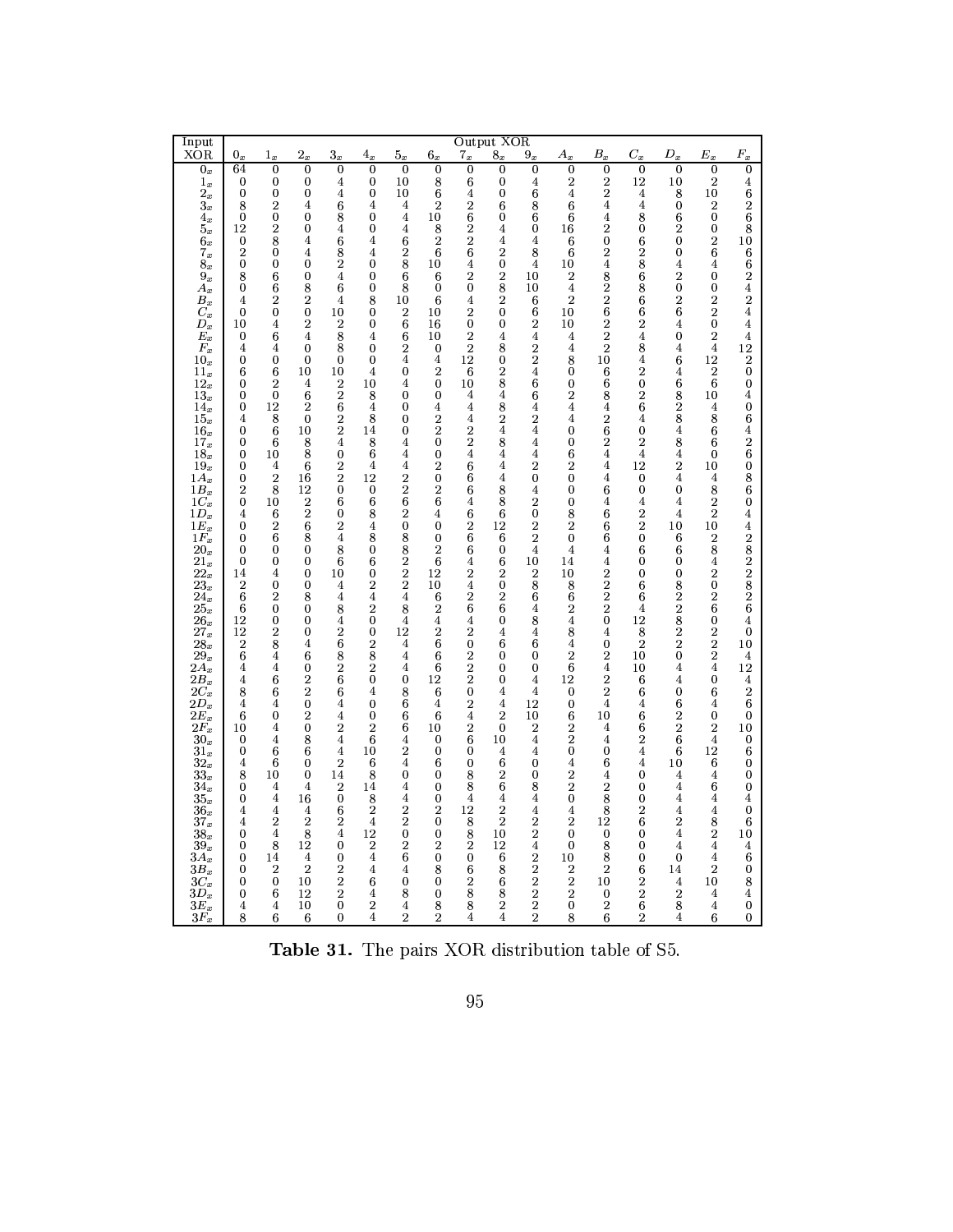| Input XOR | Output XOR | | | | | | | | | | | | | | | |
|---|---|---|---|---|---|---|---|---|---|---|---|---|---|---|---|---|
| | $0_x$ | $1_x$ | $2_x$ | $3_x$ | $4_x$ | $5_x$ | $6_x$ | $7_x$ | $8_x$ | $9_x$ | $A_x$ | $B_x$ | $C_x$ | $D_x$ | $E_x$ | $F_x$ |
| $0_x$ | 64 | 0 | 0 | 0 | 0 | 0 | 0 | 0 | 0 | 0 | 0 | 0 | 0 | 0 | 0 | 0 |
| $1_x$ | 0 | 0 | 0 | 4 | 0 | 10 | 8 | 6 | 0 | 4 | 2 | 2 | 12 | 10 | 2 | 4 |
| $2_x$ | 0 | 0 | 0 | 4 | 0 | 10 | 6 | 4 | 0 | 6 | 4 | 2 | 4 | 8 | 10 | 6 |
| $3_x$ | 8 | 2 | 4 | 6 | 4 | 4 | 2 | 2 | 6 | 8 | 6 | 4 | 4 | 0 | 2 | 2 |
| $4_x$ | 0 | 0 | 0 | 8 | 0 | 4 | 10 | 6 | 0 | 6 | 6 | 4 | 8 | 6 | 0 | 6 |
| $5_x$ | 12 | 2 | 0 | 4 | 0 | 4 | 8 | 2 | 4 | 0 | 16 | 2 | 0 | 2 | 0 | 8 |
| $6_x$ | 0 | 8 | 4 | 6 | 4 | 6 | 2 | 2 | 4 | 4 | 6 | 0 | 6 | 0 | 2 | 10 |
| $7_x$ | 2 | 0 | 4 | 8 | 4 | 2 | 6 | 6 | 2 | 8 | 6 | 2 | 2 | 0 | 6 | 6 |
| $8_x$ | 0 | 0 | 0 | 2 | 0 | 8 | 10 | 4 | 0 | 4 | 10 | 4 | 8 | 4 | 4 | 6 |
| $9_x$ | 8 | 6 | 0 | 4 | 0 | 6 | 6 | 2 | 2 | 10 | 2 | 8 | 6 | 2 | 0 | 2 |
| $A_x$ | 0 | 6 | 8 | 6 | 0 | 8 | 0 | 0 | 8 | 10 | 4 | 2 | 8 | 0 | 0 | 4 |
| $B_x$ | 4 | 2 | 2 | 4 | 8 | 10 | 6 | 4 | 2 | 6 | 2 | 2 | 6 | 2 | 2 | 2 |
| $C_x$ | 0 | 0 | 0 | 10 | 0 | 2 | 10 | 2 | 0 | 6 | 10 | 6 | 6 | 6 | 2 | 4 |
| $D_x$ | 10 | 4 | 2 | 2 | 0 | 6 | 16 | 0 | 0 | 2 | 10 | 2 | 2 | 4 | 0 | 4 |
| $E_x$ | 0 | 6 | 4 | 8 | 4 | 6 | 10 | 2 | 4 | 4 | 4 | 2 | 4 | 0 | 2 | 4 |
| $F_x$ | 4 | 4 | 0 | 8 | 0 | 2 | 0 | 2 | 8 | 2 | 4 | 2 | 8 | 4 | 4 | 12 |
| $10_x$ | 0 | 0 | 0 | 0 | 0 | 4 | 4 | 12 | 0 | 2 | 8 | 10 | 4 | 6 | 12 | 2 |
| $11_x$ | 6 | 6 | 10 | 10 | 4 | 0 | 2 | 6 | 2 | 4 | 0 | 6 | 2 | 4 | 2 | 0 |
| $12_x$ | 0 | 2 | 4 | 2 | 10 | 4 | 0 | 10 | 8 | 6 | 0 | 6 | 0 | 6 | 6 | 0 |
| $13_x$ | 0 | 0 | 6 | 2 | 8 | 0 | 0 | 4 | 4 | 6 | 2 | 8 | 2 | 8 | 10 | 4 |
| $14_x$ | 0 | 12 | 2 | 6 | 4 | 0 | 4 | 4 | 8 | 4 | 4 | 4 | 6 | 2 | 4 | 0 |
| $15_x$ | 4 | 8 | 0 | 2 | 8 | 0 | 2 | 4 | 2 | 2 | 4 | 2 | 4 | 8 | 8 | 6 |
| $16_x$ | 0 | 6 | 10 | 2 | 14 | 0 | 2 | 2 | 4 | 4 | 0 | 6 | 0 | 4 | 6 | 4 |
| $17_x$ | 0 | 6 | 8 | 4 | 8 | 4 | 0 | 2 | 8 | 4 | 0 | 2 | 2 | 8 | 6 | 2 |
| $18_x$ | 0 | 10 | 8 | 0 | 6 | 4 | 0 | 4 | 4 | 4 | 6 | 4 | 4 | 4 | 0 | 6 |
| $19_x$ | 0 | 4 | 6 | 2 | 4 | 4 | 2 | 6 | 4 | 2 | 2 | 4 | 12 | 2 | 10 | 0 |
| $1A_x$ | 0 | 2 | 16 | 2 | 12 | 2 | 0 | 6 | 4 | 0 | 0 | 4 | 0 | 4 | 4 | 8 |
| $1B_x$ | 2 | 8 | 12 | 0 | 0 | 2 | 2 | 6 | 8 | 4 | 0 | 6 | 0 | 0 | 8 | 6 |
| $1C_x$ | 0 | 10 | 2 | 6 | 6 | 6 | 6 | 4 | 8 | 2 | 0 | 4 | 4 | 4 | 2 | 0 |
| $1D_x$ | 4 | 6 | 2 | 0 | 8 | 2 | 4 | 6 | 6 | 0 | 8 | 6 | 2 | 4 | 2 | 4 |
| $1E_x$ | 0 | 2 | 6 | 2 | 4 | 0 | 0 | 2 | 12 | 2 | 2 | 6 | 2 | 10 | 10 | 4 |
| $1F_x$ | 0 | 6 | 8 | 4 | 8 | 8 | 0 | 6 | 6 | 2 | 0 | 6 | 0 | 6 | 2 | 2 |
| $20_x$ | 0 | 0 | 0 | 8 | 0 | 8 | 2 | 6 | 0 | 4 | 4 | 4 | 6 | 6 | 8 | 8 |
| $21_x$ | 0 | 0 | 0 | 6 | 6 | 2 | 6 | 4 | 6 | 10 | 14 | 4 | 0 | 0 | 4 | 2 |
| $22_x$ | 14 | 4 | 0 | 10 | 0 | 2 | 12 | 2 | 2 | 2 | 10 | 2 | 0 | 0 | 2 | 2 |
| $23_x$ | 2 | 0 | 0 | 4 | 2 | 2 | 10 | 4 | 0 | 8 | 8 | 2 | 6 | 8 | 0 | 8 |
| $24_x$ | 6 | 2 | 8 | 4 | 4 | 4 | 6 | 2 | 2 | 6 | 6 | 2 | 6 | 2 | 2 | 2 |
| $25_x$ | 6 | 0 | 0 | 8 | 2 | 8 | 2 | 6 | 6 | 4 | 2 | 2 | 4 | 2 | 6 | 6 |
| $26_x$ | 12 | 0 | 0 | 4 | 0 | 4 | 4 | 4 | 0 | 8 | 4 | 0 | 12 | 8 | 0 | 4 |
| $27_x$ | 12 | 2 | 0 | 2 | 0 | 12 | 2 | 2 | 4 | 4 | 8 | 4 | 8 | 2 | 2 | 0 |
| $28_x$ | 2 | 8 | 4 | 6 | 2 | 4 | 6 | 0 | 6 | 6 | 4 | 0 | 2 | 2 | 2 | 10 |
| $29_x$ | 6 | 4 | 6 | 8 | 8 | 4 | 6 | 2 | 0 | 0 | 2 | 2 | 10 | 0 | 2 | 4 |
| $2A_x$ | 4 | 4 | 0 | 2 | 2 | 4 | 6 | 2 | 0 | 0 | 6 | 4 | 10 | 4 | 4 | 12 |
| $2B_x$ | 4 | 6 | 2 | 6 | 0 | 0 | 12 | 2 | 0 | 4 | 12 | 2 | 6 | 4 | 0 | 4 |
| $2C_x$ | 8 | 6 | 2 | 6 | 4 | 8 | 6 | 0 | 4 | 4 | 0 | 2 | 6 | 0 | 6 | 2 |
| $2D_x$ | 4 | 4 | 0 | 4 | 0 | 6 | 4 | 2 | 4 | 12 | 0 | 4 | 4 | 6 | 4 | 6 |
| $2E_x$ | 6 | 0 | 2 | 4 | 0 | 6 | 6 | 4 | 2 | 10 | 6 | 10 | 6 | 2 | 0 | 0 |
| $2F_x$ | 10 | 4 | 0 | 2 | 2 | 6 | 10 | 2 | 0 | 2 | 2 | 4 | 6 | 2 | 2 | 10 |
| $30_x$ | 0 | 4 | 8 | 4 | 6 | 4 | 0 | 6 | 10 | 4 | 2 | 4 | 2 | 6 | 4 | 0 |
| $31_x$ | 0 | 6 | 6 | 4 | 10 | 2 | 0 | 0 | 4 | 4 | 0 | 0 | 4 | 6 | 12 | 6 |
| $32_x$ | 4 | 6 | 0 | 2 | 6 | 4 | 6 | 0 | 6 | 0 | 4 | 6 | 4 | 10 | 6 | 0 |
| $33_x$ | 8 | 10 | 0 | 14 | 8 | 0 | 0 | 8 | 2 | 0 | 2 | 4 | 0 | 4 | 4 | 0 |
| $34_x$ | 0 | 4 | 4 | 2 | 14 | 4 | 0 | 8 | 6 | 8 | 2 | 2 | 0 | 4 | 6 | 0 |
| $35_x$ | 0 | 4 | 16 | 0 | 8 | 4 | 0 | 4 | 4 | 4 | 0 | 8 | 0 | 4 | 4 | 4 |
| $36_x$ | 4 | 4 | 4 | 6 | 2 | 2 | 2 | 12 | 4 | 4 | 4 | 8 | 2 | 4 | 4 | 0 |
| $37_x$ | 4 | 2 | 2 | 2 | 4 | 2 | 0 | 8 | 2 | 2 | 2 | 12 | 6 | 2 | 8 | 6 |
| $38_x$ | 0 | 4 | 8 | 4 | 12 | 0 | 0 | 8 | 10 | 2 | 0 | 0 | 0 | 4 | 2 | 10 |
| $39_x$ | 0 | 8 | 12 | 0 | 2 | 2 | 2 | 2 | 12 | 4 | 0 | 8 | 0 | 4 | 4 | 4 |
| $3A_x$ | 0 | 14 | 4 | 0 | 4 | 6 | 0 | 0 | 6 | 2 | 10 | 8 | 0 | 0 | 4 | 6 |
| $3B_x$ | 0 | 2 | 2 | 2 | 4 | 4 | 8 | 6 | 8 | 2 | 2 | 2 | 6 | 14 | 2 | 0 |
| $3C_x$ | 0 | 0 | 10 | 2 | 6 | 0 | 0 | 2 | 6 | 2 | 2 | 10 | 2 | 4 | 10 | 8 |
| $3D_x$ | 0 | 6 | 12 | 2 | 4 | 8 | 0 | 8 | 8 | 2 | 2 | 0 | 2 | 2 | 4 | 4 |
| $3E_x$ | 4 | 4 | 10 | 0 | 2 | 4 | 8 | 8 | 2 | 2 | 0 | 2 | 6 | 8 | 4 | 0 |
| $3F_x$ | 8 | 6 | 6 | 0 | 4 | 2 | 2 | 4 | 4 | 2 | 8 | 6 | 2 | 4 | 6 | 0 |

**Table 31.** The pairs XOR distribution table of S5.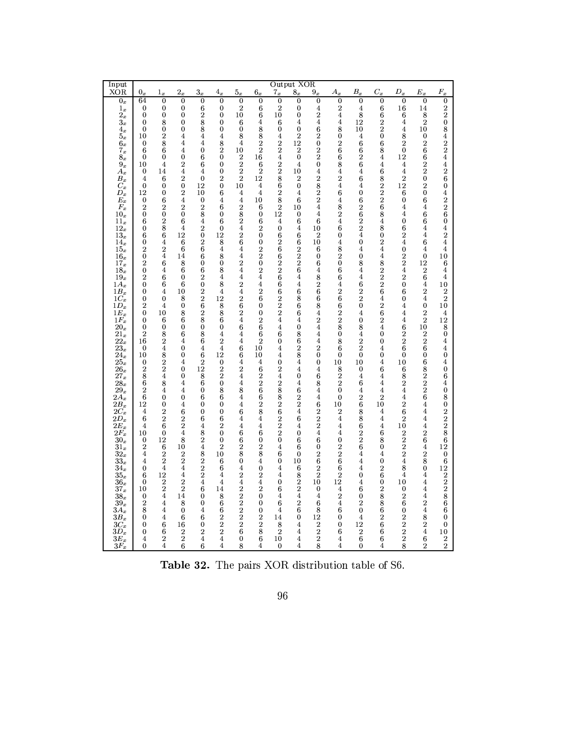| Input XOR | Output XOR | | | | | | | | | | | | | | | |
|---|---|---|---|---|---|---|---|---|---|---|---|---|---|---|---|---|
| | $0_x$ | $1_x$ | $2_x$ | $3_x$ | $4_x$ | $5_x$ | $6_x$ | $7_x$ | $8_x$ | $9_x$ | $A_x$ | $B_x$ | $C_x$ | $D_x$ | $E_x$ | $F_x$ |
| $0_x$ | 64 | 0 | 0 | 0 | 0 | 0 | 0 | 0 | 0 | 0 | 0 | 0 | 0 | 0 | 0 | 0 |
| $1_x$ | 0 | 0 | 0 | 6 | 0 | 2 | 6 | 2 | 0 | 4 | 2 | 4 | 6 | 16 | 14 | 2 |
| $2_x$ | 0 | 0 | 0 | 2 | 0 | 10 | 6 | 10 | 0 | 2 | 4 | 8 | 6 | 6 | 8 | 2 |
| $3_x$ | 0 | 8 | 0 | 8 | 0 | 6 | 4 | 6 | 4 | 4 | 4 | 12 | 2 | 4 | 2 | 0 |
| $4_x$ | 0 | 0 | 0 | 8 | 0 | 0 | 8 | 0 | 0 | 6 | 8 | 10 | 2 | 4 | 10 | 8 |
| $5_x$ | 10 | 2 | 4 | 4 | 4 | 8 | 8 | 4 | 2 | 2 | 0 | 4 | 0 | 8 | 0 | 4 |
| $6_x$ | 0 | 8 | 4 | 4 | 8 | 4 | 2 | 2 | 12 | 0 | 2 | 6 | 6 | 2 | 2 | 2 |
| $7_x$ | 6 | 6 | 4 | 0 | 2 | 10 | 2 | 2 | 2 | 2 | 6 | 6 | 8 | 0 | 6 | 2 |
| $8_x$ | 0 | 0 | 0 | 6 | 0 | 2 | 16 | 4 | 0 | 2 | 6 | 2 | 4 | 12 | 6 | 4 |
| $9_x$ | 10 | 4 | 2 | 6 | 0 | 2 | 6 | 2 | 4 | 0 | 8 | 6 | 4 | 4 | 2 | 4 |
| $A_x$ | 0 | 14 | 4 | 4 | 0 | 2 | 2 | 2 | 10 | 4 | 4 | 4 | 6 | 4 | 2 | 2 |
| $B_x$ | 4 | 6 | 2 | 0 | 2 | 2 | 12 | 8 | 2 | 2 | 2 | 6 | 8 | 2 | 0 | 6 |
| $C_x$ | 0 | 0 | 0 | 12 | 0 | 10 | 4 | 6 | 0 | 8 | 4 | 4 | 2 | 12 | 2 | 0 |
| $D_x$ | 12 | 0 | 2 | 10 | 6 | 4 | 4 | 2 | 4 | 2 | 6 | 0 | 2 | 6 | 0 | 4 |
| $E_x$ | 0 | 6 | 4 | 0 | 4 | 4 | 10 | 8 | 6 | 2 | 4 | 6 | 2 | 0 | 6 | 2 |
| $F_x$ | 2 | 2 | 2 | 4 | 6 | 2 | 6 | 2 | 10 | 4 | 8 | 2 | 6 | 4 | 4 | 2 |
| $10_x$ | 0 | 0 | 0 | 8 | 0 | 8 | 0 | 12 | 0 | 4 | 2 | 6 | 8 | 4 | 6 | 6 |
| $11_x$ | 6 | 2 | 6 | 4 | 6 | 2 | 6 | 4 | 6 | 6 | 4 | 2 | 4 | 0 | 6 | 0 |
| $12_x$ | 0 | 8 | 4 | 2 | 0 | 4 | 2 | 0 | 4 | 10 | 6 | 2 | 8 | 6 | 4 | 4 |
| $13_x$ | 6 | 6 | 12 | 0 | 12 | 2 | 0 | 6 | 6 | 2 | 0 | 4 | 0 | 2 | 4 | 2 |
| $14_x$ | 0 | 4 | 6 | 2 | 8 | 6 | 0 | 2 | 6 | 10 | 4 | 0 | 2 | 4 | 6 | 4 |
| $15_x$ | 2 | 2 | 6 | 6 | 4 | 4 | 2 | 6 | 2 | 6 | 8 | 4 | 4 | 0 | 4 | 4 |
| $16_x$ | 0 | 4 | 14 | 6 | 8 | 4 | 2 | 6 | 2 | 0 | 2 | 0 | 4 | 2 | 0 | 10 |
| $17_x$ | 2 | 6 | 8 | 0 | 0 | 2 | 0 | 2 | 2 | 6 | 0 | 8 | 8 | 2 | 12 | 6 |
| $18_x$ | 0 | 4 | 6 | 6 | 8 | 4 | 2 | 2 | 6 | 4 | 6 | 4 | 2 | 4 | 2 | 4 |
| $19_x$ | 2 | 6 | 0 | 2 | 4 | 4 | 4 | 6 | 4 | 8 | 6 | 4 | 2 | 2 | 6 | 4 |
| $1A_x$ | 0 | 6 | 6 | 0 | 8 | 2 | 4 | 6 | 4 | 2 | 4 | 6 | 2 | 0 | 4 | 10 |
| $1B_x$ | 0 | 4 | 10 | 2 | 4 | 4 | 2 | 6 | 6 | 6 | 2 | 2 | 6 | 6 | 2 | 2 |
| $1C_x$ | 0 | 0 | 8 | 2 | 12 | 2 | 6 | 2 | 8 | 6 | 6 | 2 | 4 | 0 | 4 | 2 |
| $1D_x$ | 2 | 4 | 0 | 6 | 8 | 6 | 0 | 2 | 6 | 8 | 6 | 0 | 2 | 4 | 0 | 10 |
| $1E_x$ | 0 | 10 | 8 | 2 | 8 | 2 | 0 | 2 | 6 | 4 | 2 | 4 | 6 | 4 | 2 | 4 |
| $1F_x$ | 0 | 6 | 6 | 8 | 6 | 4 | 2 | 4 | 4 | 2 | 2 | 0 | 2 | 4 | 2 | 12 |
| $20_x$ | 0 | 0 | 0 | 0 | 0 | 6 | 6 | 4 | 0 | 4 | 8 | 8 | 4 | 6 | 10 | 8 |
| $21_x$ | 2 | 8 | 6 | 8 | 4 | 4 | 6 | 6 | 8 | 4 | 0 | 4 | 0 | 2 | 2 | 0 |
| $22_x$ | 16 | 2 | 4 | 6 | 2 | 4 | 2 | 0 | 6 | 4 | 8 | 2 | 0 | 2 | 2 | 4 |
| $23_x$ | 0 | 4 | 0 | 4 | 4 | 6 | 10 | 4 | 2 | 2 | 6 | 2 | 4 | 6 | 6 | 4 |
| $24_x$ | 10 | 8 | 0 | 6 | 12 | 6 | 10 | 4 | 8 | 0 | 0 | 0 | 0 | 0 | 0 | 0 |
| $25_x$ | 0 | 2 | 4 | 2 | 0 | 4 | 4 | 0 | 4 | 0 | 10 | 10 | 4 | 10 | 6 | 4 |
| $26_x$ | 2 | 2 | 0 | 12 | 2 | 2 | 6 | 2 | 4 | 4 | 8 | 0 | 6 | 6 | 8 | 0 |
| $27_x$ | 8 | 4 | 0 | 8 | 2 | 4 | 2 | 4 | 0 | 6 | 2 | 4 | 4 | 8 | 2 | 6 |
| $28_x$ | 6 | 8 | 4 | 6 | 0 | 4 | 2 | 2 | 4 | 8 | 2 | 6 | 4 | 2 | 2 | 4 |
| $29_x$ | 2 | 4 | 4 | 0 | 8 | 8 | 6 | 8 | 6 | 4 | 0 | 4 | 4 | 4 | 2 | 0 |
| $2A_x$ | 6 | 0 | 0 | 6 | 6 | 4 | 6 | 8 | 2 | 4 | 0 | 2 | 2 | 4 | 6 | 8 |
| $2B_x$ | 12 | 0 | 4 | 0 | 0 | 4 | 2 | 2 | 2 | 6 | 10 | 6 | 10 | 2 | 4 | 0 |
| $2C_x$ | 4 | 2 | 6 | 0 | 0 | 6 | 8 | 6 | 4 | 2 | 2 | 8 | 4 | 6 | 4 | 2 |
| $2D_x$ | 6 | 2 | 2 | 6 | 6 | 4 | 4 | 2 | 6 | 2 | 4 | 8 | 4 | 2 | 4 | 2 |
| $2E_x$ | 4 | 6 | 2 | 4 | 2 | 4 | 4 | 2 | 4 | 2 | 4 | 6 | 4 | 10 | 4 | 2 |
| $2F_x$ | 10 | 0 | 4 | 8 | 0 | 6 | 6 | 2 | 0 | 4 | 4 | 2 | 6 | 2 | 2 | 8 |
| $30_x$ | 0 | 12 | 8 | 2 | 0 | 6 | 0 | 2 | 6 | 6 | 0 | 2 | 8 | 2 | 6 | 6 |
| $31_x$ | 2 | 6 | 10 | 4 | 2 | 2 | 2 | 4 | 6 | 0 | 2 | 6 | 0 | 2 | 4 | 12 |
| $32_x$ | 4 | 2 | 2 | 8 | 10 | 8 | 8 | 6 | 0 | 2 | 2 | 4 | 4 | 2 | 2 | 0 |
| $33_x$ | 4 | 2 | 2 | 2 | 6 | 0 | 4 | 0 | 10 | 6 | 6 | 4 | 0 | 4 | 8 | 6 |
| $34_x$ | 0 | 4 | 4 | 2 | 6 | 4 | 0 | 4 | 6 | 2 | 6 | 4 | 2 | 8 | 0 | 12 |
| $35_x$ | 6 | 12 | 4 | 2 | 4 | 2 | 2 | 4 | 8 | 2 | 2 | 0 | 6 | 4 | 4 | 2 |
| $36_x$ | 0 | 2 | 2 | 4 | 4 | 4 | 4 | 0 | 2 | 10 | 12 | 4 | 0 | 10 | 4 | 2 |
| $37_x$ | 10 | 2 | 2 | 6 | 14 | 2 | 2 | 6 | 2 | 0 | 4 | 6 | 2 | 0 | 4 | 2 |
| $38_x$ | 0 | 4 | 14 | 0 | 8 | 2 | 0 | 4 | 4 | 4 | 2 | 0 | 8 | 2 | 4 | 8 |
| $39_x$ | 2 | 4 | 8 | 0 | 6 | 2 | 0 | 6 | 2 | 6 | 4 | 2 | 8 | 6 | 2 | 6 |
| $3A_x$ | 8 | 4 | 0 | 4 | 6 | 2 | 0 | 4 | 6 | 8 | 6 | 0 | 6 | 0 | 4 | 6 |
| $3B_x$ | 0 | 4 | 6 | 6 | 2 | 2 | 2 | 14 | 0 | 12 | 0 | 4 | 2 | 2 | 8 | 0 |
| $3C_x$ | 0 | 6 | 16 | 0 | 2 | 2 | 2 | 8 | 4 | 2 | 0 | 12 | 6 | 2 | 2 | 0 |
| $3D_x$ | 0 | 6 | 2 | 2 | 2 | 6 | 8 | 2 | 4 | 2 | 6 | 2 | 6 | 2 | 4 | 10 |
| $3E_x$ | 4 | 2 | 2 | 4 | 4 | 0 | 6 | 10 | 4 | 2 | 4 | 6 | 6 | 2 | 6 | 2 |
| $3F_x$ | 0 | 4 | 6 | 6 | 4 | 8 | 4 | 0 | 4 | 8 | 4 | 0 | 4 | 8 | 2 | 2 |

**Table 32.** The pairs XOR distribution table of S6.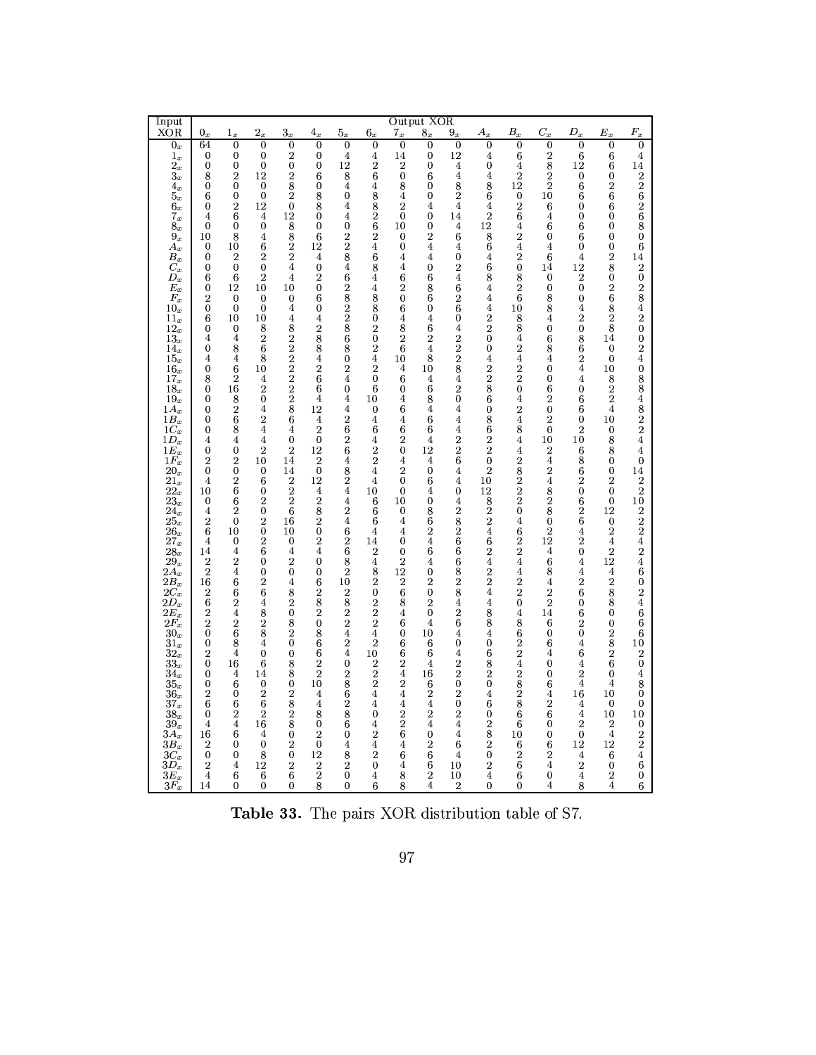| Input XOR | Output XOR | | | | | | | | | | | | | | | |
|---|---|---|---|---|---|---|---|---|---|---|---|---|---|---|---|---|
| | $0_x$ | $1_x$ | $2_x$ | $3_x$ | $4_x$ | $5_x$ | $6_x$ | $7_x$ | $8_x$ | $9_x$ | $A_x$ | $B_x$ | $C_x$ | $D_x$ | $E_x$ | $F_x$ |
| $0_x$ | 64 | 0 | 0 | 0 | 0 | 0 | 0 | 0 | 0 | 0 | 0 | 0 | 0 | 0 | 0 | 0 |
| $1_x$ | 0 | 0 | 0 | 2 | 0 | 4 | 4 | 14 | 0 | 12 | 4 | 6 | 2 | 6 | 6 | 4 |
| $2_x$ | 0 | 0 | 0 | 0 | 0 | 12 | 2 | 2 | 0 | 4 | 0 | 4 | 8 | 12 | 6 | 14 |
| $3_x$ | 8 | 2 | 12 | 2 | 6 | 8 | 6 | 0 | 6 | 4 | 4 | 2 | 2 | 0 | 0 | 2 |
| $4_x$ | 0 | 0 | 0 | 8 | 0 | 4 | 4 | 8 | 0 | 8 | 8 | 12 | 2 | 6 | 2 | 2 |
| $5_x$ | 6 | 0 | 0 | 2 | 8 | 0 | 8 | 4 | 0 | 2 | 6 | 0 | 10 | 6 | 6 | 6 |
| $6_x$ | 0 | 2 | 12 | 0 | 8 | 4 | 8 | 2 | 4 | 4 | 4 | 2 | 6 | 0 | 6 | 2 |
| $7_x$ | 4 | 6 | 4 | 12 | 0 | 4 | 2 | 0 | 0 | 14 | 2 | 6 | 4 | 0 | 0 | 6 |
| $8_x$ | 0 | 0 | 0 | 8 | 0 | 0 | 6 | 10 | 0 | 4 | 12 | 4 | 6 | 6 | 0 | 8 |
| $9_x$ | 10 | 8 | 4 | 8 | 6 | 2 | 2 | 0 | 2 | 6 | 8 | 2 | 0 | 6 | 0 | 0 |
| $A_x$ | 0 | 10 | 6 | 2 | 12 | 2 | 4 | 0 | 4 | 4 | 6 | 4 | 4 | 0 | 0 | 6 |
| $B_x$ | 0 | 2 | 2 | 2 | 4 | 8 | 6 | 4 | 4 | 0 | 4 | 2 | 6 | 4 | 2 | 14 |
| $C_x$ | 0 | 0 | 0 | 4 | 0 | 4 | 8 | 4 | 0 | 2 | 6 | 0 | 14 | 12 | 8 | 2 |
| $D_x$ | 6 | 6 | 2 | 4 | 2 | 6 | 4 | 6 | 6 | 4 | 8 | 8 | 0 | 2 | 0 | 0 |
| $E_x$ | 0 | 12 | 10 | 10 | 0 | 2 | 4 | 2 | 8 | 6 | 4 | 2 | 0 | 0 | 2 | 2 |
| $F_x$ | 2 | 0 | 0 | 0 | 6 | 8 | 8 | 0 | 6 | 2 | 4 | 6 | 8 | 0 | 6 | 8 |
| $10_x$ | 0 | 0 | 0 | 4 | 0 | 2 | 8 | 6 | 0 | 6 | 4 | 10 | 8 | 4 | 8 | 4 |
| $11_x$ | 6 | 10 | 10 | 4 | 4 | 2 | 0 | 4 | 4 | 0 | 2 | 8 | 4 | 2 | 2 | 2 |
| $12_x$ | 0 | 0 | 8 | 8 | 2 | 8 | 2 | 8 | 6 | 4 | 2 | 8 | 0 | 0 | 8 | 0 |
| $13_x$ | 4 | 4 | 2 | 2 | 8 | 6 | 0 | 2 | 2 | 2 | 0 | 4 | 6 | 8 | 14 | 0 |
| $14_x$ | 0 | 8 | 6 | 2 | 8 | 8 | 2 | 6 | 4 | 2 | 0 | 2 | 8 | 6 | 0 | 2 |
| $15_x$ | 4 | 4 | 8 | 2 | 4 | 0 | 4 | 10 | 8 | 2 | 4 | 4 | 4 | 2 | 0 | 4 |
| $16_x$ | 0 | 6 | 10 | 2 | 2 | 2 | 2 | 4 | 10 | 8 | 2 | 2 | 0 | 4 | 10 | 0 |
| $17_x$ | 8 | 2 | 4 | 2 | 6 | 4 | 0 | 6 | 4 | 4 | 2 | 2 | 0 | 4 | 8 | 8 |
| $18_x$ | 0 | 16 | 2 | 2 | 6 | 0 | 6 | 0 | 6 | 2 | 8 | 0 | 6 | 0 | 2 | 8 |
| $19_x$ | 0 | 8 | 0 | 2 | 4 | 4 | 10 | 4 | 8 | 0 | 6 | 4 | 2 | 6 | 2 | 4 |
| $1A_x$ | 0 | 2 | 4 | 8 | 12 | 4 | 0 | 6 | 4 | 4 | 0 | 2 | 0 | 6 | 4 | 8 |
| $1B_x$ | 0 | 6 | 2 | 6 | 4 | 2 | 4 | 4 | 6 | 4 | 8 | 4 | 2 | 0 | 10 | 2 |
| $1C_x$ | 0 | 8 | 4 | 4 | 2 | 6 | 6 | 6 | 6 | 4 | 6 | 8 | 0 | 2 | 0 | 2 |
| $1D_x$ | 4 | 4 | 4 | 0 | 0 | 2 | 4 | 2 | 4 | 2 | 2 | 4 | 10 | 10 | 8 | 4 |
| $1E_x$ | 0 | 0 | 2 | 2 | 12 | 6 | 2 | 0 | 12 | 2 | 2 | 4 | 2 | 6 | 8 | 4 |
| $1F_x$ | 2 | 2 | 10 | 14 | 2 | 4 | 2 | 4 | 4 | 6 | 0 | 2 | 4 | 8 | 0 | 0 |
| $20_x$ | 0 | 0 | 0 | 14 | 0 | 8 | 4 | 2 | 0 | 4 | 2 | 8 | 2 | 6 | 0 | 14 |
| $21_x$ | 4 | 2 | 6 | 2 | 12 | 2 | 4 | 0 | 6 | 4 | 10 | 2 | 4 | 2 | 2 | 2 |
| $22_x$ | 10 | 6 | 0 | 2 | 4 | 4 | 10 | 0 | 4 | 0 | 12 | 2 | 8 | 0 | 0 | 2 |
| $23_x$ | 0 | 6 | 2 | 2 | 2 | 4 | 6 | 10 | 0 | 4 | 8 | 2 | 2 | 6 | 0 | 10 |
| $24_x$ | 4 | 2 | 0 | 6 | 8 | 2 | 6 | 0 | 8 | 2 | 2 | 0 | 8 | 2 | 12 | 2 |
| $25_x$ | 2 | 0 | 2 | 16 | 2 | 4 | 6 | 4 | 6 | 8 | 2 | 4 | 0 | 6 | 0 | 2 |
| $26_x$ | 6 | 10 | 0 | 10 | 0 | 6 | 4 | 4 | 2 | 2 | 4 | 6 | 2 | 4 | 2 | 2 |
| $27_x$ | 4 | 0 | 2 | 0 | 2 | 2 | 14 | 0 | 4 | 6 | 6 | 2 | 12 | 2 | 4 | 4 |
| $28_x$ | 14 | 4 | 6 | 4 | 4 | 6 | 2 | 0 | 6 | 6 | 2 | 2 | 4 | 0 | 2 | 2 |
| $29_x$ | 2 | 2 | 0 | 2 | 0 | 8 | 4 | 2 | 4 | 6 | 4 | 4 | 6 | 4 | 12 | 4 |
| $2A_x$ | 2 | 4 | 0 | 0 | 0 | 2 | 8 | 12 | 0 | 8 | 2 | 4 | 8 | 4 | 4 | 6 |
| $2B_x$ | 16 | 6 | 2 | 4 | 6 | 10 | 2 | 2 | 2 | 2 | 2 | 2 | 4 | 2 | 2 | 0 |
| $2C_x$ | 2 | 6 | 6 | 8 | 2 | 2 | 0 | 6 | 0 | 8 | 4 | 2 | 2 | 6 | 8 | 2 |
| $2D_x$ | 6 | 2 | 4 | 2 | 8 | 8 | 2 | 8 | 2 | 4 | 4 | 0 | 2 | 0 | 8 | 4 |
| $2E_x$ | 2 | 4 | 8 | 0 | 2 | 2 | 2 | 4 | 0 | 2 | 8 | 4 | 14 | 6 | 0 | 6 |
| $2F_x$ | 2 | 2 | 2 | 8 | 0 | 2 | 2 | 6 | 4 | 6 | 8 | 8 | 6 | 2 | 0 | 6 |
| $30_x$ | 0 | 6 | 8 | 2 | 8 | 4 | 4 | 0 | 10 | 4 | 4 | 6 | 0 | 0 | 2 | 6 |
| $31_x$ | 0 | 8 | 4 | 0 | 6 | 2 | 2 | 6 | 6 | 0 | 0 | 2 | 6 | 4 | 8 | 10 |
| $32_x$ | 2 | 4 | 0 | 0 | 6 | 4 | 10 | 6 | 6 | 4 | 6 | 2 | 4 | 6 | 2 | 2 |
| $33_x$ | 0 | 16 | 6 | 8 | 2 | 0 | 2 | 2 | 4 | 2 | 8 | 4 | 0 | 4 | 6 | 0 |
| $34_x$ | 0 | 4 | 14 | 8 | 2 | 2 | 2 | 4 | 16 | 2 | 2 | 2 | 0 | 2 | 0 | 4 |
| $35_x$ | 0 | 6 | 0 | 0 | 10 | 8 | 2 | 2 | 6 | 0 | 0 | 8 | 6 | 4 | 4 | 8 |
| $36_x$ | 2 | 0 | 2 | 8 | 4 | 6 | 4 | 4 | 2 | 2 | 4 | 2 | 4 | 16 | 10 | 0 |
| $37_x$ | 6 | 6 | 6 | 8 | 4 | 2 | 4 | 4 | 4 | 0 | 6 | 8 | 2 | 4 | 0 | 0 |
| $38_x$ | 0 | 2 | 2 | 2 | 8 | 8 | 0 | 2 | 2 | 2 | 0 | 6 | 6 | 4 | 10 | 10 |
| $39_x$ | 4 | 4 | 16 | 8 | 0 | 6 | 4 | 2 | 4 | 4 | 2 | 6 | 0 | 2 | 2 | 0 |
| $3A_x$ | 16 | 6 | 4 | 0 | 2 | 0 | 2 | 6 | 0 | 4 | 8 | 10 | 0 | 0 | 4 | 2 |
| $3B_x$ | 2 | 0 | 0 | 2 | 0 | 4 | 4 | 4 | 2 | 6 | 2 | 6 | 6 | 12 | 12 | 2 |
| $3C_x$ | 0 | 0 | 8 | 0 | 12 | 8 | 2 | 6 | 6 | 4 | 0 | 2 | 2 | 4 | 6 | 4 |
| $3D_x$ | 2 | 4 | 12 | 2 | 2 | 2 | 0 | 4 | 6 | 10 | 2 | 6 | 4 | 2 | 0 | 6 |
| $3E_x$ | 4 | 6 | 6 | 6 | 2 | 0 | 4 | 8 | 2 | 10 | 4 | 6 | 0 | 4 | 2 | 0 |
| $3F_x$ | 14 | 0 | 0 | 0 | 8 | 0 | 6 | 8 | 4 | 2 | 0 | 0 | 4 | 8 | 4 | 6 |

**Table 33.** The pairs XOR distribution table of S7.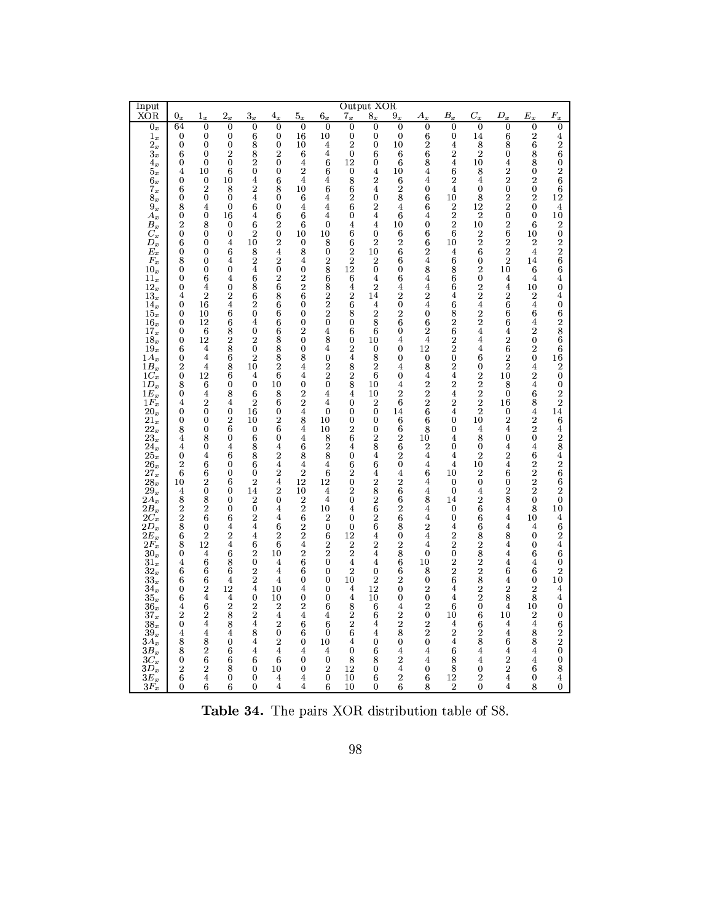| Input XOR | Output XOR | | | | | | | | | | | | | | | |
|---|---|---|---|---|---|---|---|---|---|---|---|---|---|---|---|---|
| | $0_x$ | $1_x$ | $2_x$ | $3_x$ | $4_x$ | $5_x$ | $6_x$ | $7_x$ | $8_x$ | $9_x$ | $A_x$ | $B_x$ | $C_x$ | $D_x$ | $E_x$ | $F_x$ |
| $0_x$ | 64 | 0 | 0 | 0 | 0 | 0 | 0 | 0 | 0 | 0 | 0 | 0 | 0 | 0 | 0 | 0 |
| $1_x$ | 0 | 0 | 0 | 6 | 0 | 16 | 10 | 0 | 0 | 0 | 6 | 0 | 14 | 6 | 2 | 4 |
| $2_x$ | 0 | 0 | 0 | 8 | 0 | 10 | 4 | 2 | 0 | 10 | 2 | 4 | 8 | 8 | 6 | 2 |
| $3_x$ | 6 | 0 | 2 | 8 | 2 | 6 | 4 | 0 | 6 | 6 | 6 | 2 | 2 | 0 | 8 | 6 |
| $4_x$ | 0 | 0 | 0 | 2 | 0 | 4 | 6 | 12 | 0 | 6 | 8 | 4 | 10 | 4 | 8 | 0 |
| $5_x$ | 4 | 10 | 6 | 0 | 0 | 2 | 6 | 0 | 4 | 10 | 4 | 6 | 8 | 2 | 0 | 2 |
| $6_x$ | 0 | 0 | 10 | 4 | 6 | 4 | 4 | 8 | 2 | 6 | 4 | 2 | 4 | 2 | 2 | 6 |
| $7_x$ | 6 | 2 | 8 | 2 | 8 | 10 | 6 | 6 | 4 | 2 | 0 | 4 | 0 | 0 | 0 | 6 |
| $8_x$ | 0 | 0 | 0 | 4 | 0 | 6 | 4 | 2 | 0 | 8 | 6 | 10 | 8 | 2 | 2 | 12 |
| $9_x$ | 8 | 4 | 0 | 6 | 0 | 4 | 4 | 6 | 2 | 4 | 6 | 2 | 12 | 2 | 0 | 4 |
| $A_x$ | 0 | 0 | 16 | 4 | 6 | 6 | 4 | 0 | 4 | 6 | 4 | 2 | 2 | 0 | 0 | 10 |
| $B_x$ | 2 | 8 | 0 | 6 | 2 | 6 | 0 | 4 | 4 | 10 | 0 | 2 | 10 | 2 | 6 | 2 |
| $C_x$ | 0 | 0 | 0 | 2 | 0 | 10 | 10 | 6 | 0 | 6 | 6 | 6 | 2 | 6 | 10 | 0 |
| $D_x$ | 6 | 0 | 4 | 10 | 2 | 0 | 8 | 6 | 2 | 2 | 6 | 10 | 2 | 2 | 2 | 2 |
| $E_x$ | 0 | 0 | 6 | 8 | 4 | 8 | 0 | 2 | 10 | 6 | 2 | 4 | 6 | 2 | 4 | 2 |
| $F_x$ | 8 | 0 | 4 | 2 | 2 | 4 | 2 | 2 | 2 | 6 | 4 | 6 | 0 | 2 | 14 | 6 |
| $10_x$ | 0 | 0 | 0 | 4 | 0 | 0 | 8 | 12 | 0 | 0 | 8 | 8 | 2 | 10 | 6 | 6 |
| $11_x$ | 0 | 6 | 4 | 6 | 2 | 2 | 6 | 6 | 4 | 6 | 4 | 6 | 0 | 4 | 4 | 4 |
| $12_x$ | 0 | 4 | 0 | 8 | 6 | 2 | 8 | 4 | 2 | 4 | 4 | 6 | 2 | 4 | 10 | 0 |
| $13_x$ | 4 | 2 | 2 | 6 | 8 | 6 | 2 | 2 | 14 | 2 | 2 | 4 | 2 | 2 | 2 | 4 |
| $14_x$ | 0 | 16 | 4 | 2 | 6 | 0 | 2 | 6 | 4 | 0 | 4 | 6 | 4 | 6 | 4 | 0 |
| $15_x$ | 0 | 10 | 6 | 0 | 6 | 0 | 2 | 8 | 2 | 2 | 0 | 8 | 2 | 6 | 6 | 6 |
| $16_x$ | 0 | 12 | 6 | 4 | 6 | 0 | 0 | 0 | 8 | 6 | 6 | 2 | 2 | 6 | 4 | 2 |
| $17_x$ | 0 | 6 | 8 | 0 | 6 | 2 | 4 | 6 | 6 | 0 | 2 | 6 | 4 | 4 | 2 | 8 |
| $18_x$ | 0 | 12 | 2 | 2 | 8 | 0 | 8 | 0 | 10 | 4 | 4 | 2 | 4 | 2 | 0 | 6 |
| $19_x$ | 6 | 4 | 8 | 0 | 8 | 0 | 4 | 2 | 0 | 0 | 12 | 2 | 4 | 6 | 2 | 6 |
| $1A_x$ | 0 | 4 | 6 | 2 | 8 | 8 | 0 | 4 | 8 | 0 | 0 | 0 | 6 | 2 | 0 | 16 |
| $1B_x$ | 2 | 4 | 8 | 10 | 2 | 4 | 2 | 8 | 2 | 4 | 8 | 2 | 0 | 2 | 4 | 2 |
| $1C_x$ | 0 | 12 | 6 | 4 | 6 | 4 | 2 | 2 | 6 | 0 | 4 | 4 | 2 | 10 | 2 | 0 |
| $1D_x$ | 8 | 6 | 0 | 0 | 10 | 0 | 0 | 8 | 10 | 4 | 2 | 2 | 2 | 8 | 4 | 0 |
| $1E_x$ | 0 | 4 | 8 | 6 | 8 | 2 | 4 | 4 | 10 | 2 | 2 | 4 | 2 | 0 | 6 | 2 |
| $1F_x$ | 4 | 2 | 4 | 2 | 6 | 2 | 4 | 0 | 2 | 6 | 2 | 2 | 2 | 16 | 8 | 2 |
| $20_x$ | 0 | 0 | 0 | 16 | 0 | 4 | 0 | 0 | 0 | 14 | 6 | 4 | 2 | 0 | 4 | 14 |
| $21_x$ | 0 | 0 | 2 | 10 | 2 | 8 | 10 | 0 | 0 | 6 | 6 | 0 | 10 | 2 | 2 | 6 |
| $22_x$ | 8 | 0 | 6 | 0 | 6 | 4 | 10 | 2 | 0 | 6 | 8 | 0 | 4 | 4 | 2 | 4 |
| $23_x$ | 4 | 8 | 0 | 6 | 0 | 4 | 8 | 6 | 2 | 2 | 10 | 4 | 8 | 0 | 0 | 2 |
| $24_x$ | 4 | 0 | 4 | 8 | 4 | 6 | 2 | 4 | 8 | 6 | 2 | 0 | 0 | 4 | 4 | 8 |
| $25_x$ | 0 | 4 | 6 | 8 | 2 | 8 | 8 | 0 | 4 | 2 | 4 | 4 | 2 | 2 | 6 | 4 |
| $26_x$ | 2 | 6 | 0 | 6 | 4 | 4 | 4 | 6 | 6 | 0 | 4 | 4 | 10 | 4 | 2 | 2 |
| $27_x$ | 6 | 6 | 0 | 0 | 2 | 2 | 6 | 2 | 4 | 4 | 6 | 10 | 2 | 6 | 2 | 6 |
| $28_x$ | 10 | 2 | 6 | 2 | 4 | 12 | 12 | 0 | 2 | 2 | 4 | 0 | 0 | 0 | 2 | 6 |
| $29_x$ | 4 | 0 | 0 | 14 | 2 | 10 | 4 | 2 | 8 | 6 | 4 | 0 | 4 | 2 | 2 | 2 |
| $2A_x$ | 8 | 8 | 0 | 2 | 0 | 2 | 4 | 0 | 2 | 6 | 8 | 14 | 2 | 8 | 0 | 0 |
| $2B_x$ | 2 | 2 | 0 | 0 | 4 | 2 | 10 | 4 | 6 | 2 | 4 | 0 | 6 | 4 | 8 | 10 |
| $2C_x$ | 2 | 6 | 6 | 2 | 4 | 6 | 2 | 0 | 2 | 6 | 4 | 0 | 6 | 4 | 10 | 4 |
| $2D_x$ | 8 | 0 | 4 | 4 | 6 | 2 | 0 | 0 | 6 | 8 | 2 | 4 | 6 | 4 | 4 | 6 |
| $2E_x$ | 6 | 2 | 2 | 4 | 2 | 2 | 6 | 12 | 4 | 0 | 4 | 2 | 8 | 8 | 0 | 2 |
| $2F_x$ | 8 | 12 | 4 | 6 | 6 | 4 | 2 | 2 | 2 | 2 | 4 | 2 | 2 | 4 | 0 | 4 |
| $30_x$ | 0 | 4 | 6 | 2 | 10 | 2 | 2 | 2 | 4 | 8 | 0 | 0 | 8 | 4 | 6 | 6 |
| $31_x$ | 4 | 6 | 8 | 0 | 4 | 6 | 0 | 4 | 4 | 6 | 10 | 2 | 2 | 4 | 4 | 0 |
| $32_x$ | 6 | 6 | 6 | 2 | 4 | 6 | 0 | 2 | 0 | 6 | 8 | 2 | 2 | 6 | 6 | 2 |
| $33_x$ | 6 | 6 | 4 | 2 | 4 | 0 | 0 | 10 | 2 | 2 | 0 | 6 | 8 | 4 | 0 | 10 |
| $34_x$ | 0 | 2 | 12 | 4 | 10 | 4 | 0 | 4 | 12 | 0 | 2 | 4 | 2 | 2 | 2 | 4 |
| $35_x$ | 6 | 4 | 4 | 0 | 10 | 0 | 0 | 4 | 10 | 0 | 0 | 4 | 2 | 8 | 8 | 4 |
| $36_x$ | 4 | 6 | 2 | 2 | 2 | 2 | 6 | 8 | 6 | 4 | 2 | 6 | 0 | 4 | 10 | 0 |
| $37_x$ | 2 | 2 | 8 | 2 | 4 | 4 | 4 | 2 | 6 | 2 | 0 | 10 | 6 | 10 | 2 | 0 |
| $38_x$ | 0 | 4 | 8 | 4 | 2 | 6 | 6 | 2 | 4 | 2 | 2 | 4 | 6 | 4 | 4 | 6 |
| $39_x$ | 4 | 4 | 4 | 8 | 0 | 6 | 0 | 6 | 4 | 8 | 2 | 2 | 2 | 4 | 8 | 2 |
| $3A_x$ | 8 | 8 | 0 | 4 | 2 | 0 | 10 | 4 | 0 | 0 | 0 | 4 | 8 | 6 | 8 | 2 |
| $3B_x$ | 8 | 2 | 6 | 4 | 4 | 4 | 4 | 0 | 6 | 4 | 4 | 6 | 4 | 4 | 4 | 0 |
| $3C_x$ | 0 | 6 | 6 | 6 | 6 | 0 | 0 | 8 | 8 | 2 | 4 | 8 | 4 | 2 | 4 | 0 |
| $3D_x$ | 2 | 2 | 8 | 0 | 10 | 0 | 2 | 12 | 0 | 4 | 0 | 8 | 0 | 2 | 6 | 8 |
| $3E_x$ | 6 | 4 | 0 | 0 | 4 | 4 | 0 | 10 | 6 | 2 | 6 | 12 | 2 | 4 | 0 | 4 |
| $3F_x$ | 0 | 6 | 6 | 0 | 4 | 4 | 6 | 10 | 0 | 6 | 8 | 2 | 0 | 4 | 8 | 0 |

**Table 34.** The pairs XOR distribution table of S8.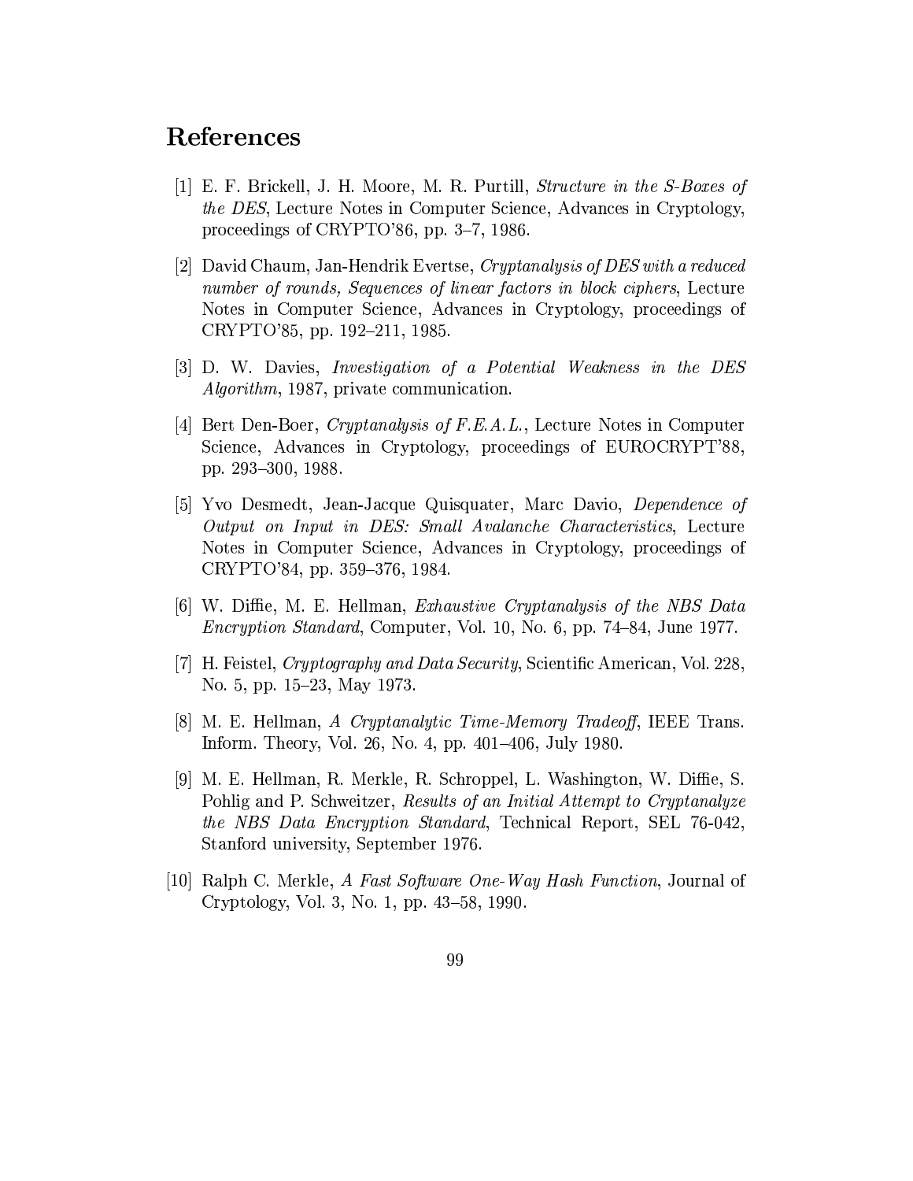# References

[1] E. F. Brickell, J. H. Moore, M. R. Purtill, *Structure in the S-Boxes of the DES*, Lecture Notes in Computer Science, Advances in Cryptology, proceedings of CRYPTO'86, pp. 3–7, 1986.

[2] David Chaum, Jan-Hendrik Evertse, *Cryptanalysis of DES with a reduced number of rounds, Sequences of linear factors in block ciphers*, Lecture Notes in Computer Science, Advances in Cryptology, proceedings of CRYPTO'85, pp. 192–211, 1985.

[3] D. W. Davies, *Investigation of a Potential Weakness in the DES Algorithm*, 1987, private communication.

[4] Bert Den-Boer, *Cryptanalysis of F.E.A.L.*, Lecture Notes in Computer Science, Advances in Cryptology, proceedings of EUROCRYPT'88, pp. 293–300, 1988.

[5] Yvo Desmedt, Jean-Jacque Quisquater, Marc Davio, *Dependence of Output on Input in DES: Small Avalanche Characteristics*, Lecture Notes in Computer Science, Advances in Cryptology, proceedings of CRYPTO'84, pp. 359–376, 1984.

[6] W. Diffie, M. E. Hellman, *Exhaustive Cryptanalysis of the NBS Data Encryption Standard*, Computer, Vol. 10, No. 6, pp. 74–84, June 1977.

[7] H. Feistel, *Cryptography and Data Security*, Scientific American, Vol. 228, No. 5, pp. 15–23, May 1973.

[8] M. E. Hellman, *A Cryptanalytic Time-Memory Tradeoff*, IEEE Trans. Inform. Theory, Vol. 26, No. 4, pp. 401–406, July 1980.

[9] M. E. Hellman, R. Merkle, R. Schroppel, L. Washington, W. Diffie, S. Pohlig and P. Schweitzer, *Results of an Initial Attempt to Cryptanalyze the NBS Data Encryption Standard*, Technical Report, SEL 76-042, Stanford university, September 1976.

[10] Ralph C. Merkle, *A Fast Software One-Way Hash Function*, Journal of Cryptology, Vol. 3, No. 1, pp. 43–58, 1990.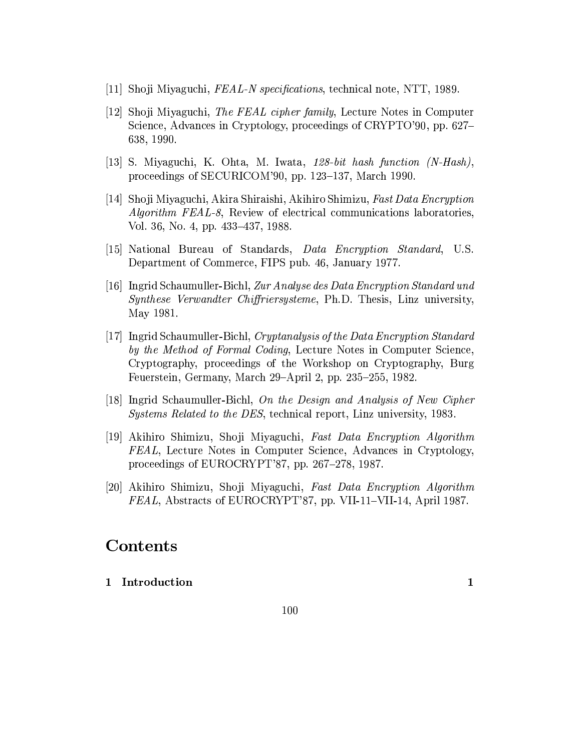[11] Shoji Miyaguchi, *FEAL-N specifications*, technical note, NTT, 1989.

[12] Shoji Miyaguchi, *The FEAL cipher family*, Lecture Notes in Computer Science, Advances in Cryptology, proceedings of CRYPTO'90, pp. 627–638, 1990.

[13] S. Miyaguchi, K. Ohta, M. Iwata, *128-bit hash function (N-Hash)*, proceedings of SECURICOM'90, pp. 123–137, March 1990.

[14] Shoji Miyaguchi, Akira Shiraishi, Akihiro Shimizu, *Fast Data Encryption Algorithm FEAL-8*, Review of electrical communications laboratories, Vol. 36, No. 4, pp. 433–437, 1988.

[15] National Bureau of Standards, *Data Encryption Standard*, U.S. Department of Commerce, FIPS pub. 46, January 1977.

[16] Ingrid Schaumuller-Bichl, *Zur Analyse des Data Encryption Standard und Synthese Verwandter Chiffriersysteme*, Ph.D. Thesis, Linz university, May 1981.

[17] Ingrid Schaumuller-Bichl, *Cryptanalysis of the Data Encryption Standard by the Method of Formal Coding*, Lecture Notes in Computer Science, Cryptography, proceedings of the Workshop on Cryptography, Burg Feuerstein, Germany, March 29–April 2, pp. 235–255, 1982.

[18] Ingrid Schaumuller-Bichl, *On the Design and Analysis of New Cipher Systems Related to the DES*, technical report, Linz university, 1983.

[19] Akihiro Shimizu, Shoji Miyaguchi, *Fast Data Encryption Algorithm FEAL*, Lecture Notes in Computer Science, Advances in Cryptology, proceedings of EUROCRYPT'87, pp. 267–278, 1987.

[20] Akihiro Shimizu, Shoji Miyaguchi, *Fast Data Encryption Algorithm FEAL*, Abstracts of EUROCRYPT'87, pp. VII-11–VII-14, April 1987.

# Contents

**1 Introduction** **1**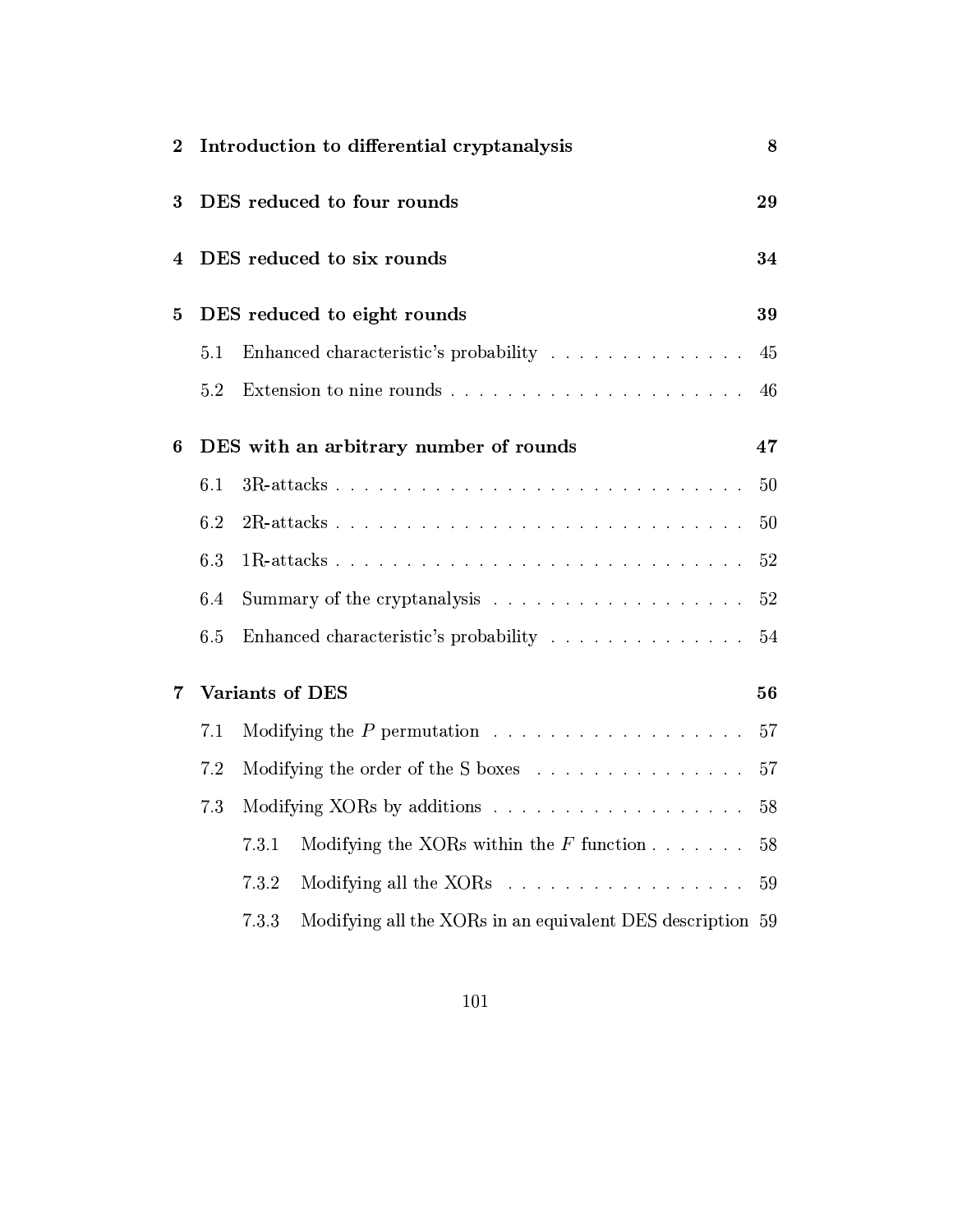**2 Introduction to differential cryptanalysis** — **8**

**3 DES reduced to four rounds** — **29**

**4 DES reduced to six rounds** — **34**

**5 DES reduced to eight rounds** — **39**

- 5.1 Enhanced characteristic's probability . . . . . . . . . . . . . . 45
- 5.2 Extension to nine rounds . . . . . . . . . . . . . . . . . . . . . 46

**6 DES with an arbitrary number of rounds** — **47**

- 6.1 3R-attacks . . . . . . . . . . . . . . . . . . . . . . . . . . . . 50
- 6.2 2R-attacks . . . . . . . . . . . . . . . . . . . . . . . . . . . . 50
- 6.3 1R-attacks . . . . . . . . . . . . . . . . . . . . . . . . . . . . 52
- 6.4 Summary of the cryptanalysis . . . . . . . . . . . . . . . . . . 52
- 6.5 Enhanced characteristic's probability . . . . . . . . . . . . . . 54

**7 Variants of DES** — **56**

- 7.1 Modifying the $P$ permutation . . . . . . . . . . . . . . . . . . 57
- 7.2 Modifying the order of the S boxes . . . . . . . . . . . . . . . 57
- 7.3 Modifying XORs by additions . . . . . . . . . . . . . . . . . . 58
  - 7.3.1 Modifying the XORs within the $F$ function . . . . . . . 58
  - 7.3.2 Modifying all the XORs . . . . . . . . . . . . . . . . . 59
  - 7.3.3 Modifying all the XORs in an equivalent DES description 59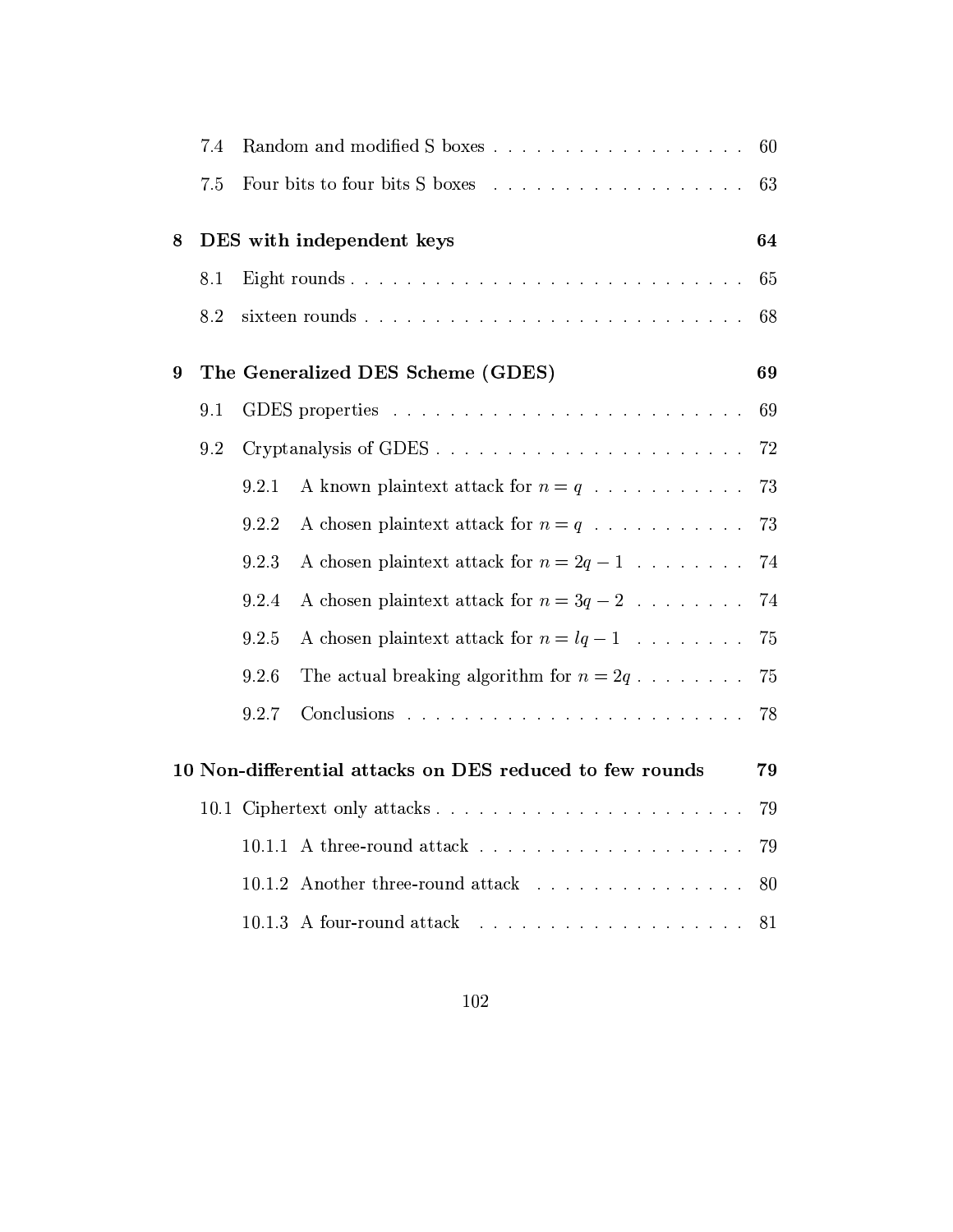7.4 Random and modified S boxes . . . . . . . . . . . . . . . . . . 60

7.5 Four bits to four bits S boxes . . . . . . . . . . . . . . . . . 63

**8 DES with independent keys** **64**

8.1 Eight rounds . . . . . . . . . . . . . . . . . . . . . . . . . . . 65

8.2 sixteen rounds . . . . . . . . . . . . . . . . . . . . . . . . . . 68

**9 The Generalized DES Scheme (GDES)** **69**

9.1 GDES properties . . . . . . . . . . . . . . . . . . . . . . . . . 69

9.2 Cryptanalysis of GDES . . . . . . . . . . . . . . . . . . . . . 72

9.2.1 A known plaintext attack for $n = q$ . . . . . . . . . . . 73

9.2.2 A chosen plaintext attack for $n = q$ . . . . . . . . . . . 73

9.2.3 A chosen plaintext attack for $n = 2q - 1$ . . . . . . . . 74

9.2.4 A chosen plaintext attack for $n = 3q - 2$ . . . . . . . . 74

9.2.5 A chosen plaintext attack for $n = lq - 1$ . . . . . . . . 75

9.2.6 The actual breaking algorithm for $n = 2q$ . . . . . . . . 75

9.2.7 Conclusions . . . . . . . . . . . . . . . . . . . . . . . . 78

**10 Non-differential attacks on DES reduced to few rounds** **79**

10.1 Ciphertext only attacks . . . . . . . . . . . . . . . . . . . . . 79

10.1.1 A three-round attack . . . . . . . . . . . . . . . . . . . 79

10.1.2 Another three-round attack . . . . . . . . . . . . . . . 80

10.1.3 A four-round attack . . . . . . . . . . . . . . . . . . . 81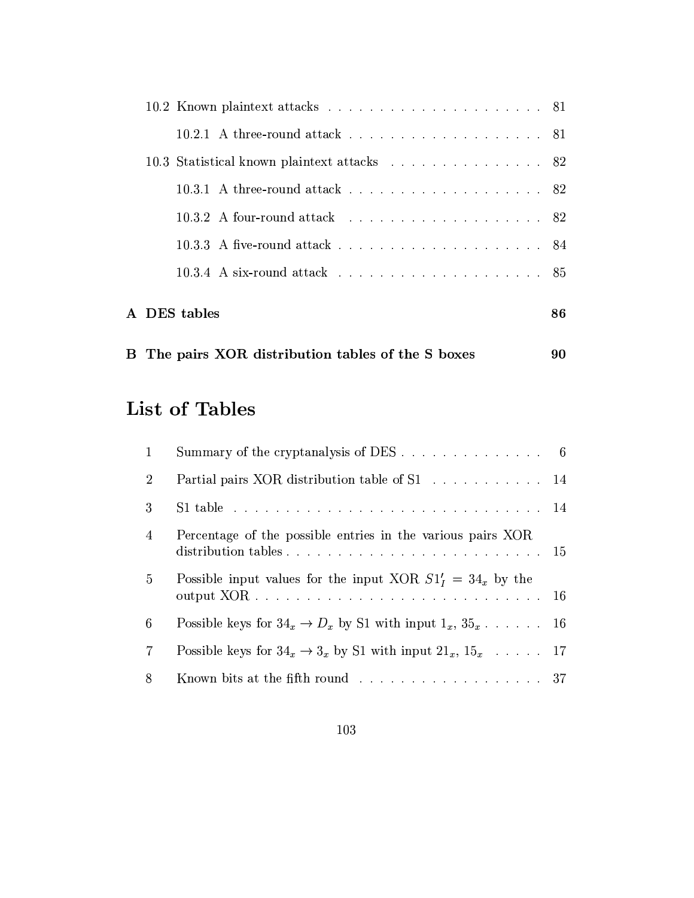10.2 Known plaintext attacks . . . . . . . . . . . . . . . . . . . . . 81

  10.2.1 A three-round attack . . . . . . . . . . . . . . . . . . . 81

10.3 Statistical known plaintext attacks . . . . . . . . . . . . . . . 82

  10.3.1 A three-round attack . . . . . . . . . . . . . . . . . . . 82

  10.3.2 A four-round attack . . . . . . . . . . . . . . . . . . . 82

  10.3.3 A five-round attack . . . . . . . . . . . . . . . . . . . 84

  10.3.4 A six-round attack . . . . . . . . . . . . . . . . . . . 85

**A DES tables** **86**

**B The pairs XOR distribution tables of the S boxes** **90**

# List of Tables

| | | |
|---|---|---|
| 1 | Summary of the cryptanalysis of DES . . . . . . . . . . . . . . | 6 |
| 2 | Partial pairs XOR distribution table of S1 . . . . . . . . . . . | 14 |
| 3 | S1 table . . . . . . . . . . . . . . . . . . . . . . . . . . . . . | 14 |
| 4 | Percentage of the possible entries in the various pairs XOR distribution tables . . . . . . . . . . . . . . . . . . . . . . . . . | 15 |
| 5 | Possible input values for the input XOR $S1'_I = 34_x$ by the output XOR . . . . . . . . . . . . . . . . . . . . . . . . . . . | 16 |
| 6 | Possible keys for $34_x \rightarrow D_x$ by S1 with input $1_x$, $35_x$ . . . . . . | 16 |
| 7 | Possible keys for $34_x \rightarrow 3_x$ by S1 with input $21_x$, $15_x$ . . . . . | 17 |
| 8 | Known bits at the fifth round . . . . . . . . . . . . . . . . . | 37 |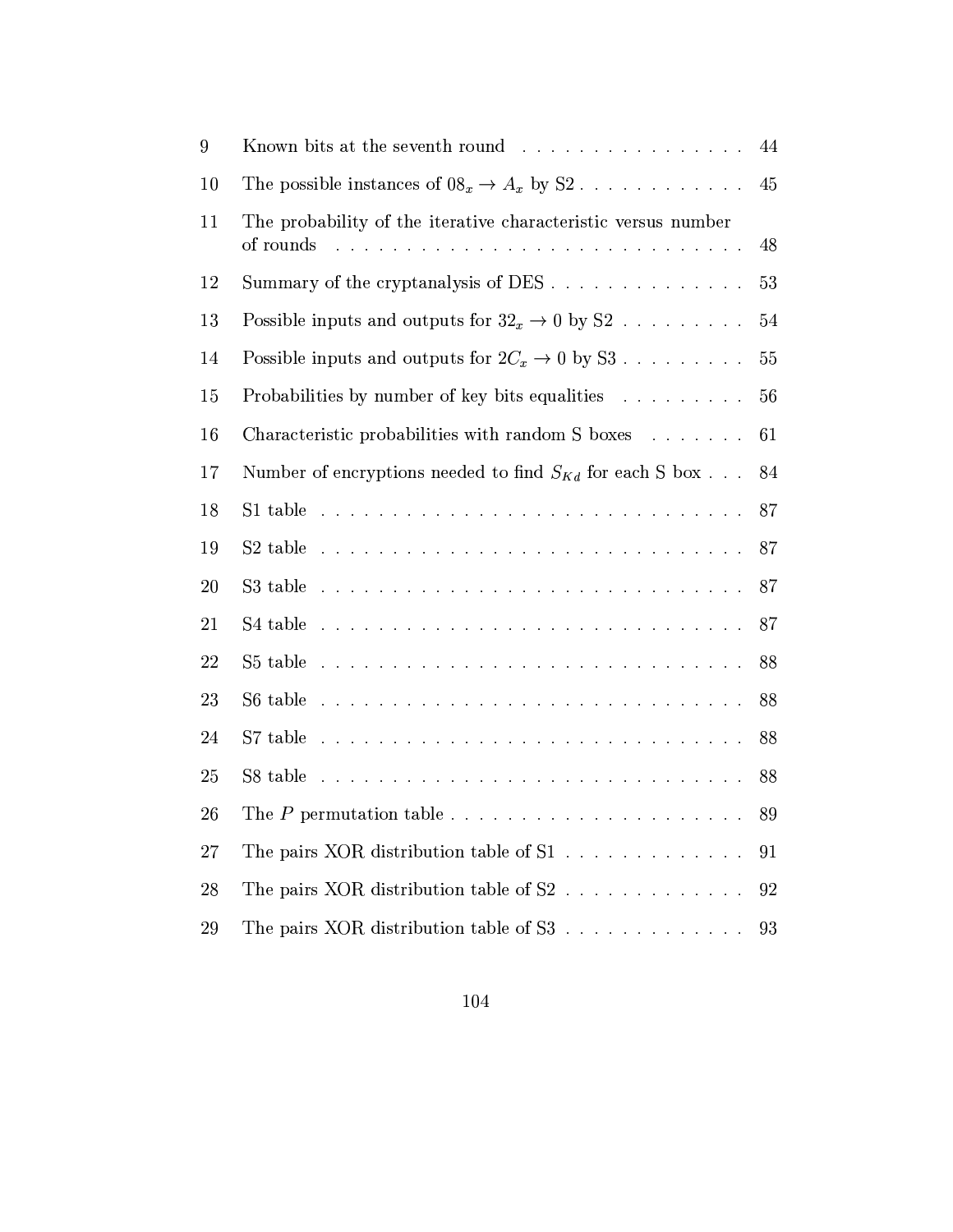| | | |
|---|---|---|
| 9 | Known bits at the seventh round | 44 |
| 10 | The possible instances of $08_x \to A_x$ by S2 | 45 |
| 11 | The probability of the iterative characteristic versus number of rounds | 48 |
| 12 | Summary of the cryptanalysis of DES | 53 |
| 13 | Possible inputs and outputs for $32_x \to 0$ by S2 | 54 |
| 14 | Possible inputs and outputs for $2C_x \to 0$ by S3 | 55 |
| 15 | Probabilities by number of key bits equalities | 56 |
| 16 | Characteristic probabilities with random S boxes | 61 |
| 17 | Number of encryptions needed to find $S_{Kd}$ for each S box | 84 |
| 18 | S1 table | 87 |
| 19 | S2 table | 87 |
| 20 | S3 table | 87 |
| 21 | S4 table | 87 |
| 22 | S5 table | 88 |
| 23 | S6 table | 88 |
| 24 | S7 table | 88 |
| 25 | S8 table | 88 |
| 26 | The $P$ permutation table | 89 |
| 27 | The pairs XOR distribution table of S1 | 91 |
| 28 | The pairs XOR distribution table of S2 | 92 |
| 29 | The pairs XOR distribution table of S3 | 93 |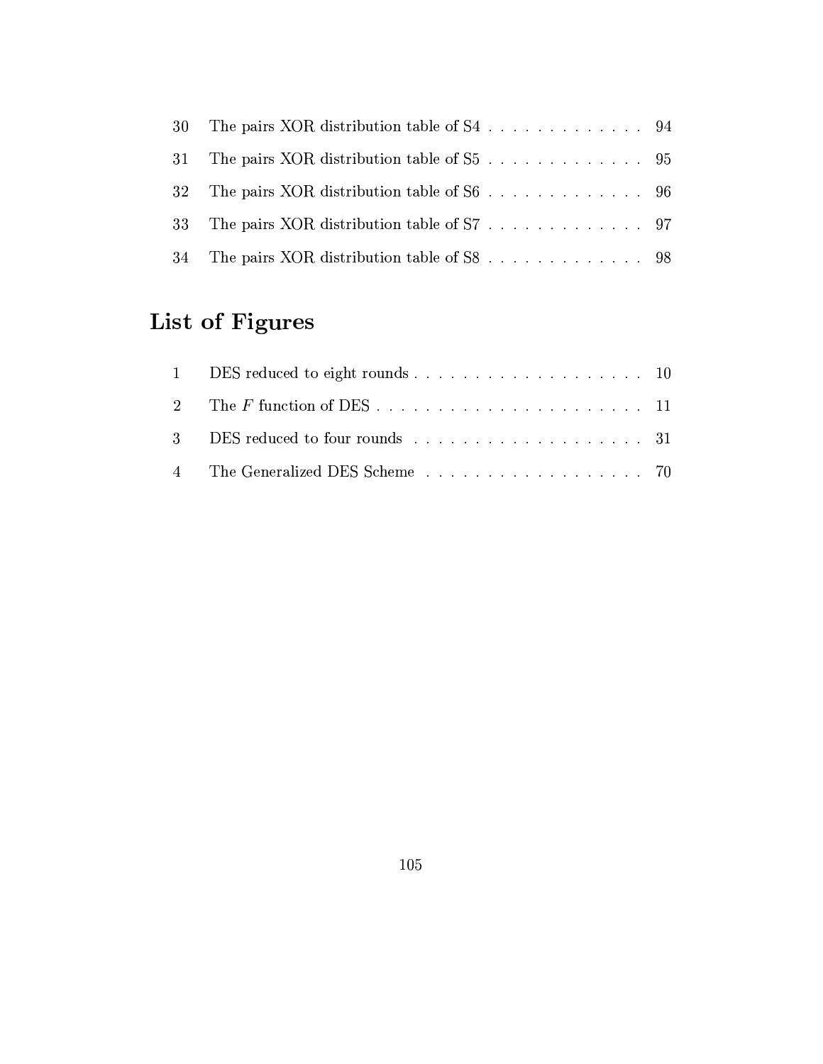| | | |
|---|---|---|
| 30 | The pairs XOR distribution table of S4 | 94 |
| 31 | The pairs XOR distribution table of S5 | 95 |
| 32 | The pairs XOR distribution table of S6 | 96 |
| 33 | The pairs XOR distribution table of S7 | 97 |
| 34 | The pairs XOR distribution table of S8 | 98 |

# List of Figures

| | | |
|---|---|---|
| 1 | DES reduced to eight rounds | 10 |
| 2 | The $F$ function of DES | 11 |
| 3 | DES reduced to four rounds | 31 |
| 4 | The Generalized DES Scheme | 70 |